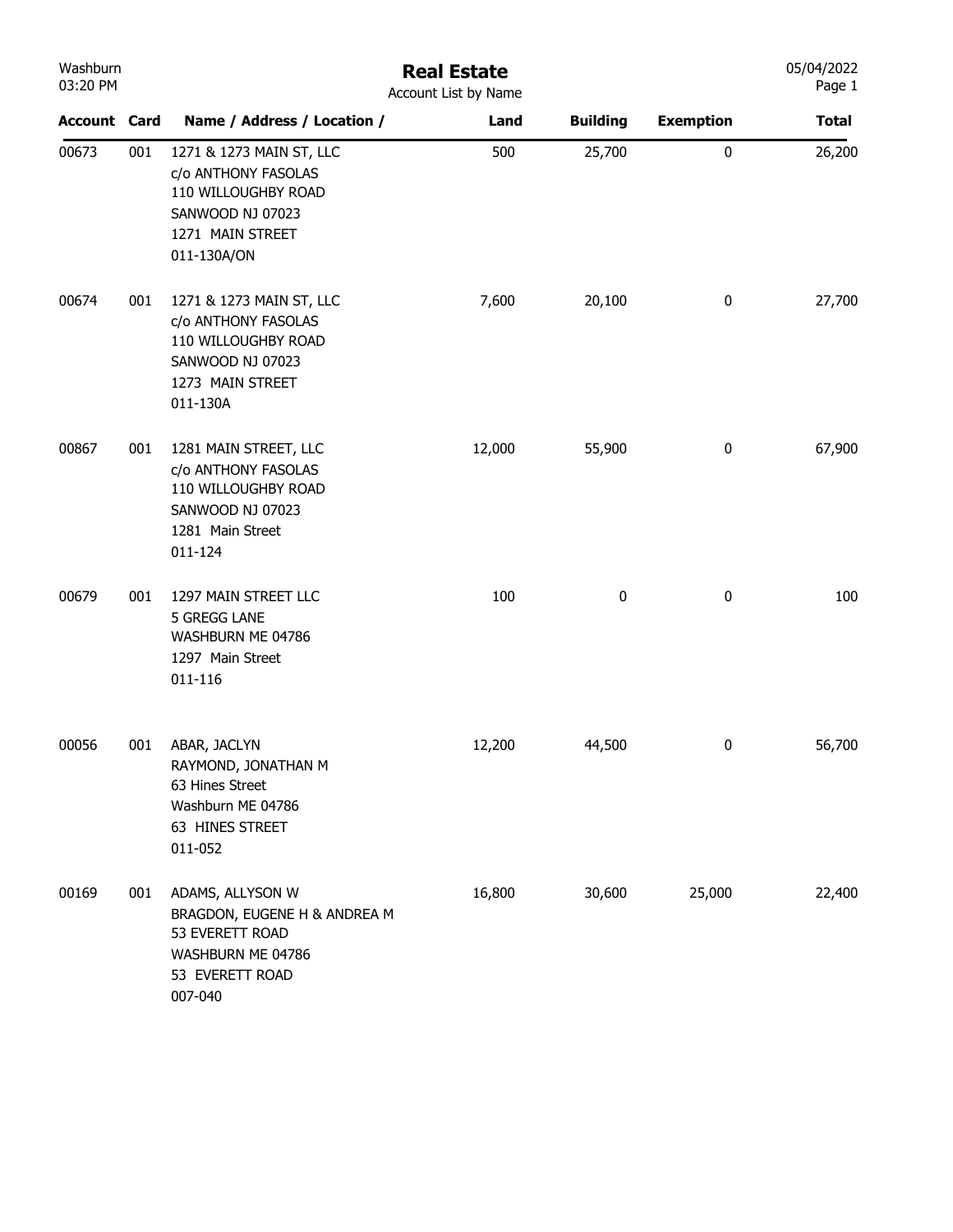Washburn
03:20 PM

# Real Estate

Account List by Name

05/04/2022

| Account | Card | Name / Address / Location / | Land | Building | Exemption | Total |
|---|---|---|---|---|---|---|
| 00673 | 001 | 1271 & 1273 MAIN ST, LLC<br>c/o ANTHONY FASOLAS<br>110 WILLOUGHBY ROAD<br>SANWOOD NJ 07023<br>1271 MAIN STREET<br>011-130A/ON | 500 | 25,700 | 0 | 26,200 |
| 00674 | 001 | 1271 & 1273 MAIN ST, LLC<br>c/o ANTHONY FASOLAS<br>110 WILLOUGHBY ROAD<br>SANWOOD NJ 07023<br>1273 MAIN STREET<br>011-130A | 7,600 | 20,100 | 0 | 27,700 |
| 00867 | 001 | 1281 MAIN STREET, LLC<br>c/o ANTHONY FASOLAS<br>110 WILLOUGHBY ROAD<br>SANWOOD NJ 07023<br>1281 Main Street<br>011-124 | 12,000 | 55,900 | 0 | 67,900 |
| 00679 | 001 | 1297 MAIN STREET LLC<br>5 GREGG LANE<br>WASHBURN ME 04786<br>1297 Main Street<br>011-116 | 100 | 0 | 0 | 100 |
| 00056 | 001 | ABAR, JACLYN<br>RAYMOND, JONATHAN M<br>63 Hines Street<br>Washburn ME 04786<br>63 HINES STREET<br>011-052 | 12,200 | 44,500 | 0 | 56,700 |
| 00169 | 001 | ADAMS, ALLYSON W<br>BRAGDON, EUGENE H & ANDREA M<br>53 EVERETT ROAD<br>WASHBURN ME 04786<br>53 EVERETT ROAD<br>007-040 | 16,800 | 30,600 | 25,000 | 22,400 |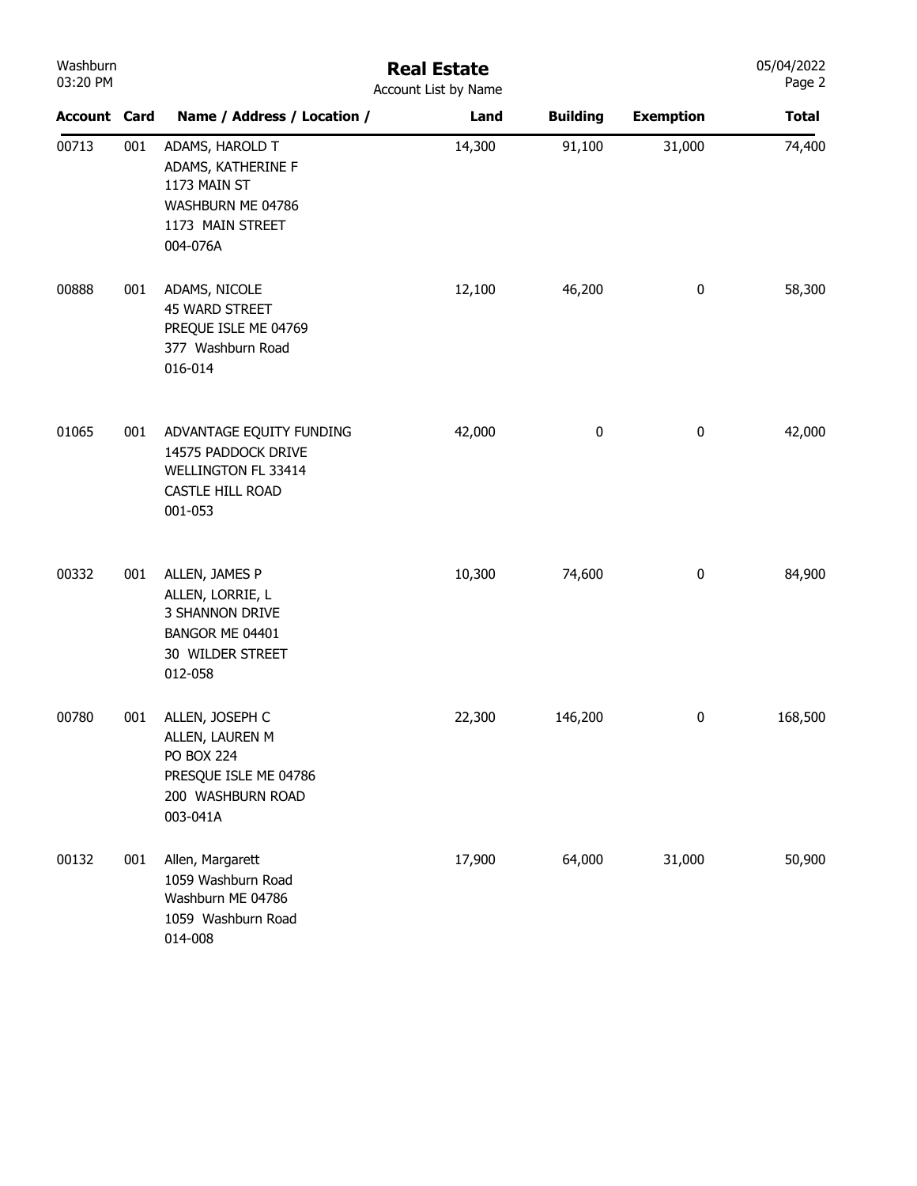# Real Estate

Account List by Name

Washburn 03:20 PM — 05/04/2022

| Account | Card | Name / Address / Location / | Land | Building | Exemption | Total |
|---|---|---|---|---|---|---|
| 00713 | 001 | ADAMS, HAROLD T<br>ADAMS, KATHERINE F<br>1173 MAIN ST<br>WASHBURN ME 04786<br>1173 MAIN STREET<br>004-076A | 14,300 | 91,100 | 31,000 | 74,400 |
| 00888 | 001 | ADAMS, NICOLE<br>45 WARD STREET<br>PREQUE ISLE ME 04769<br>377 Washburn Road<br>016-014 | 12,100 | 46,200 | 0 | 58,300 |
| 01065 | 001 | ADVANTAGE EQUITY FUNDING<br>14575 PADDOCK DRIVE<br>WELLINGTON FL 33414<br>CASTLE HILL ROAD<br>001-053 | 42,000 | 0 | 0 | 42,000 |
| 00332 | 001 | ALLEN, JAMES P<br>ALLEN, LORRIE, L<br>3 SHANNON DRIVE<br>BANGOR ME 04401<br>30 WILDER STREET<br>012-058 | 10,300 | 74,600 | 0 | 84,900 |
| 00780 | 001 | ALLEN, JOSEPH C<br>ALLEN, LAUREN M<br>PO BOX 224<br>PRESQUE ISLE ME 04786<br>200 WASHBURN ROAD<br>003-041A | 22,300 | 146,200 | 0 | 168,500 |
| 00132 | 001 | Allen, Margarett<br>1059 Washburn Road<br>Washburn ME 04786<br>1059 Washburn Road<br>014-008 | 17,900 | 64,000 | 31,000 | 50,900 |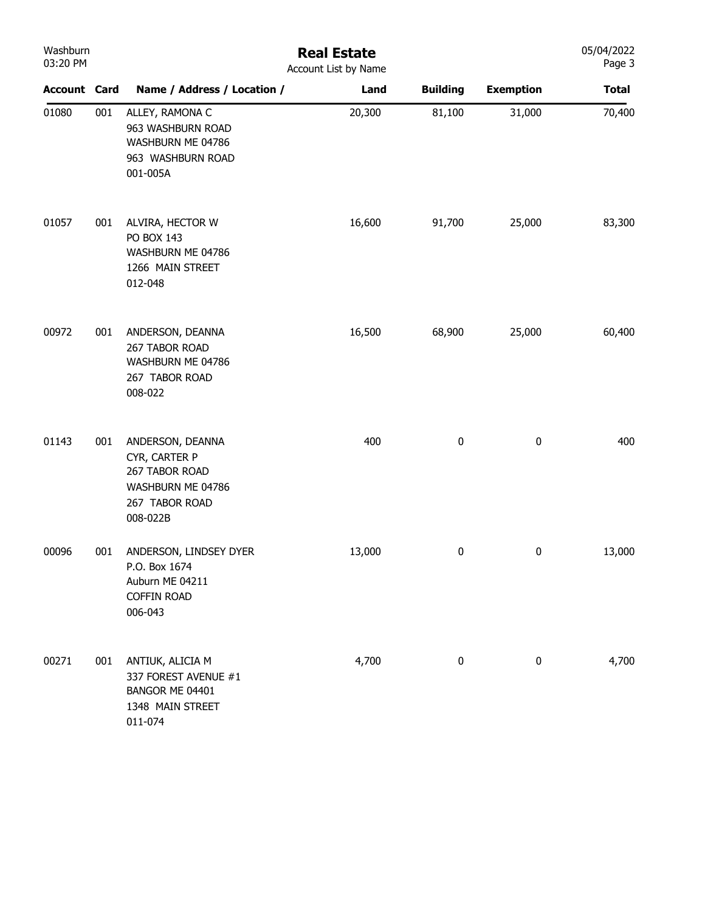# Real Estate

Account List by Name

| Account | Card | Name / Address / Location / | Land | Building | Exemption | Total |
|---|---|---|---|---|---|---|
| 01080 | 001 | ALLEY, RAMONA C<br>963 WASHBURN ROAD<br>WASHBURN ME 04786<br>963 WASHBURN ROAD<br>001-005A | 20,300 | 81,100 | 31,000 | 70,400 |
| 01057 | 001 | ALVIRA, HECTOR W<br>PO BOX 143<br>WASHBURN ME 04786<br>1266 MAIN STREET<br>012-048 | 16,600 | 91,700 | 25,000 | 83,300 |
| 00972 | 001 | ANDERSON, DEANNA<br>267 TABOR ROAD<br>WASHBURN ME 04786<br>267 TABOR ROAD<br>008-022 | 16,500 | 68,900 | 25,000 | 60,400 |
| 01143 | 001 | ANDERSON, DEANNA<br>CYR, CARTER P<br>267 TABOR ROAD<br>WASHBURN ME 04786<br>267 TABOR ROAD<br>008-022B | 400 | 0 | 0 | 400 |
| 00096 | 001 | ANDERSON, LINDSEY DYER<br>P.O. Box 1674<br>Auburn ME 04211<br>COFFIN ROAD<br>006-043 | 13,000 | 0 | 0 | 13,000 |
| 00271 | 001 | ANTIUK, ALICIA M<br>337 FOREST AVENUE #1<br>BANGOR ME 04401<br>1348 MAIN STREET<br>011-074 | 4,700 | 0 | 0 | 4,700 |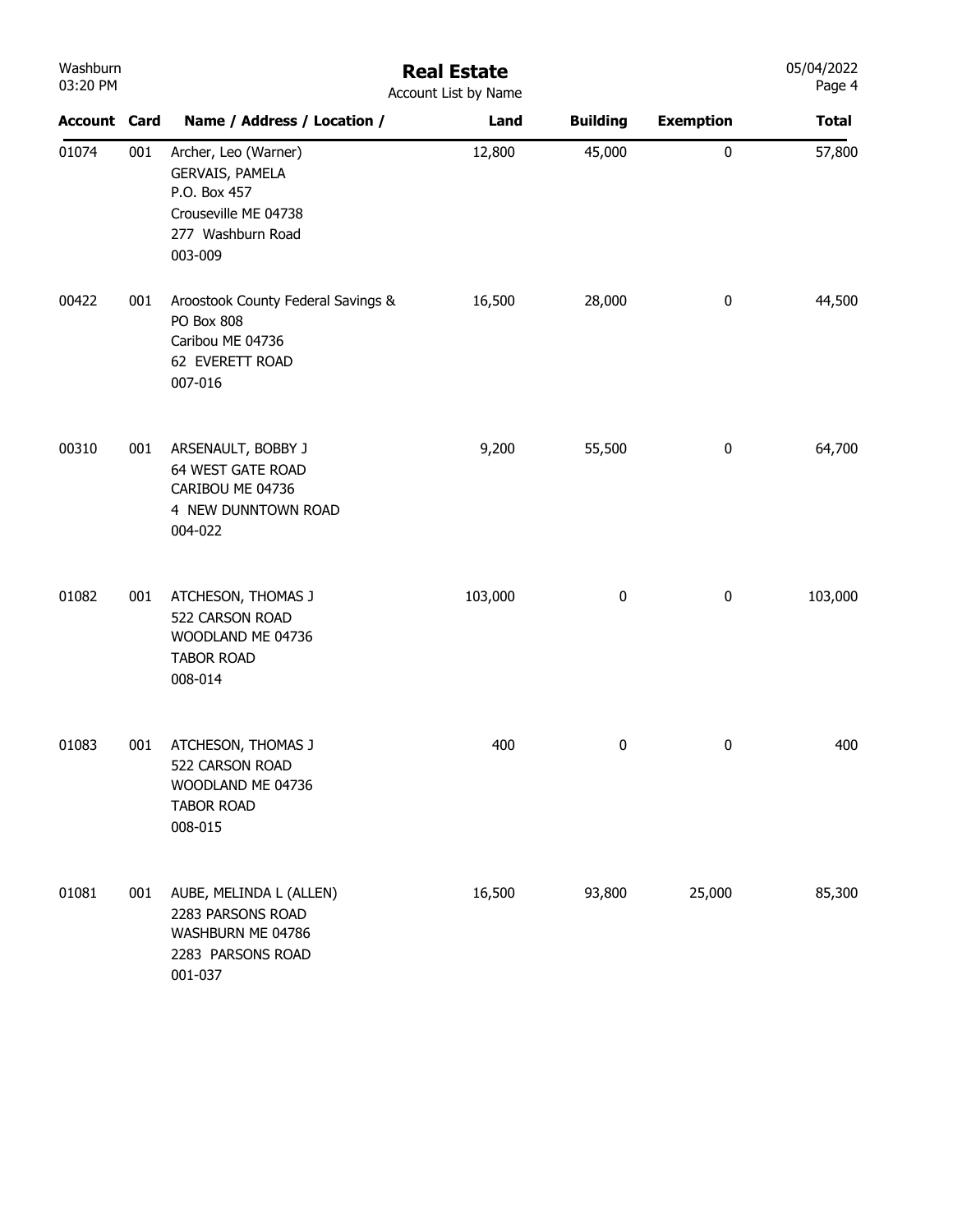| Account | Card | Name / Address / Location / | Land | Building | Exemption | Total |
|---|---|---|---|---|---|---|
| 01074 | 001 | Archer, Leo (Warner)<br>GERVAIS, PAMELA<br>P.O. Box 457<br>Crouseville ME 04738<br>277 Washburn Road<br>003-009 | 12,800 | 45,000 | 0 | 57,800 |
| 00422 | 001 | Aroostook County Federal Savings &<br>PO Box 808<br>Caribou ME 04736<br>62 EVERETT ROAD<br>007-016 | 16,500 | 28,000 | 0 | 44,500 |
| 00310 | 001 | ARSENAULT, BOBBY J<br>64 WEST GATE ROAD<br>CARIBOU ME 04736<br>4 NEW DUNNTOWN ROAD<br>004-022 | 9,200 | 55,500 | 0 | 64,700 |
| 01082 | 001 | ATCHESON, THOMAS J<br>522 CARSON ROAD<br>WOODLAND ME 04736<br>TABOR ROAD<br>008-014 | 103,000 | 0 | 0 | 103,000 |
| 01083 | 001 | ATCHESON, THOMAS J<br>522 CARSON ROAD<br>WOODLAND ME 04736<br>TABOR ROAD<br>008-015 | 400 | 0 | 0 | 400 |
| 01081 | 001 | AUBE, MELINDA L (ALLEN)<br>2283 PARSONS ROAD<br>WASHBURN ME 04786<br>2283 PARSONS ROAD<br>001-037 | 16,500 | 93,800 | 25,000 | 85,300 |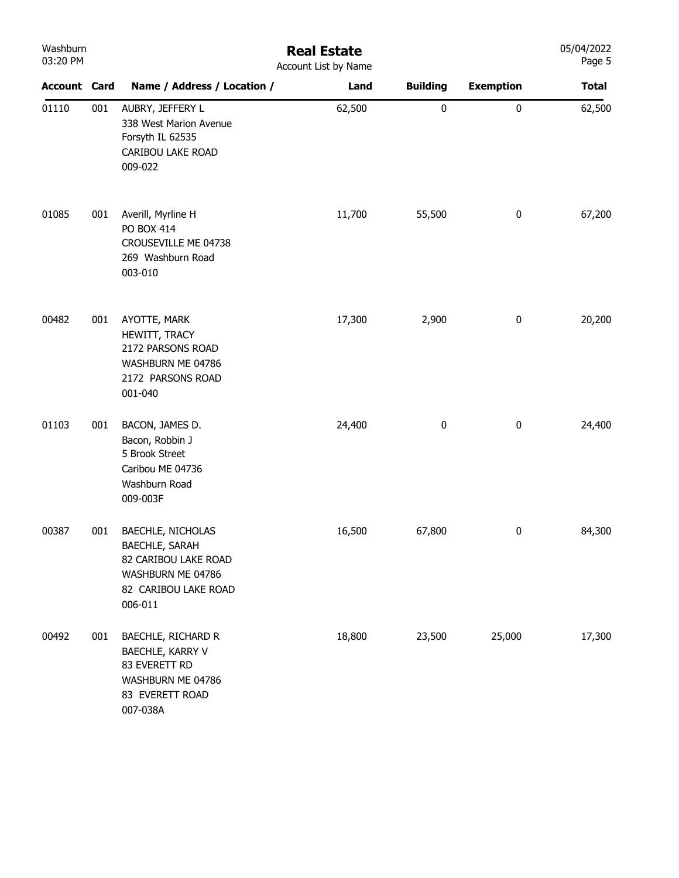# Real Estate

Account List by Name

| Account | Card | Name / Address / Location / | Land | Building | Exemption | Total |
|---|---|---|---|---|---|---|
| 01110 | 001 | AUBRY, JEFFERY L<br>338 West Marion Avenue<br>Forsyth IL 62535<br>CARIBOU LAKE ROAD<br>009-022 | 62,500 | 0 | 0 | 62,500 |
| 01085 | 001 | Averill, Myrline H<br>PO BOX 414<br>CROUSEVILLE ME 04738<br>269 Washburn Road<br>003-010 | 11,700 | 55,500 | 0 | 67,200 |
| 00482 | 001 | AYOTTE, MARK<br>HEWITT, TRACY<br>2172 PARSONS ROAD<br>WASHBURN ME 04786<br>2172 PARSONS ROAD<br>001-040 | 17,300 | 2,900 | 0 | 20,200 |
| 01103 | 001 | BACON, JAMES D.<br>Bacon, Robbin J<br>5 Brook Street<br>Caribou ME 04736<br>Washburn Road<br>009-003F | 24,400 | 0 | 0 | 24,400 |
| 00387 | 001 | BAECHLE, NICHOLAS<br>BAECHLE, SARAH<br>82 CARIBOU LAKE ROAD<br>WASHBURN ME 04786<br>82 CARIBOU LAKE ROAD<br>006-011 | 16,500 | 67,800 | 0 | 84,300 |
| 00492 | 001 | BAECHLE, RICHARD R<br>BAECHLE, KARRY V<br>83 EVERETT RD<br>WASHBURN ME 04786<br>83 EVERETT ROAD<br>007-038A | 18,800 | 23,500 | 25,000 | 17,300 |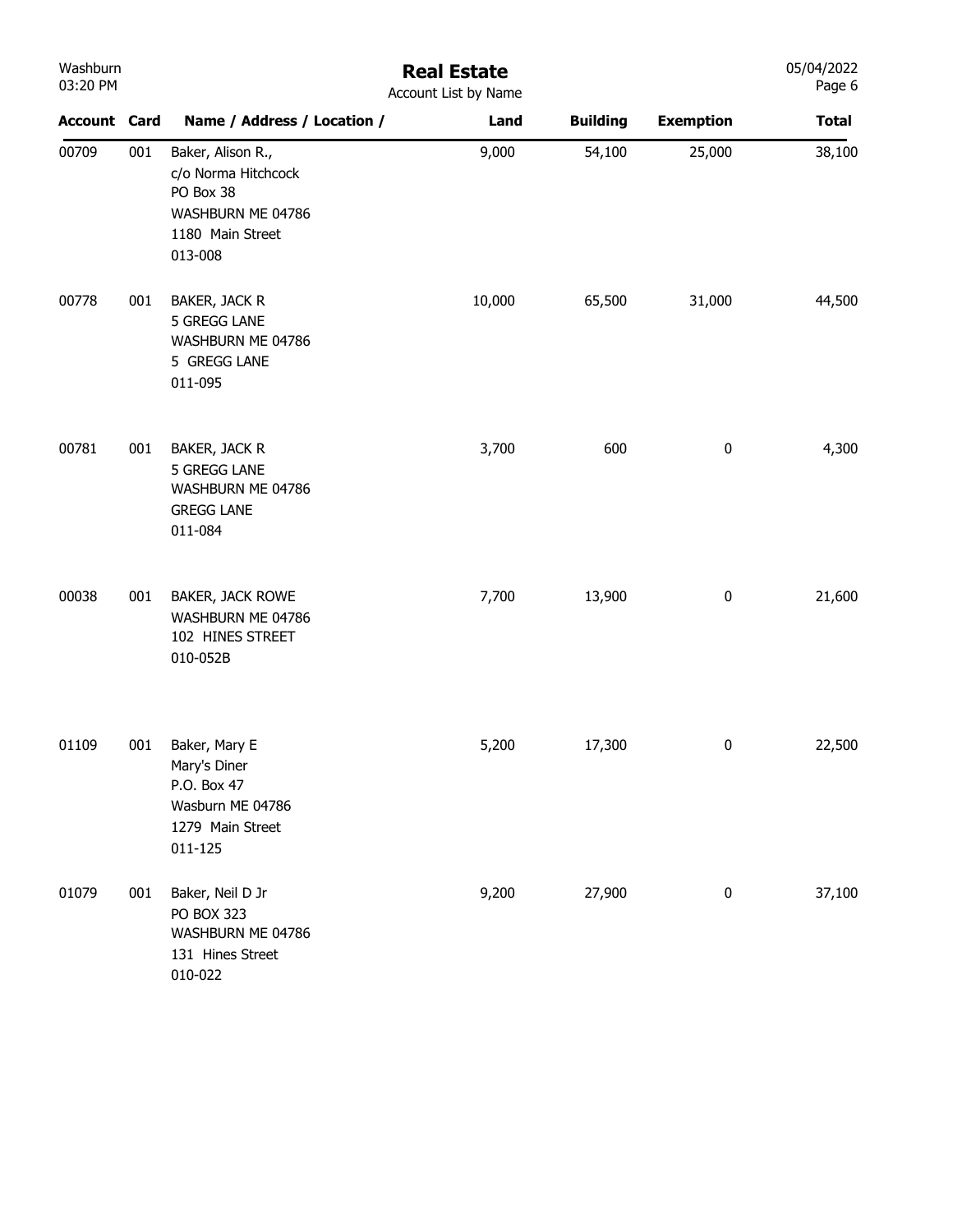# Real Estate

Account List by Name

| Account | Card | Name / Address / Location / | Land | Building | Exemption | Total |
|---|---|---|---|---|---|---|
| 00709 | 001 | Baker, Alison R.,<br>c/o Norma Hitchcock<br>PO Box 38<br>WASHBURN ME 04786<br>1180 Main Street<br>013-008 | 9,000 | 54,100 | 25,000 | 38,100 |
| 00778 | 001 | BAKER, JACK R<br>5 GREGG LANE<br>WASHBURN ME 04786<br>5 GREGG LANE<br>011-095 | 10,000 | 65,500 | 31,000 | 44,500 |
| 00781 | 001 | BAKER, JACK R<br>5 GREGG LANE<br>WASHBURN ME 04786<br>GREGG LANE<br>011-084 | 3,700 | 600 | 0 | 4,300 |
| 00038 | 001 | BAKER, JACK ROWE<br>WASHBURN ME 04786<br>102 HINES STREET<br>010-052B | 7,700 | 13,900 | 0 | 21,600 |
| 01109 | 001 | Baker, Mary E<br>Mary's Diner<br>P.O. Box 47<br>Wasburn ME 04786<br>1279 Main Street<br>011-125 | 5,200 | 17,300 | 0 | 22,500 |
| 01079 | 001 | Baker, Neil D Jr<br>PO BOX 323<br>WASHBURN ME 04786<br>131 Hines Street<br>010-022 | 9,200 | 27,900 | 0 | 37,100 |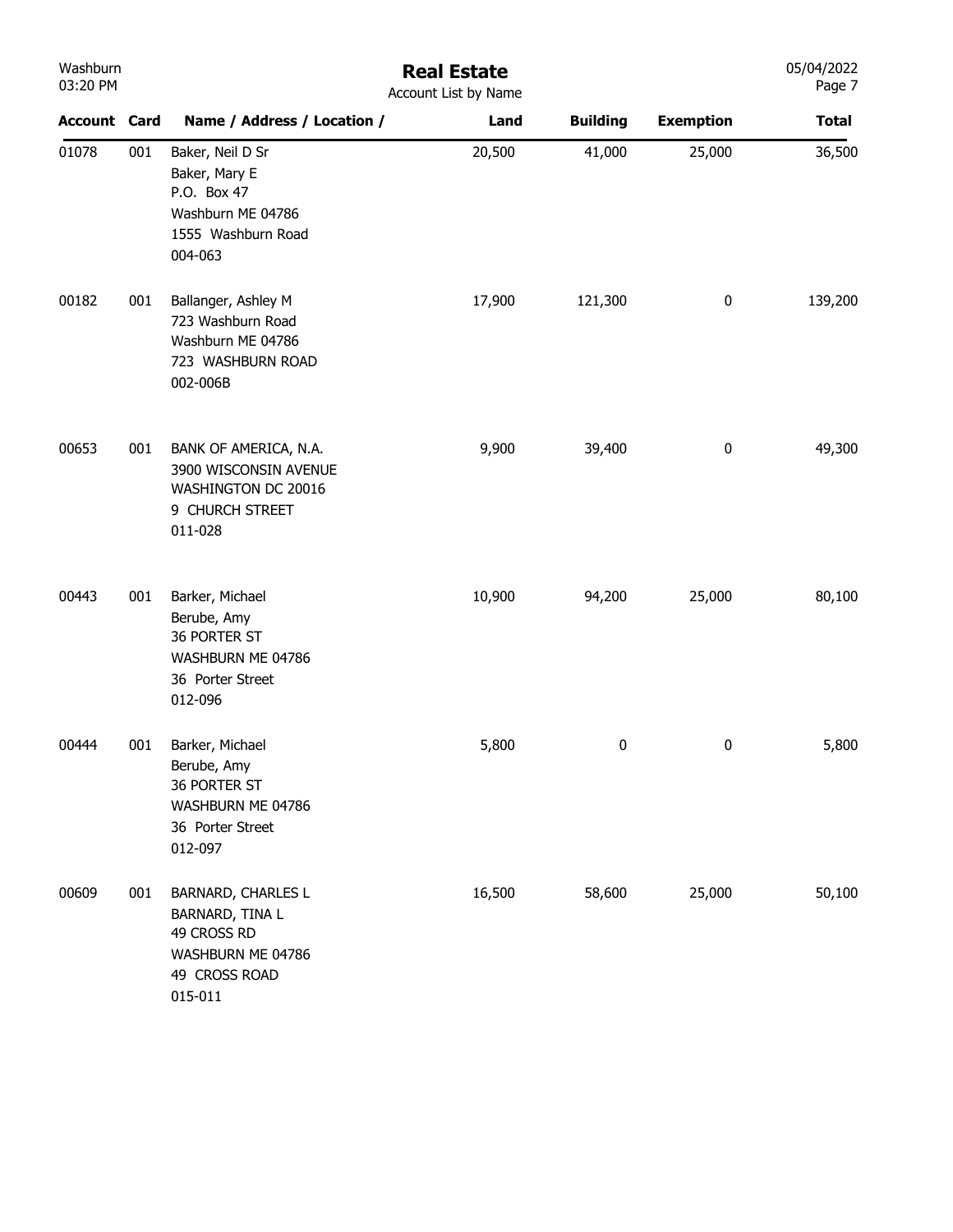# Real Estate

Account List by Name

| Account | Card | Name / Address / Location / | Land | Building | Exemption | Total |
|---|---|---|---|---|---|---|
| 01078 | 001 | Baker, Neil D Sr<br>Baker, Mary E<br>P.O. Box 47<br>Washburn ME 04786<br>1555 Washburn Road<br>004-063 | 20,500 | 41,000 | 25,000 | 36,500 |
| 00182 | 001 | Ballanger, Ashley M<br>723 Washburn Road<br>Washburn ME 04786<br>723 WASHBURN ROAD<br>002-006B | 17,900 | 121,300 | 0 | 139,200 |
| 00653 | 001 | BANK OF AMERICA, N.A.<br>3900 WISCONSIN AVENUE<br>WASHINGTON DC 20016<br>9 CHURCH STREET<br>011-028 | 9,900 | 39,400 | 0 | 49,300 |
| 00443 | 001 | Barker, Michael<br>Berube, Amy<br>36 PORTER ST<br>WASHBURN ME 04786<br>36 Porter Street<br>012-096 | 10,900 | 94,200 | 25,000 | 80,100 |
| 00444 | 001 | Barker, Michael<br>Berube, Amy<br>36 PORTER ST<br>WASHBURN ME 04786<br>36 Porter Street<br>012-097 | 5,800 | 0 | 0 | 5,800 |
| 00609 | 001 | BARNARD, CHARLES L<br>BARNARD, TINA L<br>49 CROSS RD<br>WASHBURN ME 04786<br>49 CROSS ROAD<br>015-011 | 16,500 | 58,600 | 25,000 | 50,100 |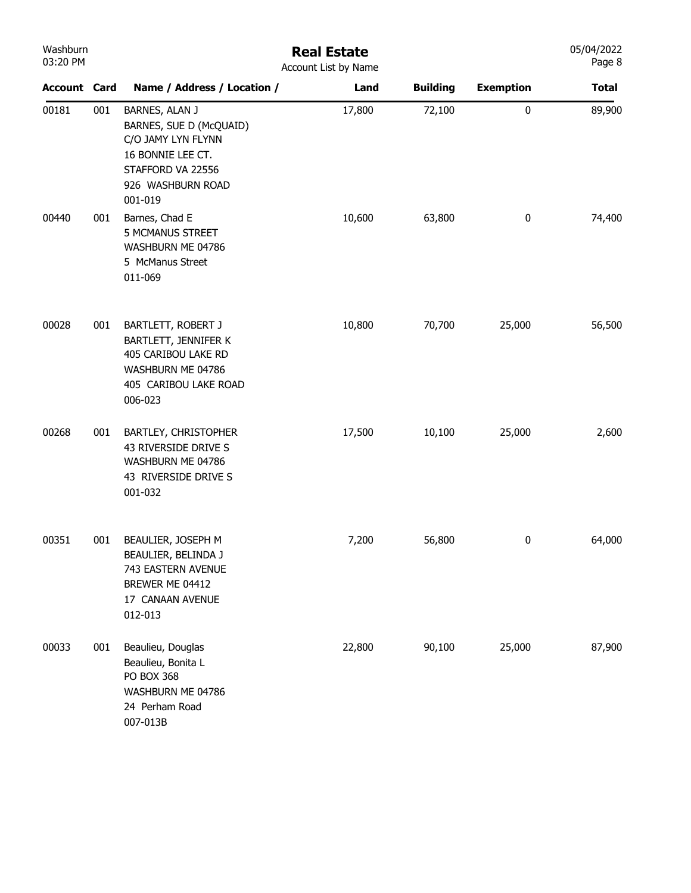# Real Estate

Account List by Name

| Account | Card | Name / Address / Location / | Land | Building | Exemption | Total |
|---|---|---|---|---|---|---|
| 00181 | 001 | BARNES, ALAN J<br>BARNES, SUE D (McQUAID)<br>C/O JAMY LYN FLYNN<br>16 BONNIE LEE CT.<br>STAFFORD VA 22556<br>926 WASHBURN ROAD<br>001-019 | 17,800 | 72,100 | 0 | 89,900 |
| 00440 | 001 | Barnes, Chad E<br>5 MCMANUS STREET<br>WASHBURN ME 04786<br>5 McManus Street<br>011-069 | 10,600 | 63,800 | 0 | 74,400 |
| 00028 | 001 | BARTLETT, ROBERT J<br>BARTLETT, JENNIFER K<br>405 CARIBOU LAKE RD<br>WASHBURN ME 04786<br>405 CARIBOU LAKE ROAD<br>006-023 | 10,800 | 70,700 | 25,000 | 56,500 |
| 00268 | 001 | BARTLEY, CHRISTOPHER<br>43 RIVERSIDE DRIVE S<br>WASHBURN ME 04786<br>43 RIVERSIDE DRIVE S<br>001-032 | 17,500 | 10,100 | 25,000 | 2,600 |
| 00351 | 001 | BEAULIER, JOSEPH M<br>BEAULIER, BELINDA J<br>743 EASTERN AVENUE<br>BREWER ME 04412<br>17 CANAAN AVENUE<br>012-013 | 7,200 | 56,800 | 0 | 64,000 |
| 00033 | 001 | Beaulieu, Douglas<br>Beaulieu, Bonita L<br>PO BOX 368<br>WASHBURN ME 04786<br>24 Perham Road<br>007-013B | 22,800 | 90,100 | 25,000 | 87,900 |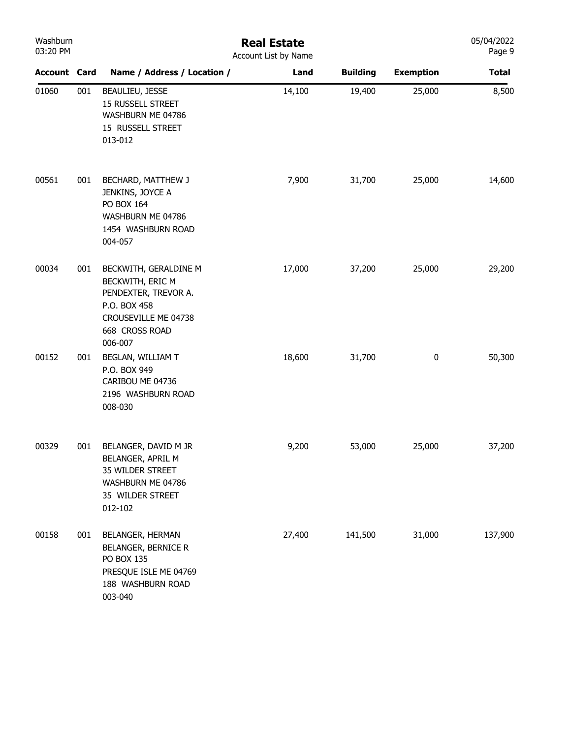# Real Estate

Account List by Name

| Account | Card | Name / Address / Location / | Land | Building | Exemption | Total |
|---|---|---|---|---|---|---|
| 01060 | 001 | BEAULIEU, JESSE<br>15 RUSSELL STREET<br>WASHBURN ME 04786<br>15 RUSSELL STREET<br>013-012 | 14,100 | 19,400 | 25,000 | 8,500 |
| 00561 | 001 | BECHARD, MATTHEW J<br>JENKINS, JOYCE A<br>PO BOX 164<br>WASHBURN ME 04786<br>1454 WASHBURN ROAD<br>004-057 | 7,900 | 31,700 | 25,000 | 14,600 |
| 00034 | 001 | BECKWITH, GERALDINE M<br>BECKWITH, ERIC M<br>PENDEXTER, TREVOR A.<br>P.O. BOX 458<br>CROUSEVILLE ME 04738<br>668 CROSS ROAD<br>006-007 | 17,000 | 37,200 | 25,000 | 29,200 |
| 00152 | 001 | BEGLAN, WILLIAM T<br>P.O. BOX 949<br>CARIBOU ME 04736<br>2196 WASHBURN ROAD<br>008-030 | 18,600 | 31,700 | 0 | 50,300 |
| 00329 | 001 | BELANGER, DAVID M JR<br>BELANGER, APRIL M<br>35 WILDER STREET<br>WASHBURN ME 04786<br>35 WILDER STREET<br>012-102 | 9,200 | 53,000 | 25,000 | 37,200 |
| 00158 | 001 | BELANGER, HERMAN<br>BELANGER, BERNICE R<br>PO BOX 135<br>PRESQUE ISLE ME 04769<br>188 WASHBURN ROAD<br>003-040 | 27,400 | 141,500 | 31,000 | 137,900 |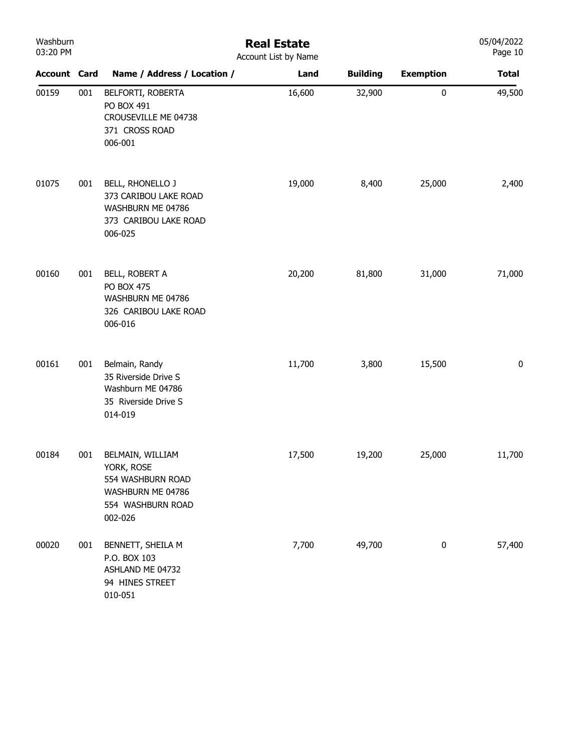# Real Estate

Account List by Name

| Account | Card | Name / Address / Location / | Land | Building | Exemption | Total |
|---|---|---|---|---|---|---|
| 00159 | 001 | BELFORTI, ROBERTA<br>PO BOX 491<br>CROUSEVILLE ME 04738<br>371 CROSS ROAD<br>006-001 | 16,600 | 32,900 | 0 | 49,500 |
| 01075 | 001 | BELL, RHONELLO J<br>373 CARIBOU LAKE ROAD<br>WASHBURN ME 04786<br>373 CARIBOU LAKE ROAD<br>006-025 | 19,000 | 8,400 | 25,000 | 2,400 |
| 00160 | 001 | BELL, ROBERT A<br>PO BOX 475<br>WASHBURN ME 04786<br>326 CARIBOU LAKE ROAD<br>006-016 | 20,200 | 81,800 | 31,000 | 71,000 |
| 00161 | 001 | Belmain, Randy<br>35 Riverside Drive S<br>Washburn ME 04786<br>35 Riverside Drive S<br>014-019 | 11,700 | 3,800 | 15,500 | 0 |
| 00184 | 001 | BELMAIN, WILLIAM<br>YORK, ROSE<br>554 WASHBURN ROAD<br>WASHBURN ME 04786<br>554 WASHBURN ROAD<br>002-026 | 17,500 | 19,200 | 25,000 | 11,700 |
| 00020 | 001 | BENNETT, SHEILA M<br>P.O. BOX 103<br>ASHLAND ME 04732<br>94 HINES STREET<br>010-051 | 7,700 | 49,700 | 0 | 57,400 |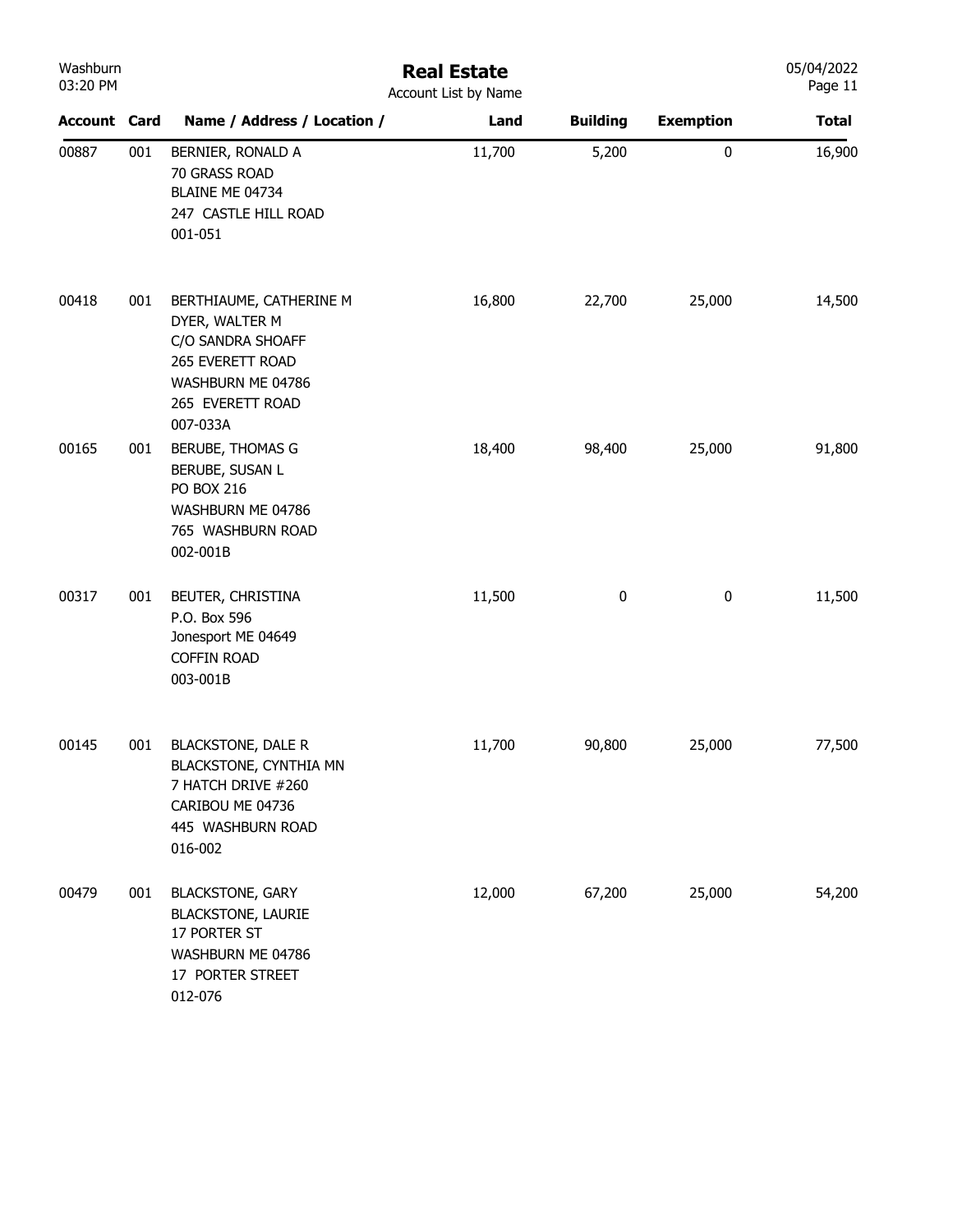# Real Estate

Account List by Name

| Account | Card | Name / Address / Location / | Land | Building | Exemption | Total |
|---|---|---|---|---|---|---|
| 00887 | 001 | BERNIER, RONALD A<br>70 GRASS ROAD<br>BLAINE ME 04734<br>247 CASTLE HILL ROAD<br>001-051 | 11,700 | 5,200 | 0 | 16,900 |
| 00418 | 001 | BERTHIAUME, CATHERINE M<br>DYER, WALTER M<br>C/O SANDRA SHOAFF<br>265 EVERETT ROAD<br>WASHBURN ME 04786<br>265 EVERETT ROAD<br>007-033A | 16,800 | 22,700 | 25,000 | 14,500 |
| 00165 | 001 | BERUBE, THOMAS G<br>BERUBE, SUSAN L<br>PO BOX 216<br>WASHBURN ME 04786<br>765 WASHBURN ROAD<br>002-001B | 18,400 | 98,400 | 25,000 | 91,800 |
| 00317 | 001 | BEUTER, CHRISTINA<br>P.O. Box 596<br>Jonesport ME 04649<br>COFFIN ROAD<br>003-001B | 11,500 | 0 | 0 | 11,500 |
| 00145 | 001 | BLACKSTONE, DALE R<br>BLACKSTONE, CYNTHIA MN<br>7 HATCH DRIVE #260<br>CARIBOU ME 04736<br>445 WASHBURN ROAD<br>016-002 | 11,700 | 90,800 | 25,000 | 77,500 |
| 00479 | 001 | BLACKSTONE, GARY<br>BLACKSTONE, LAURIE<br>17 PORTER ST<br>WASHBURN ME 04786<br>17 PORTER STREET<br>012-076 | 12,000 | 67,200 | 25,000 | 54,200 |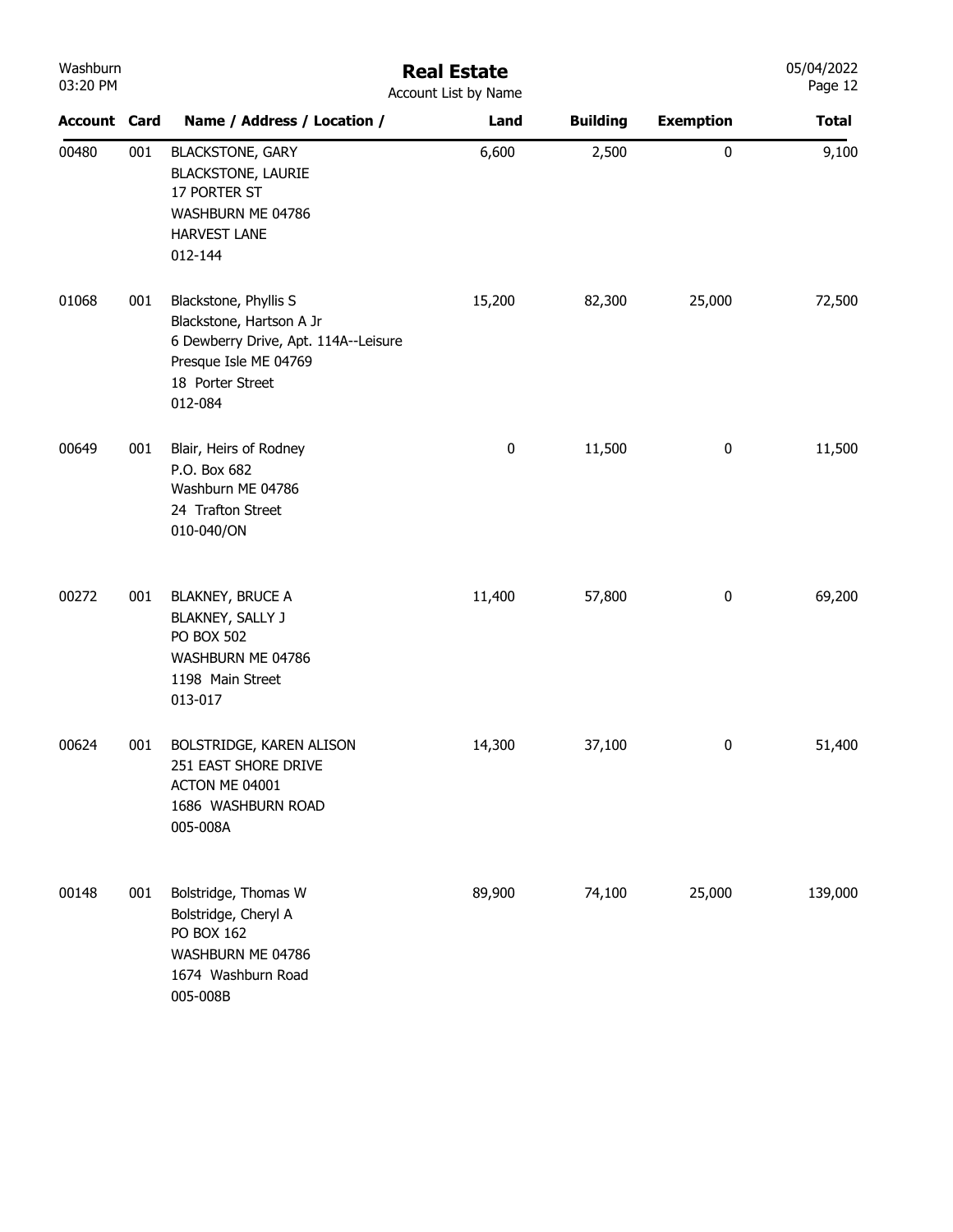# Real Estate

Account List by Name

| Account | Card | Name / Address / Location / | Land | Building | Exemption | Total |
|---|---|---|---|---|---|---|
| 00480 | 001 | BLACKSTONE, GARY<br>BLACKSTONE, LAURIE<br>17 PORTER ST<br>WASHBURN ME 04786<br>HARVEST LANE<br>012-144 | 6,600 | 2,500 | 0 | 9,100 |
| 01068 | 001 | Blackstone, Phyllis S<br>Blackstone, Hartson A Jr<br>6 Dewberry Drive, Apt. 114A--Leisure<br>Presque Isle ME 04769<br>18 Porter Street<br>012-084 | 15,200 | 82,300 | 25,000 | 72,500 |
| 00649 | 001 | Blair, Heirs of Rodney<br>P.O. Box 682<br>Washburn ME 04786<br>24 Trafton Street<br>010-040/ON | 0 | 11,500 | 0 | 11,500 |
| 00272 | 001 | BLAKNEY, BRUCE A<br>BLAKNEY, SALLY J<br>PO BOX 502<br>WASHBURN ME 04786<br>1198 Main Street<br>013-017 | 11,400 | 57,800 | 0 | 69,200 |
| 00624 | 001 | BOLSTRIDGE, KAREN ALISON<br>251 EAST SHORE DRIVE<br>ACTON ME 04001<br>1686 WASHBURN ROAD<br>005-008A | 14,300 | 37,100 | 0 | 51,400 |
| 00148 | 001 | Bolstridge, Thomas W<br>Bolstridge, Cheryl A<br>PO BOX 162<br>WASHBURN ME 04786<br>1674 Washburn Road<br>005-008B | 89,900 | 74,100 | 25,000 | 139,000 |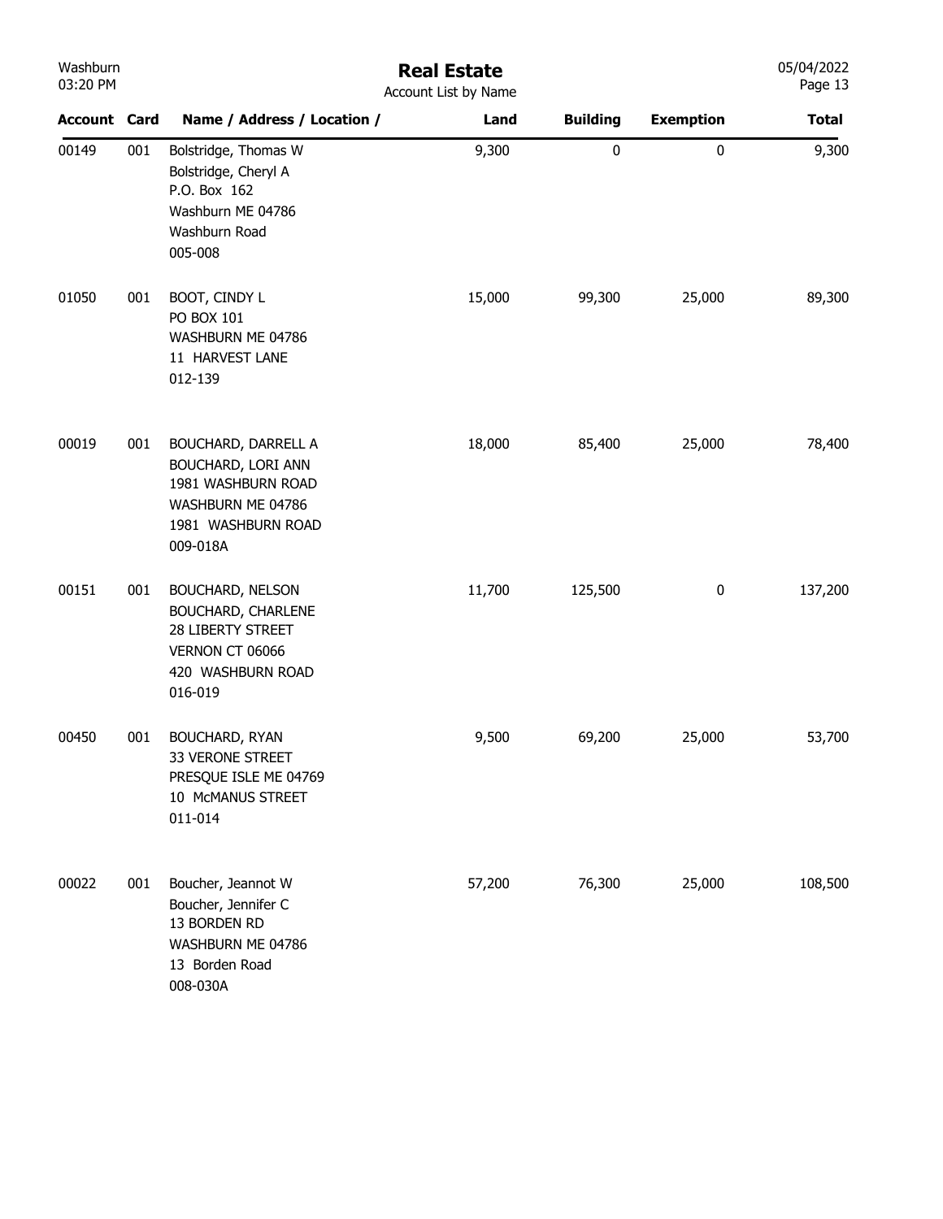# Real Estate

Account List by Name

| Account | Card | Name / Address / Location / | Land | Building | Exemption | Total |
|---|---|---|---|---|---|---|
| 00149 | 001 | Bolstridge, Thomas W<br>Bolstridge, Cheryl A<br>P.O. Box 162<br>Washburn ME 04786<br>Washburn Road<br>005-008 | 9,300 | 0 | 0 | 9,300 |
| 01050 | 001 | BOOT, CINDY L<br>PO BOX 101<br>WASHBURN ME 04786<br>11 HARVEST LANE<br>012-139 | 15,000 | 99,300 | 25,000 | 89,300 |
| 00019 | 001 | BOUCHARD, DARRELL A<br>BOUCHARD, LORI ANN<br>1981 WASHBURN ROAD<br>WASHBURN ME 04786<br>1981 WASHBURN ROAD<br>009-018A | 18,000 | 85,400 | 25,000 | 78,400 |
| 00151 | 001 | BOUCHARD, NELSON<br>BOUCHARD, CHARLENE<br>28 LIBERTY STREET<br>VERNON CT 06066<br>420 WASHBURN ROAD<br>016-019 | 11,700 | 125,500 | 0 | 137,200 |
| 00450 | 001 | BOUCHARD, RYAN<br>33 VERONE STREET<br>PRESQUE ISLE ME 04769<br>10 McMANUS STREET<br>011-014 | 9,500 | 69,200 | 25,000 | 53,700 |
| 00022 | 001 | Boucher, Jeannot W<br>Boucher, Jennifer C<br>13 BORDEN RD<br>WASHBURN ME 04786<br>13 Borden Road<br>008-030A | 57,200 | 76,300 | 25,000 | 108,500 |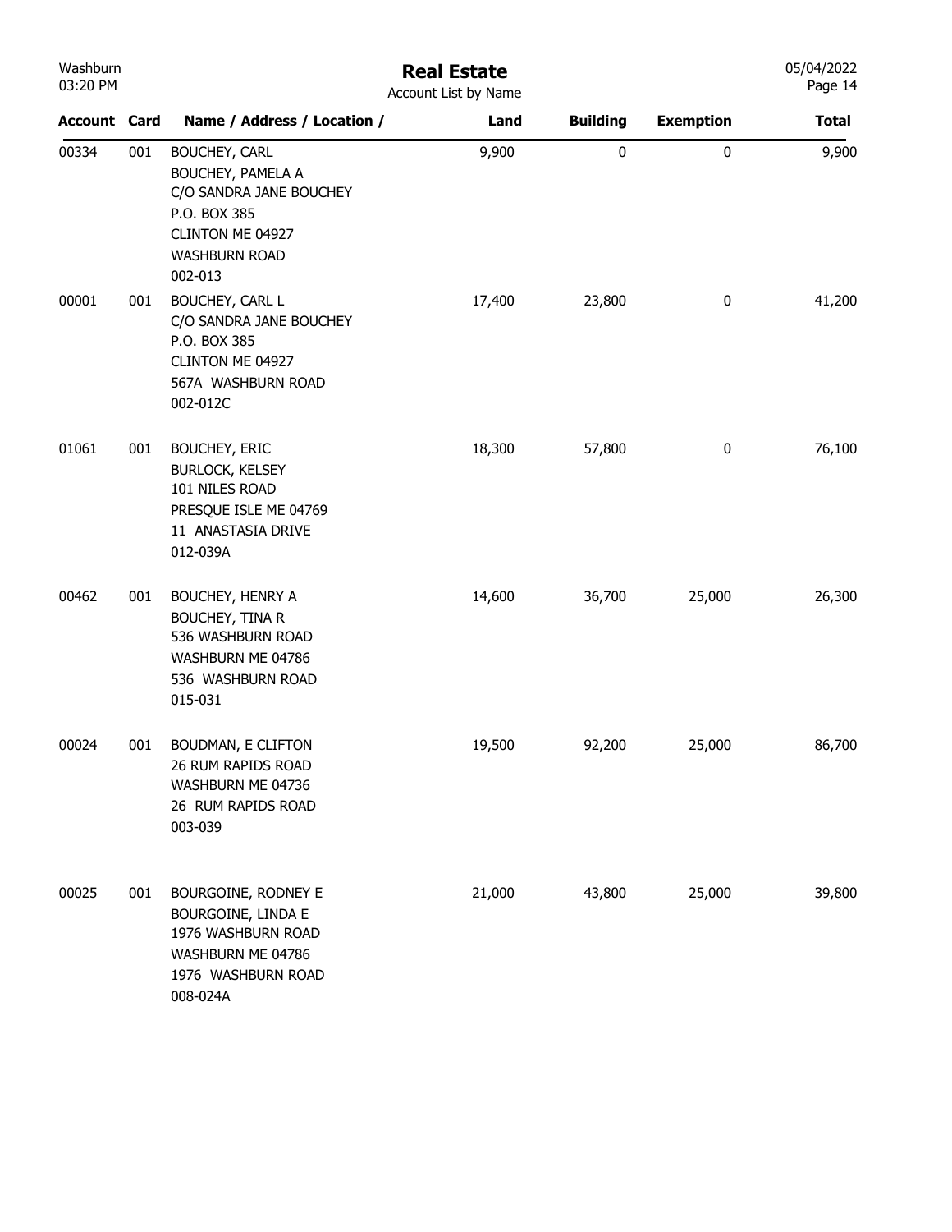# Real Estate

Account List by Name

| Account | Card | Name / Address / Location / | Land | Building | Exemption | Total |
|---|---|---|---|---|---|---|
| 00334 | 001 | BOUCHEY, CARL<br>BOUCHEY, PAMELA A<br>C/O SANDRA JANE BOUCHEY<br>P.O. BOX 385<br>CLINTON ME 04927<br>WASHBURN ROAD<br>002-013 | 9,900 | 0 | 0 | 9,900 |
| 00001 | 001 | BOUCHEY, CARL L<br>C/O SANDRA JANE BOUCHEY<br>P.O. BOX 385<br>CLINTON ME 04927<br>567A WASHBURN ROAD<br>002-012C | 17,400 | 23,800 | 0 | 41,200 |
| 01061 | 001 | BOUCHEY, ERIC<br>BURLOCK, KELSEY<br>101 NILES ROAD<br>PRESQUE ISLE ME 04769<br>11 ANASTASIA DRIVE<br>012-039A | 18,300 | 57,800 | 0 | 76,100 |
| 00462 | 001 | BOUCHEY, HENRY A<br>BOUCHEY, TINA R<br>536 WASHBURN ROAD<br>WASHBURN ME 04786<br>536 WASHBURN ROAD<br>015-031 | 14,600 | 36,700 | 25,000 | 26,300 |
| 00024 | 001 | BOUDMAN, E CLIFTON<br>26 RUM RAPIDS ROAD<br>WASHBURN ME 04736<br>26 RUM RAPIDS ROAD<br>003-039 | 19,500 | 92,200 | 25,000 | 86,700 |
| 00025 | 001 | BOURGOINE, RODNEY E<br>BOURGOINE, LINDA E<br>1976 WASHBURN ROAD<br>WASHBURN ME 04786<br>1976 WASHBURN ROAD<br>008-024A | 21,000 | 43,800 | 25,000 | 39,800 |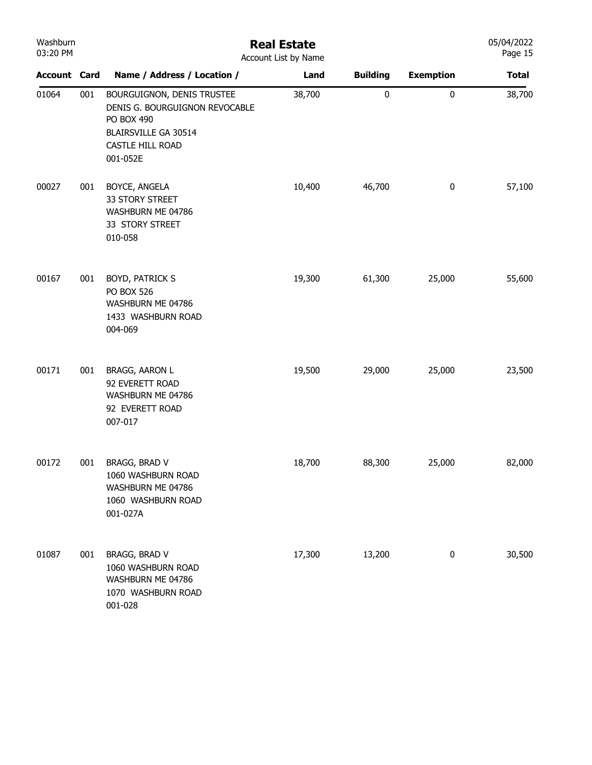# Real Estate

Account List by Name

| Account | Card | Name / Address / Location / | Land | Building | Exemption | Total |
|---|---|---|---|---|---|---|
| 01064 | 001 | BOURGUIGNON, DENIS TRUSTEE<br>DENIS G. BOURGUIGNON REVOCABLE<br>PO BOX 490<br>BLAIRSVILLE GA 30514<br>CASTLE HILL ROAD<br>001-052E | 38,700 | 0 | 0 | 38,700 |
| 00027 | 001 | BOYCE, ANGELA<br>33 STORY STREET<br>WASHBURN ME 04786<br>33 STORY STREET<br>010-058 | 10,400 | 46,700 | 0 | 57,100 |
| 00167 | 001 | BOYD, PATRICK S<br>PO BOX 526<br>WASHBURN ME 04786<br>1433 WASHBURN ROAD<br>004-069 | 19,300 | 61,300 | 25,000 | 55,600 |
| 00171 | 001 | BRAGG, AARON L<br>92 EVERETT ROAD<br>WASHBURN ME 04786<br>92 EVERETT ROAD<br>007-017 | 19,500 | 29,000 | 25,000 | 23,500 |
| 00172 | 001 | BRAGG, BRAD V<br>1060 WASHBURN ROAD<br>WASHBURN ME 04786<br>1060 WASHBURN ROAD<br>001-027A | 18,700 | 88,300 | 25,000 | 82,000 |
| 01087 | 001 | BRAGG, BRAD V<br>1060 WASHBURN ROAD<br>WASHBURN ME 04786<br>1070 WASHBURN ROAD<br>001-028 | 17,300 | 13,200 | 0 | 30,500 |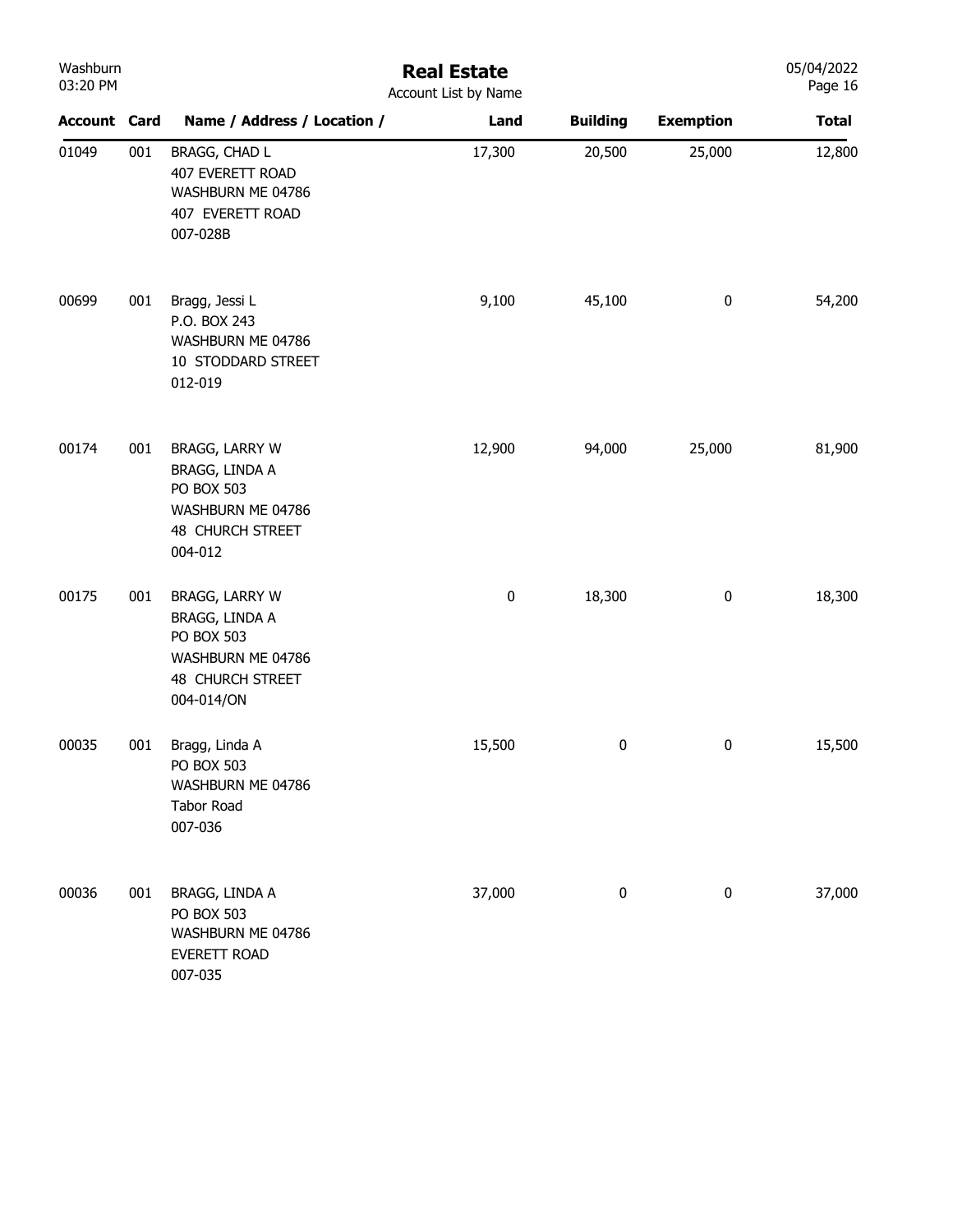# Real Estate

Account List by Name

| Account | Card | Name / Address / Location / | Land | Building | Exemption | Total |
|---|---|---|---|---|---|---|
| 01049 | 001 | BRAGG, CHAD L<br>407 EVERETT ROAD<br>WASHBURN ME 04786<br>407 EVERETT ROAD<br>007-028B | 17,300 | 20,500 | 25,000 | 12,800 |
| 00699 | 001 | Bragg, Jessi L<br>P.O. BOX 243<br>WASHBURN ME 04786<br>10 STODDARD STREET<br>012-019 | 9,100 | 45,100 | 0 | 54,200 |
| 00174 | 001 | BRAGG, LARRY W<br>BRAGG, LINDA A<br>PO BOX 503<br>WASHBURN ME 04786<br>48 CHURCH STREET<br>004-012 | 12,900 | 94,000 | 25,000 | 81,900 |
| 00175 | 001 | BRAGG, LARRY W<br>BRAGG, LINDA A<br>PO BOX 503<br>WASHBURN ME 04786<br>48 CHURCH STREET<br>004-014/ON | 0 | 18,300 | 0 | 18,300 |
| 00035 | 001 | Bragg, Linda A<br>PO BOX 503<br>WASHBURN ME 04786<br>Tabor Road<br>007-036 | 15,500 | 0 | 0 | 15,500 |
| 00036 | 001 | BRAGG, LINDA A<br>PO BOX 503<br>WASHBURN ME 04786<br>EVERETT ROAD<br>007-035 | 37,000 | 0 | 0 | 37,000 |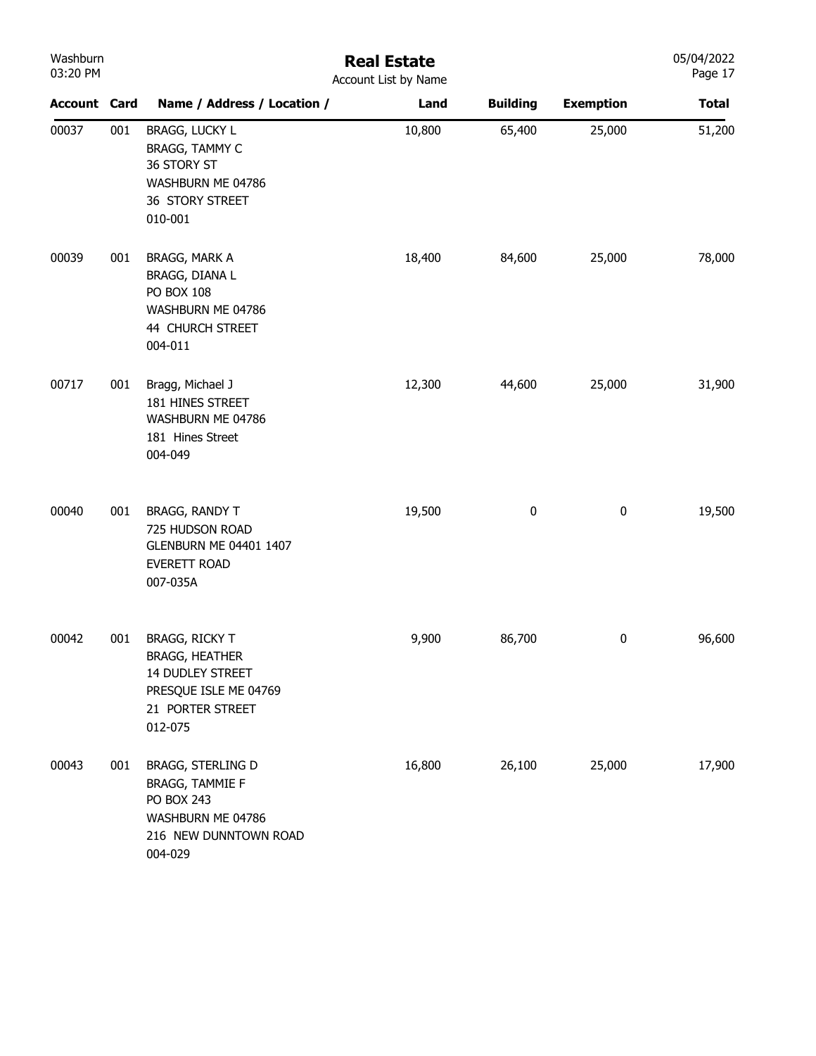# Real Estate

Account List by Name

| Account | Card | Name / Address / Location / | Land | Building | Exemption | Total |
|---|---|---|---|---|---|---|
| 00037 | 001 | BRAGG, LUCKY L<br>BRAGG, TAMMY C<br>36 STORY ST<br>WASHBURN ME 04786<br>36 STORY STREET<br>010-001 | 10,800 | 65,400 | 25,000 | 51,200 |
| 00039 | 001 | BRAGG, MARK A<br>BRAGG, DIANA L<br>PO BOX 108<br>WASHBURN ME 04786<br>44 CHURCH STREET<br>004-011 | 18,400 | 84,600 | 25,000 | 78,000 |
| 00717 | 001 | Bragg, Michael J<br>181 HINES STREET<br>WASHBURN ME 04786<br>181 Hines Street<br>004-049 | 12,300 | 44,600 | 25,000 | 31,900 |
| 00040 | 001 | BRAGG, RANDY T<br>725 HUDSON ROAD<br>GLENBURN ME 04401 1407<br>EVERETT ROAD<br>007-035A | 19,500 | 0 | 0 | 19,500 |
| 00042 | 001 | BRAGG, RICKY T<br>BRAGG, HEATHER<br>14 DUDLEY STREET<br>PRESQUE ISLE ME 04769<br>21 PORTER STREET<br>012-075 | 9,900 | 86,700 | 0 | 96,600 |
| 00043 | 001 | BRAGG, STERLING D<br>BRAGG, TAMMIE F<br>PO BOX 243<br>WASHBURN ME 04786<br>216 NEW DUNNTOWN ROAD<br>004-029 | 16,800 | 26,100 | 25,000 | 17,900 |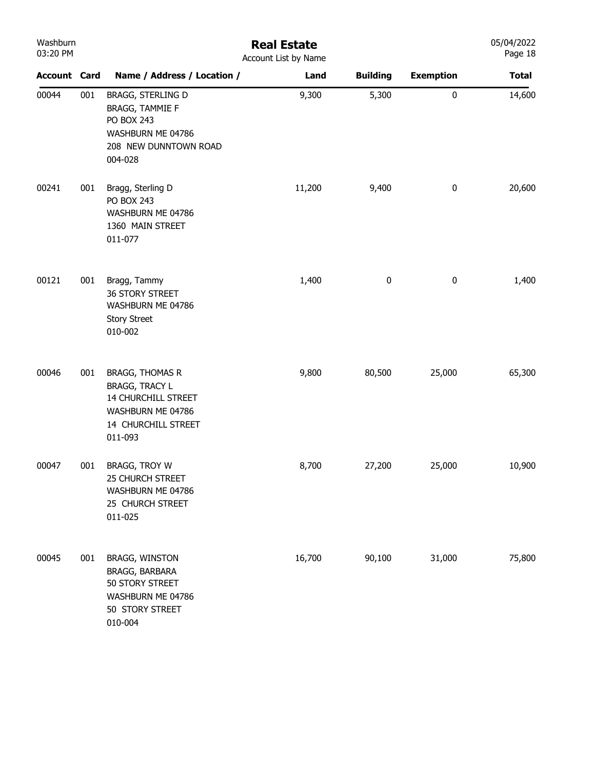# Real Estate

Account List by Name

| Account | Card | Name / Address / Location / | Land | Building | Exemption | Total |
|---|---|---|---|---|---|---|
| 00044 | 001 | BRAGG, STERLING D<br>BRAGG, TAMMIE F<br>PO BOX 243<br>WASHBURN ME 04786<br>208 NEW DUNNTOWN ROAD<br>004-028 | 9,300 | 5,300 | 0 | 14,600 |
| 00241 | 001 | Bragg, Sterling D<br>PO BOX 243<br>WASHBURN ME 04786<br>1360 MAIN STREET<br>011-077 | 11,200 | 9,400 | 0 | 20,600 |
| 00121 | 001 | Bragg, Tammy<br>36 STORY STREET<br>WASHBURN ME 04786<br>Story Street<br>010-002 | 1,400 | 0 | 0 | 1,400 |
| 00046 | 001 | BRAGG, THOMAS R<br>BRAGG, TRACY L<br>14 CHURCHILL STREET<br>WASHBURN ME 04786<br>14 CHURCHILL STREET<br>011-093 | 9,800 | 80,500 | 25,000 | 65,300 |
| 00047 | 001 | BRAGG, TROY W<br>25 CHURCH STREET<br>WASHBURN ME 04786<br>25 CHURCH STREET<br>011-025 | 8,700 | 27,200 | 25,000 | 10,900 |
| 00045 | 001 | BRAGG, WINSTON<br>BRAGG, BARBARA<br>50 STORY STREET<br>WASHBURN ME 04786<br>50 STORY STREET<br>010-004 | 16,700 | 90,100 | 31,000 | 75,800 |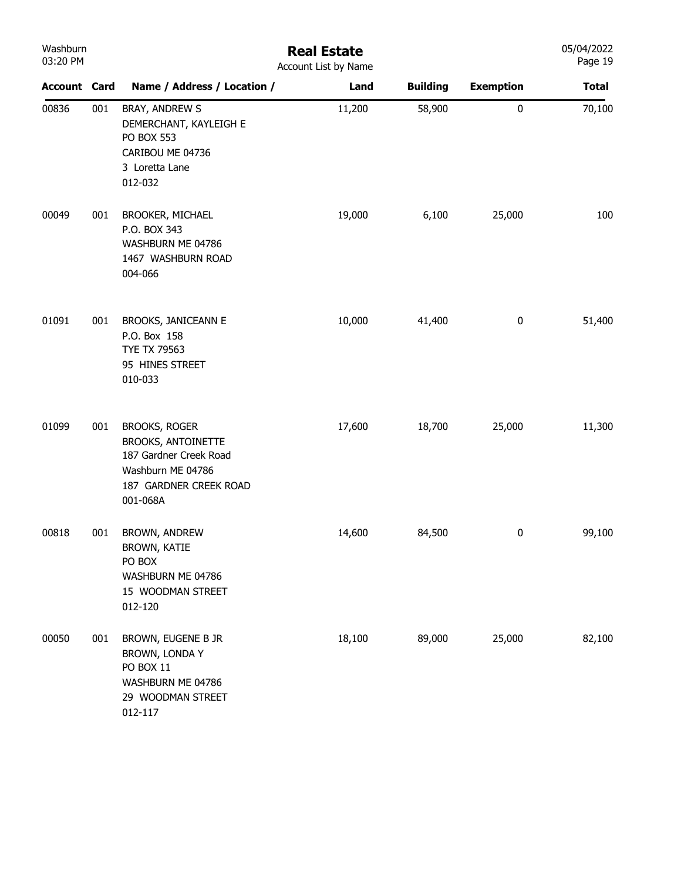# Real Estate

Account List by Name

| Account | Card | Name / Address / Location / | Land | Building | Exemption | Total |
|---|---|---|---|---|---|---|
| 00836 | 001 | BRAY, ANDREW S<br>DEMERCHANT, KAYLEIGH E<br>PO BOX 553<br>CARIBOU ME 04736<br>3 Loretta Lane<br>012-032 | 11,200 | 58,900 | 0 | 70,100 |
| 00049 | 001 | BROOKER, MICHAEL<br>P.O. BOX 343<br>WASHBURN ME 04786<br>1467 WASHBURN ROAD<br>004-066 | 19,000 | 6,100 | 25,000 | 100 |
| 01091 | 001 | BROOKS, JANICEANN E<br>P.O. Box 158<br>TYE TX 79563<br>95 HINES STREET<br>010-033 | 10,000 | 41,400 | 0 | 51,400 |
| 01099 | 001 | BROOKS, ROGER<br>BROOKS, ANTOINETTE<br>187 Gardner Creek Road<br>Washburn ME 04786<br>187 GARDNER CREEK ROAD<br>001-068A | 17,600 | 18,700 | 25,000 | 11,300 |
| 00818 | 001 | BROWN, ANDREW<br>BROWN, KATIE<br>PO BOX<br>WASHBURN ME 04786<br>15 WOODMAN STREET<br>012-120 | 14,600 | 84,500 | 0 | 99,100 |
| 00050 | 001 | BROWN, EUGENE B JR<br>BROWN, LONDA Y<br>PO BOX 11<br>WASHBURN ME 04786<br>29 WOODMAN STREET<br>012-117 | 18,100 | 89,000 | 25,000 | 82,100 |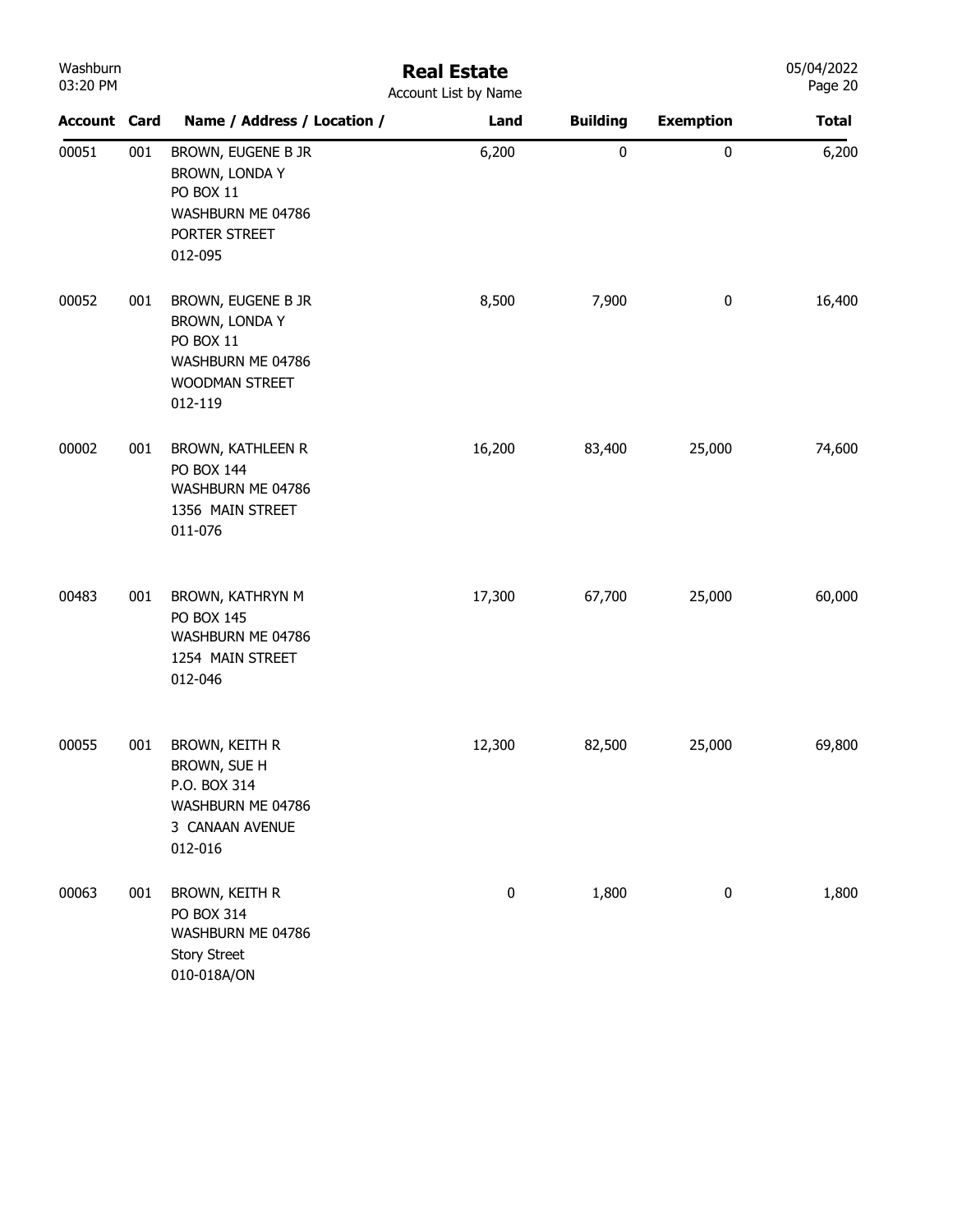# Real Estate

Account List by Name

| Account | Card | Name / Address / Location / | Land | Building | Exemption | Total |
|---|---|---|---|---|---|---|
| 00051 | 001 | BROWN, EUGENE B JR<br>BROWN, LONDA Y<br>PO BOX 11<br>WASHBURN ME 04786<br>PORTER STREET<br>012-095 | 6,200 | 0 | 0 | 6,200 |
| 00052 | 001 | BROWN, EUGENE B JR<br>BROWN, LONDA Y<br>PO BOX 11<br>WASHBURN ME 04786<br>WOODMAN STREET<br>012-119 | 8,500 | 7,900 | 0 | 16,400 |
| 00002 | 001 | BROWN, KATHLEEN R<br>PO BOX 144<br>WASHBURN ME 04786<br>1356 MAIN STREET<br>011-076 | 16,200 | 83,400 | 25,000 | 74,600 |
| 00483 | 001 | BROWN, KATHRYN M<br>PO BOX 145<br>WASHBURN ME 04786<br>1254 MAIN STREET<br>012-046 | 17,300 | 67,700 | 25,000 | 60,000 |
| 00055 | 001 | BROWN, KEITH R<br>BROWN, SUE H<br>P.O. BOX 314<br>WASHBURN ME 04786<br>3 CANAAN AVENUE<br>012-016 | 12,300 | 82,500 | 25,000 | 69,800 |
| 00063 | 001 | BROWN, KEITH R<br>PO BOX 314<br>WASHBURN ME 04786<br>Story Street<br>010-018A/ON | 0 | 1,800 | 0 | 1,800 |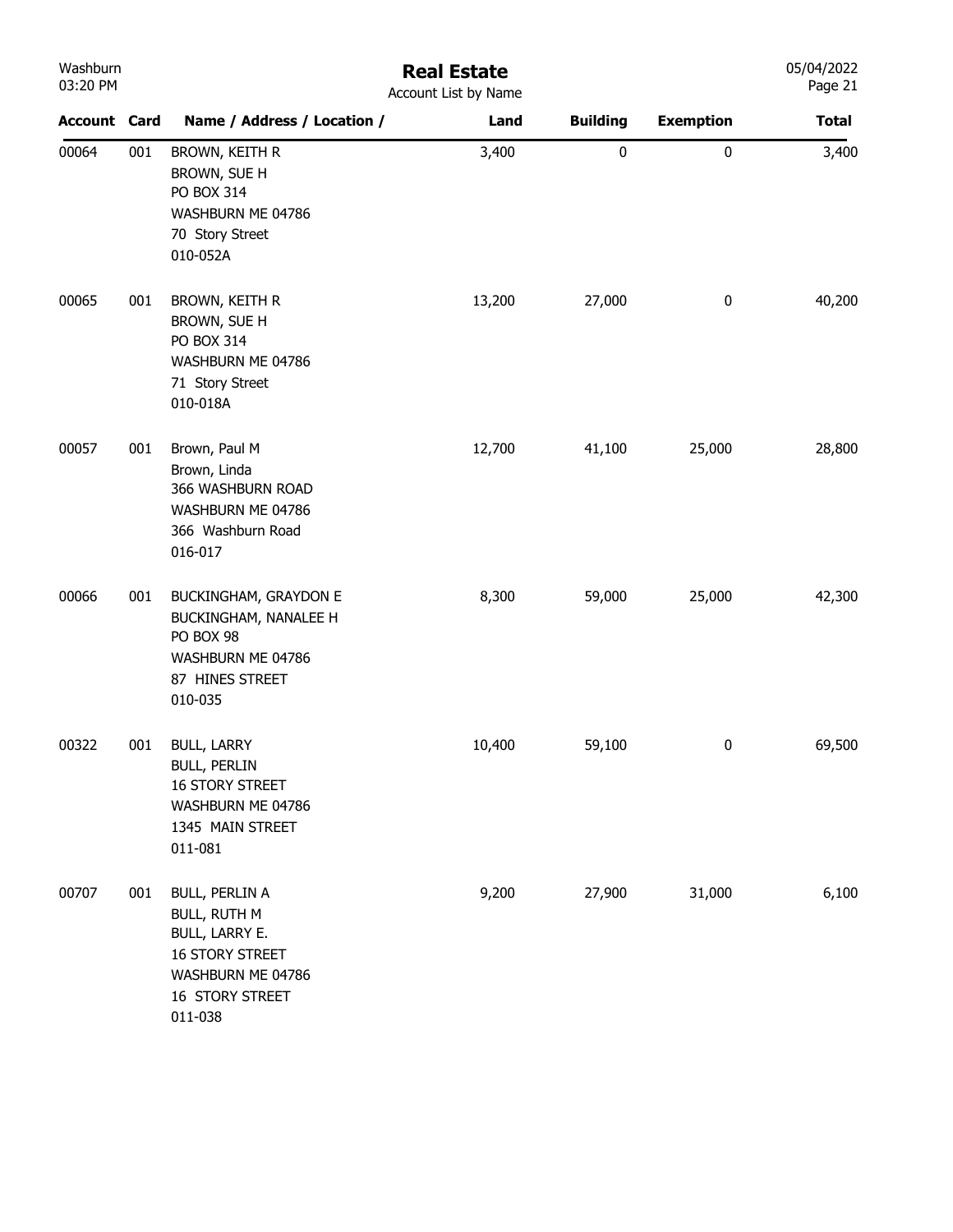# Real Estate

Account List by Name

| Account | Card | Name / Address / Location / | Land | Building | Exemption | Total |
|---|---|---|---|---|---|---|
| 00064 | 001 | BROWN, KEITH R<br>BROWN, SUE H<br>PO BOX 314<br>WASHBURN ME 04786<br>70 Story Street<br>010-052A | 3,400 | 0 | 0 | 3,400 |
| 00065 | 001 | BROWN, KEITH R<br>BROWN, SUE H<br>PO BOX 314<br>WASHBURN ME 04786<br>71 Story Street<br>010-018A | 13,200 | 27,000 | 0 | 40,200 |
| 00057 | 001 | Brown, Paul M<br>Brown, Linda<br>366 WASHBURN ROAD<br>WASHBURN ME 04786<br>366 Washburn Road<br>016-017 | 12,700 | 41,100 | 25,000 | 28,800 |
| 00066 | 001 | BUCKINGHAM, GRAYDON E<br>BUCKINGHAM, NANALEE H<br>PO BOX 98<br>WASHBURN ME 04786<br>87 HINES STREET<br>010-035 | 8,300 | 59,000 | 25,000 | 42,300 |
| 00322 | 001 | BULL, LARRY<br>BULL, PERLIN<br>16 STORY STREET<br>WASHBURN ME 04786<br>1345 MAIN STREET<br>011-081 | 10,400 | 59,100 | 0 | 69,500 |
| 00707 | 001 | BULL, PERLIN A<br>BULL, RUTH M<br>BULL, LARRY E.<br>16 STORY STREET<br>WASHBURN ME 04786<br>16 STORY STREET<br>011-038 | 9,200 | 27,900 | 31,000 | 6,100 |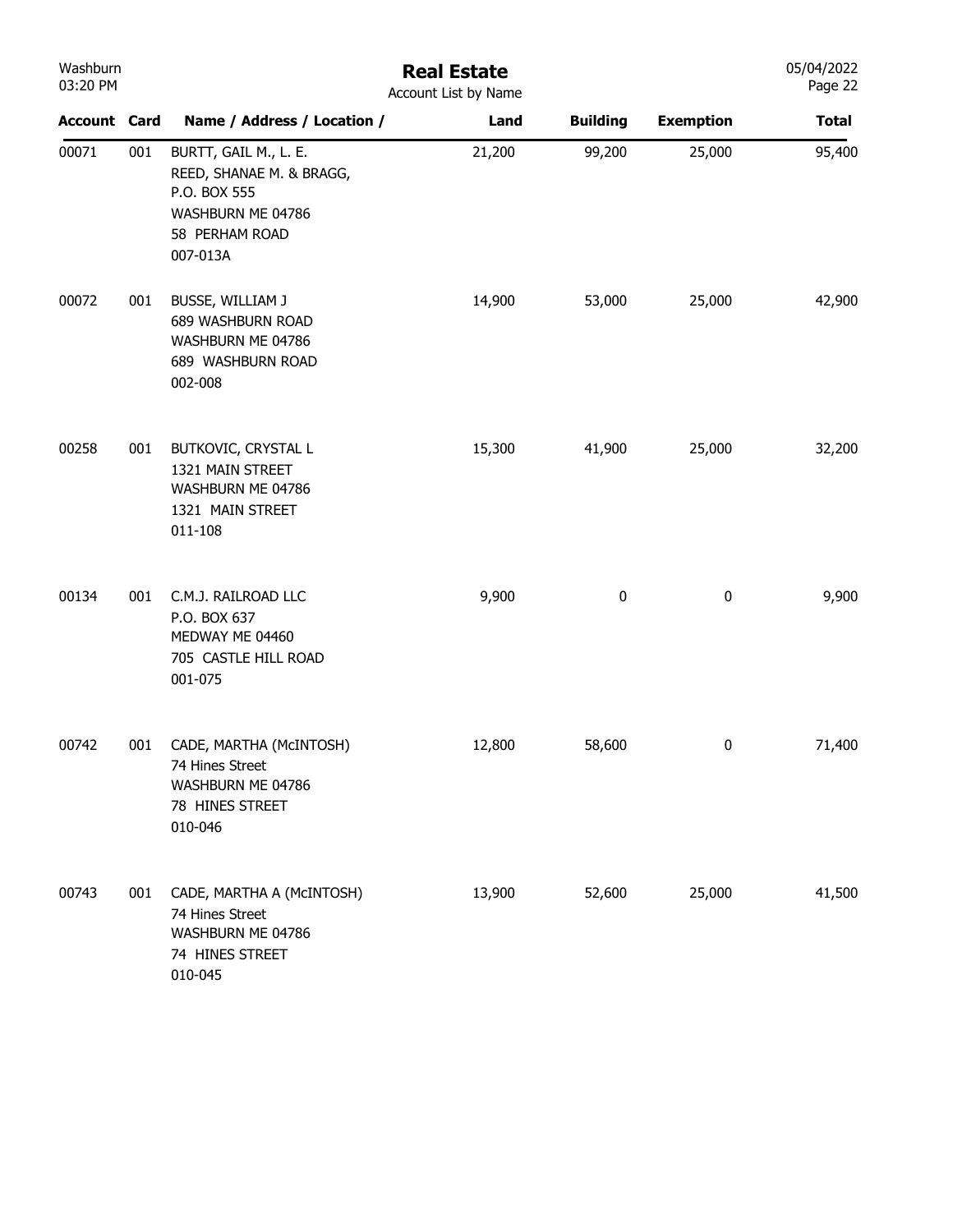# Real Estate

Account List by Name

| Account | Card | Name / Address / Location / | Land | Building | Exemption | Total |
|---|---|---|---|---|---|---|
| 00071 | 001 | BURTT, GAIL M., L. E.<br>REED, SHANAE M. & BRAGG,<br>P.O. BOX 555<br>WASHBURN ME 04786<br>58 PERHAM ROAD<br>007-013A | 21,200 | 99,200 | 25,000 | 95,400 |
| 00072 | 001 | BUSSE, WILLIAM J<br>689 WASHBURN ROAD<br>WASHBURN ME 04786<br>689 WASHBURN ROAD<br>002-008 | 14,900 | 53,000 | 25,000 | 42,900 |
| 00258 | 001 | BUTKOVIC, CRYSTAL L<br>1321 MAIN STREET<br>WASHBURN ME 04786<br>1321 MAIN STREET<br>011-108 | 15,300 | 41,900 | 25,000 | 32,200 |
| 00134 | 001 | C.M.J. RAILROAD LLC<br>P.O. BOX 637<br>MEDWAY ME 04460<br>705 CASTLE HILL ROAD<br>001-075 | 9,900 | 0 | 0 | 9,900 |
| 00742 | 001 | CADE, MARTHA (McINTOSH)<br>74 Hines Street<br>WASHBURN ME 04786<br>78 HINES STREET<br>010-046 | 12,800 | 58,600 | 0 | 71,400 |
| 00743 | 001 | CADE, MARTHA A (McINTOSH)<br>74 Hines Street<br>WASHBURN ME 04786<br>74 HINES STREET<br>010-045 | 13,900 | 52,600 | 25,000 | 41,500 |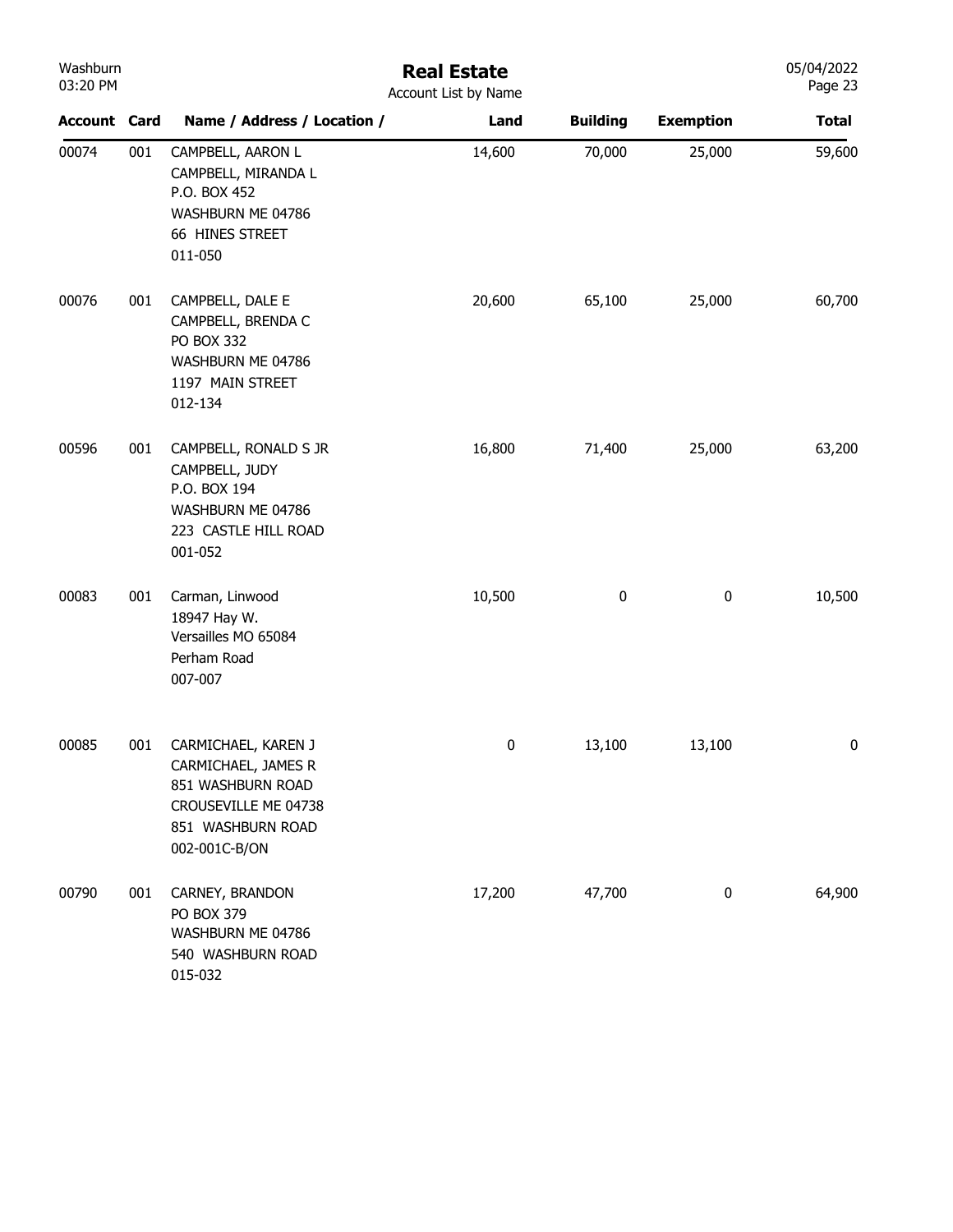# Real Estate

Account List by Name

| Account | Card | Name / Address / Location / | Land | Building | Exemption | Total |
|---|---|---|---|---|---|---|
| 00074 | 001 | CAMPBELL, AARON L<br>CAMPBELL, MIRANDA L<br>P.O. BOX 452<br>WASHBURN ME 04786<br>66 HINES STREET<br>011-050 | 14,600 | 70,000 | 25,000 | 59,600 |
| 00076 | 001 | CAMPBELL, DALE E<br>CAMPBELL, BRENDA C<br>PO BOX 332<br>WASHBURN ME 04786<br>1197 MAIN STREET<br>012-134 | 20,600 | 65,100 | 25,000 | 60,700 |
| 00596 | 001 | CAMPBELL, RONALD S JR<br>CAMPBELL, JUDY<br>P.O. BOX 194<br>WASHBURN ME 04786<br>223 CASTLE HILL ROAD<br>001-052 | 16,800 | 71,400 | 25,000 | 63,200 |
| 00083 | 001 | Carman, Linwood<br>18947 Hay W.<br>Versailles MO 65084<br>Perham Road<br>007-007 | 10,500 | 0 | 0 | 10,500 |
| 00085 | 001 | CARMICHAEL, KAREN J<br>CARMICHAEL, JAMES R<br>851 WASHBURN ROAD<br>CROUSEVILLE ME 04738<br>851 WASHBURN ROAD<br>002-001C-B/ON | 0 | 13,100 | 13,100 | 0 |
| 00790 | 001 | CARNEY, BRANDON<br>PO BOX 379<br>WASHBURN ME 04786<br>540 WASHBURN ROAD<br>015-032 | 17,200 | 47,700 | 0 | 64,900 |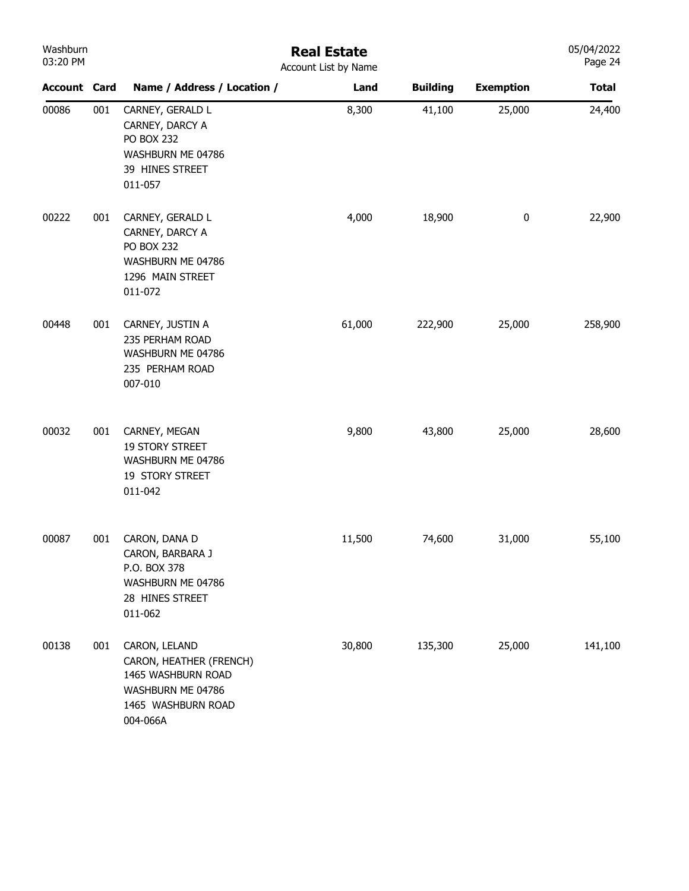# Real Estate

Account List by Name

| Account | Card | Name / Address / Location / | Land | Building | Exemption | Total |
|---|---|---|---|---|---|---|
| 00086 | 001 | CARNEY, GERALD L<br>CARNEY, DARCY A<br>PO BOX 232<br>WASHBURN ME 04786<br>39 HINES STREET<br>011-057 | 8,300 | 41,100 | 25,000 | 24,400 |
| 00222 | 001 | CARNEY, GERALD L<br>CARNEY, DARCY A<br>PO BOX 232<br>WASHBURN ME 04786<br>1296 MAIN STREET<br>011-072 | 4,000 | 18,900 | 0 | 22,900 |
| 00448 | 001 | CARNEY, JUSTIN A<br>235 PERHAM ROAD<br>WASHBURN ME 04786<br>235 PERHAM ROAD<br>007-010 | 61,000 | 222,900 | 25,000 | 258,900 |
| 00032 | 001 | CARNEY, MEGAN<br>19 STORY STREET<br>WASHBURN ME 04786<br>19 STORY STREET<br>011-042 | 9,800 | 43,800 | 25,000 | 28,600 |
| 00087 | 001 | CARON, DANA D<br>CARON, BARBARA J<br>P.O. BOX 378<br>WASHBURN ME 04786<br>28 HINES STREET<br>011-062 | 11,500 | 74,600 | 31,000 | 55,100 |
| 00138 | 001 | CARON, LELAND<br>CARON, HEATHER (FRENCH)<br>1465 WASHBURN ROAD<br>WASHBURN ME 04786<br>1465 WASHBURN ROAD<br>004-066A | 30,800 | 135,300 | 25,000 | 141,100 |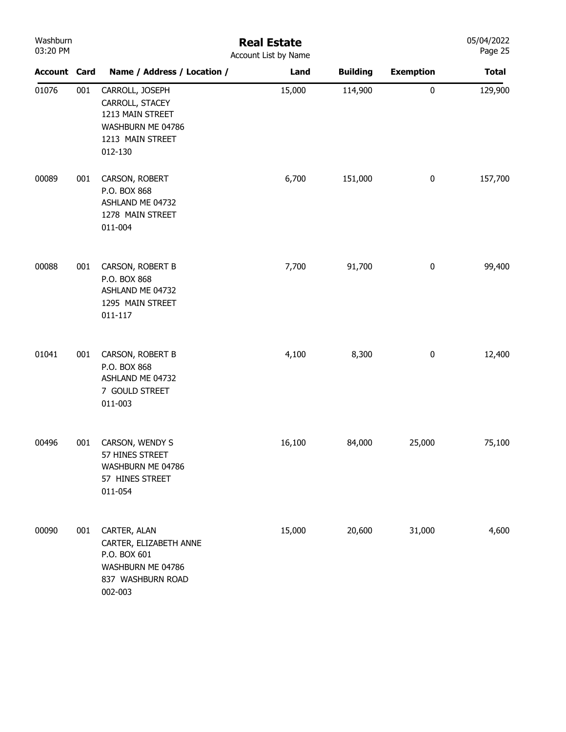# Real Estate

Account List by Name

| Account | Card | Name / Address / Location / | Land | Building | Exemption | Total |
|---|---|---|---|---|---|---|
| 01076 | 001 | CARROLL, JOSEPH<br>CARROLL, STACEY<br>1213 MAIN STREET<br>WASHBURN ME 04786<br>1213 MAIN STREET<br>012-130 | 15,000 | 114,900 | 0 | 129,900 |
| 00089 | 001 | CARSON, ROBERT<br>P.O. BOX 868<br>ASHLAND ME 04732<br>1278 MAIN STREET<br>011-004 | 6,700 | 151,000 | 0 | 157,700 |
| 00088 | 001 | CARSON, ROBERT B<br>P.O. BOX 868<br>ASHLAND ME 04732<br>1295 MAIN STREET<br>011-117 | 7,700 | 91,700 | 0 | 99,400 |
| 01041 | 001 | CARSON, ROBERT B<br>P.O. BOX 868<br>ASHLAND ME 04732<br>7 GOULD STREET<br>011-003 | 4,100 | 8,300 | 0 | 12,400 |
| 00496 | 001 | CARSON, WENDY S<br>57 HINES STREET<br>WASHBURN ME 04786<br>57 HINES STREET<br>011-054 | 16,100 | 84,000 | 25,000 | 75,100 |
| 00090 | 001 | CARTER, ALAN<br>CARTER, ELIZABETH ANNE<br>P.O. BOX 601<br>WASHBURN ME 04786<br>837 WASHBURN ROAD<br>002-003 | 15,000 | 20,600 | 31,000 | 4,600 |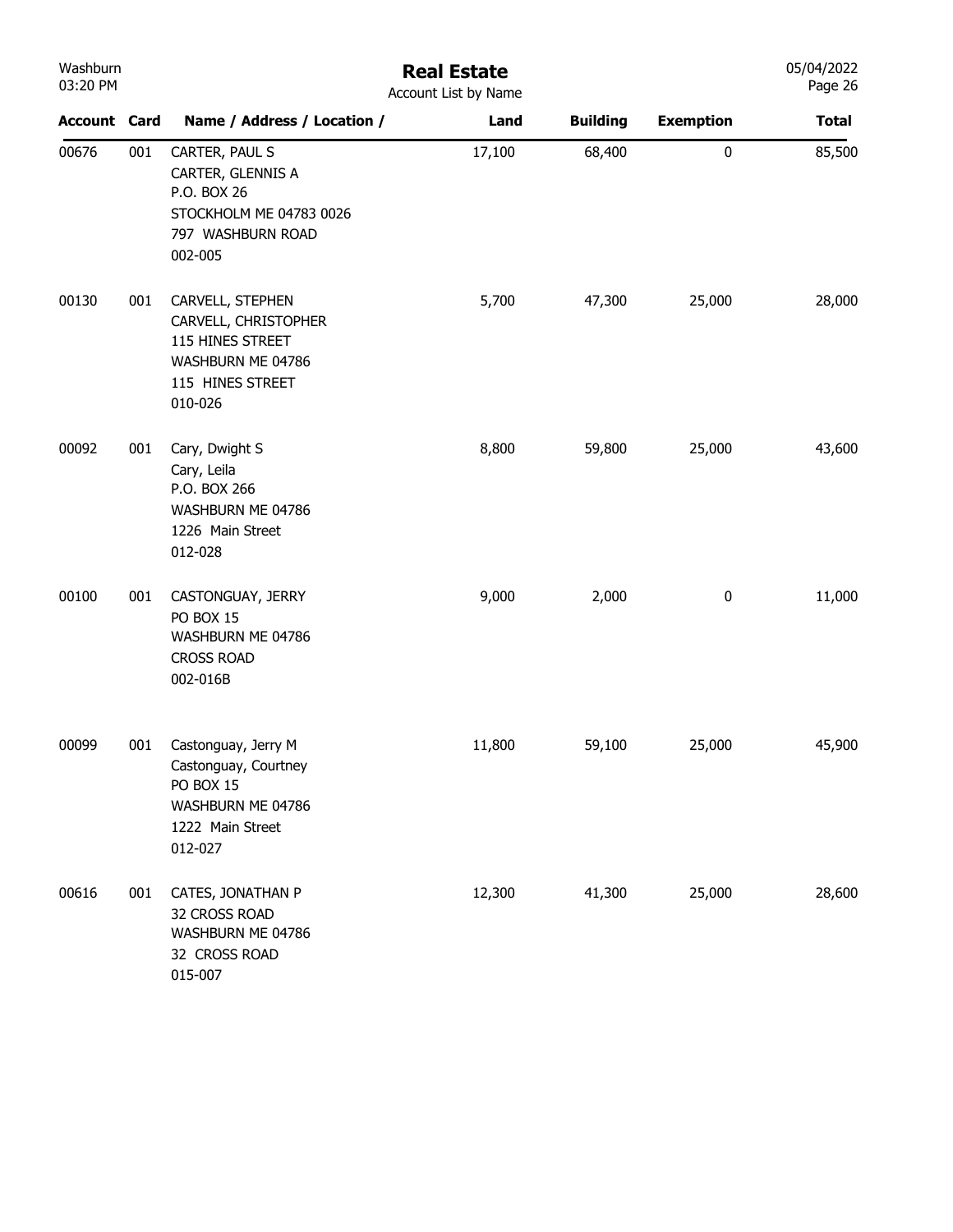# Real Estate

Account List by Name

| Account | Card | Name / Address / Location / | Land | Building | Exemption | Total |
|---|---|---|---|---|---|---|
| 00676 | 001 | CARTER, PAUL S<br>CARTER, GLENNIS A<br>P.O. BOX 26<br>STOCKHOLM ME 04783 0026<br>797 WASHBURN ROAD<br>002-005 | 17,100 | 68,400 | 0 | 85,500 |
| 00130 | 001 | CARVELL, STEPHEN<br>CARVELL, CHRISTOPHER<br>115 HINES STREET<br>WASHBURN ME 04786<br>115 HINES STREET<br>010-026 | 5,700 | 47,300 | 25,000 | 28,000 |
| 00092 | 001 | Cary, Dwight S<br>Cary, Leila<br>P.O. BOX 266<br>WASHBURN ME 04786<br>1226 Main Street<br>012-028 | 8,800 | 59,800 | 25,000 | 43,600 |
| 00100 | 001 | CASTONGUAY, JERRY<br>PO BOX 15<br>WASHBURN ME 04786<br>CROSS ROAD<br>002-016B | 9,000 | 2,000 | 0 | 11,000 |
| 00099 | 001 | Castonguay, Jerry M<br>Castonguay, Courtney<br>PO BOX 15<br>WASHBURN ME 04786<br>1222 Main Street<br>012-027 | 11,800 | 59,100 | 25,000 | 45,900 |
| 00616 | 001 | CATES, JONATHAN P<br>32 CROSS ROAD<br>WASHBURN ME 04786<br>32 CROSS ROAD<br>015-007 | 12,300 | 41,300 | 25,000 | 28,600 |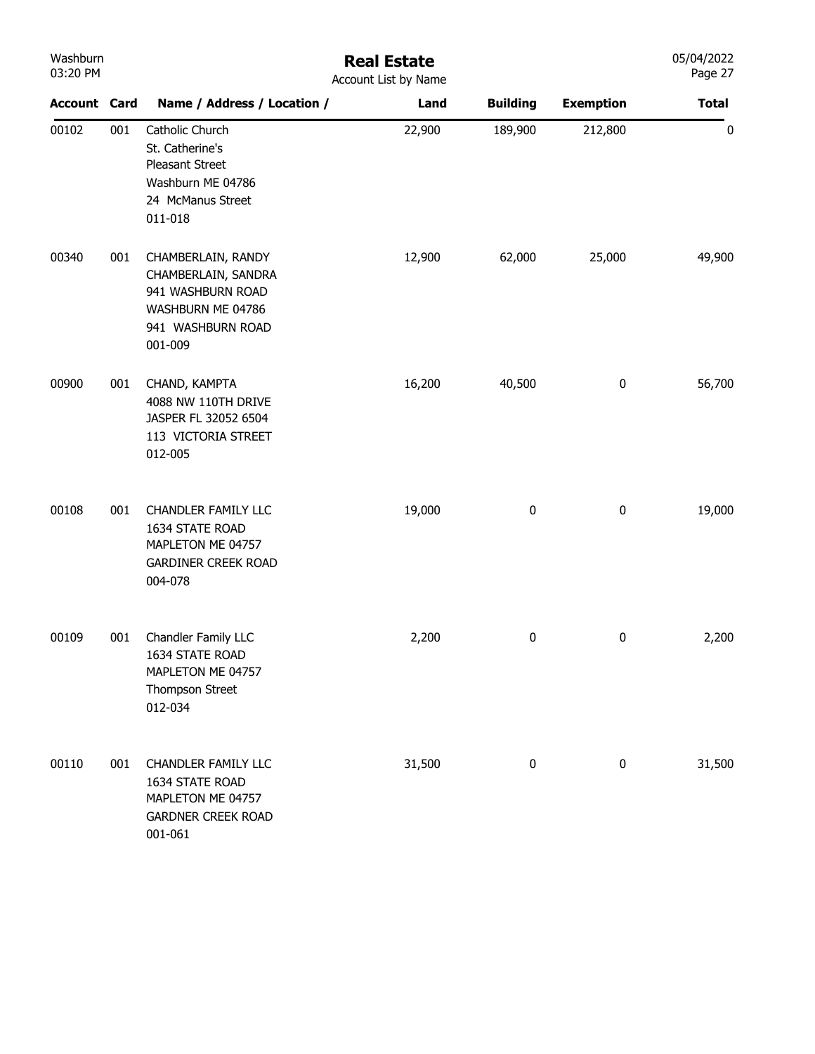# Real Estate

Account List by Name

| Account | Card | Name / Address / Location / | Land | Building | Exemption | Total |
|---|---|---|---|---|---|---|
| 00102 | 001 | Catholic Church<br>St. Catherine's<br>Pleasant Street<br>Washburn ME 04786<br>24 McManus Street<br>011-018 | 22,900 | 189,900 | 212,800 | 0 |
| 00340 | 001 | CHAMBERLAIN, RANDY<br>CHAMBERLAIN, SANDRA<br>941 WASHBURN ROAD<br>WASHBURN ME 04786<br>941 WASHBURN ROAD<br>001-009 | 12,900 | 62,000 | 25,000 | 49,900 |
| 00900 | 001 | CHAND, KAMPTA<br>4088 NW 110TH DRIVE<br>JASPER FL 32052 6504<br>113 VICTORIA STREET<br>012-005 | 16,200 | 40,500 | 0 | 56,700 |
| 00108 | 001 | CHANDLER FAMILY LLC<br>1634 STATE ROAD<br>MAPLETON ME 04757<br>GARDINER CREEK ROAD<br>004-078 | 19,000 | 0 | 0 | 19,000 |
| 00109 | 001 | Chandler Family LLC<br>1634 STATE ROAD<br>MAPLETON ME 04757<br>Thompson Street<br>012-034 | 2,200 | 0 | 0 | 2,200 |
| 00110 | 001 | CHANDLER FAMILY LLC<br>1634 STATE ROAD<br>MAPLETON ME 04757<br>GARDNER CREEK ROAD<br>001-061 | 31,500 | 0 | 0 | 31,500 |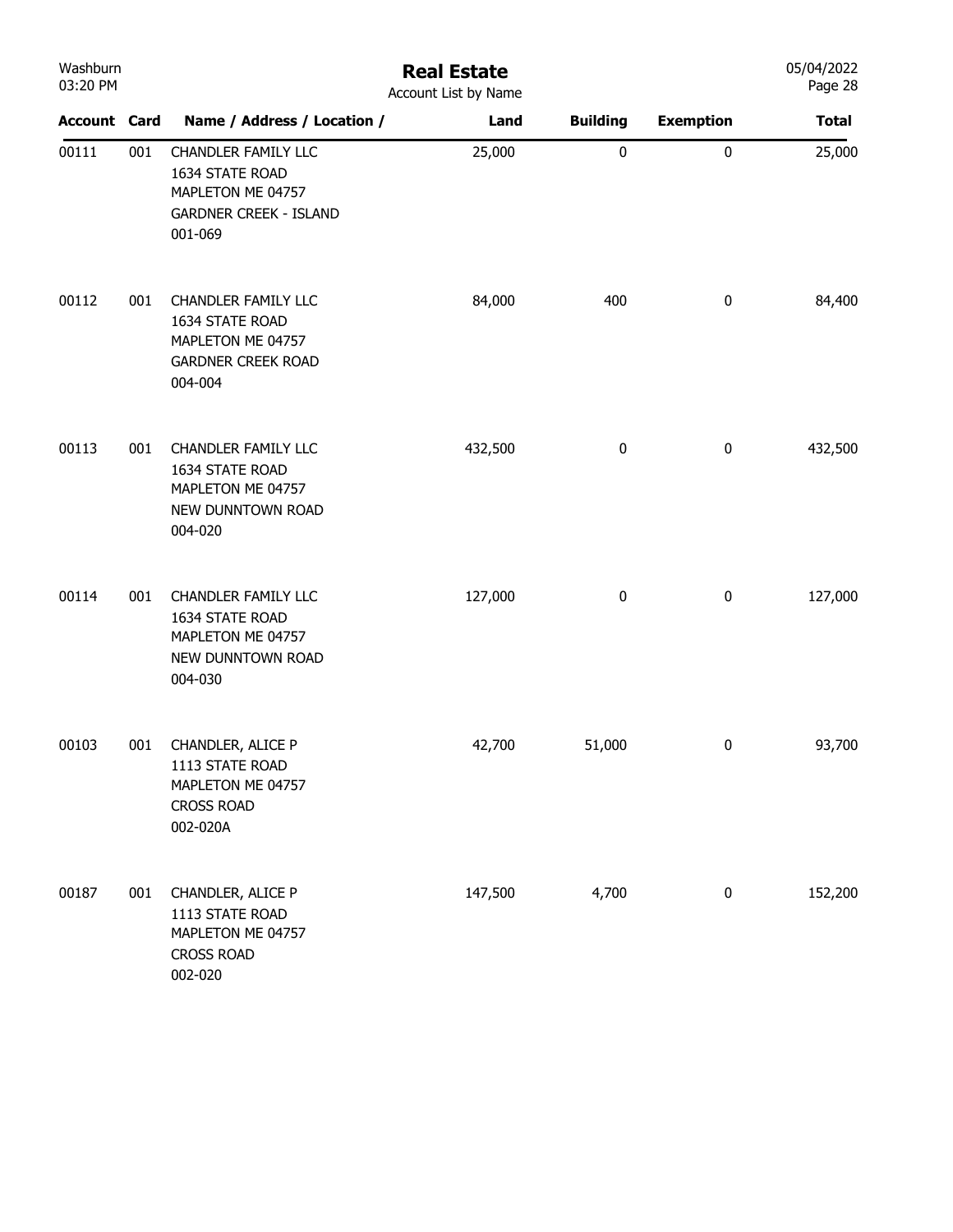# Real Estate

Account List by Name

| Account | Card | Name / Address / Location / | Land | Building | Exemption | Total |
|---|---|---|---|---|---|---|
| 00111 | 001 | CHANDLER FAMILY LLC<br>1634 STATE ROAD<br>MAPLETON ME 04757<br>GARDNER CREEK - ISLAND<br>001-069 | 25,000 | 0 | 0 | 25,000 |
| 00112 | 001 | CHANDLER FAMILY LLC<br>1634 STATE ROAD<br>MAPLETON ME 04757<br>GARDNER CREEK ROAD<br>004-004 | 84,000 | 400 | 0 | 84,400 |
| 00113 | 001 | CHANDLER FAMILY LLC<br>1634 STATE ROAD<br>MAPLETON ME 04757<br>NEW DUNNTOWN ROAD<br>004-020 | 432,500 | 0 | 0 | 432,500 |
| 00114 | 001 | CHANDLER FAMILY LLC<br>1634 STATE ROAD<br>MAPLETON ME 04757<br>NEW DUNNTOWN ROAD<br>004-030 | 127,000 | 0 | 0 | 127,000 |
| 00103 | 001 | CHANDLER, ALICE P<br>1113 STATE ROAD<br>MAPLETON ME 04757<br>CROSS ROAD<br>002-020A | 42,700 | 51,000 | 0 | 93,700 |
| 00187 | 001 | CHANDLER, ALICE P<br>1113 STATE ROAD<br>MAPLETON ME 04757<br>CROSS ROAD<br>002-020 | 147,500 | 4,700 | 0 | 152,200 |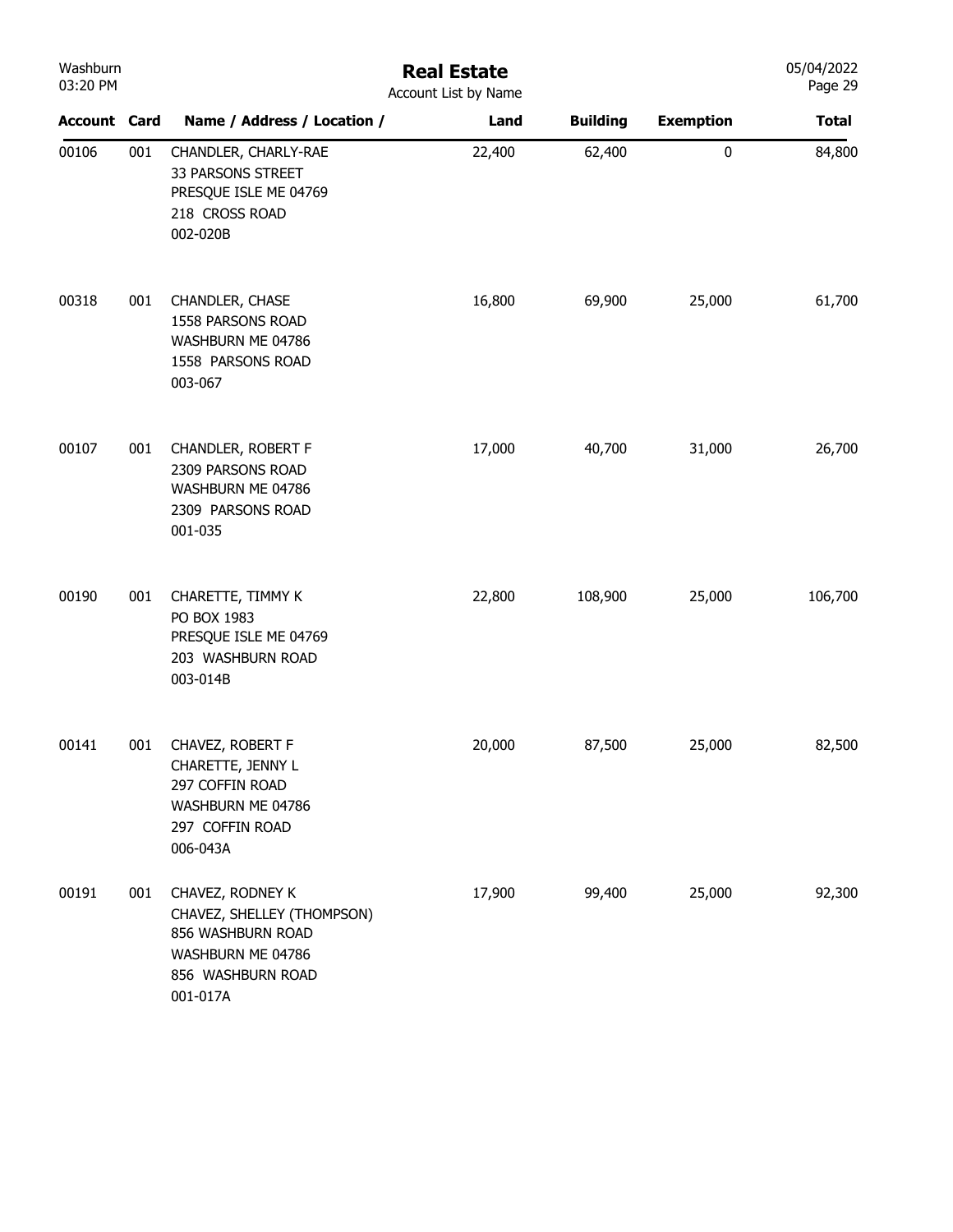# Real Estate

Account List by Name

| Account | Card | Name / Address / Location / | Land | Building | Exemption | Total |
|---|---|---|---|---|---|---|
| 00106 | 001 | CHANDLER, CHARLY-RAE<br>33 PARSONS STREET<br>PRESQUE ISLE ME 04769<br>218 CROSS ROAD<br>002-020B | 22,400 | 62,400 | 0 | 84,800 |
| 00318 | 001 | CHANDLER, CHASE<br>1558 PARSONS ROAD<br>WASHBURN ME 04786<br>1558 PARSONS ROAD<br>003-067 | 16,800 | 69,900 | 25,000 | 61,700 |
| 00107 | 001 | CHANDLER, ROBERT F<br>2309 PARSONS ROAD<br>WASHBURN ME 04786<br>2309 PARSONS ROAD<br>001-035 | 17,000 | 40,700 | 31,000 | 26,700 |
| 00190 | 001 | CHARETTE, TIMMY K<br>PO BOX 1983<br>PRESQUE ISLE ME 04769<br>203 WASHBURN ROAD<br>003-014B | 22,800 | 108,900 | 25,000 | 106,700 |
| 00141 | 001 | CHAVEZ, ROBERT F<br>CHARETTE, JENNY L<br>297 COFFIN ROAD<br>WASHBURN ME 04786<br>297 COFFIN ROAD<br>006-043A | 20,000 | 87,500 | 25,000 | 82,500 |
| 00191 | 001 | CHAVEZ, RODNEY K<br>CHAVEZ, SHELLEY (THOMPSON)<br>856 WASHBURN ROAD<br>WASHBURN ME 04786<br>856 WASHBURN ROAD<br>001-017A | 17,900 | 99,400 | 25,000 | 92,300 |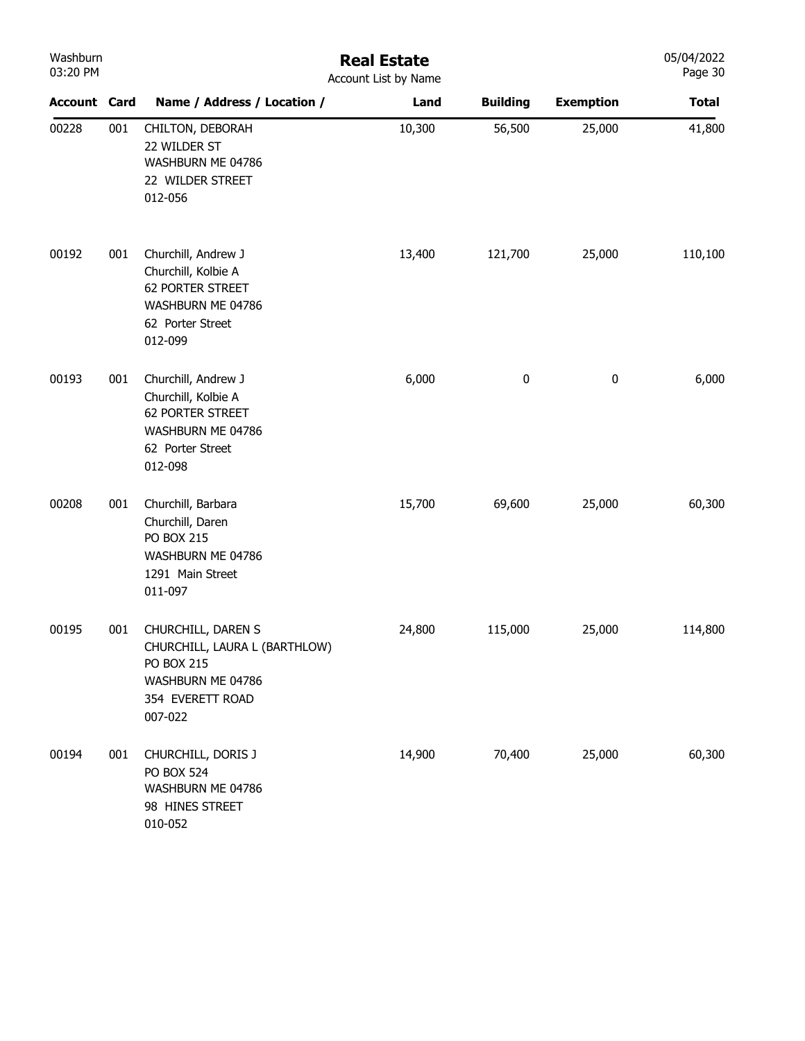# Real Estate

Account List by Name

| Account | Card | Name / Address / Location / | Land | Building | Exemption | Total |
|---|---|---|---|---|---|---|
| 00228 | 001 | CHILTON, DEBORAH<br>22 WILDER ST<br>WASHBURN ME 04786<br>22 WILDER STREET<br>012-056 | 10,300 | 56,500 | 25,000 | 41,800 |
| 00192 | 001 | Churchill, Andrew J<br>Churchill, Kolbie A<br>62 PORTER STREET<br>WASHBURN ME 04786<br>62 Porter Street<br>012-099 | 13,400 | 121,700 | 25,000 | 110,100 |
| 00193 | 001 | Churchill, Andrew J<br>Churchill, Kolbie A<br>62 PORTER STREET<br>WASHBURN ME 04786<br>62 Porter Street<br>012-098 | 6,000 | 0 | 0 | 6,000 |
| 00208 | 001 | Churchill, Barbara<br>Churchill, Daren<br>PO BOX 215<br>WASHBURN ME 04786<br>1291 Main Street<br>011-097 | 15,700 | 69,600 | 25,000 | 60,300 |
| 00195 | 001 | CHURCHILL, DAREN S<br>CHURCHILL, LAURA L (BARTHLOW)<br>PO BOX 215<br>WASHBURN ME 04786<br>354 EVERETT ROAD<br>007-022 | 24,800 | 115,000 | 25,000 | 114,800 |
| 00194 | 001 | CHURCHILL, DORIS J<br>PO BOX 524<br>WASHBURN ME 04786<br>98 HINES STREET<br>010-052 | 14,900 | 70,400 | 25,000 | 60,300 |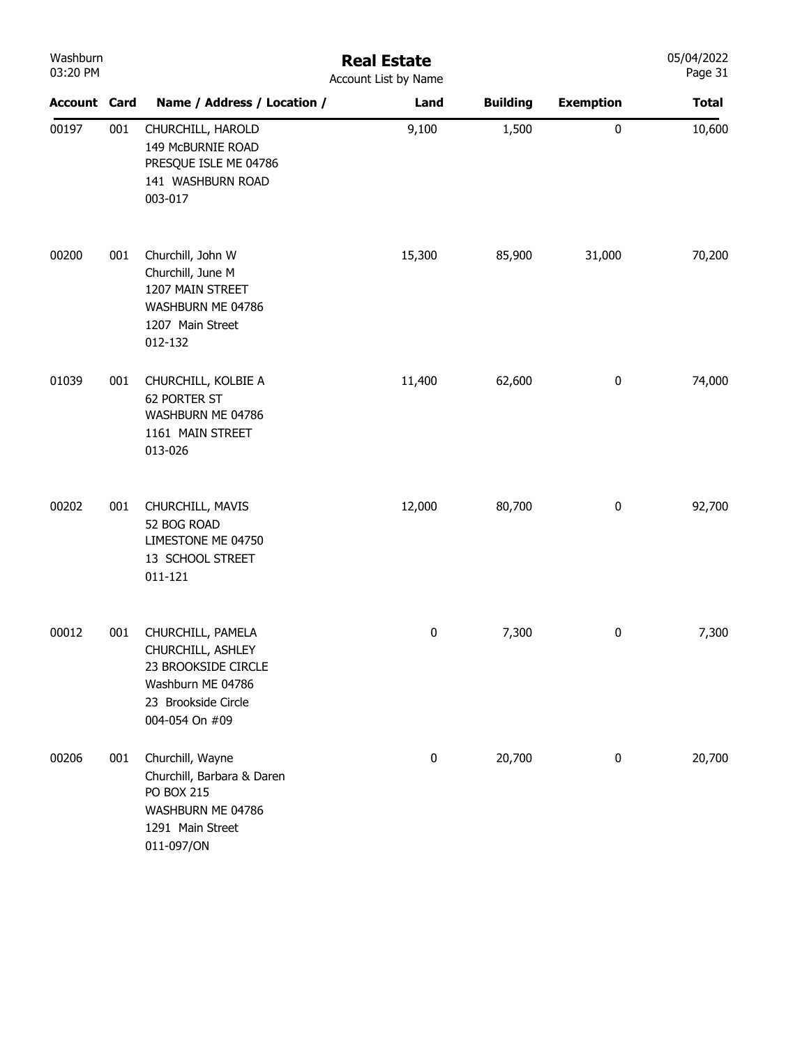# Real Estate

Account List by Name

| Account | Card | Name / Address / Location / | Land | Building | Exemption | Total |
|---|---|---|---|---|---|---|
| 00197 | 001 | CHURCHILL, HAROLD<br>149 McBURNIE ROAD<br>PRESQUE ISLE ME 04786<br>141 WASHBURN ROAD<br>003-017 | 9,100 | 1,500 | 0 | 10,600 |
| 00200 | 001 | Churchill, John W<br>Churchill, June M<br>1207 MAIN STREET<br>WASHBURN ME 04786<br>1207 Main Street<br>012-132 | 15,300 | 85,900 | 31,000 | 70,200 |
| 01039 | 001 | CHURCHILL, KOLBIE A<br>62 PORTER ST<br>WASHBURN ME 04786<br>1161 MAIN STREET<br>013-026 | 11,400 | 62,600 | 0 | 74,000 |
| 00202 | 001 | CHURCHILL, MAVIS<br>52 BOG ROAD<br>LIMESTONE ME 04750<br>13 SCHOOL STREET<br>011-121 | 12,000 | 80,700 | 0 | 92,700 |
| 00012 | 001 | CHURCHILL, PAMELA<br>CHURCHILL, ASHLEY<br>23 BROOKSIDE CIRCLE<br>Washburn ME 04786<br>23 Brookside Circle<br>004-054 On #09 | 0 | 7,300 | 0 | 7,300 |
| 00206 | 001 | Churchill, Wayne<br>Churchill, Barbara & Daren<br>PO BOX 215<br>WASHBURN ME 04786<br>1291 Main Street<br>011-097/ON | 0 | 20,700 | 0 | 20,700 |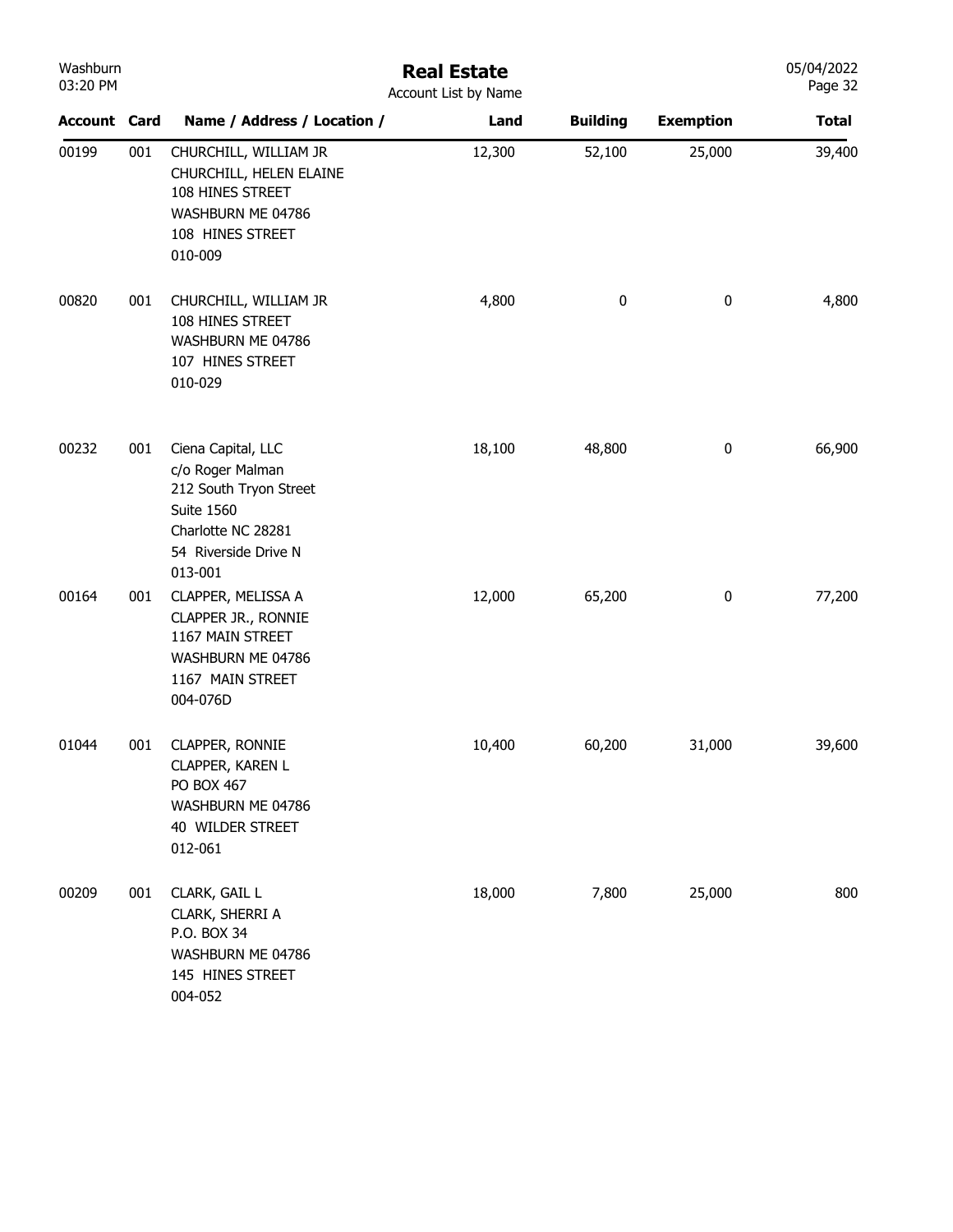# Real Estate

Account List by Name

| Account | Card | Name / Address / Location / | Land | Building | Exemption | Total |
|---|---|---|---|---|---|---|
| 00199 | 001 | CHURCHILL, WILLIAM JR<br>CHURCHILL, HELEN ELAINE<br>108 HINES STREET<br>WASHBURN ME 04786<br>108 HINES STREET<br>010-009 | 12,300 | 52,100 | 25,000 | 39,400 |
| 00820 | 001 | CHURCHILL, WILLIAM JR<br>108 HINES STREET<br>WASHBURN ME 04786<br>107 HINES STREET<br>010-029 | 4,800 | 0 | 0 | 4,800 |
| 00232 | 001 | Ciena Capital, LLC<br>c/o Roger Malman<br>212 South Tryon Street<br>Suite 1560<br>Charlotte NC 28281<br>54 Riverside Drive N<br>013-001 | 18,100 | 48,800 | 0 | 66,900 |
| 00164 | 001 | CLAPPER, MELISSA A<br>CLAPPER JR., RONNIE<br>1167 MAIN STREET<br>WASHBURN ME 04786<br>1167 MAIN STREET<br>004-076D | 12,000 | 65,200 | 0 | 77,200 |
| 01044 | 001 | CLAPPER, RONNIE<br>CLAPPER, KAREN L<br>PO BOX 467<br>WASHBURN ME 04786<br>40 WILDER STREET<br>012-061 | 10,400 | 60,200 | 31,000 | 39,600 |
| 00209 | 001 | CLARK, GAIL L<br>CLARK, SHERRI A<br>P.O. BOX 34<br>WASHBURN ME 04786<br>145 HINES STREET<br>004-052 | 18,000 | 7,800 | 25,000 | 800 |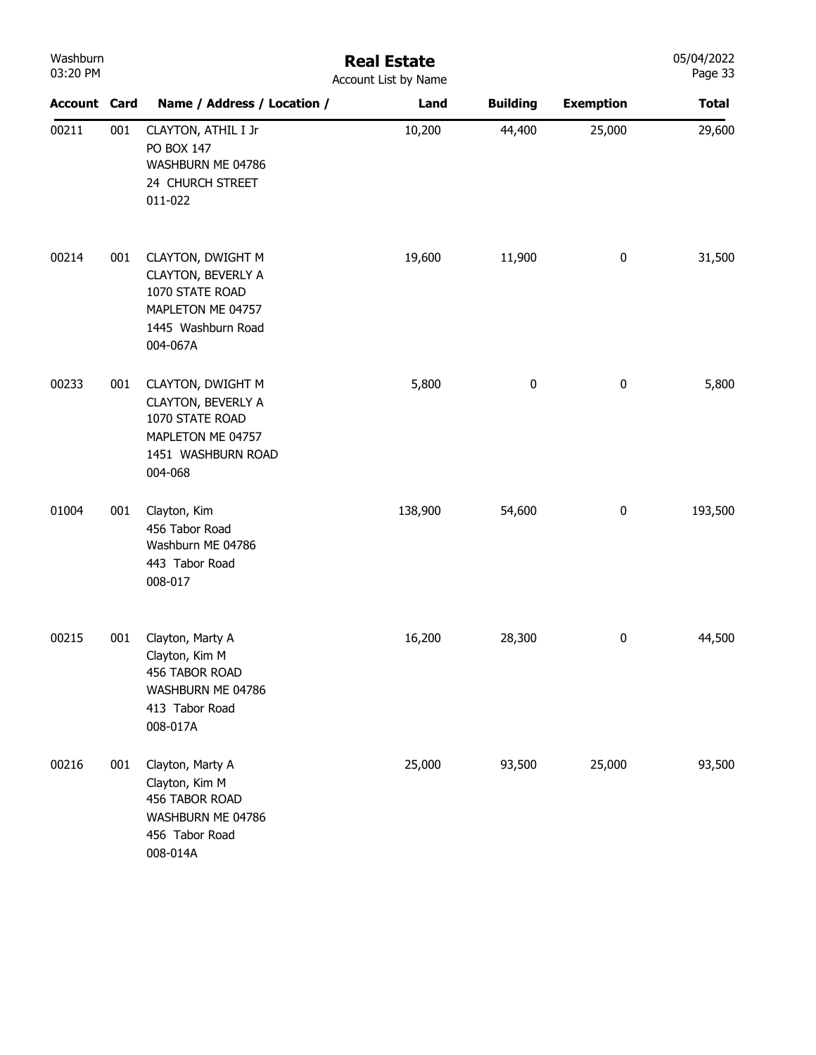# Real Estate

Account List by Name

| Account | Card | Name / Address / Location / | Land | Building | Exemption | Total |
|---|---|---|---|---|---|---|
| 00211 | 001 | CLAYTON, ATHIL I Jr<br>PO BOX 147<br>WASHBURN ME 04786<br>24 CHURCH STREET<br>011-022 | 10,200 | 44,400 | 25,000 | 29,600 |
| 00214 | 001 | CLAYTON, DWIGHT M<br>CLAYTON, BEVERLY A<br>1070 STATE ROAD<br>MAPLETON ME 04757<br>1445 Washburn Road<br>004-067A | 19,600 | 11,900 | 0 | 31,500 |
| 00233 | 001 | CLAYTON, DWIGHT M<br>CLAYTON, BEVERLY A<br>1070 STATE ROAD<br>MAPLETON ME 04757<br>1451 WASHBURN ROAD<br>004-068 | 5,800 | 0 | 0 | 5,800 |
| 01004 | 001 | Clayton, Kim<br>456 Tabor Road<br>Washburn ME 04786<br>443 Tabor Road<br>008-017 | 138,900 | 54,600 | 0 | 193,500 |
| 00215 | 001 | Clayton, Marty A<br>Clayton, Kim M<br>456 TABOR ROAD<br>WASHBURN ME 04786<br>413 Tabor Road<br>008-017A | 16,200 | 28,300 | 0 | 44,500 |
| 00216 | 001 | Clayton, Marty A<br>Clayton, Kim M<br>456 TABOR ROAD<br>WASHBURN ME 04786<br>456 Tabor Road<br>008-014A | 25,000 | 93,500 | 25,000 | 93,500 |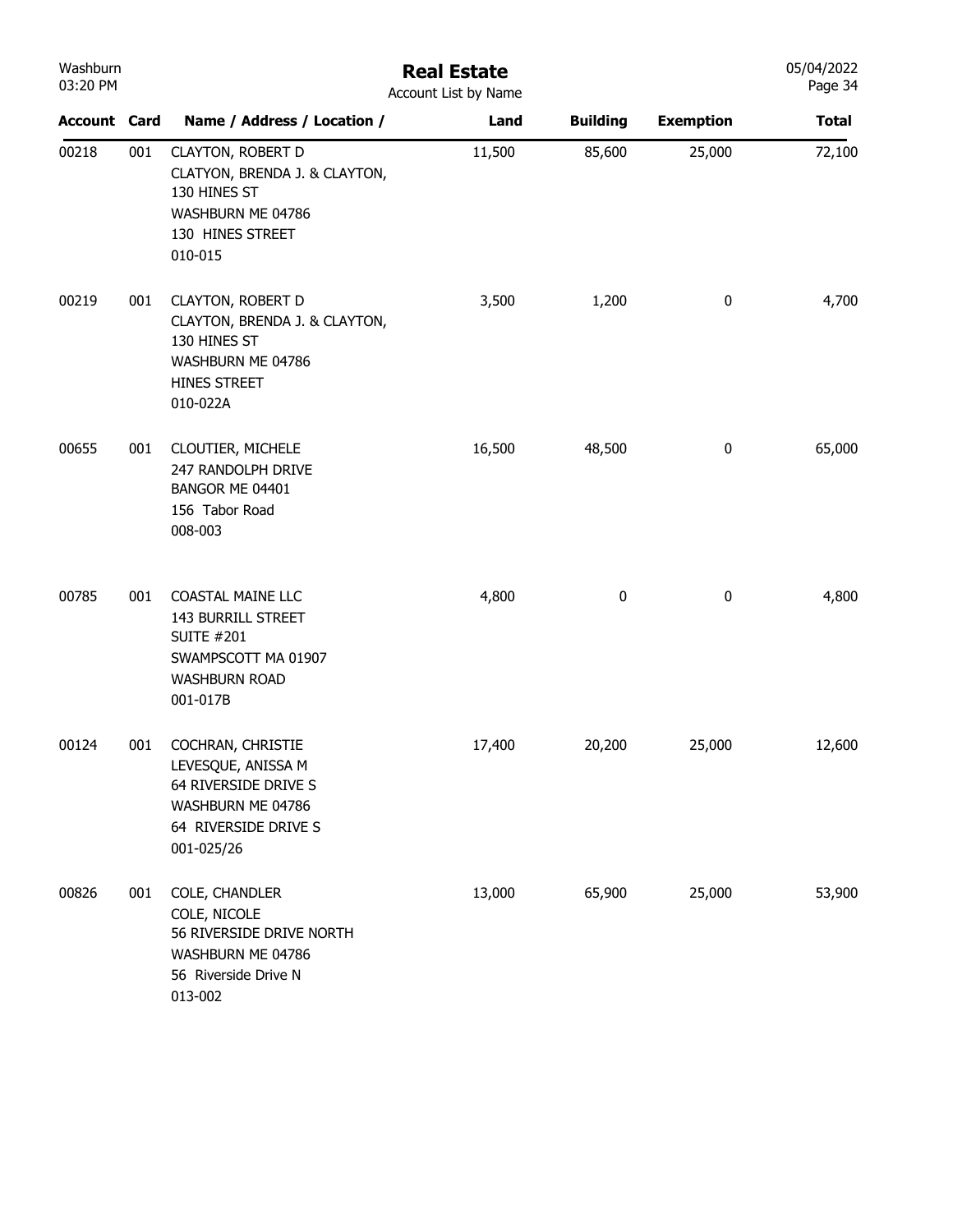| Account | Card | Name / Address / Location / | Land | Building | Exemption | Total |
|---|---|---|---|---|---|---|
| 00218 | 001 | CLAYTON, ROBERT D<br>CLATYON, BRENDA J. & CLAYTON,<br>130 HINES ST<br>WASHBURN ME 04786<br>130 HINES STREET<br>010-015 | 11,500 | 85,600 | 25,000 | 72,100 |
| 00219 | 001 | CLAYTON, ROBERT D<br>CLAYTON, BRENDA J. & CLAYTON,<br>130 HINES ST<br>WASHBURN ME 04786<br>HINES STREET<br>010-022A | 3,500 | 1,200 | 0 | 4,700 |
| 00655 | 001 | CLOUTIER, MICHELE<br>247 RANDOLPH DRIVE<br>BANGOR ME 04401<br>156 Tabor Road<br>008-003 | 16,500 | 48,500 | 0 | 65,000 |
| 00785 | 001 | COASTAL MAINE LLC<br>143 BURRILL STREET<br>SUITE #201<br>SWAMPSCOTT MA 01907<br>WASHBURN ROAD<br>001-017B | 4,800 | 0 | 0 | 4,800 |
| 00124 | 001 | COCHRAN, CHRISTIE<br>LEVESQUE, ANISSA M<br>64 RIVERSIDE DRIVE S<br>WASHBURN ME 04786<br>64 RIVERSIDE DRIVE S<br>001-025/26 | 17,400 | 20,200 | 25,000 | 12,600 |
| 00826 | 001 | COLE, CHANDLER<br>COLE, NICOLE<br>56 RIVERSIDE DRIVE NORTH<br>WASHBURN ME 04786<br>56 Riverside Drive N<br>013-002 | 13,000 | 65,900 | 25,000 | 53,900 |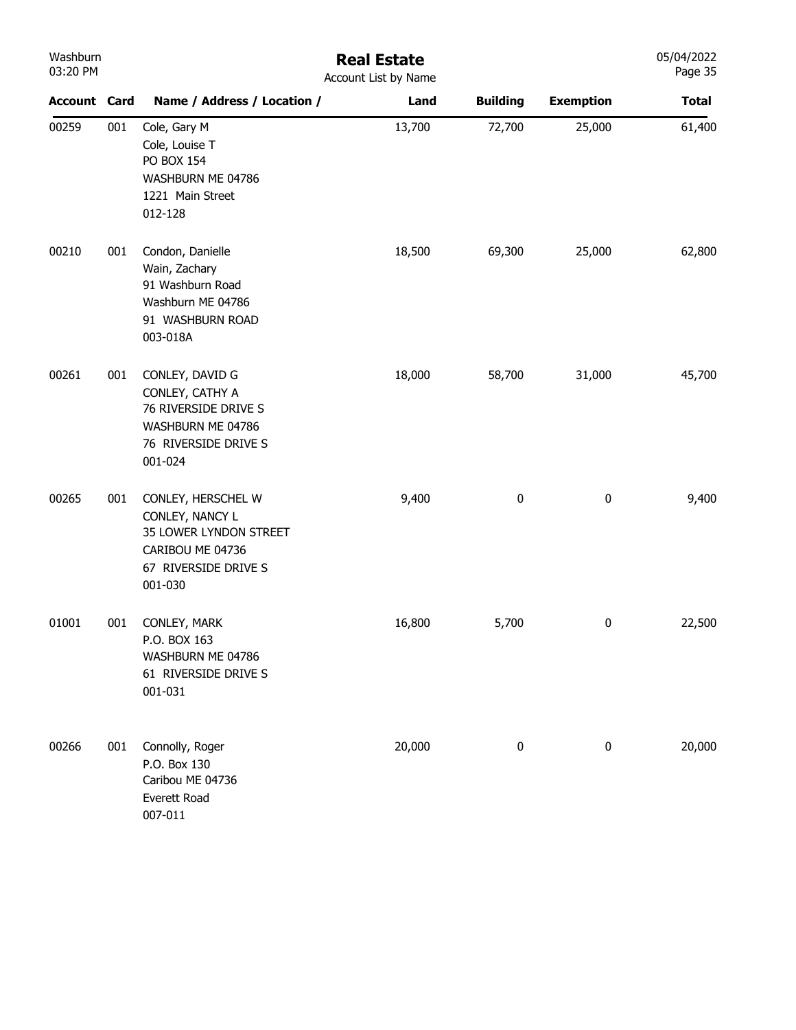# Real Estate

Account List by Name

| Account | Card | Name / Address / Location / | Land | Building | Exemption | Total |
|---|---|---|---|---|---|---|
| 00259 | 001 | Cole, Gary M<br>Cole, Louise T<br>PO BOX 154<br>WASHBURN ME 04786<br>1221 Main Street<br>012-128 | 13,700 | 72,700 | 25,000 | 61,400 |
| 00210 | 001 | Condon, Danielle<br>Wain, Zachary<br>91 Washburn Road<br>Washburn ME 04786<br>91 WASHBURN ROAD<br>003-018A | 18,500 | 69,300 | 25,000 | 62,800 |
| 00261 | 001 | CONLEY, DAVID G<br>CONLEY, CATHY A<br>76 RIVERSIDE DRIVE S<br>WASHBURN ME 04786<br>76 RIVERSIDE DRIVE S<br>001-024 | 18,000 | 58,700 | 31,000 | 45,700 |
| 00265 | 001 | CONLEY, HERSCHEL W<br>CONLEY, NANCY L<br>35 LOWER LYNDON STREET<br>CARIBOU ME 04736<br>67 RIVERSIDE DRIVE S<br>001-030 | 9,400 | 0 | 0 | 9,400 |
| 01001 | 001 | CONLEY, MARK<br>P.O. BOX 163<br>WASHBURN ME 04786<br>61 RIVERSIDE DRIVE S<br>001-031 | 16,800 | 5,700 | 0 | 22,500 |
| 00266 | 001 | Connolly, Roger<br>P.O. Box 130<br>Caribou ME 04736<br>Everett Road<br>007-011 | 20,000 | 0 | 0 | 20,000 |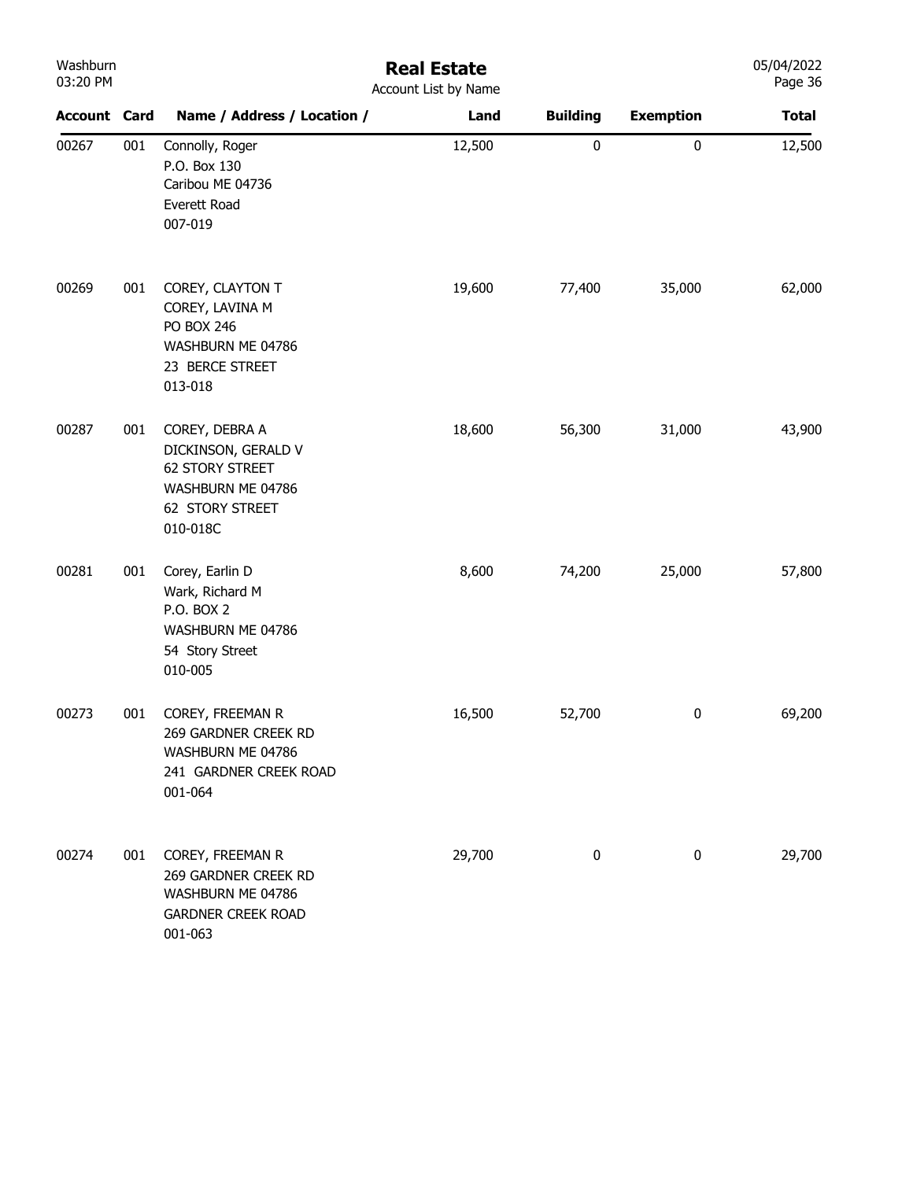# Real Estate

Account List by Name

| Account | Card | Name / Address / Location / | Land | Building | Exemption | Total |
|---|---|---|---|---|---|---|
| 00267 | 001 | Connolly, Roger<br>P.O. Box 130<br>Caribou ME 04736<br>Everett Road<br>007-019 | 12,500 | 0 | 0 | 12,500 |
| 00269 | 001 | COREY, CLAYTON T<br>COREY, LAVINA M<br>PO BOX 246<br>WASHBURN ME 04786<br>23 BERCE STREET<br>013-018 | 19,600 | 77,400 | 35,000 | 62,000 |
| 00287 | 001 | COREY, DEBRA A<br>DICKINSON, GERALD V<br>62 STORY STREET<br>WASHBURN ME 04786<br>62 STORY STREET<br>010-018C | 18,600 | 56,300 | 31,000 | 43,900 |
| 00281 | 001 | Corey, Earlin D<br>Wark, Richard M<br>P.O. BOX 2<br>WASHBURN ME 04786<br>54 Story Street<br>010-005 | 8,600 | 74,200 | 25,000 | 57,800 |
| 00273 | 001 | COREY, FREEMAN R<br>269 GARDNER CREEK RD<br>WASHBURN ME 04786<br>241 GARDNER CREEK ROAD<br>001-064 | 16,500 | 52,700 | 0 | 69,200 |
| 00274 | 001 | COREY, FREEMAN R<br>269 GARDNER CREEK RD<br>WASHBURN ME 04786<br>GARDNER CREEK ROAD<br>001-063 | 29,700 | 0 | 0 | 29,700 |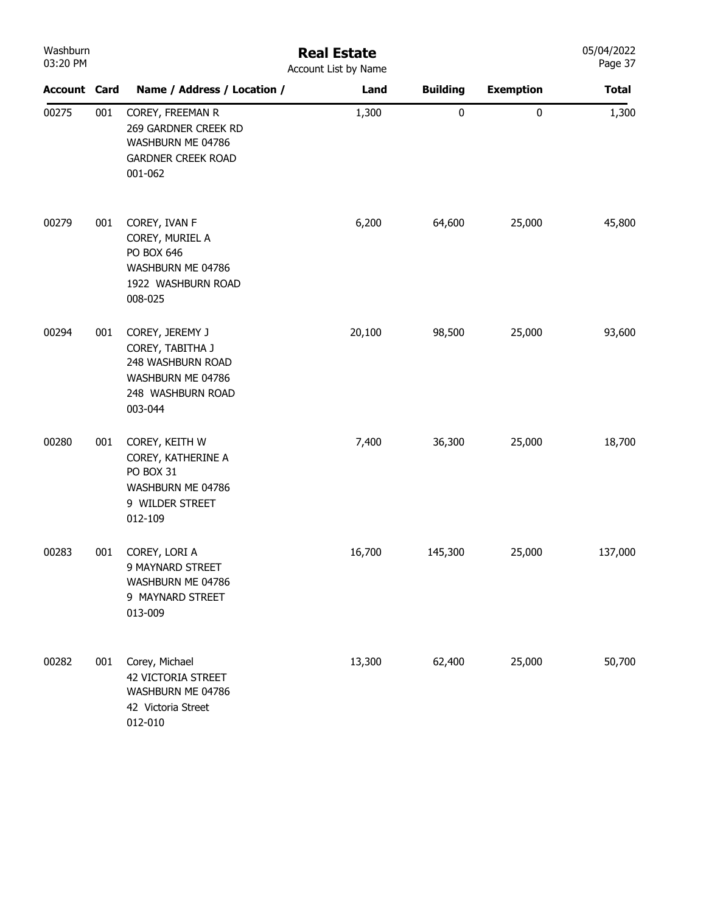# Real Estate

Account List by Name

| Account | Card | Name / Address / Location / | Land | Building | Exemption | Total |
|---|---|---|---|---|---|---|
| 00275 | 001 | COREY, FREEMAN R<br>269 GARDNER CREEK RD<br>WASHBURN ME 04786<br>GARDNER CREEK ROAD<br>001-062 | 1,300 | 0 | 0 | 1,300 |
| 00279 | 001 | COREY, IVAN F<br>COREY, MURIEL A<br>PO BOX 646<br>WASHBURN ME 04786<br>1922 WASHBURN ROAD<br>008-025 | 6,200 | 64,600 | 25,000 | 45,800 |
| 00294 | 001 | COREY, JEREMY J<br>COREY, TABITHA J<br>248 WASHBURN ROAD<br>WASHBURN ME 04786<br>248 WASHBURN ROAD<br>003-044 | 20,100 | 98,500 | 25,000 | 93,600 |
| 00280 | 001 | COREY, KEITH W<br>COREY, KATHERINE A<br>PO BOX 31<br>WASHBURN ME 04786<br>9 WILDER STREET<br>012-109 | 7,400 | 36,300 | 25,000 | 18,700 |
| 00283 | 001 | COREY, LORI A<br>9 MAYNARD STREET<br>WASHBURN ME 04786<br>9 MAYNARD STREET<br>013-009 | 16,700 | 145,300 | 25,000 | 137,000 |
| 00282 | 001 | Corey, Michael<br>42 VICTORIA STREET<br>WASHBURN ME 04786<br>42 Victoria Street<br>012-010 | 13,300 | 62,400 | 25,000 | 50,700 |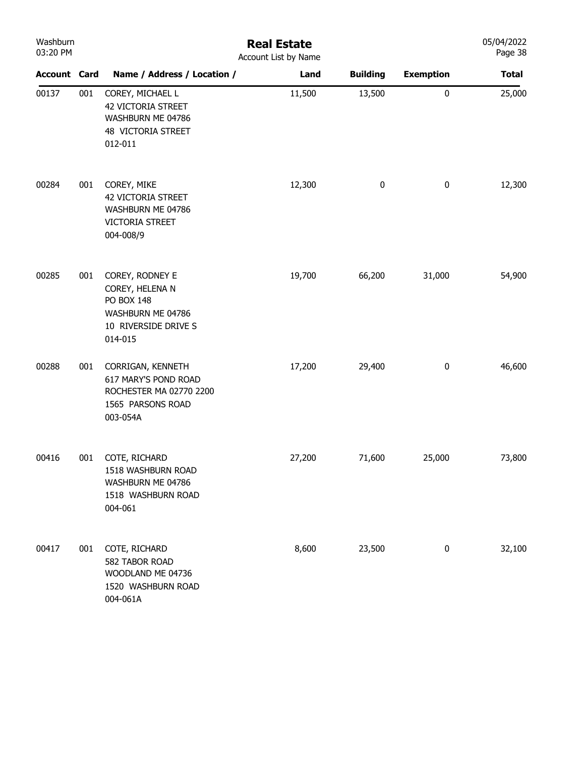# Real Estate

Account List by Name

| Account | Card | Name / Address / Location / | Land | Building | Exemption | Total |
|---|---|---|---|---|---|---|
| 00137 | 001 | COREY, MICHAEL L<br>42 VICTORIA STREET<br>WASHBURN ME 04786<br>48 VICTORIA STREET<br>012-011 | 11,500 | 13,500 | 0 | 25,000 |
| 00284 | 001 | COREY, MIKE<br>42 VICTORIA STREET<br>WASHBURN ME 04786<br>VICTORIA STREET<br>004-008/9 | 12,300 | 0 | 0 | 12,300 |
| 00285 | 001 | COREY, RODNEY E<br>COREY, HELENA N<br>PO BOX 148<br>WASHBURN ME 04786<br>10 RIVERSIDE DRIVE S<br>014-015 | 19,700 | 66,200 | 31,000 | 54,900 |
| 00288 | 001 | CORRIGAN, KENNETH<br>617 MARY'S POND ROAD<br>ROCHESTER MA 02770 2200<br>1565 PARSONS ROAD<br>003-054A | 17,200 | 29,400 | 0 | 46,600 |
| 00416 | 001 | COTE, RICHARD<br>1518 WASHBURN ROAD<br>WASHBURN ME 04786<br>1518 WASHBURN ROAD<br>004-061 | 27,200 | 71,600 | 25,000 | 73,800 |
| 00417 | 001 | COTE, RICHARD<br>582 TABOR ROAD<br>WOODLAND ME 04736<br>1520 WASHBURN ROAD<br>004-061A | 8,600 | 23,500 | 0 | 32,100 |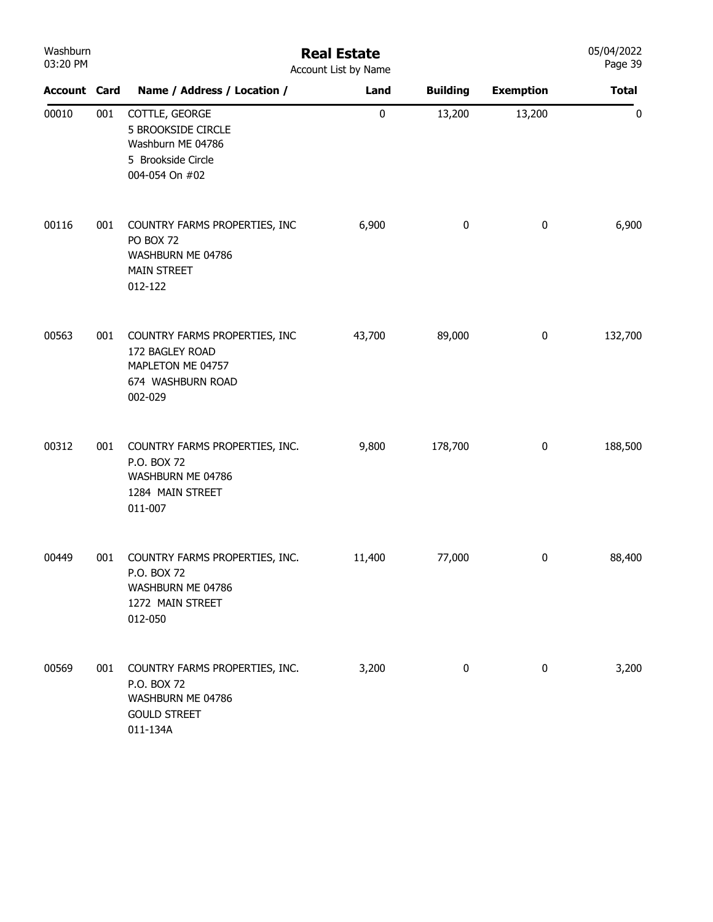# Real Estate

Account List by Name

| Account | Card | Name / Address / Location / | Land | Building | Exemption | Total |
|---|---|---|---|---|---|---|
| 00010 | 001 | COTTLE, GEORGE<br>5 BROOKSIDE CIRCLE<br>Washburn ME 04786<br>5 Brookside Circle<br>004-054 On #02 | 0 | 13,200 | 13,200 | 0 |
| 00116 | 001 | COUNTRY FARMS PROPERTIES, INC<br>PO BOX 72<br>WASHBURN ME 04786<br>MAIN STREET<br>012-122 | 6,900 | 0 | 0 | 6,900 |
| 00563 | 001 | COUNTRY FARMS PROPERTIES, INC<br>172 BAGLEY ROAD<br>MAPLETON ME 04757<br>674 WASHBURN ROAD<br>002-029 | 43,700 | 89,000 | 0 | 132,700 |
| 00312 | 001 | COUNTRY FARMS PROPERTIES, INC.<br>P.O. BOX 72<br>WASHBURN ME 04786<br>1284 MAIN STREET<br>011-007 | 9,800 | 178,700 | 0 | 188,500 |
| 00449 | 001 | COUNTRY FARMS PROPERTIES, INC.<br>P.O. BOX 72<br>WASHBURN ME 04786<br>1272 MAIN STREET<br>012-050 | 11,400 | 77,000 | 0 | 88,400 |
| 00569 | 001 | COUNTRY FARMS PROPERTIES, INC.<br>P.O. BOX 72<br>WASHBURN ME 04786<br>GOULD STREET<br>011-134A | 3,200 | 0 | 0 | 3,200 |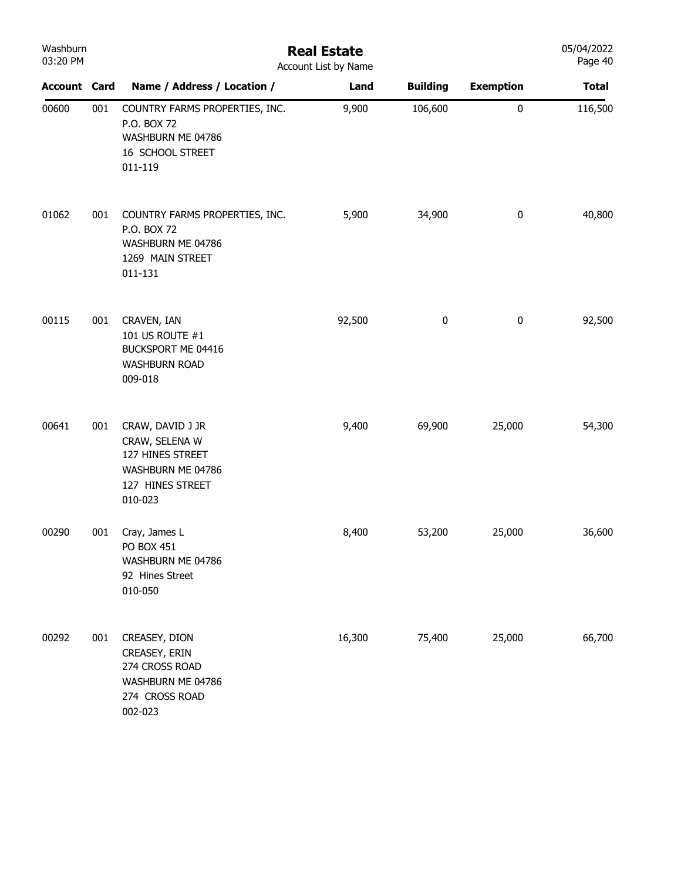# Real Estate

Account List by Name

| Account | Card | Name / Address / Location / | Land | Building | Exemption | Total |
|---|---|---|---|---|---|---|
| 00600 | 001 | COUNTRY FARMS PROPERTIES, INC.<br>P.O. BOX 72<br>WASHBURN ME 04786<br>16 SCHOOL STREET<br>011-119 | 9,900 | 106,600 | 0 | 116,500 |
| 01062 | 001 | COUNTRY FARMS PROPERTIES, INC.<br>P.O. BOX 72<br>WASHBURN ME 04786<br>1269 MAIN STREET<br>011-131 | 5,900 | 34,900 | 0 | 40,800 |
| 00115 | 001 | CRAVEN, IAN<br>101 US ROUTE #1<br>BUCKSPORT ME 04416<br>WASHBURN ROAD<br>009-018 | 92,500 | 0 | 0 | 92,500 |
| 00641 | 001 | CRAW, DAVID J JR<br>CRAW, SELENA W<br>127 HINES STREET<br>WASHBURN ME 04786<br>127 HINES STREET<br>010-023 | 9,400 | 69,900 | 25,000 | 54,300 |
| 00290 | 001 | Cray, James L<br>PO BOX 451<br>WASHBURN ME 04786<br>92 Hines Street<br>010-050 | 8,400 | 53,200 | 25,000 | 36,600 |
| 00292 | 001 | CREASEY, DION<br>CREASEY, ERIN<br>274 CROSS ROAD<br>WASHBURN ME 04786<br>274 CROSS ROAD<br>002-023 | 16,300 | 75,400 | 25,000 | 66,700 |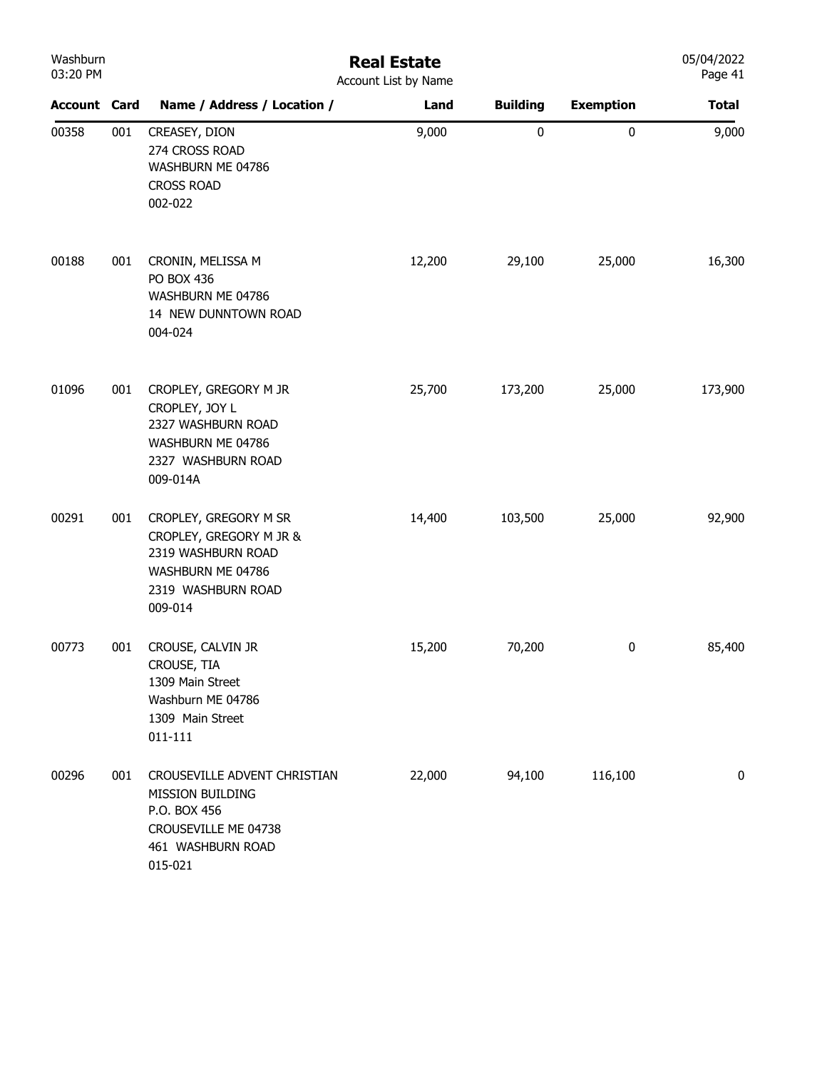# Real Estate

Account List by Name

| Account | Card | Name / Address / Location / | Land | Building | Exemption | Total |
|---|---|---|---|---|---|---|
| 00358 | 001 | CREASEY, DION<br>274 CROSS ROAD<br>WASHBURN ME 04786<br>CROSS ROAD<br>002-022 | 9,000 | 0 | 0 | 9,000 |
| 00188 | 001 | CRONIN, MELISSA M<br>PO BOX 436<br>WASHBURN ME 04786<br>14 NEW DUNNTOWN ROAD<br>004-024 | 12,200 | 29,100 | 25,000 | 16,300 |
| 01096 | 001 | CROPLEY, GREGORY M JR<br>CROPLEY, JOY L<br>2327 WASHBURN ROAD<br>WASHBURN ME 04786<br>2327 WASHBURN ROAD<br>009-014A | 25,700 | 173,200 | 25,000 | 173,900 |
| 00291 | 001 | CROPLEY, GREGORY M SR<br>CROPLEY, GREGORY M JR &<br>2319 WASHBURN ROAD<br>WASHBURN ME 04786<br>2319 WASHBURN ROAD<br>009-014 | 14,400 | 103,500 | 25,000 | 92,900 |
| 00773 | 001 | CROUSE, CALVIN JR<br>CROUSE, TIA<br>1309 Main Street<br>Washburn ME 04786<br>1309 Main Street<br>011-111 | 15,200 | 70,200 | 0 | 85,400 |
| 00296 | 001 | CROUSEVILLE ADVENT CHRISTIAN<br>MISSION BUILDING<br>P.O. BOX 456<br>CROUSEVILLE ME 04738<br>461 WASHBURN ROAD<br>015-021 | 22,000 | 94,100 | 116,100 | 0 |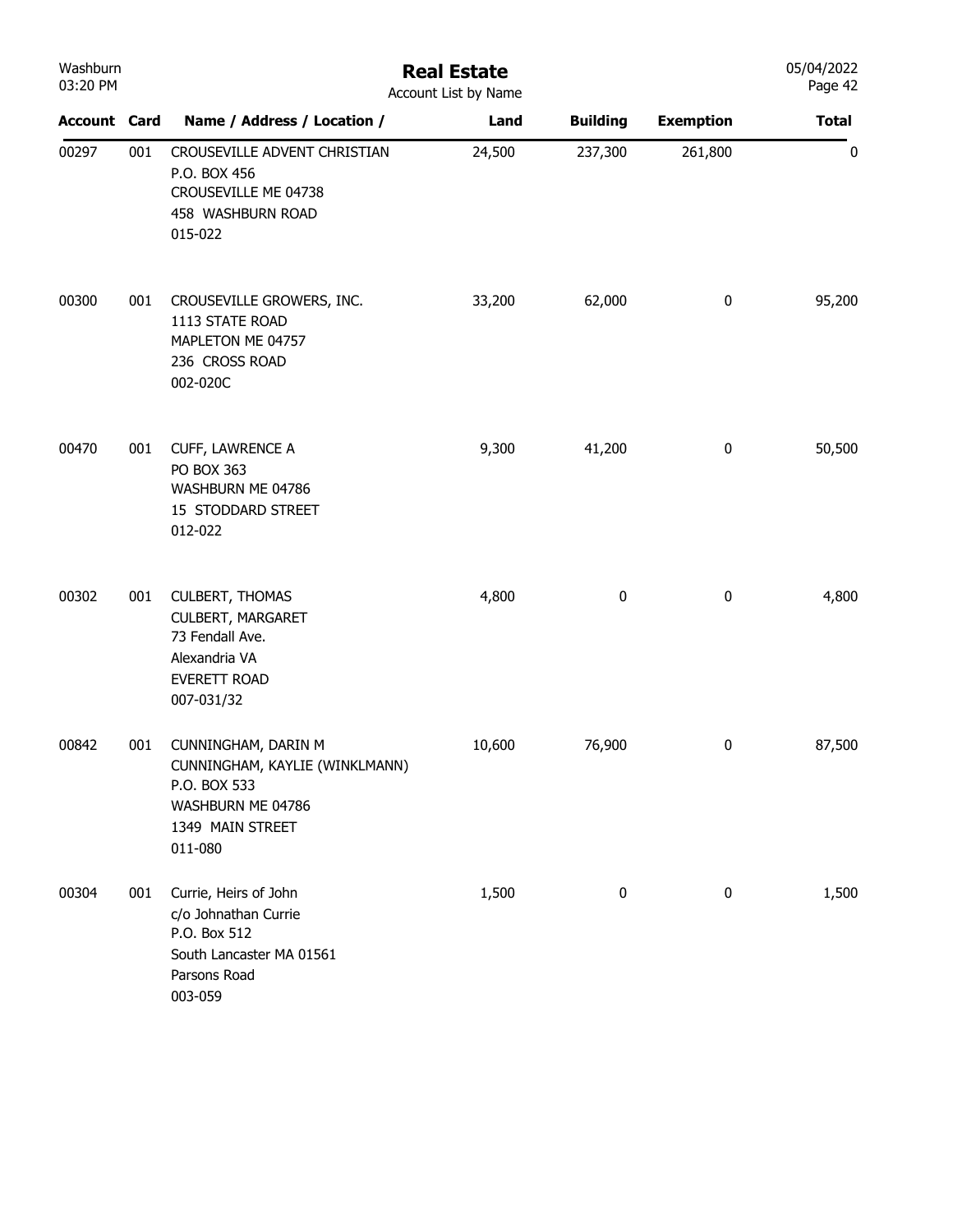# Real Estate

Account List by Name

| Account | Card | Name / Address / Location / | Land | Building | Exemption | Total |
|---|---|---|---|---|---|---|
| 00297 | 001 | CROUSEVILLE ADVENT CHRISTIAN<br>P.O. BOX 456<br>CROUSEVILLE ME 04738<br>458 WASHBURN ROAD<br>015-022 | 24,500 | 237,300 | 261,800 | 0 |
| 00300 | 001 | CROUSEVILLE GROWERS, INC.<br>1113 STATE ROAD<br>MAPLETON ME 04757<br>236 CROSS ROAD<br>002-020C | 33,200 | 62,000 | 0 | 95,200 |
| 00470 | 001 | CUFF, LAWRENCE A<br>PO BOX 363<br>WASHBURN ME 04786<br>15 STODDARD STREET<br>012-022 | 9,300 | 41,200 | 0 | 50,500 |
| 00302 | 001 | CULBERT, THOMAS<br>CULBERT, MARGARET<br>73 Fendall Ave.<br>Alexandria VA<br>EVERETT ROAD<br>007-031/32 | 4,800 | 0 | 0 | 4,800 |
| 00842 | 001 | CUNNINGHAM, DARIN M<br>CUNNINGHAM, KAYLIE (WINKLMANN)<br>P.O. BOX 533<br>WASHBURN ME 04786<br>1349 MAIN STREET<br>011-080 | 10,600 | 76,900 | 0 | 87,500 |
| 00304 | 001 | Currie, Heirs of John<br>c/o Johnathan Currie<br>P.O. Box 512<br>South Lancaster MA 01561<br>Parsons Road<br>003-059 | 1,500 | 0 | 0 | 1,500 |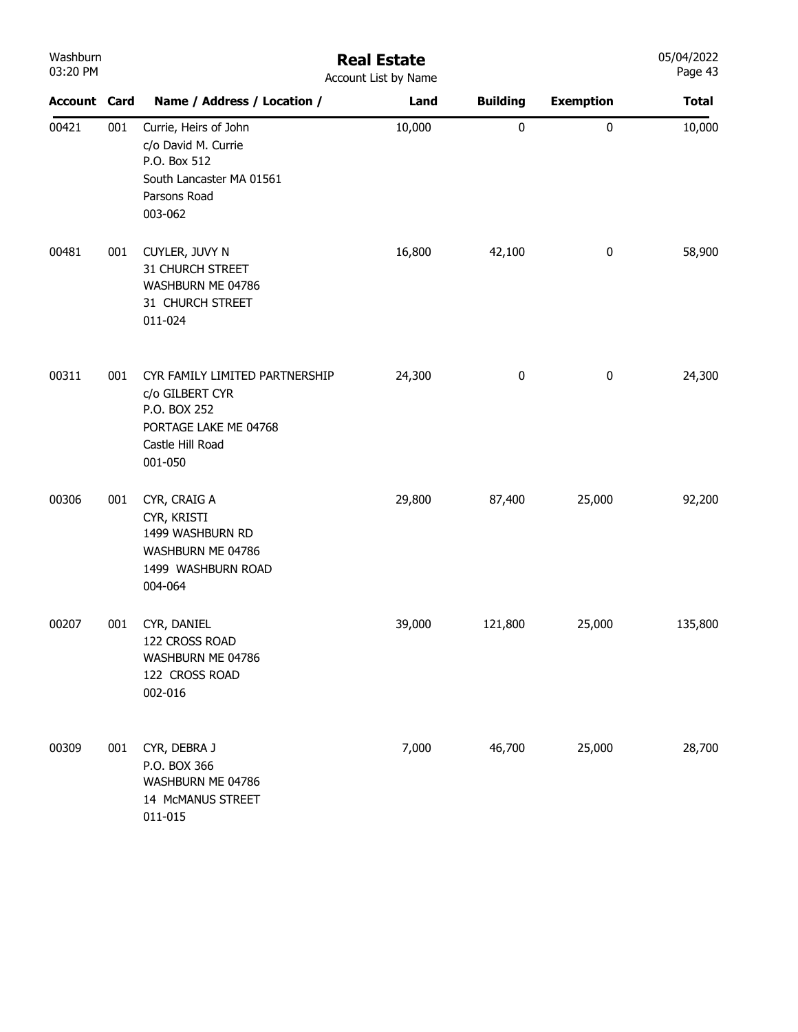# Real Estate

Account List by Name

| Account | Card | Name / Address / Location / | Land | Building | Exemption | Total |
|---|---|---|---|---|---|---|
| 00421 | 001 | Currie, Heirs of John<br>c/o David M. Currie<br>P.O. Box 512<br>South Lancaster MA 01561<br>Parsons Road<br>003-062 | 10,000 | 0 | 0 | 10,000 |
| 00481 | 001 | CUYLER, JUVY N<br>31 CHURCH STREET<br>WASHBURN ME 04786<br>31 CHURCH STREET<br>011-024 | 16,800 | 42,100 | 0 | 58,900 |
| 00311 | 001 | CYR FAMILY LIMITED PARTNERSHIP<br>c/o GILBERT CYR<br>P.O. BOX 252<br>PORTAGE LAKE ME 04768<br>Castle Hill Road<br>001-050 | 24,300 | 0 | 0 | 24,300 |
| 00306 | 001 | CYR, CRAIG A<br>CYR, KRISTI<br>1499 WASHBURN RD<br>WASHBURN ME 04786<br>1499 WASHBURN ROAD<br>004-064 | 29,800 | 87,400 | 25,000 | 92,200 |
| 00207 | 001 | CYR, DANIEL<br>122 CROSS ROAD<br>WASHBURN ME 04786<br>122 CROSS ROAD<br>002-016 | 39,000 | 121,800 | 25,000 | 135,800 |
| 00309 | 001 | CYR, DEBRA J<br>P.O. BOX 366<br>WASHBURN ME 04786<br>14 McMANUS STREET<br>011-015 | 7,000 | 46,700 | 25,000 | 28,700 |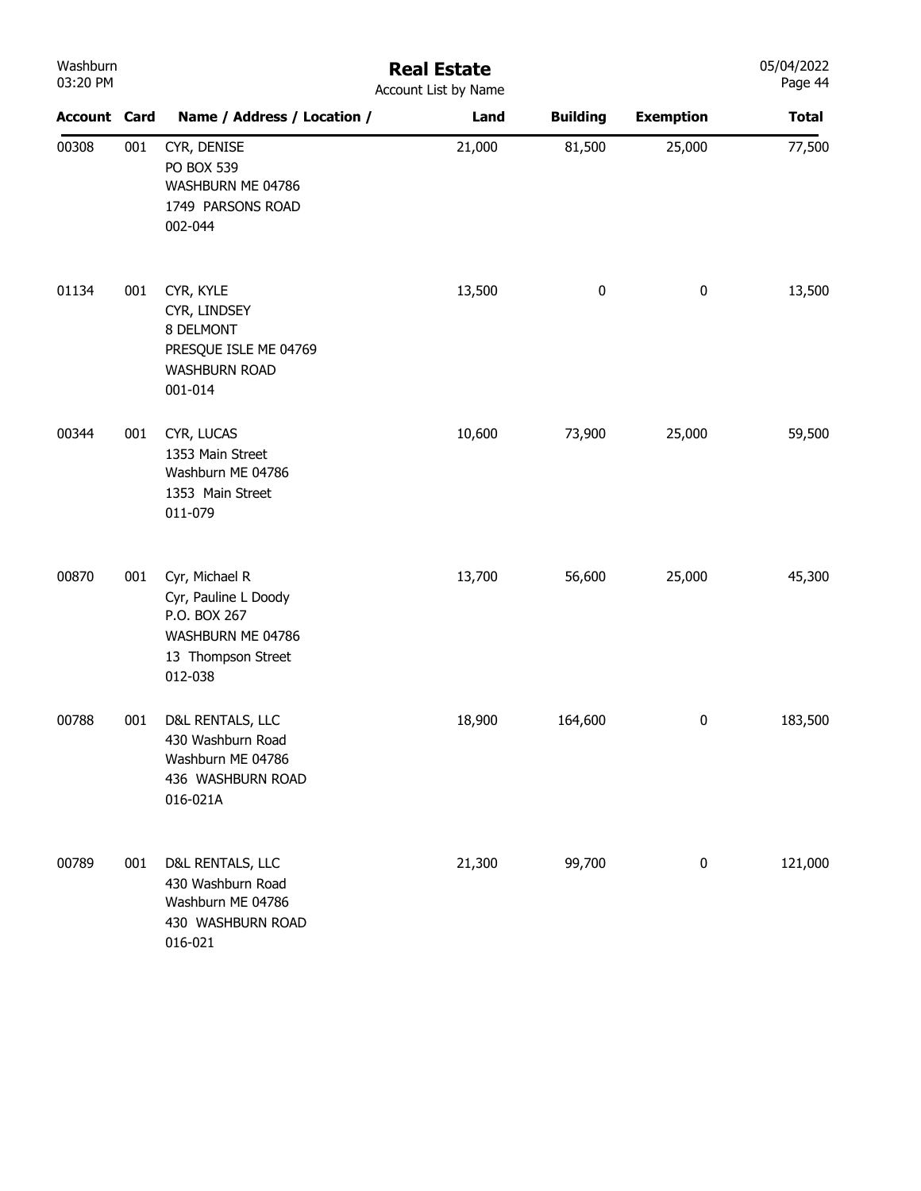| Account | Card | Name / Address / Location / | Land | Building | Exemption | Total |
|---|---|---|---|---|---|---|
| 00308 | 001 | CYR, DENISE<br>PO BOX 539<br>WASHBURN ME 04786<br>1749 PARSONS ROAD<br>002-044 | 21,000 | 81,500 | 25,000 | 77,500 |
| 01134 | 001 | CYR, KYLE<br>CYR, LINDSEY<br>8 DELMONT<br>PRESQUE ISLE ME 04769<br>WASHBURN ROAD<br>001-014 | 13,500 | 0 | 0 | 13,500 |
| 00344 | 001 | CYR, LUCAS<br>1353 Main Street<br>Washburn ME 04786<br>1353 Main Street<br>011-079 | 10,600 | 73,900 | 25,000 | 59,500 |
| 00870 | 001 | Cyr, Michael R<br>Cyr, Pauline L Doody<br>P.O. BOX 267<br>WASHBURN ME 04786<br>13 Thompson Street<br>012-038 | 13,700 | 56,600 | 25,000 | 45,300 |
| 00788 | 001 | D&L RENTALS, LLC<br>430 Washburn Road<br>Washburn ME 04786<br>436 WASHBURN ROAD<br>016-021A | 18,900 | 164,600 | 0 | 183,500 |
| 00789 | 001 | D&L RENTALS, LLC<br>430 Washburn Road<br>Washburn ME 04786<br>430 WASHBURN ROAD<br>016-021 | 21,300 | 99,700 | 0 | 121,000 |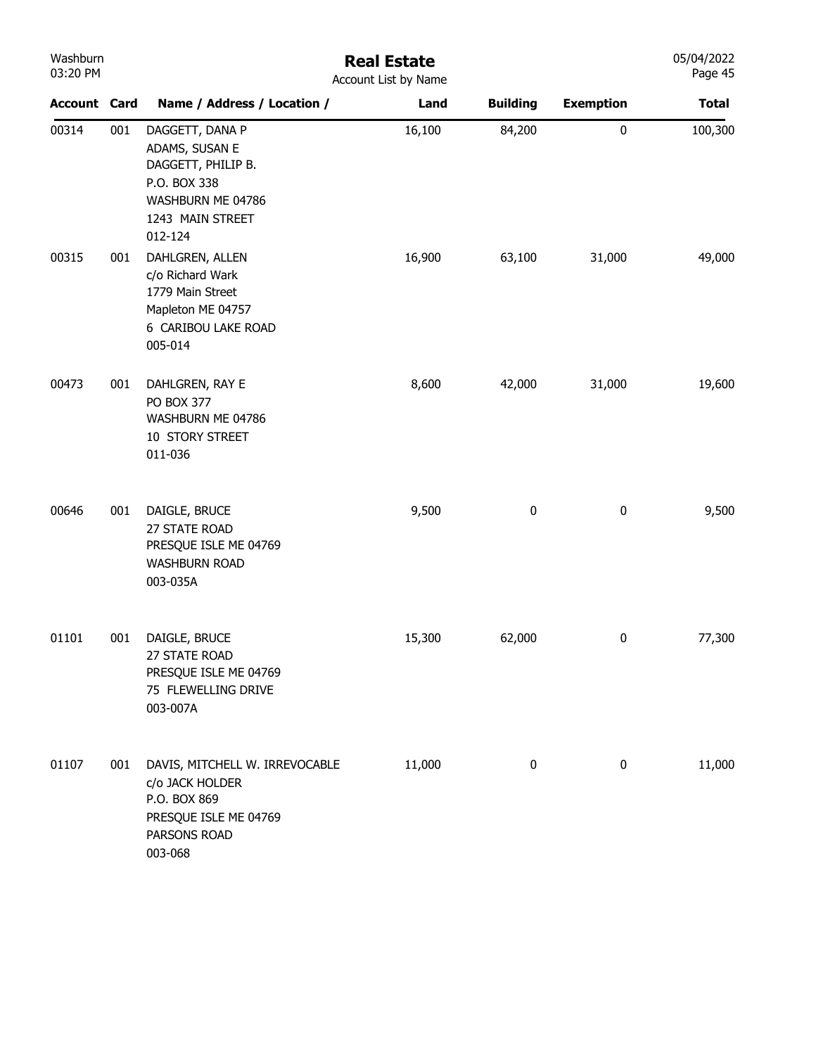# Real Estate

Account List by Name

| Account | Card | Name / Address / Location / | Land | Building | Exemption | Total |
|---|---|---|---|---|---|---|
| 00314 | 001 | DAGGETT, DANA P<br>ADAMS, SUSAN E<br>DAGGETT, PHILIP B.<br>P.O. BOX 338<br>WASHBURN ME 04786<br>1243 MAIN STREET<br>012-124 | 16,100 | 84,200 | 0 | 100,300 |
| 00315 | 001 | DAHLGREN, ALLEN<br>c/o Richard Wark<br>1779 Main Street<br>Mapleton ME 04757<br>6 CARIBOU LAKE ROAD<br>005-014 | 16,900 | 63,100 | 31,000 | 49,000 |
| 00473 | 001 | DAHLGREN, RAY E<br>PO BOX 377<br>WASHBURN ME 04786<br>10 STORY STREET<br>011-036 | 8,600 | 42,000 | 31,000 | 19,600 |
| 00646 | 001 | DAIGLE, BRUCE<br>27 STATE ROAD<br>PRESQUE ISLE ME 04769<br>WASHBURN ROAD<br>003-035A | 9,500 | 0 | 0 | 9,500 |
| 01101 | 001 | DAIGLE, BRUCE<br>27 STATE ROAD<br>PRESQUE ISLE ME 04769<br>75 FLEWELLING DRIVE<br>003-007A | 15,300 | 62,000 | 0 | 77,300 |
| 01107 | 001 | DAVIS, MITCHELL W. IRREVOCABLE<br>c/o JACK HOLDER<br>P.O. BOX 869<br>PRESQUE ISLE ME 04769<br>PARSONS ROAD<br>003-068 | 11,000 | 0 | 0 | 11,000 |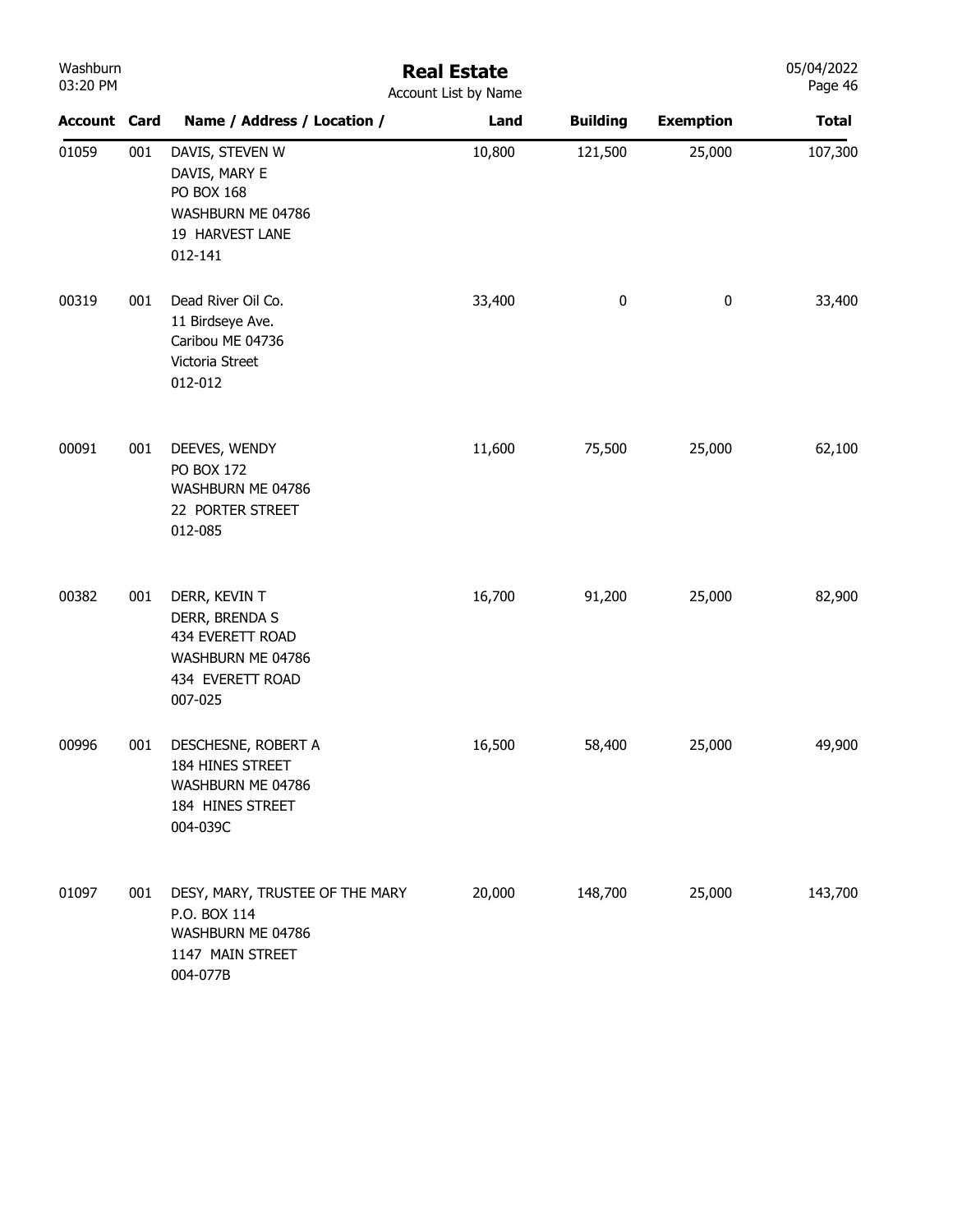# Real Estate

Account List by Name

| Account | Card | Name / Address / Location / | Land | Building | Exemption | Total |
|---|---|---|---|---|---|---|
| 01059 | 001 | DAVIS, STEVEN W<br>DAVIS, MARY E<br>PO BOX 168<br>WASHBURN ME 04786<br>19 HARVEST LANE<br>012-141 | 10,800 | 121,500 | 25,000 | 107,300 |
| 00319 | 001 | Dead River Oil Co.<br>11 Birdseye Ave.<br>Caribou ME 04736<br>Victoria Street<br>012-012 | 33,400 | 0 | 0 | 33,400 |
| 00091 | 001 | DEEVES, WENDY<br>PO BOX 172<br>WASHBURN ME 04786<br>22 PORTER STREET<br>012-085 | 11,600 | 75,500 | 25,000 | 62,100 |
| 00382 | 001 | DERR, KEVIN T<br>DERR, BRENDA S<br>434 EVERETT ROAD<br>WASHBURN ME 04786<br>434 EVERETT ROAD<br>007-025 | 16,700 | 91,200 | 25,000 | 82,900 |
| 00996 | 001 | DESCHESNE, ROBERT A<br>184 HINES STREET<br>WASHBURN ME 04786<br>184 HINES STREET<br>004-039C | 16,500 | 58,400 | 25,000 | 49,900 |
| 01097 | 001 | DESY, MARY, TRUSTEE OF THE MARY<br>P.O. BOX 114<br>WASHBURN ME 04786<br>1147 MAIN STREET<br>004-077B | 20,000 | 148,700 | 25,000 | 143,700 |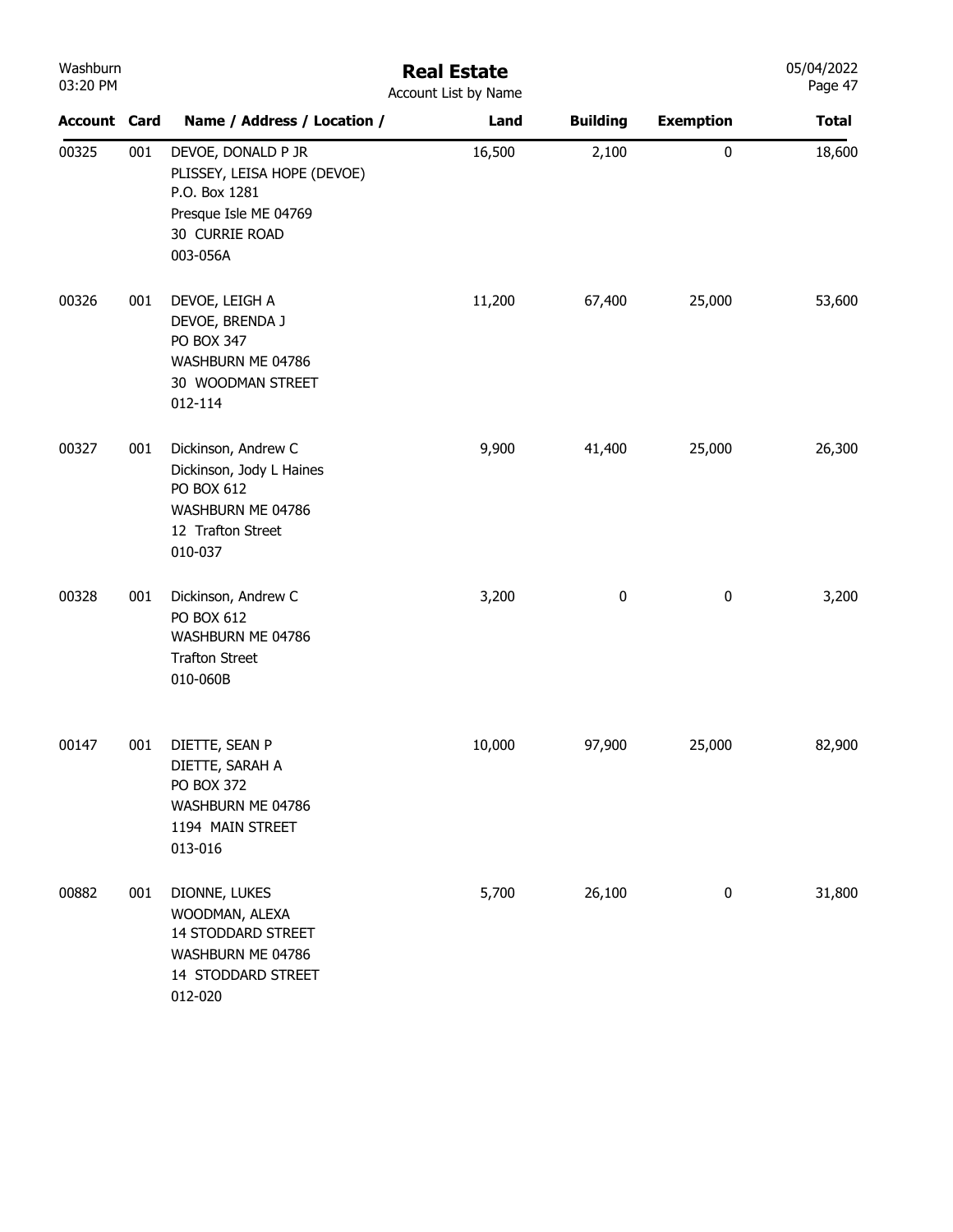# Real Estate

Account List by Name

| Account | Card | Name / Address / Location / | Land | Building | Exemption | Total |
|---|---|---|---|---|---|---|
| 00325 | 001 | DEVOE, DONALD P JR<br>PLISSEY, LEISA HOPE (DEVOE)<br>P.O. Box 1281<br>Presque Isle ME 04769<br>30 CURRIE ROAD<br>003-056A | 16,500 | 2,100 | 0 | 18,600 |
| 00326 | 001 | DEVOE, LEIGH A<br>DEVOE, BRENDA J<br>PO BOX 347<br>WASHBURN ME 04786<br>30 WOODMAN STREET<br>012-114 | 11,200 | 67,400 | 25,000 | 53,600 |
| 00327 | 001 | Dickinson, Andrew C<br>Dickinson, Jody L Haines<br>PO BOX 612<br>WASHBURN ME 04786<br>12 Trafton Street<br>010-037 | 9,900 | 41,400 | 25,000 | 26,300 |
| 00328 | 001 | Dickinson, Andrew C<br>PO BOX 612<br>WASHBURN ME 04786<br>Trafton Street<br>010-060B | 3,200 | 0 | 0 | 3,200 |
| 00147 | 001 | DIETTE, SEAN P<br>DIETTE, SARAH A<br>PO BOX 372<br>WASHBURN ME 04786<br>1194 MAIN STREET<br>013-016 | 10,000 | 97,900 | 25,000 | 82,900 |
| 00882 | 001 | DIONNE, LUKES<br>WOODMAN, ALEXA<br>14 STODDARD STREET<br>WASHBURN ME 04786<br>14 STODDARD STREET<br>012-020 | 5,700 | 26,100 | 0 | 31,800 |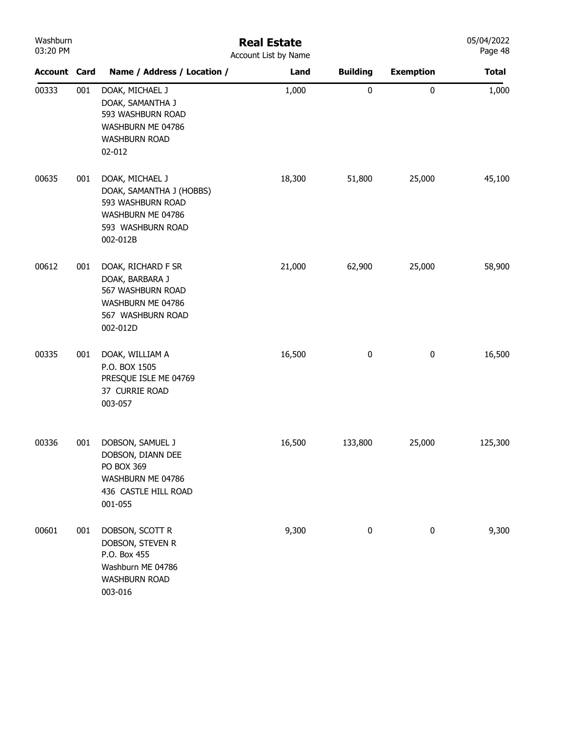# Real Estate

Account List by Name

| Account | Card | Name / Address / Location / | Land | Building | Exemption | Total |
|---|---|---|---|---|---|---|
| 00333 | 001 | DOAK, MICHAEL J<br>DOAK, SAMANTHA J<br>593 WASHBURN ROAD<br>WASHBURN ME 04786<br>WASHBURN ROAD<br>02-012 | 1,000 | 0 | 0 | 1,000 |
| 00635 | 001 | DOAK, MICHAEL J<br>DOAK, SAMANTHA J (HOBBS)<br>593 WASHBURN ROAD<br>WASHBURN ME 04786<br>593 WASHBURN ROAD<br>002-012B | 18,300 | 51,800 | 25,000 | 45,100 |
| 00612 | 001 | DOAK, RICHARD F SR<br>DOAK, BARBARA J<br>567 WASHBURN ROAD<br>WASHBURN ME 04786<br>567 WASHBURN ROAD<br>002-012D | 21,000 | 62,900 | 25,000 | 58,900 |
| 00335 | 001 | DOAK, WILLIAM A<br>P.O. BOX 1505<br>PRESQUE ISLE ME 04769<br>37 CURRIE ROAD<br>003-057 | 16,500 | 0 | 0 | 16,500 |
| 00336 | 001 | DOBSON, SAMUEL J<br>DOBSON, DIANN DEE<br>PO BOX 369<br>WASHBURN ME 04786<br>436 CASTLE HILL ROAD<br>001-055 | 16,500 | 133,800 | 25,000 | 125,300 |
| 00601 | 001 | DOBSON, SCOTT R<br>DOBSON, STEVEN R<br>P.O. Box 455<br>Washburn ME 04786<br>WASHBURN ROAD<br>003-016 | 9,300 | 0 | 0 | 9,300 |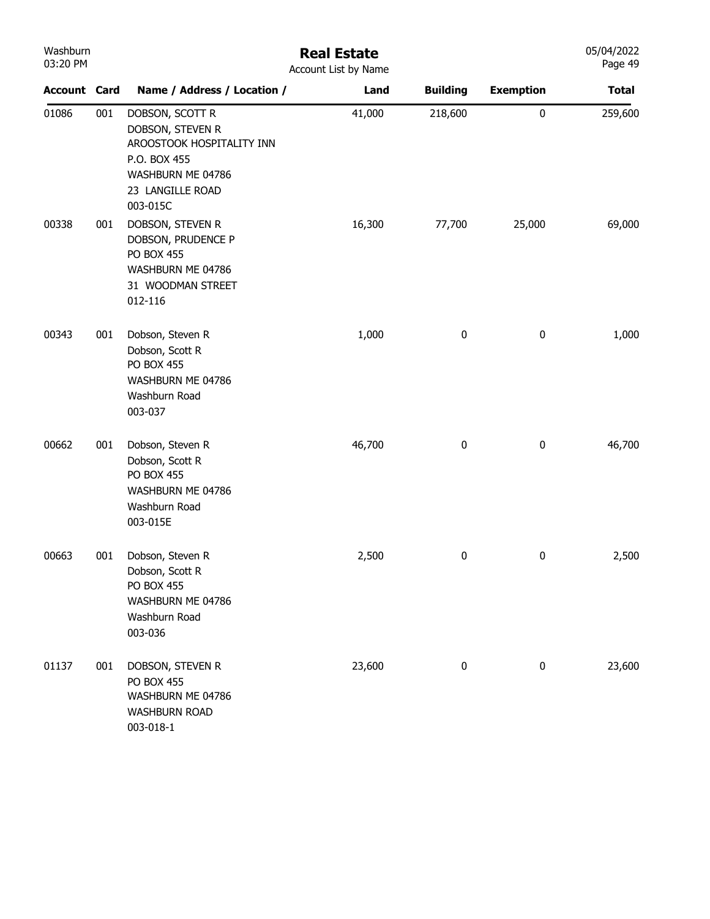# Real Estate

Account List by Name

| Account | Card | Name / Address / Location / | Land | Building | Exemption | Total |
|---|---|---|---|---|---|---|
| 01086 | 001 | DOBSON, SCOTT R<br>DOBSON, STEVEN R<br>AROOSTOOK HOSPITALITY INN<br>P.O. BOX 455<br>WASHBURN ME 04786<br>23 LANGILLE ROAD<br>003-015C | 41,000 | 218,600 | 0 | 259,600 |
| 00338 | 001 | DOBSON, STEVEN R<br>DOBSON, PRUDENCE P<br>PO BOX 455<br>WASHBURN ME 04786<br>31 WOODMAN STREET<br>012-116 | 16,300 | 77,700 | 25,000 | 69,000 |
| 00343 | 001 | Dobson, Steven R<br>Dobson, Scott R<br>PO BOX 455<br>WASHBURN ME 04786<br>Washburn Road<br>003-037 | 1,000 | 0 | 0 | 1,000 |
| 00662 | 001 | Dobson, Steven R<br>Dobson, Scott R<br>PO BOX 455<br>WASHBURN ME 04786<br>Washburn Road<br>003-015E | 46,700 | 0 | 0 | 46,700 |
| 00663 | 001 | Dobson, Steven R<br>Dobson, Scott R<br>PO BOX 455<br>WASHBURN ME 04786<br>Washburn Road<br>003-036 | 2,500 | 0 | 0 | 2,500 |
| 01137 | 001 | DOBSON, STEVEN R<br>PO BOX 455<br>WASHBURN ME 04786<br>WASHBURN ROAD<br>003-018-1 | 23,600 | 0 | 0 | 23,600 |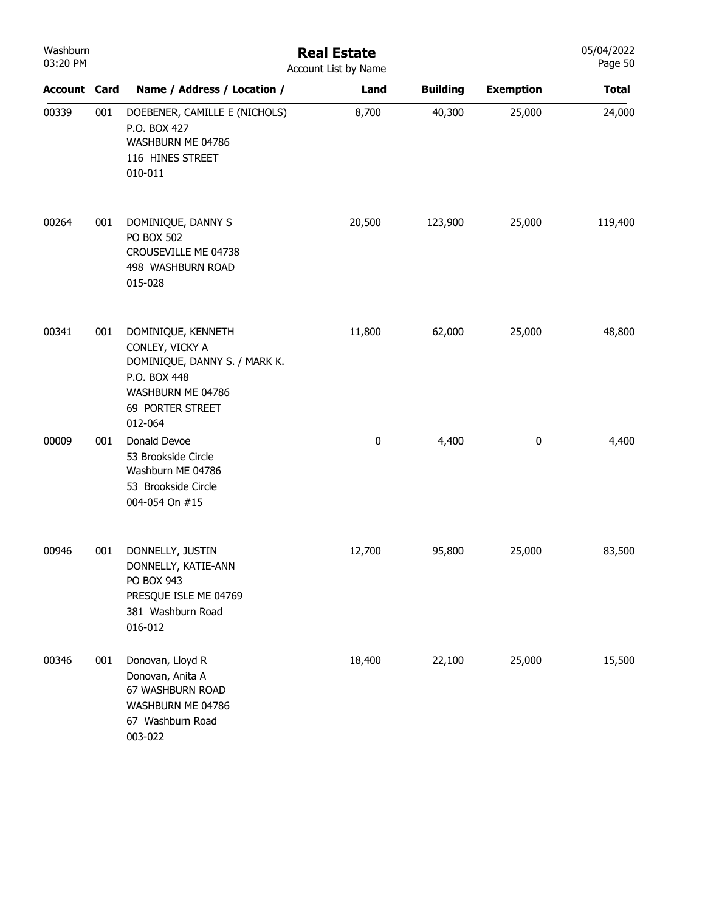# Real Estate

Account List by Name

| Account | Card | Name / Address / Location / | Land | Building | Exemption | Total |
|---|---|---|---|---|---|---|
| 00339 | 001 | DOEBENER, CAMILLE E (NICHOLS)<br>P.O. BOX 427<br>WASHBURN ME 04786<br>116 HINES STREET<br>010-011 | 8,700 | 40,300 | 25,000 | 24,000 |
| 00264 | 001 | DOMINIQUE, DANNY S<br>PO BOX 502<br>CROUSEVILLE ME 04738<br>498 WASHBURN ROAD<br>015-028 | 20,500 | 123,900 | 25,000 | 119,400 |
| 00341 | 001 | DOMINIQUE, KENNETH<br>CONLEY, VICKY A<br>DOMINIQUE, DANNY S. / MARK K.<br>P.O. BOX 448<br>WASHBURN ME 04786<br>69 PORTER STREET<br>012-064 | 11,800 | 62,000 | 25,000 | 48,800 |
| 00009 | 001 | Donald Devoe<br>53 Brookside Circle<br>Washburn ME 04786<br>53 Brookside Circle<br>004-054 On #15 | 0 | 4,400 | 0 | 4,400 |
| 00946 | 001 | DONNELLY, JUSTIN<br>DONNELLY, KATIE-ANN<br>PO BOX 943<br>PRESQUE ISLE ME 04769<br>381 Washburn Road<br>016-012 | 12,700 | 95,800 | 25,000 | 83,500 |
| 00346 | 001 | Donovan, Lloyd R<br>Donovan, Anita A<br>67 WASHBURN ROAD<br>WASHBURN ME 04786<br>67 Washburn Road<br>003-022 | 18,400 | 22,100 | 25,000 | 15,500 |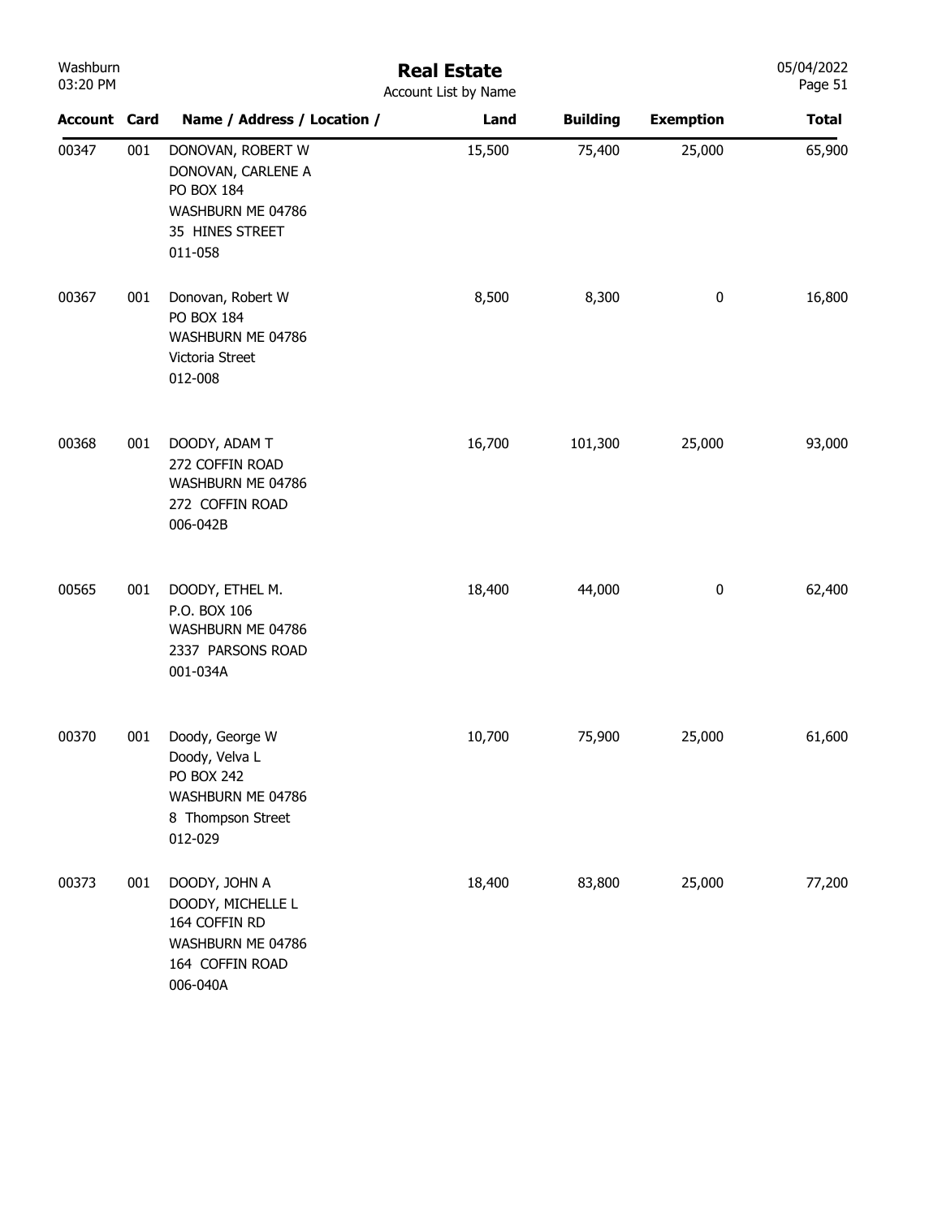# Real Estate

Account List by Name

| Account | Card | Name / Address / Location / | Land | Building | Exemption | Total |
|---|---|---|---|---|---|---|
| 00347 | 001 | DONOVAN, ROBERT W<br>DONOVAN, CARLENE A<br>PO BOX 184<br>WASHBURN ME 04786<br>35 HINES STREET<br>011-058 | 15,500 | 75,400 | 25,000 | 65,900 |
| 00367 | 001 | Donovan, Robert W<br>PO BOX 184<br>WASHBURN ME 04786<br>Victoria Street<br>012-008 | 8,500 | 8,300 | 0 | 16,800 |
| 00368 | 001 | DOODY, ADAM T<br>272 COFFIN ROAD<br>WASHBURN ME 04786<br>272 COFFIN ROAD<br>006-042B | 16,700 | 101,300 | 25,000 | 93,000 |
| 00565 | 001 | DOODY, ETHEL M.<br>P.O. BOX 106<br>WASHBURN ME 04786<br>2337 PARSONS ROAD<br>001-034A | 18,400 | 44,000 | 0 | 62,400 |
| 00370 | 001 | Doody, George W<br>Doody, Velva L<br>PO BOX 242<br>WASHBURN ME 04786<br>8 Thompson Street<br>012-029 | 10,700 | 75,900 | 25,000 | 61,600 |
| 00373 | 001 | DOODY, JOHN A<br>DOODY, MICHELLE L<br>164 COFFIN RD<br>WASHBURN ME 04786<br>164 COFFIN ROAD<br>006-040A | 18,400 | 83,800 | 25,000 | 77,200 |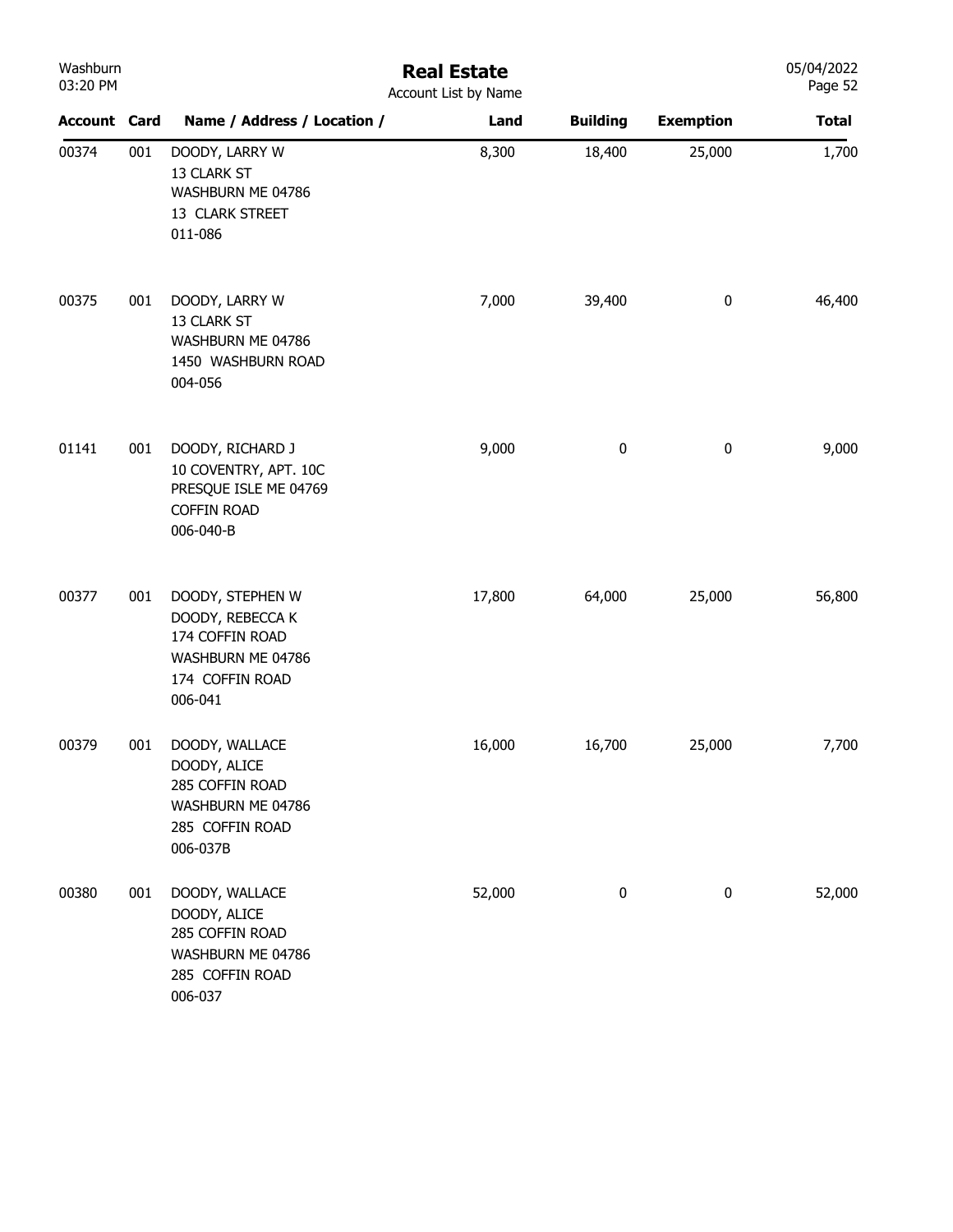# Real Estate

Account List by Name

| Account | Card | Name / Address / Location / | Land | Building | Exemption | Total |
|---|---|---|---|---|---|---|
| 00374 | 001 | DOODY, LARRY W<br>13 CLARK ST<br>WASHBURN ME 04786<br>13 CLARK STREET<br>011-086 | 8,300 | 18,400 | 25,000 | 1,700 |
| 00375 | 001 | DOODY, LARRY W<br>13 CLARK ST<br>WASHBURN ME 04786<br>1450 WASHBURN ROAD<br>004-056 | 7,000 | 39,400 | 0 | 46,400 |
| 01141 | 001 | DOODY, RICHARD J<br>10 COVENTRY, APT. 10C<br>PRESQUE ISLE ME 04769<br>COFFIN ROAD<br>006-040-B | 9,000 | 0 | 0 | 9,000 |
| 00377 | 001 | DOODY, STEPHEN W<br>DOODY, REBECCA K<br>174 COFFIN ROAD<br>WASHBURN ME 04786<br>174 COFFIN ROAD<br>006-041 | 17,800 | 64,000 | 25,000 | 56,800 |
| 00379 | 001 | DOODY, WALLACE<br>DOODY, ALICE<br>285 COFFIN ROAD<br>WASHBURN ME 04786<br>285 COFFIN ROAD<br>006-037B | 16,000 | 16,700 | 25,000 | 7,700 |
| 00380 | 001 | DOODY, WALLACE<br>DOODY, ALICE<br>285 COFFIN ROAD<br>WASHBURN ME 04786<br>285 COFFIN ROAD<br>006-037 | 52,000 | 0 | 0 | 52,000 |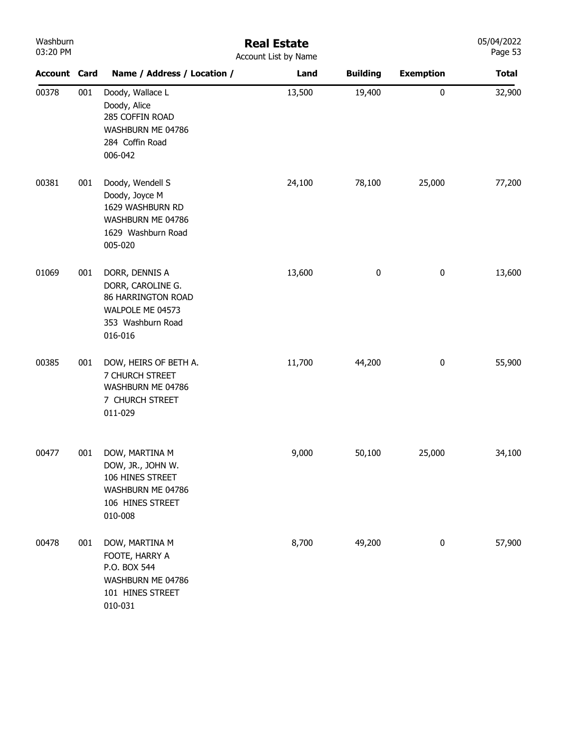# Real Estate

Account List by Name

| Account | Card | Name / Address / Location / | Land | Building | Exemption | Total |
|---|---|---|---|---|---|---|
| 00378 | 001 | Doody, Wallace L<br>Doody, Alice<br>285 COFFIN ROAD<br>WASHBURN ME 04786<br>284 Coffin Road<br>006-042 | 13,500 | 19,400 | 0 | 32,900 |
| 00381 | 001 | Doody, Wendell S<br>Doody, Joyce M<br>1629 WASHBURN RD<br>WASHBURN ME 04786<br>1629 Washburn Road<br>005-020 | 24,100 | 78,100 | 25,000 | 77,200 |
| 01069 | 001 | DORR, DENNIS A<br>DORR, CAROLINE G.<br>86 HARRINGTON ROAD<br>WALPOLE ME 04573<br>353 Washburn Road<br>016-016 | 13,600 | 0 | 0 | 13,600 |
| 00385 | 001 | DOW, HEIRS OF BETH A.<br>7 CHURCH STREET<br>WASHBURN ME 04786<br>7 CHURCH STREET<br>011-029 | 11,700 | 44,200 | 0 | 55,900 |
| 00477 | 001 | DOW, MARTINA M<br>DOW, JR., JOHN W.<br>106 HINES STREET<br>WASHBURN ME 04786<br>106 HINES STREET<br>010-008 | 9,000 | 50,100 | 25,000 | 34,100 |
| 00478 | 001 | DOW, MARTINA M<br>FOOTE, HARRY A<br>P.O. BOX 544<br>WASHBURN ME 04786<br>101 HINES STREET<br>010-031 | 8,700 | 49,200 | 0 | 57,900 |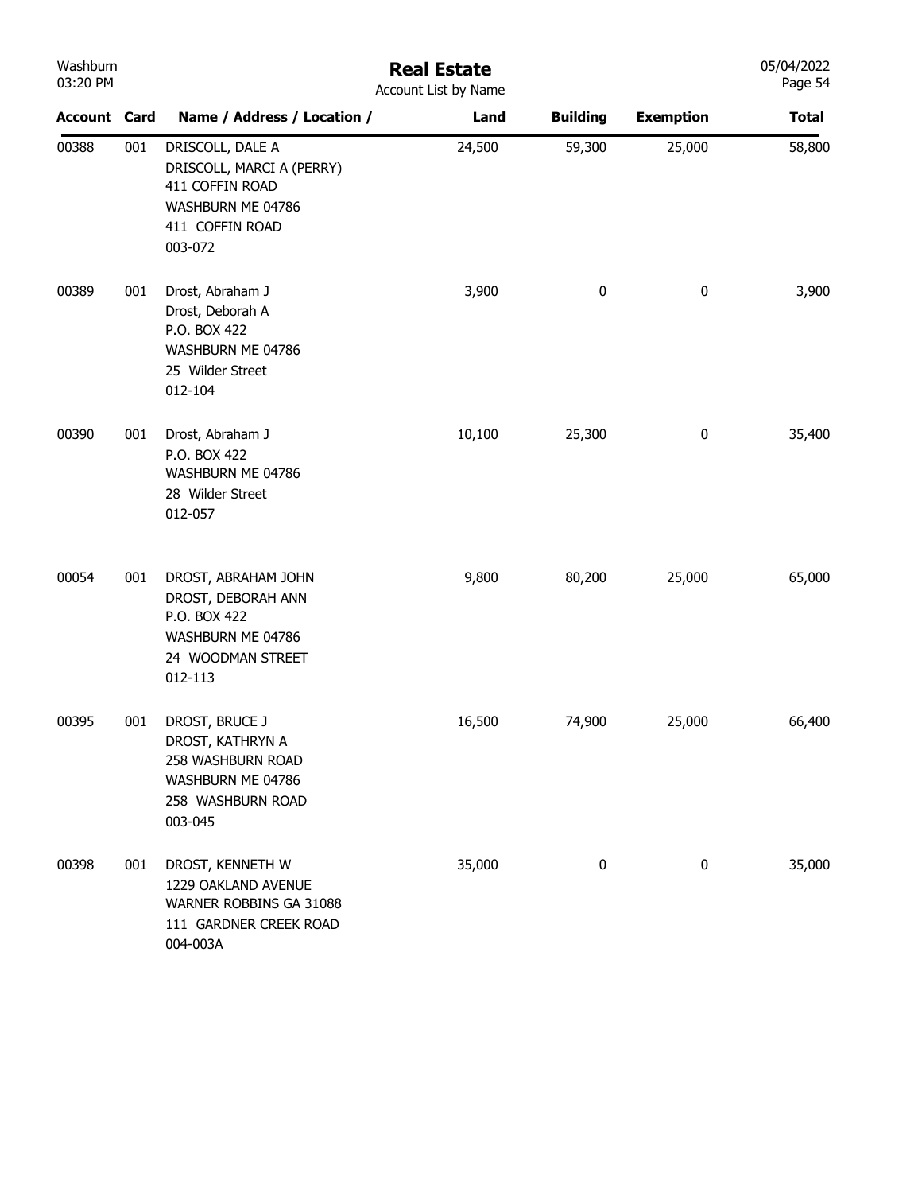# Real Estate

Account List by Name

| Account | Card | Name / Address / Location / | Land | Building | Exemption | Total |
|---|---|---|---|---|---|---|
| 00388 | 001 | DRISCOLL, DALE A<br>DRISCOLL, MARCI A (PERRY)<br>411 COFFIN ROAD<br>WASHBURN ME 04786<br>411 COFFIN ROAD<br>003-072 | 24,500 | 59,300 | 25,000 | 58,800 |
| 00389 | 001 | Drost, Abraham J<br>Drost, Deborah A<br>P.O. BOX 422<br>WASHBURN ME 04786<br>25 Wilder Street<br>012-104 | 3,900 | 0 | 0 | 3,900 |
| 00390 | 001 | Drost, Abraham J<br>P.O. BOX 422<br>WASHBURN ME 04786<br>28 Wilder Street<br>012-057 | 10,100 | 25,300 | 0 | 35,400 |
| 00054 | 001 | DROST, ABRAHAM JOHN<br>DROST, DEBORAH ANN<br>P.O. BOX 422<br>WASHBURN ME 04786<br>24 WOODMAN STREET<br>012-113 | 9,800 | 80,200 | 25,000 | 65,000 |
| 00395 | 001 | DROST, BRUCE J<br>DROST, KATHRYN A<br>258 WASHBURN ROAD<br>WASHBURN ME 04786<br>258 WASHBURN ROAD<br>003-045 | 16,500 | 74,900 | 25,000 | 66,400 |
| 00398 | 001 | DROST, KENNETH W<br>1229 OAKLAND AVENUE<br>WARNER ROBBINS GA 31088<br>111 GARDNER CREEK ROAD<br>004-003A | 35,000 | 0 | 0 | 35,000 |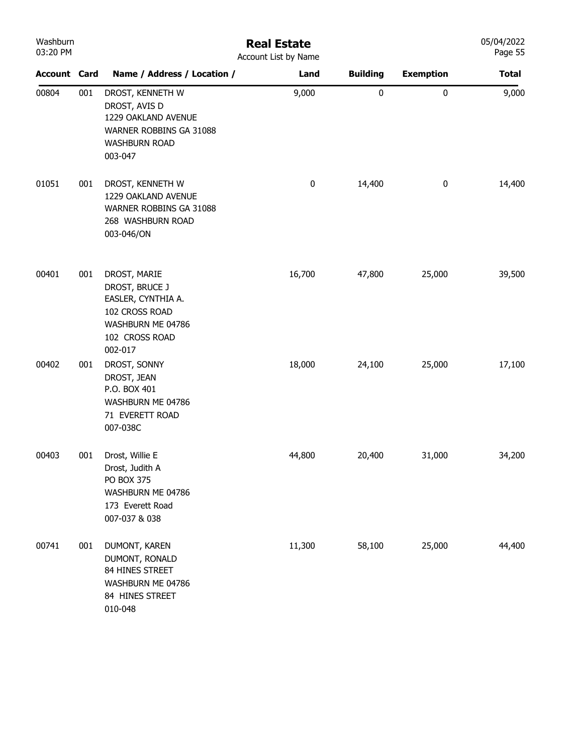# Real Estate

Account List by Name

| Account | Card | Name / Address / Location / | Land | Building | Exemption | Total |
|---|---|---|---|---|---|---|
| 00804 | 001 | DROST, KENNETH W<br>DROST, AVIS D<br>1229 OAKLAND AVENUE<br>WARNER ROBBINS GA 31088<br>WASHBURN ROAD<br>003-047 | 9,000 | 0 | 0 | 9,000 |
| 01051 | 001 | DROST, KENNETH W<br>1229 OAKLAND AVENUE<br>WARNER ROBBINS GA 31088<br>268 WASHBURN ROAD<br>003-046/ON | 0 | 14,400 | 0 | 14,400 |
| 00401 | 001 | DROST, MARIE<br>DROST, BRUCE J<br>EASLER, CYNTHIA A.<br>102 CROSS ROAD<br>WASHBURN ME 04786<br>102 CROSS ROAD<br>002-017 | 16,700 | 47,800 | 25,000 | 39,500 |
| 00402 | 001 | DROST, SONNY<br>DROST, JEAN<br>P.O. BOX 401<br>WASHBURN ME 04786<br>71 EVERETT ROAD<br>007-038C | 18,000 | 24,100 | 25,000 | 17,100 |
| 00403 | 001 | Drost, Willie E<br>Drost, Judith A<br>PO BOX 375<br>WASHBURN ME 04786<br>173 Everett Road<br>007-037 & 038 | 44,800 | 20,400 | 31,000 | 34,200 |
| 00741 | 001 | DUMONT, KAREN<br>DUMONT, RONALD<br>84 HINES STREET<br>WASHBURN ME 04786<br>84 HINES STREET<br>010-048 | 11,300 | 58,100 | 25,000 | 44,400 |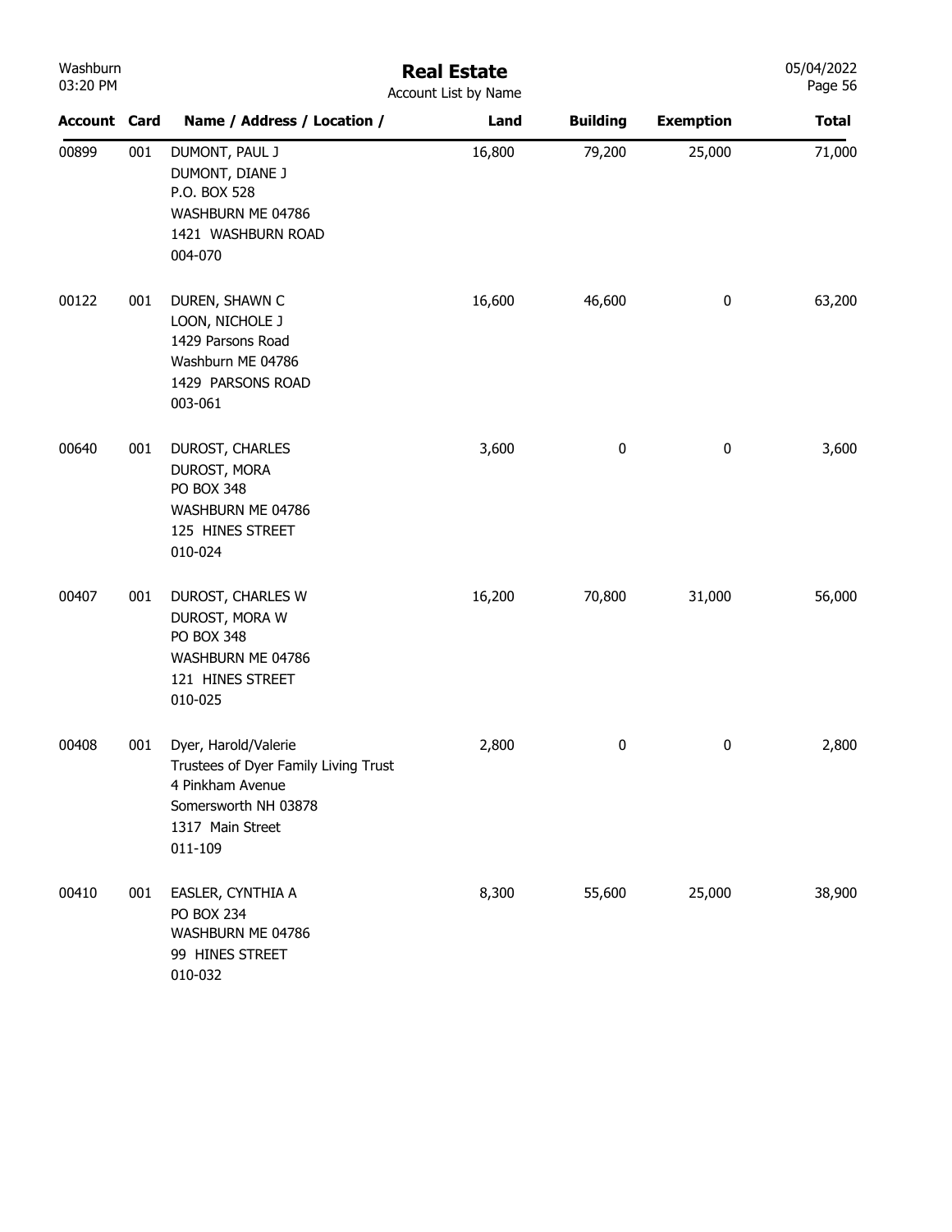# Real Estate

Account List by Name

| Account | Card | Name / Address / Location / | Land | Building | Exemption | Total |
|---|---|---|---|---|---|---|
| 00899 | 001 | DUMONT, PAUL J<br>DUMONT, DIANE J<br>P.O. BOX 528<br>WASHBURN ME 04786<br>1421 WASHBURN ROAD<br>004-070 | 16,800 | 79,200 | 25,000 | 71,000 |
| 00122 | 001 | DUREN, SHAWN C<br>LOON, NICHOLE J<br>1429 Parsons Road<br>Washburn ME 04786<br>1429 PARSONS ROAD<br>003-061 | 16,600 | 46,600 | 0 | 63,200 |
| 00640 | 001 | DUROST, CHARLES<br>DUROST, MORA<br>PO BOX 348<br>WASHBURN ME 04786<br>125 HINES STREET<br>010-024 | 3,600 | 0 | 0 | 3,600 |
| 00407 | 001 | DUROST, CHARLES W<br>DUROST, MORA W<br>PO BOX 348<br>WASHBURN ME 04786<br>121 HINES STREET<br>010-025 | 16,200 | 70,800 | 31,000 | 56,000 |
| 00408 | 001 | Dyer, Harold/Valerie<br>Trustees of Dyer Family Living Trust<br>4 Pinkham Avenue<br>Somersworth NH 03878<br>1317 Main Street<br>011-109 | 2,800 | 0 | 0 | 2,800 |
| 00410 | 001 | EASLER, CYNTHIA A<br>PO BOX 234<br>WASHBURN ME 04786<br>99 HINES STREET<br>010-032 | 8,300 | 55,600 | 25,000 | 38,900 |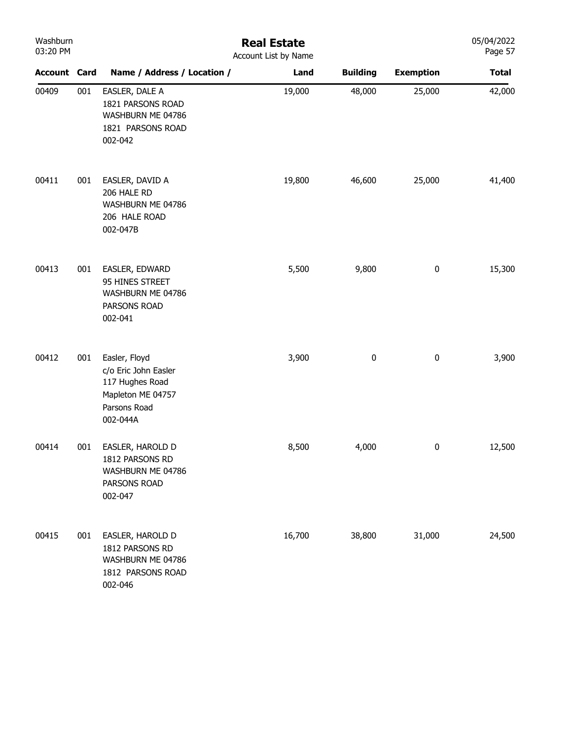# Real Estate

Account List by Name

| Account | Card | Name / Address / Location / | Land | Building | Exemption | Total |
|---|---|---|---|---|---|---|
| 00409 | 001 | EASLER, DALE A<br>1821 PARSONS ROAD<br>WASHBURN ME 04786<br>1821 PARSONS ROAD<br>002-042 | 19,000 | 48,000 | 25,000 | 42,000 |
| 00411 | 001 | EASLER, DAVID A<br>206 HALE RD<br>WASHBURN ME 04786<br>206 HALE ROAD<br>002-047B | 19,800 | 46,600 | 25,000 | 41,400 |
| 00413 | 001 | EASLER, EDWARD<br>95 HINES STREET<br>WASHBURN ME 04786<br>PARSONS ROAD<br>002-041 | 5,500 | 9,800 | 0 | 15,300 |
| 00412 | 001 | Easler, Floyd<br>c/o Eric John Easler<br>117 Hughes Road<br>Mapleton ME 04757<br>Parsons Road<br>002-044A | 3,900 | 0 | 0 | 3,900 |
| 00414 | 001 | EASLER, HAROLD D<br>1812 PARSONS RD<br>WASHBURN ME 04786<br>PARSONS ROAD<br>002-047 | 8,500 | 4,000 | 0 | 12,500 |
| 00415 | 001 | EASLER, HAROLD D<br>1812 PARSONS RD<br>WASHBURN ME 04786<br>1812 PARSONS ROAD<br>002-046 | 16,700 | 38,800 | 31,000 | 24,500 |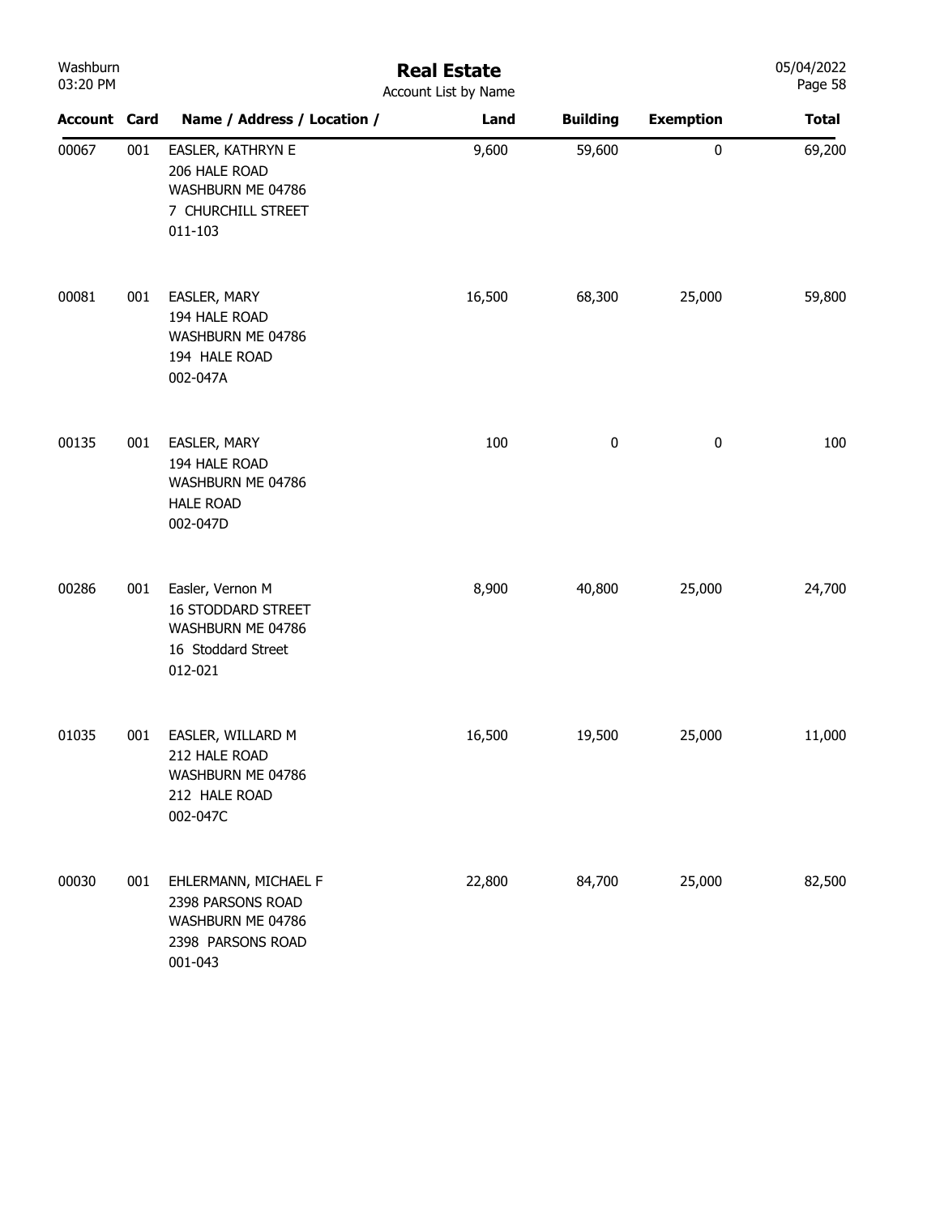# Real Estate

Account List by Name

| Account | Card | Name / Address / Location / | Land | Building | Exemption | Total |
|---|---|---|---|---|---|---|
| 00067 | 001 | EASLER, KATHRYN E<br>206 HALE ROAD<br>WASHBURN ME 04786<br>7 CHURCHILL STREET<br>011-103 | 9,600 | 59,600 | 0 | 69,200 |
| 00081 | 001 | EASLER, MARY<br>194 HALE ROAD<br>WASHBURN ME 04786<br>194 HALE ROAD<br>002-047A | 16,500 | 68,300 | 25,000 | 59,800 |
| 00135 | 001 | EASLER, MARY<br>194 HALE ROAD<br>WASHBURN ME 04786<br>HALE ROAD<br>002-047D | 100 | 0 | 0 | 100 |
| 00286 | 001 | Easler, Vernon M<br>16 STODDARD STREET<br>WASHBURN ME 04786<br>16 Stoddard Street<br>012-021 | 8,900 | 40,800 | 25,000 | 24,700 |
| 01035 | 001 | EASLER, WILLARD M<br>212 HALE ROAD<br>WASHBURN ME 04786<br>212 HALE ROAD<br>002-047C | 16,500 | 19,500 | 25,000 | 11,000 |
| 00030 | 001 | EHLERMANN, MICHAEL F<br>2398 PARSONS ROAD<br>WASHBURN ME 04786<br>2398 PARSONS ROAD<br>001-043 | 22,800 | 84,700 | 25,000 | 82,500 |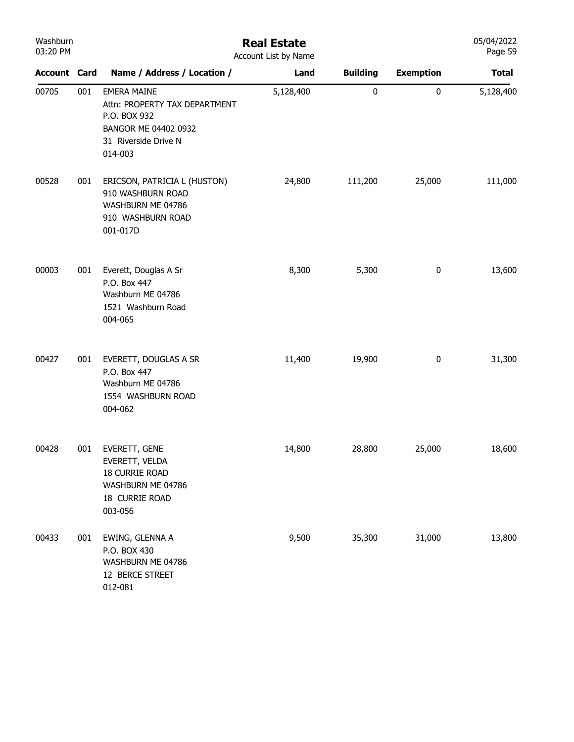# Real Estate

Account List by Name

| Account | Card | Name / Address / Location / | Land | Building | Exemption | Total |
|---|---|---|---|---|---|---|
| 00705 | 001 | EMERA MAINE<br>Attn: PROPERTY TAX DEPARTMENT<br>P.O. BOX 932<br>BANGOR ME 04402 0932<br>31 Riverside Drive N<br>014-003 | 5,128,400 | 0 | 0 | 5,128,400 |
| 00528 | 001 | ERICSON, PATRICIA L (HUSTON)<br>910 WASHBURN ROAD<br>WASHBURN ME 04786<br>910 WASHBURN ROAD<br>001-017D | 24,800 | 111,200 | 25,000 | 111,000 |
| 00003 | 001 | Everett, Douglas A Sr<br>P.O. Box 447<br>Washburn ME 04786<br>1521 Washburn Road<br>004-065 | 8,300 | 5,300 | 0 | 13,600 |
| 00427 | 001 | EVERETT, DOUGLAS A SR<br>P.O. Box 447<br>Washburn ME 04786<br>1554 WASHBURN ROAD<br>004-062 | 11,400 | 19,900 | 0 | 31,300 |
| 00428 | 001 | EVERETT, GENE<br>EVERETT, VELDA<br>18 CURRIE ROAD<br>WASHBURN ME 04786<br>18 CURRIE ROAD<br>003-056 | 14,800 | 28,800 | 25,000 | 18,600 |
| 00433 | 001 | EWING, GLENNA A<br>P.O. BOX 430<br>WASHBURN ME 04786<br>12 BERCE STREET<br>012-081 | 9,500 | 35,300 | 31,000 | 13,800 |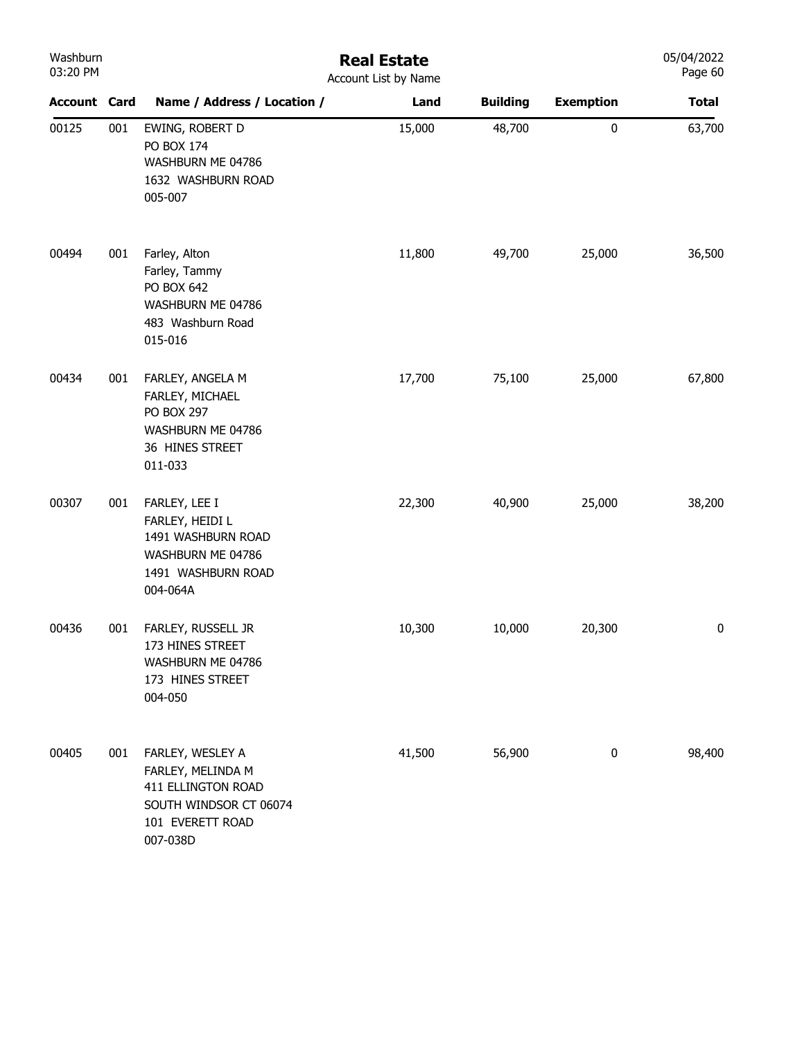# Real Estate

Account List by Name

| Account | Card | Name / Address / Location / | Land | Building | Exemption | Total |
|---|---|---|---|---|---|---|
| 00125 | 001 | EWING, ROBERT D<br>PO BOX 174<br>WASHBURN ME 04786<br>1632 WASHBURN ROAD<br>005-007 | 15,000 | 48,700 | 0 | 63,700 |
| 00494 | 001 | Farley, Alton<br>Farley, Tammy<br>PO BOX 642<br>WASHBURN ME 04786<br>483 Washburn Road<br>015-016 | 11,800 | 49,700 | 25,000 | 36,500 |
| 00434 | 001 | FARLEY, ANGELA M<br>FARLEY, MICHAEL<br>PO BOX 297<br>WASHBURN ME 04786<br>36 HINES STREET<br>011-033 | 17,700 | 75,100 | 25,000 | 67,800 |
| 00307 | 001 | FARLEY, LEE I<br>FARLEY, HEIDI L<br>1491 WASHBURN ROAD<br>WASHBURN ME 04786<br>1491 WASHBURN ROAD<br>004-064A | 22,300 | 40,900 | 25,000 | 38,200 |
| 00436 | 001 | FARLEY, RUSSELL JR<br>173 HINES STREET<br>WASHBURN ME 04786<br>173 HINES STREET<br>004-050 | 10,300 | 10,000 | 20,300 | 0 |
| 00405 | 001 | FARLEY, WESLEY A<br>FARLEY, MELINDA M<br>411 ELLINGTON ROAD<br>SOUTH WINDSOR CT 06074<br>101 EVERETT ROAD<br>007-038D | 41,500 | 56,900 | 0 | 98,400 |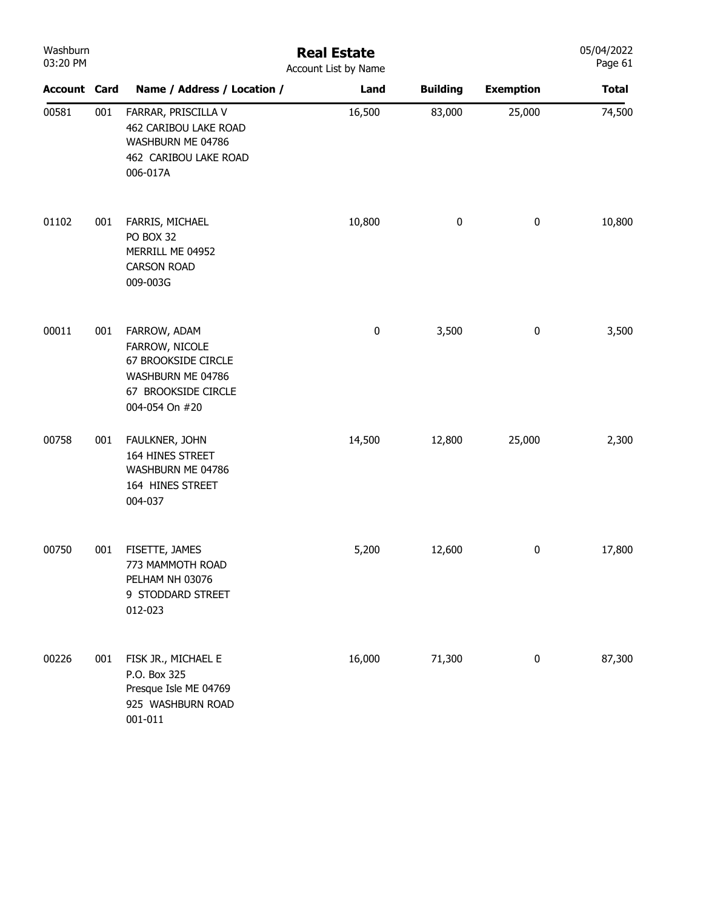# Real Estate

Account List by Name

| Account | Card | Name / Address / Location / | Land | Building | Exemption | Total |
|---|---|---|---|---|---|---|
| 00581 | 001 | FARRAR, PRISCILLA V<br>462 CARIBOU LAKE ROAD<br>WASHBURN ME 04786<br>462 CARIBOU LAKE ROAD<br>006-017A | 16,500 | 83,000 | 25,000 | 74,500 |
| 01102 | 001 | FARRIS, MICHAEL<br>PO BOX 32<br>MERRILL ME 04952<br>CARSON ROAD<br>009-003G | 10,800 | 0 | 0 | 10,800 |
| 00011 | 001 | FARROW, ADAM<br>FARROW, NICOLE<br>67 BROOKSIDE CIRCLE<br>WASHBURN ME 04786<br>67 BROOKSIDE CIRCLE<br>004-054 On #20 | 0 | 3,500 | 0 | 3,500 |
| 00758 | 001 | FAULKNER, JOHN<br>164 HINES STREET<br>WASHBURN ME 04786<br>164 HINES STREET<br>004-037 | 14,500 | 12,800 | 25,000 | 2,300 |
| 00750 | 001 | FISETTE, JAMES<br>773 MAMMOTH ROAD<br>PELHAM NH 03076<br>9 STODDARD STREET<br>012-023 | 5,200 | 12,600 | 0 | 17,800 |
| 00226 | 001 | FISK JR., MICHAEL E<br>P.O. Box 325<br>Presque Isle ME 04769<br>925 WASHBURN ROAD<br>001-011 | 16,000 | 71,300 | 0 | 87,300 |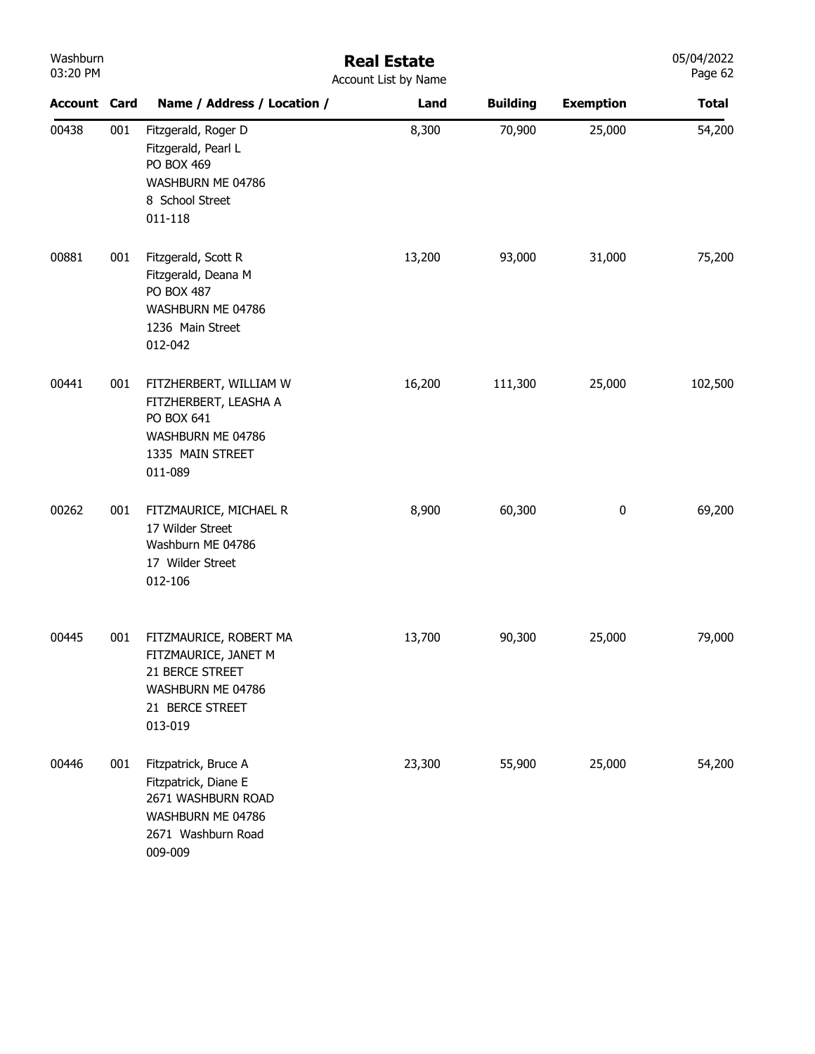| Account | Card | Name / Address / Location / | Land | Building | Exemption | Total |
|---|---|---|---|---|---|---|
| 00438 | 001 | Fitzgerald, Roger D<br>Fitzgerald, Pearl L<br>PO BOX 469<br>WASHBURN ME 04786<br>8 School Street<br>011-118 | 8,300 | 70,900 | 25,000 | 54,200 |
| 00881 | 001 | Fitzgerald, Scott R<br>Fitzgerald, Deana M<br>PO BOX 487<br>WASHBURN ME 04786<br>1236 Main Street<br>012-042 | 13,200 | 93,000 | 31,000 | 75,200 |
| 00441 | 001 | FITZHERBERT, WILLIAM W<br>FITZHERBERT, LEASHA A<br>PO BOX 641<br>WASHBURN ME 04786<br>1335 MAIN STREET<br>011-089 | 16,200 | 111,300 | 25,000 | 102,500 |
| 00262 | 001 | FITZMAURICE, MICHAEL R<br>17 Wilder Street<br>Washburn ME 04786<br>17 Wilder Street<br>012-106 | 8,900 | 60,300 | 0 | 69,200 |
| 00445 | 001 | FITZMAURICE, ROBERT MA<br>FITZMAURICE, JANET M<br>21 BERCE STREET<br>WASHBURN ME 04786<br>21 BERCE STREET<br>013-019 | 13,700 | 90,300 | 25,000 | 79,000 |
| 00446 | 001 | Fitzpatrick, Bruce A<br>Fitzpatrick, Diane E<br>2671 WASHBURN ROAD<br>WASHBURN ME 04786<br>2671 Washburn Road<br>009-009 | 23,300 | 55,900 | 25,000 | 54,200 |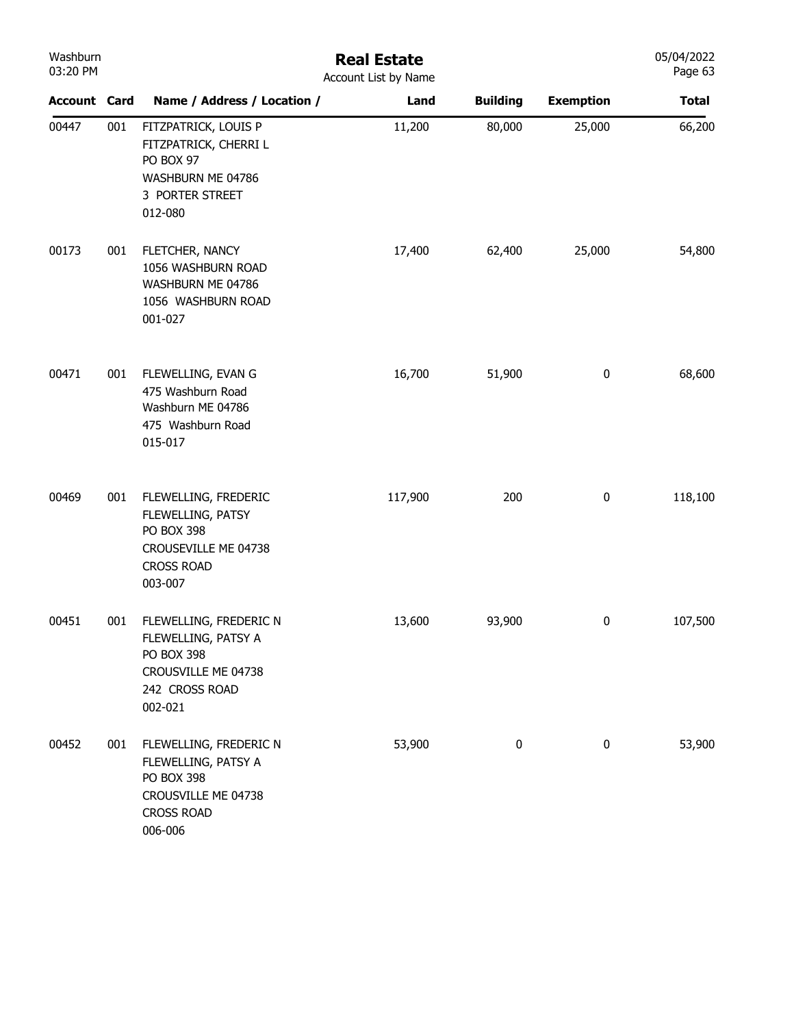# Real Estate

Account List by Name

| Account | Card | Name / Address / Location / | Land | Building | Exemption | Total |
|---|---|---|---|---|---|---|
| 00447 | 001 | FITZPATRICK, LOUIS P<br>FITZPATRICK, CHERRI L<br>PO BOX 97<br>WASHBURN ME 04786<br>3 PORTER STREET<br>012-080 | 11,200 | 80,000 | 25,000 | 66,200 |
| 00173 | 001 | FLETCHER, NANCY<br>1056 WASHBURN ROAD<br>WASHBURN ME 04786<br>1056 WASHBURN ROAD<br>001-027 | 17,400 | 62,400 | 25,000 | 54,800 |
| 00471 | 001 | FLEWELLING, EVAN G<br>475 Washburn Road<br>Washburn ME 04786<br>475 Washburn Road<br>015-017 | 16,700 | 51,900 | 0 | 68,600 |
| 00469 | 001 | FLEWELLING, FREDERIC<br>FLEWELLING, PATSY<br>PO BOX 398<br>CROUSEVILLE ME 04738<br>CROSS ROAD<br>003-007 | 117,900 | 200 | 0 | 118,100 |
| 00451 | 001 | FLEWELLING, FREDERIC N<br>FLEWELLING, PATSY A<br>PO BOX 398<br>CROUSVILLE ME 04738<br>242 CROSS ROAD<br>002-021 | 13,600 | 93,900 | 0 | 107,500 |
| 00452 | 001 | FLEWELLING, FREDERIC N<br>FLEWELLING, PATSY A<br>PO BOX 398<br>CROUSVILLE ME 04738<br>CROSS ROAD<br>006-006 | 53,900 | 0 | 0 | 53,900 |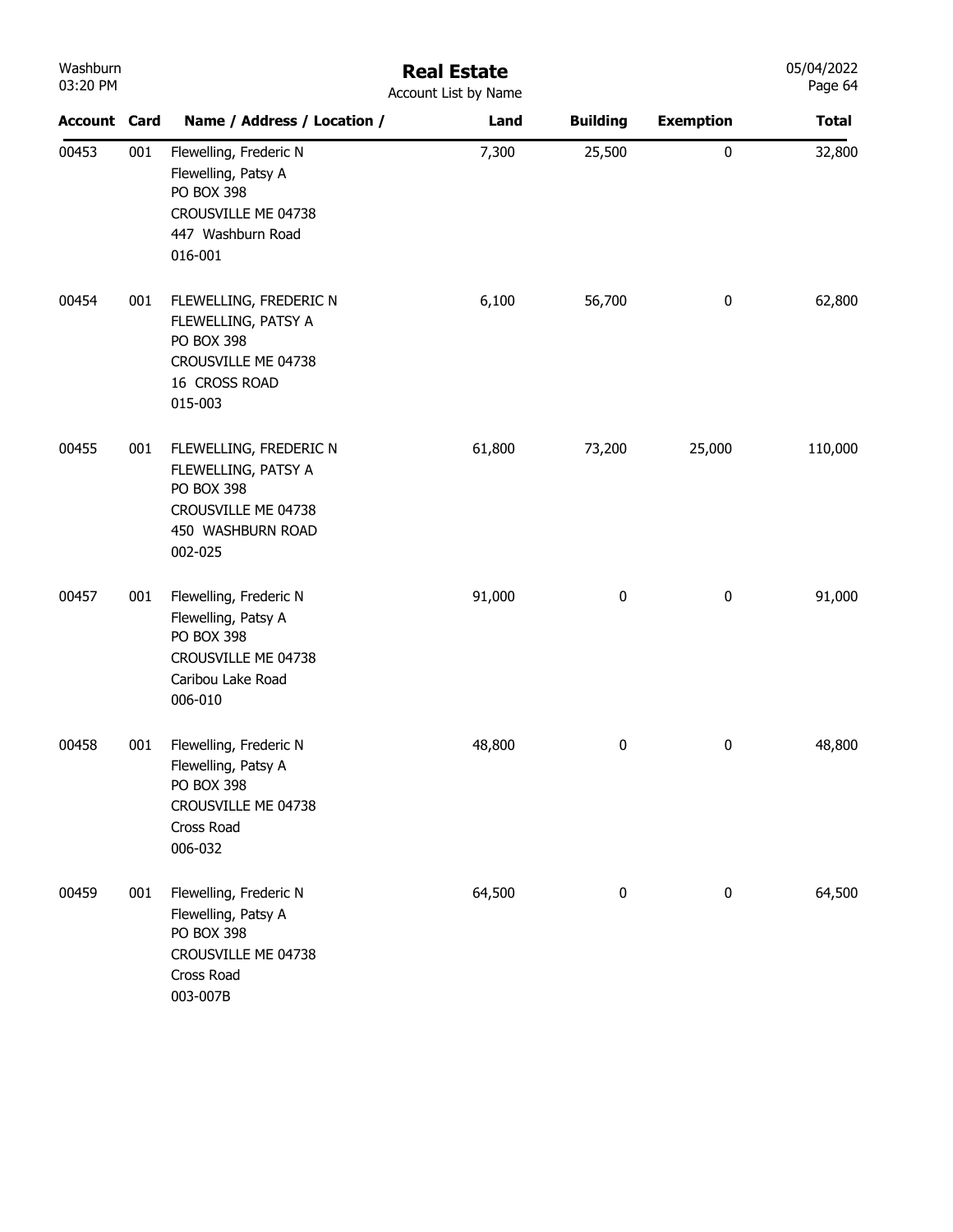# Real Estate

Account List by Name

| Account | Card | Name / Address / Location / | Land | Building | Exemption | Total |
|---|---|---|---|---|---|---|
| 00453 | 001 | Flewelling, Frederic N<br>Flewelling, Patsy A<br>PO BOX 398<br>CROUSVILLE ME 04738<br>447 Washburn Road<br>016-001 | 7,300 | 25,500 | 0 | 32,800 |
| 00454 | 001 | FLEWELLING, FREDERIC N<br>FLEWELLING, PATSY A<br>PO BOX 398<br>CROUSVILLE ME 04738<br>16 CROSS ROAD<br>015-003 | 6,100 | 56,700 | 0 | 62,800 |
| 00455 | 001 | FLEWELLING, FREDERIC N<br>FLEWELLING, PATSY A<br>PO BOX 398<br>CROUSVILLE ME 04738<br>450 WASHBURN ROAD<br>002-025 | 61,800 | 73,200 | 25,000 | 110,000 |
| 00457 | 001 | Flewelling, Frederic N<br>Flewelling, Patsy A<br>PO BOX 398<br>CROUSVILLE ME 04738<br>Caribou Lake Road<br>006-010 | 91,000 | 0 | 0 | 91,000 |
| 00458 | 001 | Flewelling, Frederic N<br>Flewelling, Patsy A<br>PO BOX 398<br>CROUSVILLE ME 04738<br>Cross Road<br>006-032 | 48,800 | 0 | 0 | 48,800 |
| 00459 | 001 | Flewelling, Frederic N<br>Flewelling, Patsy A<br>PO BOX 398<br>CROUSVILLE ME 04738<br>Cross Road<br>003-007B | 64,500 | 0 | 0 | 64,500 |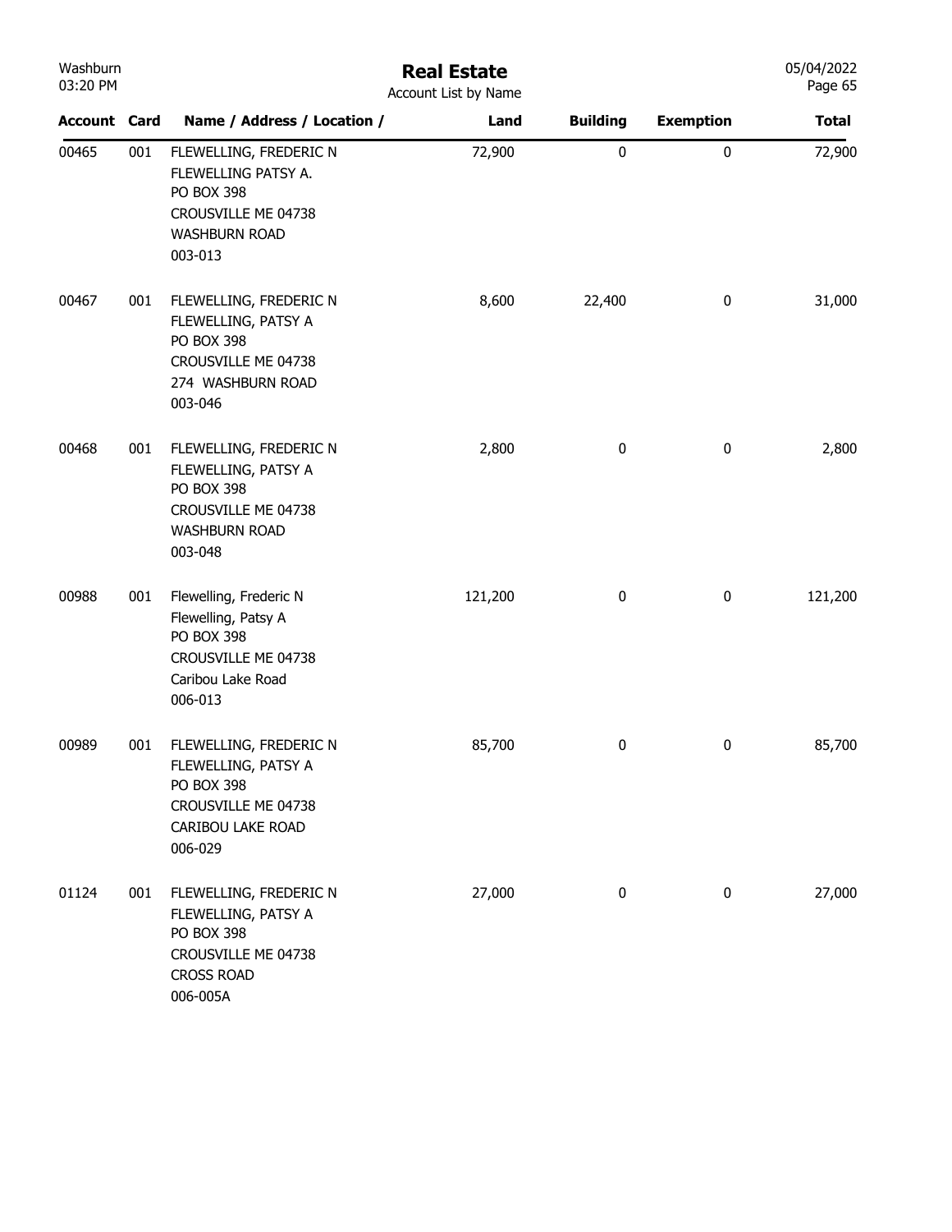# Real Estate

Account List by Name

| Account | Card | Name / Address / Location / | Land | Building | Exemption | Total |
|---|---|---|---|---|---|---|
| 00465 | 001 | FLEWELLING, FREDERIC N<br>FLEWELLING PATSY A.<br>PO BOX 398<br>CROUSVILLE ME 04738<br>WASHBURN ROAD<br>003-013 | 72,900 | 0 | 0 | 72,900 |
| 00467 | 001 | FLEWELLING, FREDERIC N<br>FLEWELLING, PATSY A<br>PO BOX 398<br>CROUSVILLE ME 04738<br>274 WASHBURN ROAD<br>003-046 | 8,600 | 22,400 | 0 | 31,000 |
| 00468 | 001 | FLEWELLING, FREDERIC N<br>FLEWELLING, PATSY A<br>PO BOX 398<br>CROUSVILLE ME 04738<br>WASHBURN ROAD<br>003-048 | 2,800 | 0 | 0 | 2,800 |
| 00988 | 001 | Flewelling, Frederic N<br>Flewelling, Patsy A<br>PO BOX 398<br>CROUSVILLE ME 04738<br>Caribou Lake Road<br>006-013 | 121,200 | 0 | 0 | 121,200 |
| 00989 | 001 | FLEWELLING, FREDERIC N<br>FLEWELLING, PATSY A<br>PO BOX 398<br>CROUSVILLE ME 04738<br>CARIBOU LAKE ROAD<br>006-029 | 85,700 | 0 | 0 | 85,700 |
| 01124 | 001 | FLEWELLING, FREDERIC N<br>FLEWELLING, PATSY A<br>PO BOX 398<br>CROUSVILLE ME 04738<br>CROSS ROAD<br>006-005A | 27,000 | 0 | 0 | 27,000 |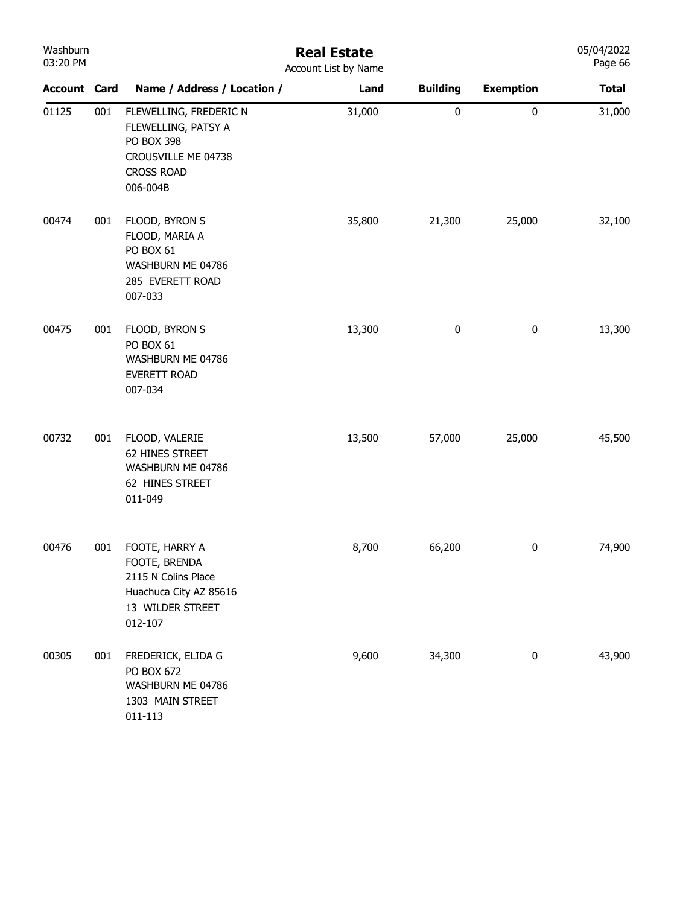# Real Estate

Account List by Name

| Account | Card | Name / Address / Location / | Land | Building | Exemption | Total |
|---|---|---|---|---|---|---|
| 01125 | 001 | FLEWELLING, FREDERIC N<br>FLEWELLING, PATSY A<br>PO BOX 398<br>CROUSVILLE ME 04738<br>CROSS ROAD<br>006-004B | 31,000 | 0 | 0 | 31,000 |
| 00474 | 001 | FLOOD, BYRON S<br>FLOOD, MARIA A<br>PO BOX 61<br>WASHBURN ME 04786<br>285 EVERETT ROAD<br>007-033 | 35,800 | 21,300 | 25,000 | 32,100 |
| 00475 | 001 | FLOOD, BYRON S<br>PO BOX 61<br>WASHBURN ME 04786<br>EVERETT ROAD<br>007-034 | 13,300 | 0 | 0 | 13,300 |
| 00732 | 001 | FLOOD, VALERIE<br>62 HINES STREET<br>WASHBURN ME 04786<br>62 HINES STREET<br>011-049 | 13,500 | 57,000 | 25,000 | 45,500 |
| 00476 | 001 | FOOTE, HARRY A<br>FOOTE, BRENDA<br>2115 N Colins Place<br>Huachuca City AZ 85616<br>13 WILDER STREET<br>012-107 | 8,700 | 66,200 | 0 | 74,900 |
| 00305 | 001 | FREDERICK, ELIDA G<br>PO BOX 672<br>WASHBURN ME 04786<br>1303 MAIN STREET<br>011-113 | 9,600 | 34,300 | 0 | 43,900 |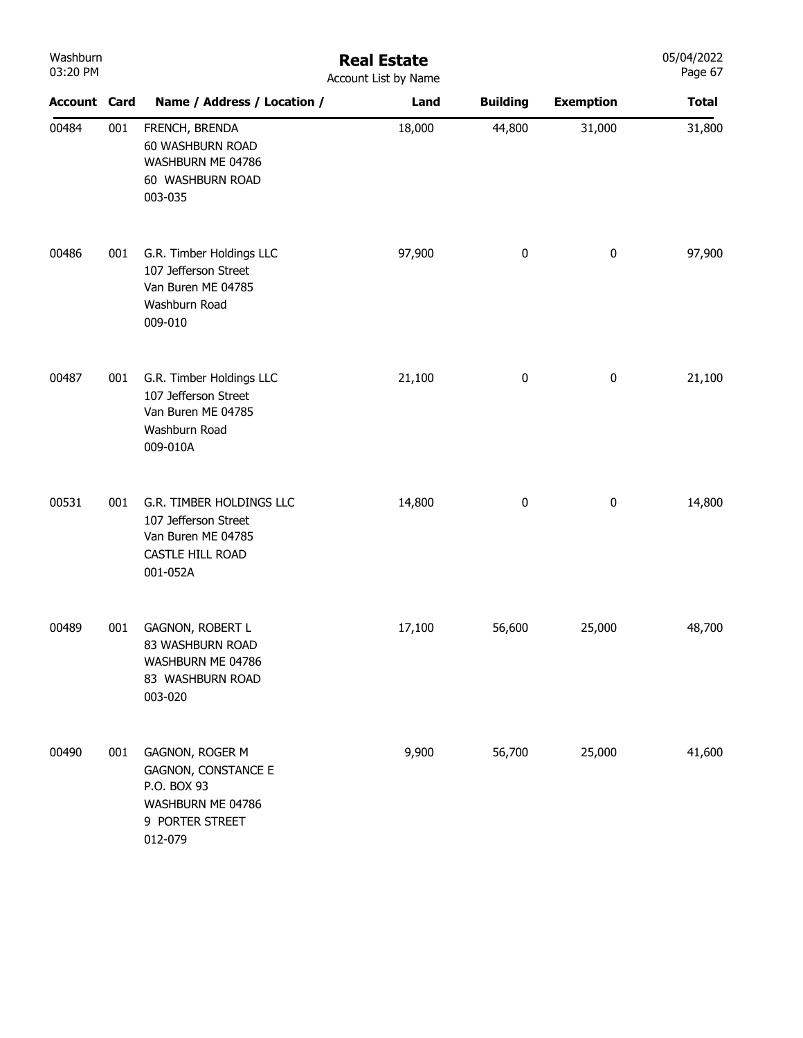# Real Estate

Account List by Name

| Account | Card | Name / Address / Location / | Land | Building | Exemption | Total |
|---|---|---|---|---|---|---|
| 00484 | 001 | FRENCH, BRENDA<br>60 WASHBURN ROAD<br>WASHBURN ME 04786<br>60 WASHBURN ROAD<br>003-035 | 18,000 | 44,800 | 31,000 | 31,800 |
| 00486 | 001 | G.R. Timber Holdings LLC<br>107 Jefferson Street<br>Van Buren ME 04785<br>Washburn Road<br>009-010 | 97,900 | 0 | 0 | 97,900 |
| 00487 | 001 | G.R. Timber Holdings LLC<br>107 Jefferson Street<br>Van Buren ME 04785<br>Washburn Road<br>009-010A | 21,100 | 0 | 0 | 21,100 |
| 00531 | 001 | G.R. TIMBER HOLDINGS LLC<br>107 Jefferson Street<br>Van Buren ME 04785<br>CASTLE HILL ROAD<br>001-052A | 14,800 | 0 | 0 | 14,800 |
| 00489 | 001 | GAGNON, ROBERT L<br>83 WASHBURN ROAD<br>WASHBURN ME 04786<br>83 WASHBURN ROAD<br>003-020 | 17,100 | 56,600 | 25,000 | 48,700 |
| 00490 | 001 | GAGNON, ROGER M<br>GAGNON, CONSTANCE E<br>P.O. BOX 93<br>WASHBURN ME 04786<br>9 PORTER STREET<br>012-079 | 9,900 | 56,700 | 25,000 | 41,600 |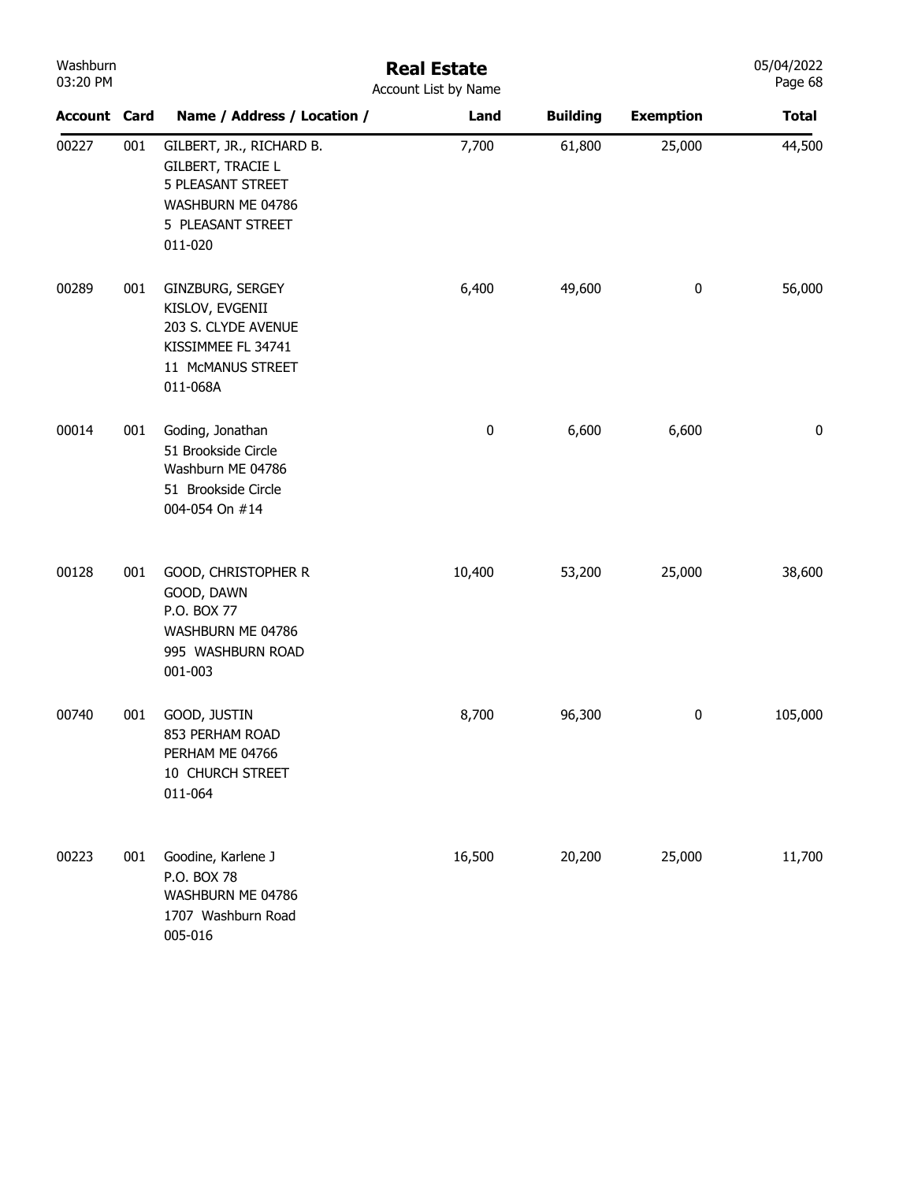# Real Estate

Account List by Name

| Account | Card | Name / Address / Location / | Land | Building | Exemption | Total |
|---|---|---|---|---|---|---|
| 00227 | 001 | GILBERT, JR., RICHARD B.<br>GILBERT, TRACIE L<br>5 PLEASANT STREET<br>WASHBURN ME 04786<br>5 PLEASANT STREET<br>011-020 | 7,700 | 61,800 | 25,000 | 44,500 |
| 00289 | 001 | GINZBURG, SERGEY<br>KISLOV, EVGENII<br>203 S. CLYDE AVENUE<br>KISSIMMEE FL 34741<br>11 McMANUS STREET<br>011-068A | 6,400 | 49,600 | 0 | 56,000 |
| 00014 | 001 | Goding, Jonathan<br>51 Brookside Circle<br>Washburn ME 04786<br>51 Brookside Circle<br>004-054 On #14 | 0 | 6,600 | 6,600 | 0 |
| 00128 | 001 | GOOD, CHRISTOPHER R<br>GOOD, DAWN<br>P.O. BOX 77<br>WASHBURN ME 04786<br>995 WASHBURN ROAD<br>001-003 | 10,400 | 53,200 | 25,000 | 38,600 |
| 00740 | 001 | GOOD, JUSTIN<br>853 PERHAM ROAD<br>PERHAM ME 04766<br>10 CHURCH STREET<br>011-064 | 8,700 | 96,300 | 0 | 105,000 |
| 00223 | 001 | Goodine, Karlene J<br>P.O. BOX 78<br>WASHBURN ME 04786<br>1707 Washburn Road<br>005-016 | 16,500 | 20,200 | 25,000 | 11,700 |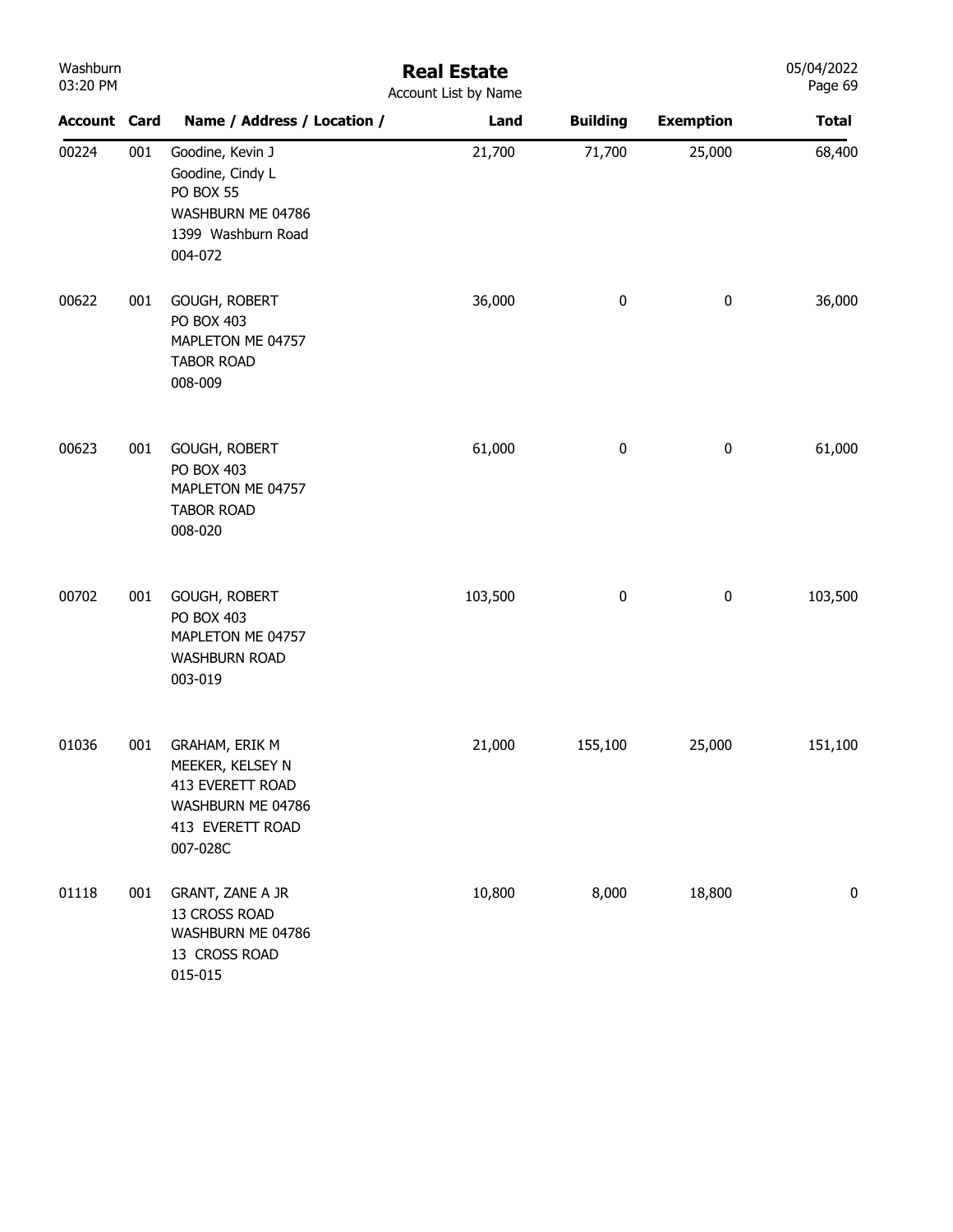# Real Estate

Account List by Name

| Account | Card | Name / Address / Location / | Land | Building | Exemption | Total |
|---|---|---|---|---|---|---|
| 00224 | 001 | Goodine, Kevin J<br>Goodine, Cindy L<br>PO BOX 55<br>WASHBURN ME 04786<br>1399 Washburn Road<br>004-072 | 21,700 | 71,700 | 25,000 | 68,400 |
| 00622 | 001 | GOUGH, ROBERT<br>PO BOX 403<br>MAPLETON ME 04757<br>TABOR ROAD<br>008-009 | 36,000 | 0 | 0 | 36,000 |
| 00623 | 001 | GOUGH, ROBERT<br>PO BOX 403<br>MAPLETON ME 04757<br>TABOR ROAD<br>008-020 | 61,000 | 0 | 0 | 61,000 |
| 00702 | 001 | GOUGH, ROBERT<br>PO BOX 403<br>MAPLETON ME 04757<br>WASHBURN ROAD<br>003-019 | 103,500 | 0 | 0 | 103,500 |
| 01036 | 001 | GRAHAM, ERIK M<br>MEEKER, KELSEY N<br>413 EVERETT ROAD<br>WASHBURN ME 04786<br>413 EVERETT ROAD<br>007-028C | 21,000 | 155,100 | 25,000 | 151,100 |
| 01118 | 001 | GRANT, ZANE A JR<br>13 CROSS ROAD<br>WASHBURN ME 04786<br>13 CROSS ROAD<br>015-015 | 10,800 | 8,000 | 18,800 | 0 |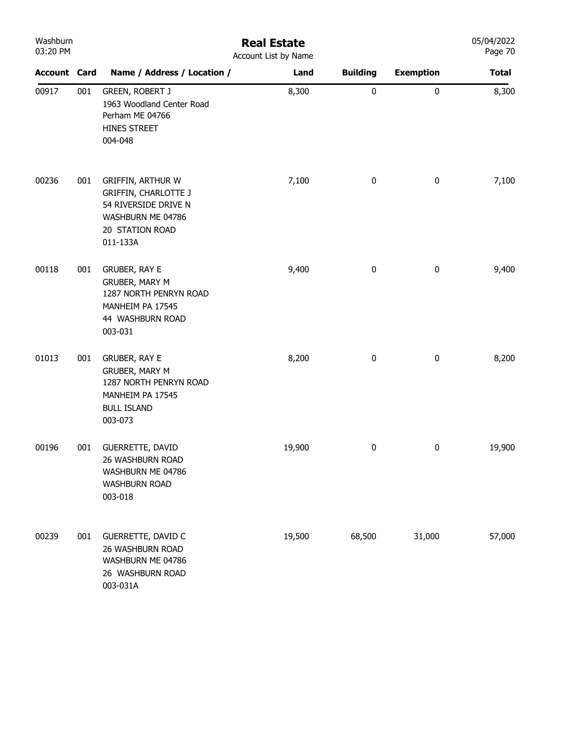# Real Estate

Account List by Name

| Account | Card | Name / Address / Location / | Land | Building | Exemption | Total |
|---|---|---|---|---|---|---|
| 00917 | 001 | GREEN, ROBERT J<br>1963 Woodland Center Road<br>Perham ME 04766<br>HINES STREET<br>004-048 | 8,300 | 0 | 0 | 8,300 |
| 00236 | 001 | GRIFFIN, ARTHUR W<br>GRIFFIN, CHARLOTTE J<br>54 RIVERSIDE DRIVE N<br>WASHBURN ME 04786<br>20 STATION ROAD<br>011-133A | 7,100 | 0 | 0 | 7,100 |
| 00118 | 001 | GRUBER, RAY E<br>GRUBER, MARY M<br>1287 NORTH PENRYN ROAD<br>MANHEIM PA 17545<br>44 WASHBURN ROAD<br>003-031 | 9,400 | 0 | 0 | 9,400 |
| 01013 | 001 | GRUBER, RAY E<br>GRUBER, MARY M<br>1287 NORTH PENRYN ROAD<br>MANHEIM PA 17545<br>BULL ISLAND<br>003-073 | 8,200 | 0 | 0 | 8,200 |
| 00196 | 001 | GUERRETTE, DAVID<br>26 WASHBURN ROAD<br>WASHBURN ME 04786<br>WASHBURN ROAD<br>003-018 | 19,900 | 0 | 0 | 19,900 |
| 00239 | 001 | GUERRETTE, DAVID C<br>26 WASHBURN ROAD<br>WASHBURN ME 04786<br>26 WASHBURN ROAD<br>003-031A | 19,500 | 68,500 | 31,000 | 57,000 |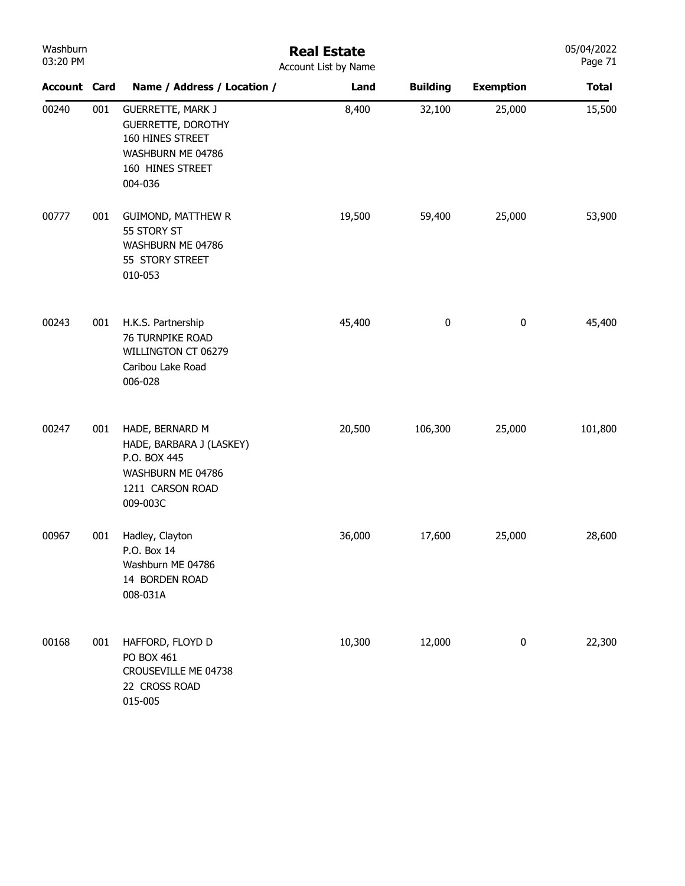# Real Estate

Account List by Name

| Account | Card | Name / Address / Location / | Land | Building | Exemption | Total |
|---|---|---|---|---|---|---|
| 00240 | 001 | GUERRETTE, MARK J<br>GUERRETTE, DOROTHY<br>160 HINES STREET<br>WASHBURN ME 04786<br>160 HINES STREET<br>004-036 | 8,400 | 32,100 | 25,000 | 15,500 |
| 00777 | 001 | GUIMOND, MATTHEW R<br>55 STORY ST<br>WASHBURN ME 04786<br>55 STORY STREET<br>010-053 | 19,500 | 59,400 | 25,000 | 53,900 |
| 00243 | 001 | H.K.S. Partnership<br>76 TURNPIKE ROAD<br>WILLINGTON CT 06279<br>Caribou Lake Road<br>006-028 | 45,400 | 0 | 0 | 45,400 |
| 00247 | 001 | HADE, BERNARD M<br>HADE, BARBARA J (LASKEY)<br>P.O. BOX 445<br>WASHBURN ME 04786<br>1211 CARSON ROAD<br>009-003C | 20,500 | 106,300 | 25,000 | 101,800 |
| 00967 | 001 | Hadley, Clayton<br>P.O. Box 14<br>Washburn ME 04786<br>14 BORDEN ROAD<br>008-031A | 36,000 | 17,600 | 25,000 | 28,600 |
| 00168 | 001 | HAFFORD, FLOYD D<br>PO BOX 461<br>CROUSEVILLE ME 04738<br>22 CROSS ROAD<br>015-005 | 10,300 | 12,000 | 0 | 22,300 |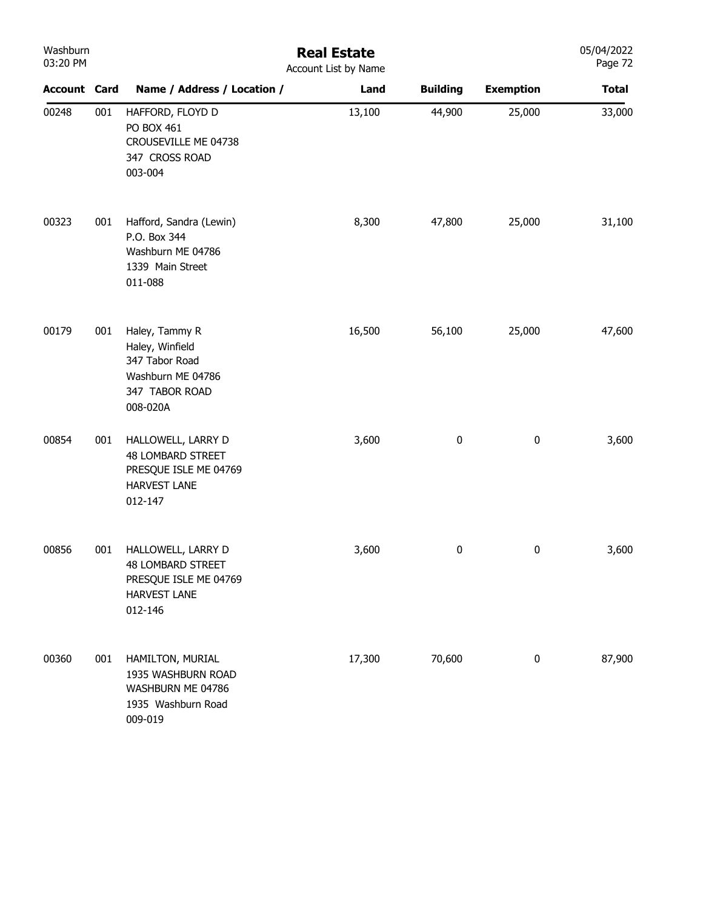# Real Estate

Account List by Name

| Account | Card | Name / Address / Location / | Land | Building | Exemption | Total |
|---|---|---|---|---|---|---|
| 00248 | 001 | HAFFORD, FLOYD D<br>PO BOX 461<br>CROUSEVILLE ME 04738<br>347 CROSS ROAD<br>003-004 | 13,100 | 44,900 | 25,000 | 33,000 |
| 00323 | 001 | Hafford, Sandra (Lewin)<br>P.O. Box 344<br>Washburn ME 04786<br>1339 Main Street<br>011-088 | 8,300 | 47,800 | 25,000 | 31,100 |
| 00179 | 001 | Haley, Tammy R<br>Haley, Winfield<br>347 Tabor Road<br>Washburn ME 04786<br>347 TABOR ROAD<br>008-020A | 16,500 | 56,100 | 25,000 | 47,600 |
| 00854 | 001 | HALLOWELL, LARRY D<br>48 LOMBARD STREET<br>PRESQUE ISLE ME 04769<br>HARVEST LANE<br>012-147 | 3,600 | 0 | 0 | 3,600 |
| 00856 | 001 | HALLOWELL, LARRY D<br>48 LOMBARD STREET<br>PRESQUE ISLE ME 04769<br>HARVEST LANE<br>012-146 | 3,600 | 0 | 0 | 3,600 |
| 00360 | 001 | HAMILTON, MURIAL<br>1935 WASHBURN ROAD<br>WASHBURN ME 04786<br>1935 Washburn Road<br>009-019 | 17,300 | 70,600 | 0 | 87,900 |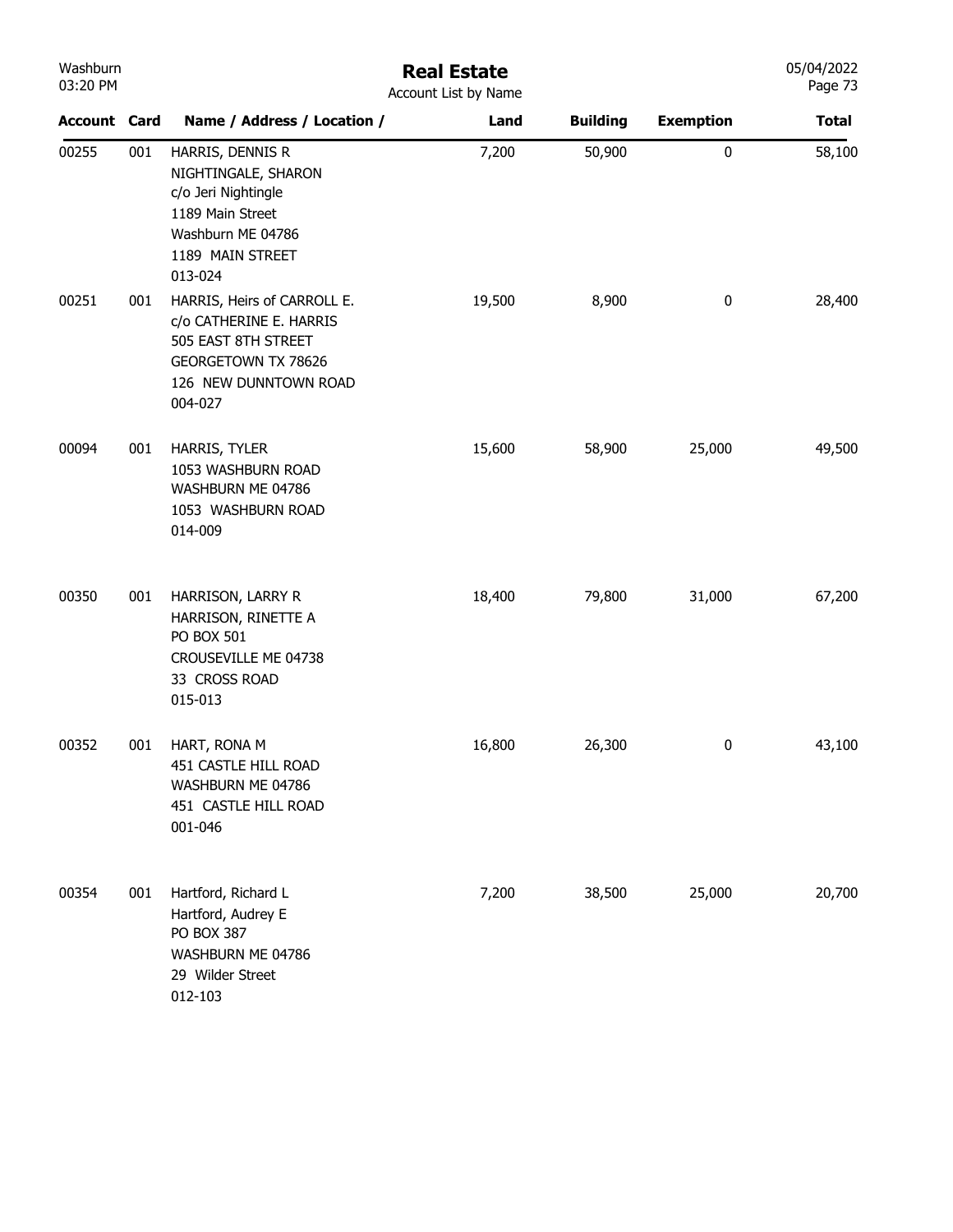# Real Estate

Account List by Name

| Account | Card | Name / Address / Location / | Land | Building | Exemption | Total |
|---|---|---|---|---|---|---|
| 00255 | 001 | HARRIS, DENNIS R<br>NIGHTINGALE, SHARON<br>c/o Jeri Nightingle<br>1189 Main Street<br>Washburn ME 04786<br>1189 MAIN STREET<br>013-024 | 7,200 | 50,900 | 0 | 58,100 |
| 00251 | 001 | HARRIS, Heirs of CARROLL E.<br>c/o CATHERINE E. HARRIS<br>505 EAST 8TH STREET<br>GEORGETOWN TX 78626<br>126 NEW DUNNTOWN ROAD<br>004-027 | 19,500 | 8,900 | 0 | 28,400 |
| 00094 | 001 | HARRIS, TYLER<br>1053 WASHBURN ROAD<br>WASHBURN ME 04786<br>1053 WASHBURN ROAD<br>014-009 | 15,600 | 58,900 | 25,000 | 49,500 |
| 00350 | 001 | HARRISON, LARRY R<br>HARRISON, RINETTE A<br>PO BOX 501<br>CROUSEVILLE ME 04738<br>33 CROSS ROAD<br>015-013 | 18,400 | 79,800 | 31,000 | 67,200 |
| 00352 | 001 | HART, RONA M<br>451 CASTLE HILL ROAD<br>WASHBURN ME 04786<br>451 CASTLE HILL ROAD<br>001-046 | 16,800 | 26,300 | 0 | 43,100 |
| 00354 | 001 | Hartford, Richard L<br>Hartford, Audrey E<br>PO BOX 387<br>WASHBURN ME 04786<br>29 Wilder Street<br>012-103 | 7,200 | 38,500 | 25,000 | 20,700 |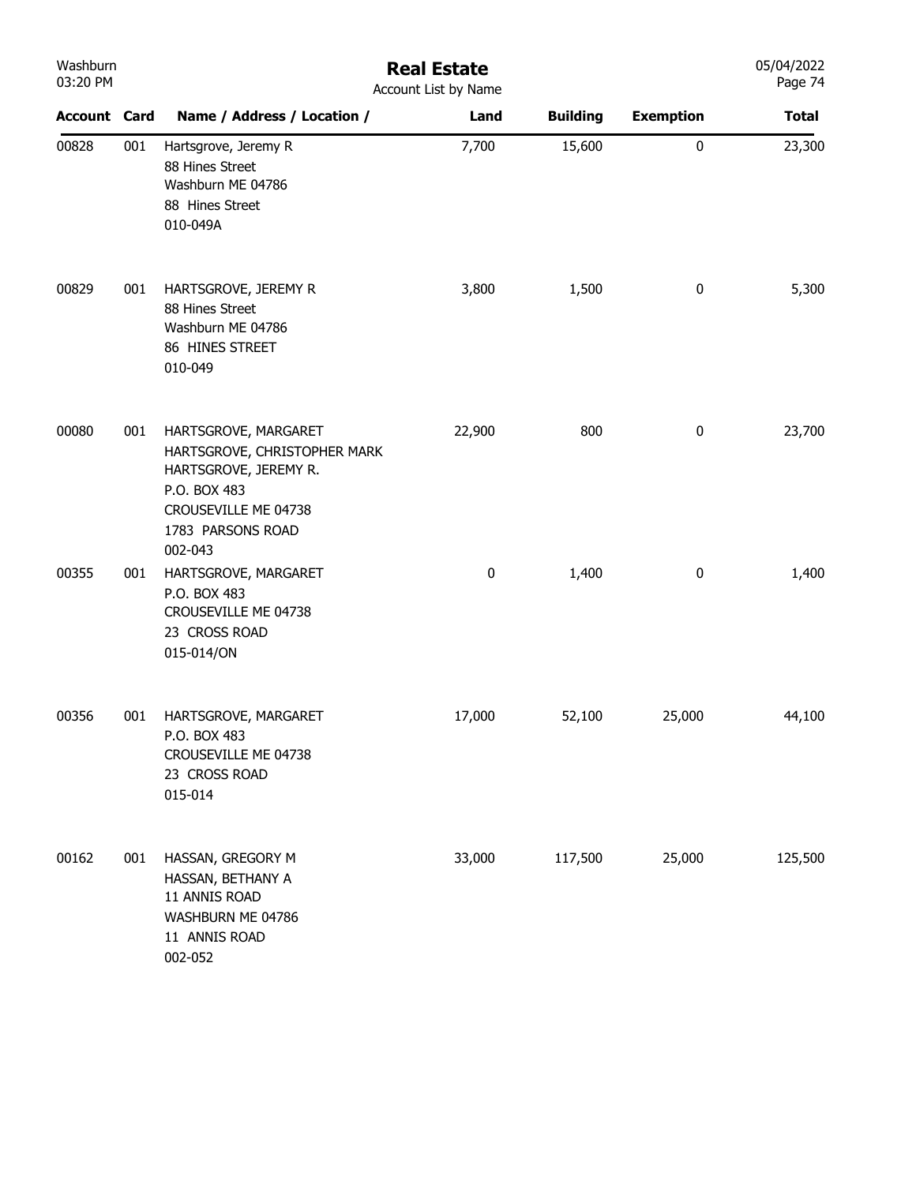# Real Estate

Account List by Name

| Account | Card | Name / Address / Location / | Land | Building | Exemption | Total |
|---|---|---|---|---|---|---|
| 00828 | 001 | Hartsgrove, Jeremy R<br>88 Hines Street<br>Washburn ME 04786<br>88 Hines Street<br>010-049A | 7,700 | 15,600 | 0 | 23,300 |
| 00829 | 001 | HARTSGROVE, JEREMY R<br>88 Hines Street<br>Washburn ME 04786<br>86 HINES STREET<br>010-049 | 3,800 | 1,500 | 0 | 5,300 |
| 00080 | 001 | HARTSGROVE, MARGARET<br>HARTSGROVE, CHRISTOPHER MARK<br>HARTSGROVE, JEREMY R.<br>P.O. BOX 483<br>CROUSEVILLE ME 04738<br>1783 PARSONS ROAD<br>002-043 | 22,900 | 800 | 0 | 23,700 |
| 00355 | 001 | HARTSGROVE, MARGARET<br>P.O. BOX 483<br>CROUSEVILLE ME 04738<br>23 CROSS ROAD<br>015-014/ON | 0 | 1,400 | 0 | 1,400 |
| 00356 | 001 | HARTSGROVE, MARGARET<br>P.O. BOX 483<br>CROUSEVILLE ME 04738<br>23 CROSS ROAD<br>015-014 | 17,000 | 52,100 | 25,000 | 44,100 |
| 00162 | 001 | HASSAN, GREGORY M<br>HASSAN, BETHANY A<br>11 ANNIS ROAD<br>WASHBURN ME 04786<br>11 ANNIS ROAD<br>002-052 | 33,000 | 117,500 | 25,000 | 125,500 |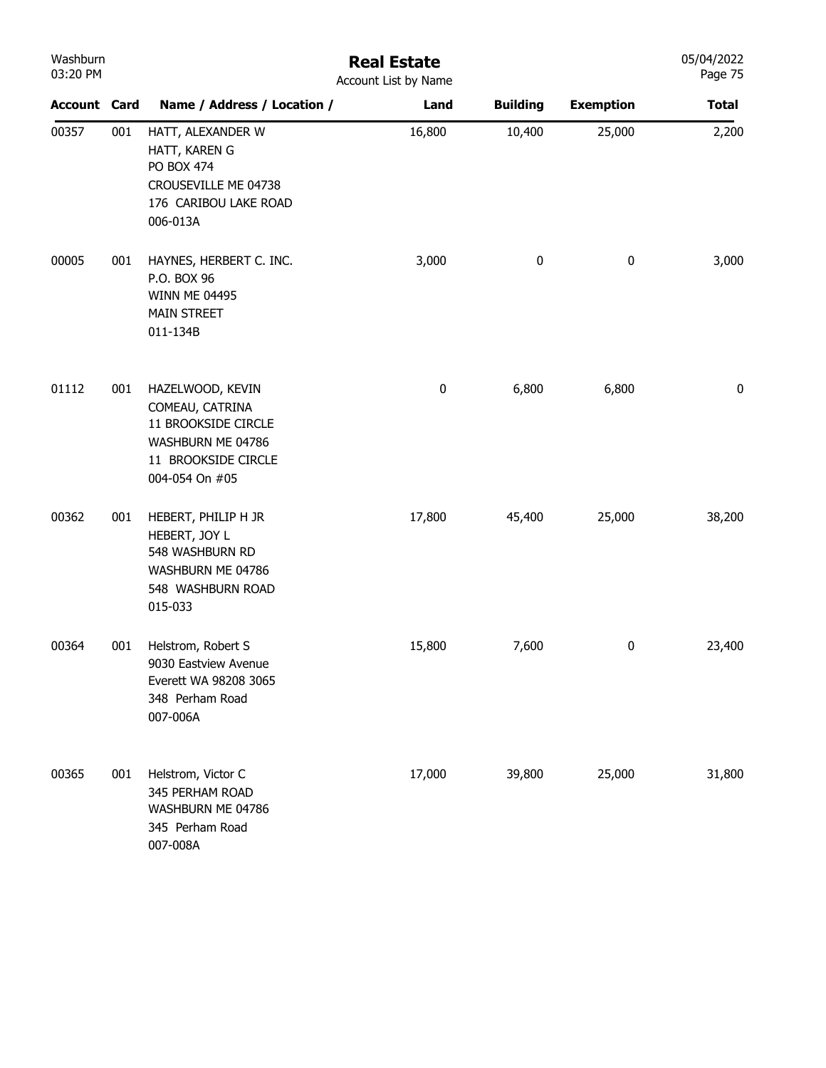# Real Estate

Account List by Name

| Account | Card | Name / Address / Location / | Land | Building | Exemption | Total |
|---|---|---|---|---|---|---|
| 00357 | 001 | HATT, ALEXANDER W<br>HATT, KAREN G<br>PO BOX 474<br>CROUSEVILLE ME 04738<br>176 CARIBOU LAKE ROAD<br>006-013A | 16,800 | 10,400 | 25,000 | 2,200 |
| 00005 | 001 | HAYNES, HERBERT C. INC.<br>P.O. BOX 96<br>WINN ME 04495<br>MAIN STREET<br>011-134B | 3,000 | 0 | 0 | 3,000 |
| 01112 | 001 | HAZELWOOD, KEVIN<br>COMEAU, CATRINA<br>11 BROOKSIDE CIRCLE<br>WASHBURN ME 04786<br>11 BROOKSIDE CIRCLE<br>004-054 On #05 | 0 | 6,800 | 6,800 | 0 |
| 00362 | 001 | HEBERT, PHILIP H JR<br>HEBERT, JOY L<br>548 WASHBURN RD<br>WASHBURN ME 04786<br>548 WASHBURN ROAD<br>015-033 | 17,800 | 45,400 | 25,000 | 38,200 |
| 00364 | 001 | Helstrom, Robert S<br>9030 Eastview Avenue<br>Everett WA 98208 3065<br>348 Perham Road<br>007-006A | 15,800 | 7,600 | 0 | 23,400 |
| 00365 | 001 | Helstrom, Victor C<br>345 PERHAM ROAD<br>WASHBURN ME 04786<br>345 Perham Road<br>007-008A | 17,000 | 39,800 | 25,000 | 31,800 |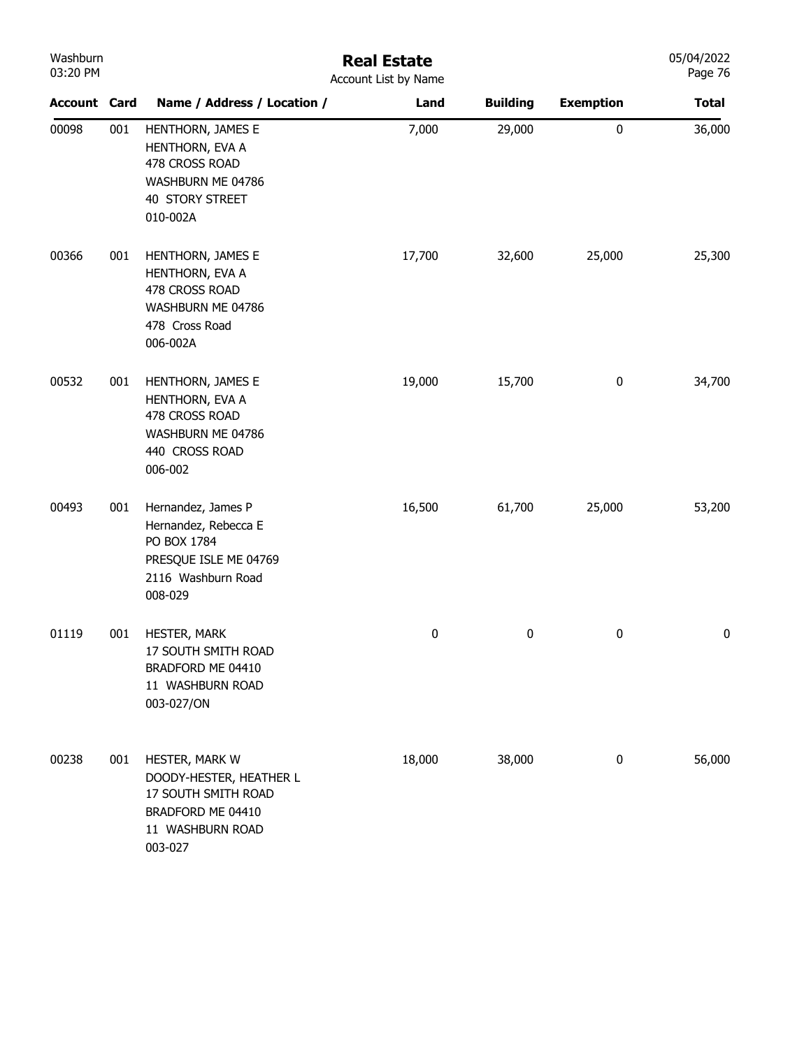# Real Estate

Account List by Name

| Account | Card | Name / Address / Location / | Land | Building | Exemption | Total |
|---|---|---|---|---|---|---|
| 00098 | 001 | HENTHORN, JAMES E<br>HENTHORN, EVA A<br>478 CROSS ROAD<br>WASHBURN ME 04786<br>40 STORY STREET<br>010-002A | 7,000 | 29,000 | 0 | 36,000 |
| 00366 | 001 | HENTHORN, JAMES E<br>HENTHORN, EVA A<br>478 CROSS ROAD<br>WASHBURN ME 04786<br>478 Cross Road<br>006-002A | 17,700 | 32,600 | 25,000 | 25,300 |
| 00532 | 001 | HENTHORN, JAMES E<br>HENTHORN, EVA A<br>478 CROSS ROAD<br>WASHBURN ME 04786<br>440 CROSS ROAD<br>006-002 | 19,000 | 15,700 | 0 | 34,700 |
| 00493 | 001 | Hernandez, James P<br>Hernandez, Rebecca E<br>PO BOX 1784<br>PRESQUE ISLE ME 04769<br>2116 Washburn Road<br>008-029 | 16,500 | 61,700 | 25,000 | 53,200 |
| 01119 | 001 | HESTER, MARK<br>17 SOUTH SMITH ROAD<br>BRADFORD ME 04410<br>11 WASHBURN ROAD<br>003-027/ON | 0 | 0 | 0 | 0 |
| 00238 | 001 | HESTER, MARK W<br>DOODY-HESTER, HEATHER L<br>17 SOUTH SMITH ROAD<br>BRADFORD ME 04410<br>11 WASHBURN ROAD<br>003-027 | 18,000 | 38,000 | 0 | 56,000 |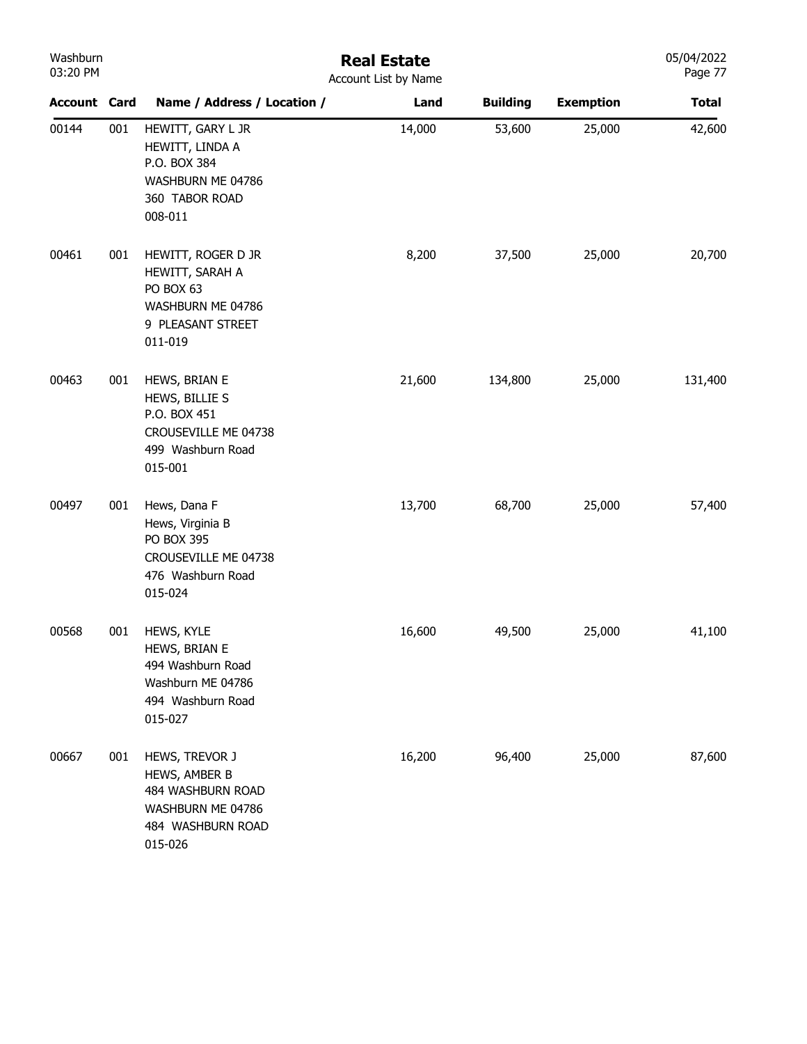# Real Estate

Account List by Name

| Account | Card | Name / Address / Location / | Land | Building | Exemption | Total |
|---|---|---|---|---|---|---|
| 00144 | 001 | HEWITT, GARY L JR<br>HEWITT, LINDA A<br>P.O. BOX 384<br>WASHBURN ME 04786<br>360 TABOR ROAD<br>008-011 | 14,000 | 53,600 | 25,000 | 42,600 |
| 00461 | 001 | HEWITT, ROGER D JR<br>HEWITT, SARAH A<br>PO BOX 63<br>WASHBURN ME 04786<br>9 PLEASANT STREET<br>011-019 | 8,200 | 37,500 | 25,000 | 20,700 |
| 00463 | 001 | HEWS, BRIAN E<br>HEWS, BILLIE S<br>P.O. BOX 451<br>CROUSEVILLE ME 04738<br>499 Washburn Road<br>015-001 | 21,600 | 134,800 | 25,000 | 131,400 |
| 00497 | 001 | Hews, Dana F<br>Hews, Virginia B<br>PO BOX 395<br>CROUSEVILLE ME 04738<br>476 Washburn Road<br>015-024 | 13,700 | 68,700 | 25,000 | 57,400 |
| 00568 | 001 | HEWS, KYLE<br>HEWS, BRIAN E<br>494 Washburn Road<br>Washburn ME 04786<br>494 Washburn Road<br>015-027 | 16,600 | 49,500 | 25,000 | 41,100 |
| 00667 | 001 | HEWS, TREVOR J<br>HEWS, AMBER B<br>484 WASHBURN ROAD<br>WASHBURN ME 04786<br>484 WASHBURN ROAD<br>015-026 | 16,200 | 96,400 | 25,000 | 87,600 |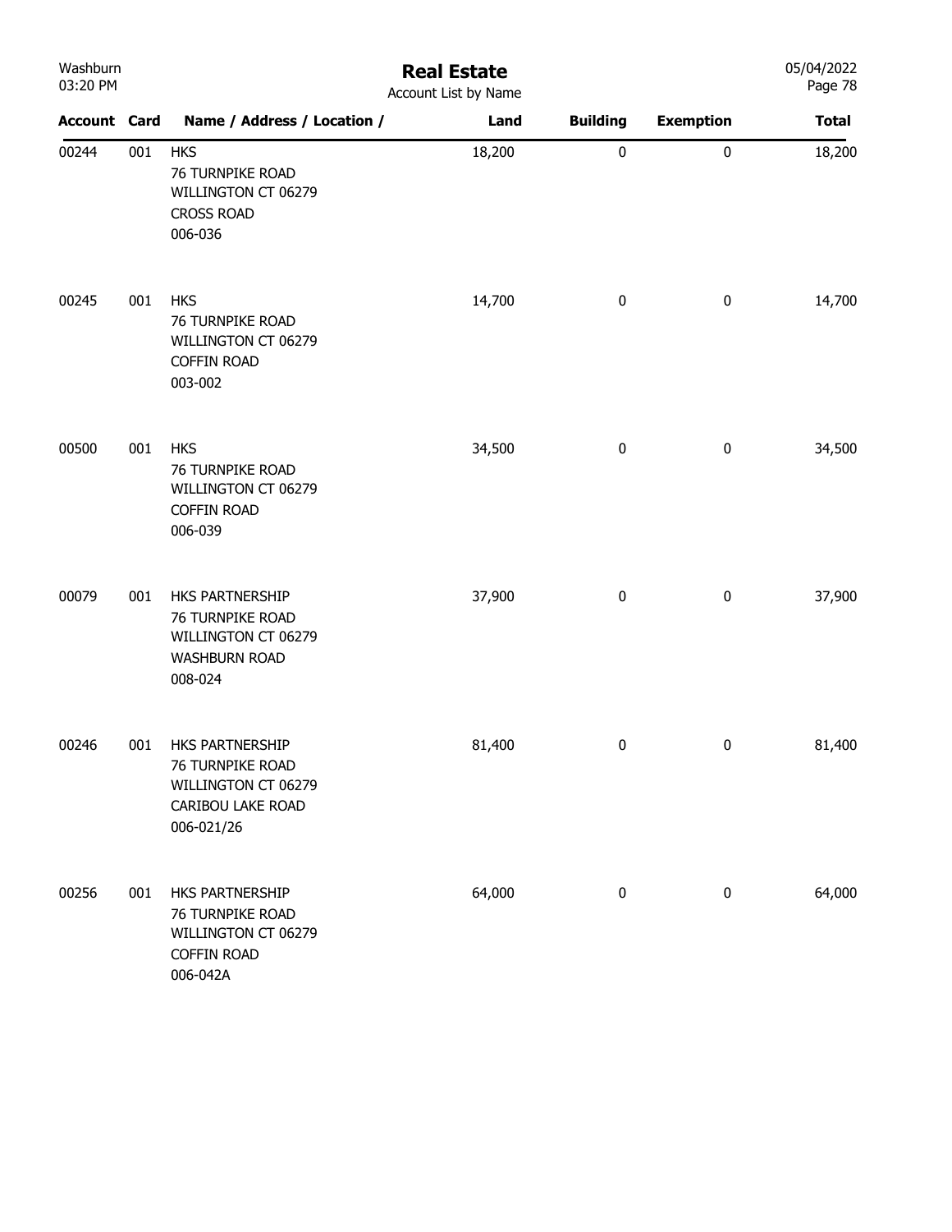# Real Estate

Account List by Name

| Account | Card | Name / Address / Location / | Land | Building | Exemption | Total |
|---|---|---|---|---|---|---|
| 00244 | 001 | HKS<br>76 TURNPIKE ROAD<br>WILLINGTON CT 06279<br>CROSS ROAD<br>006-036 | 18,200 | 0 | 0 | 18,200 |
| 00245 | 001 | HKS<br>76 TURNPIKE ROAD<br>WILLINGTON CT 06279<br>COFFIN ROAD<br>003-002 | 14,700 | 0 | 0 | 14,700 |
| 00500 | 001 | HKS<br>76 TURNPIKE ROAD<br>WILLINGTON CT 06279<br>COFFIN ROAD<br>006-039 | 34,500 | 0 | 0 | 34,500 |
| 00079 | 001 | HKS PARTNERSHIP<br>76 TURNPIKE ROAD<br>WILLINGTON CT 06279<br>WASHBURN ROAD<br>008-024 | 37,900 | 0 | 0 | 37,900 |
| 00246 | 001 | HKS PARTNERSHIP<br>76 TURNPIKE ROAD<br>WILLINGTON CT 06279<br>CARIBOU LAKE ROAD<br>006-021/26 | 81,400 | 0 | 0 | 81,400 |
| 00256 | 001 | HKS PARTNERSHIP<br>76 TURNPIKE ROAD<br>WILLINGTON CT 06279<br>COFFIN ROAD<br>006-042A | 64,000 | 0 | 0 | 64,000 |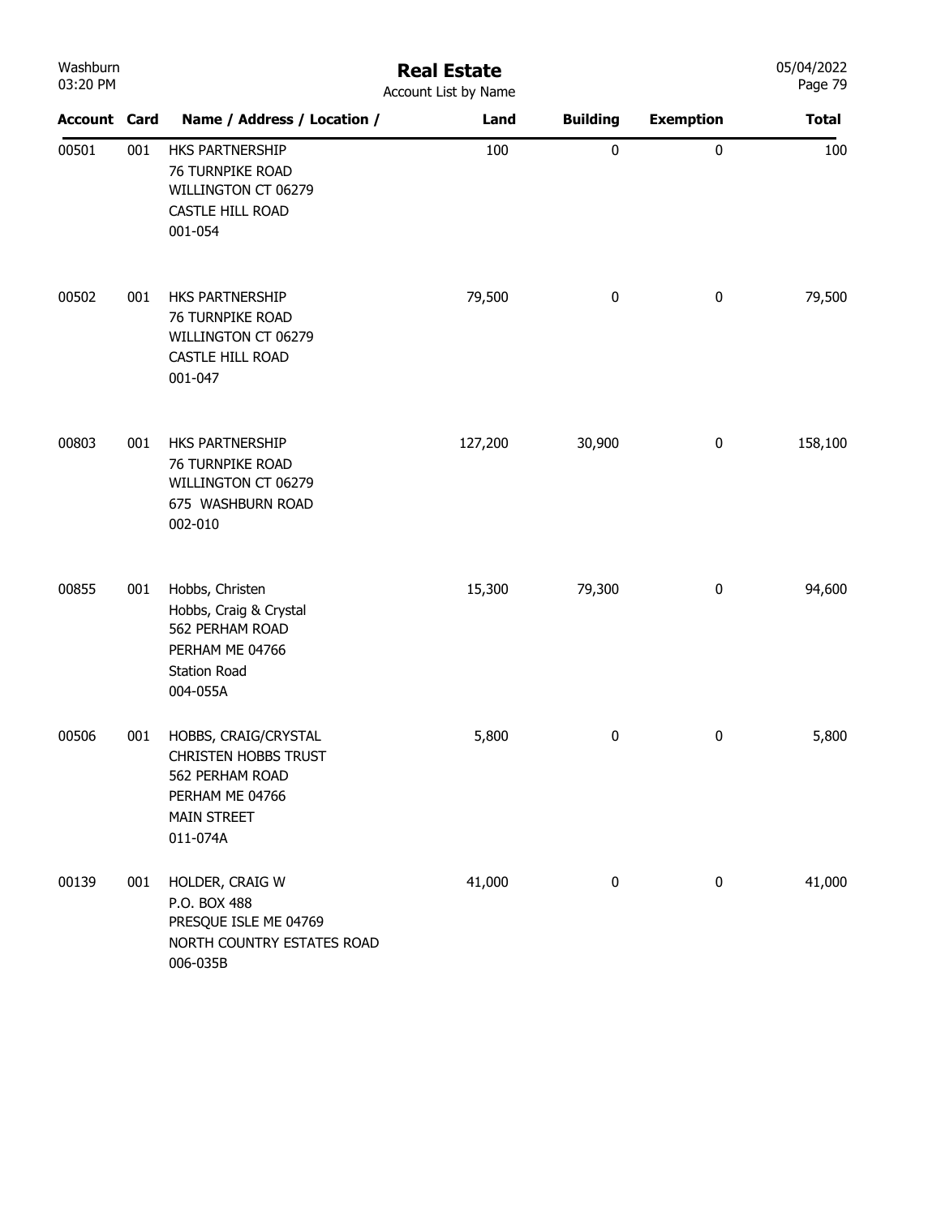# Real Estate

Account List by Name

| Account | Card | Name / Address / Location / | Land | Building | Exemption | Total |
|---|---|---|---|---|---|---|
| 00501 | 001 | HKS PARTNERSHIP<br>76 TURNPIKE ROAD<br>WILLINGTON CT 06279<br>CASTLE HILL ROAD<br>001-054 | 100 | 0 | 0 | 100 |
| 00502 | 001 | HKS PARTNERSHIP<br>76 TURNPIKE ROAD<br>WILLINGTON CT 06279<br>CASTLE HILL ROAD<br>001-047 | 79,500 | 0 | 0 | 79,500 |
| 00803 | 001 | HKS PARTNERSHIP<br>76 TURNPIKE ROAD<br>WILLINGTON CT 06279<br>675 WASHBURN ROAD<br>002-010 | 127,200 | 30,900 | 0 | 158,100 |
| 00855 | 001 | Hobbs, Christen<br>Hobbs, Craig & Crystal<br>562 PERHAM ROAD<br>PERHAM ME 04766<br>Station Road<br>004-055A | 15,300 | 79,300 | 0 | 94,600 |
| 00506 | 001 | HOBBS, CRAIG/CRYSTAL<br>CHRISTEN HOBBS TRUST<br>562 PERHAM ROAD<br>PERHAM ME 04766<br>MAIN STREET<br>011-074A | 5,800 | 0 | 0 | 5,800 |
| 00139 | 001 | HOLDER, CRAIG W<br>P.O. BOX 488<br>PRESQUE ISLE ME 04769<br>NORTH COUNTRY ESTATES ROAD<br>006-035B | 41,000 | 0 | 0 | 41,000 |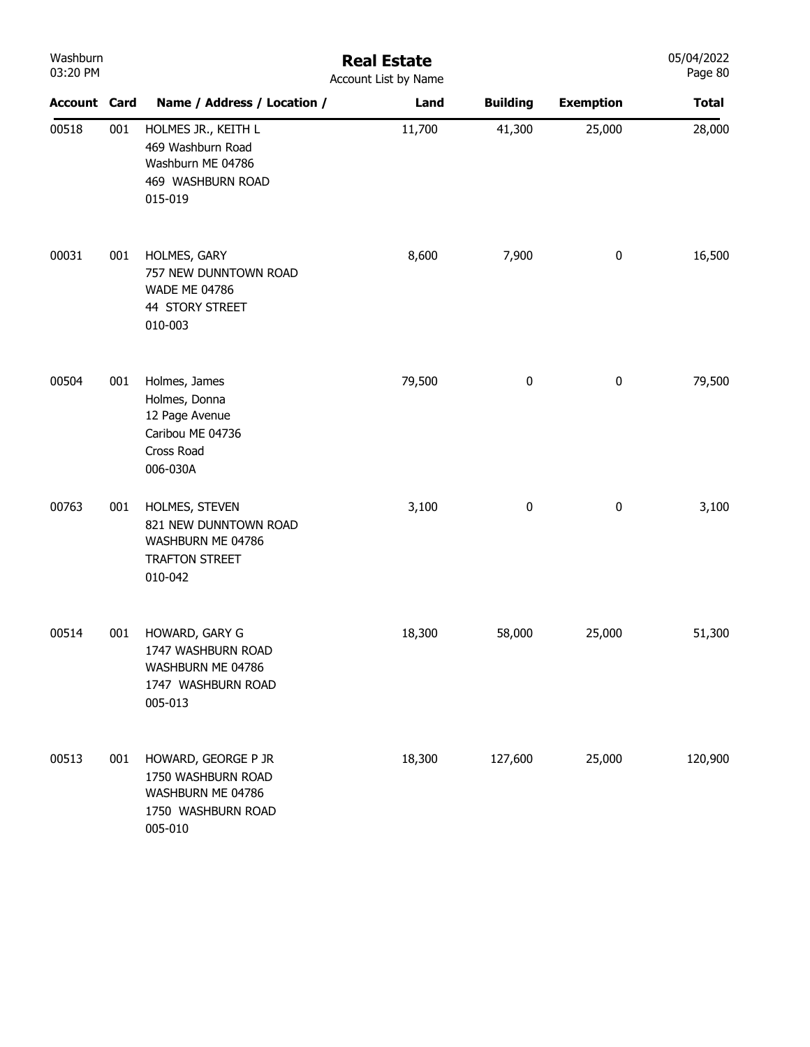# Real Estate

Account List by Name

| Account | Card | Name / Address / Location / | Land | Building | Exemption | Total |
|---|---|---|---|---|---|---|
| 00518 | 001 | HOLMES JR., KEITH L<br>469 Washburn Road<br>Washburn ME 04786<br>469 WASHBURN ROAD<br>015-019 | 11,700 | 41,300 | 25,000 | 28,000 |
| 00031 | 001 | HOLMES, GARY<br>757 NEW DUNNTOWN ROAD<br>WADE ME 04786<br>44 STORY STREET<br>010-003 | 8,600 | 7,900 | 0 | 16,500 |
| 00504 | 001 | Holmes, James<br>Holmes, Donna<br>12 Page Avenue<br>Caribou ME 04736<br>Cross Road<br>006-030A | 79,500 | 0 | 0 | 79,500 |
| 00763 | 001 | HOLMES, STEVEN<br>821 NEW DUNNTOWN ROAD<br>WASHBURN ME 04786<br>TRAFTON STREET<br>010-042 | 3,100 | 0 | 0 | 3,100 |
| 00514 | 001 | HOWARD, GARY G<br>1747 WASHBURN ROAD<br>WASHBURN ME 04786<br>1747 WASHBURN ROAD<br>005-013 | 18,300 | 58,000 | 25,000 | 51,300 |
| 00513 | 001 | HOWARD, GEORGE P JR<br>1750 WASHBURN ROAD<br>WASHBURN ME 04786<br>1750 WASHBURN ROAD<br>005-010 | 18,300 | 127,600 | 25,000 | 120,900 |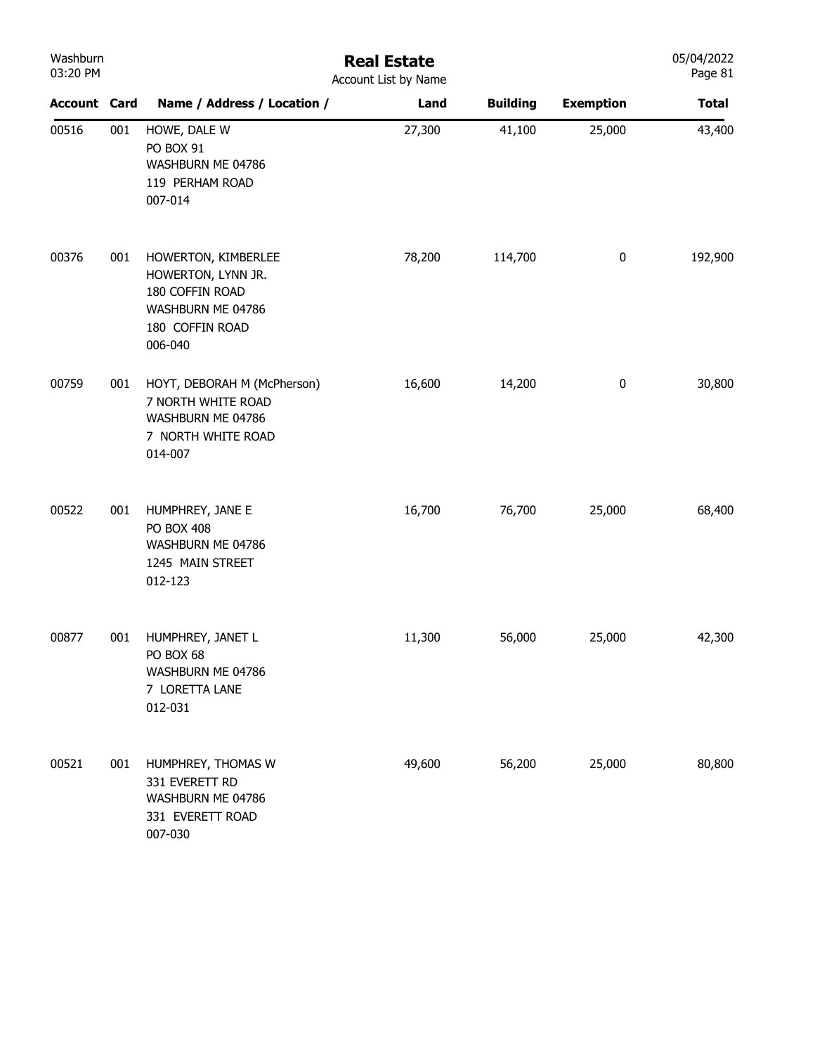# Real Estate

Account List by Name

| Account | Card | Name / Address / Location / | Land | Building | Exemption | Total |
|---|---|---|---|---|---|---|
| 00516 | 001 | HOWE, DALE W<br>PO BOX 91<br>WASHBURN ME 04786<br>119 PERHAM ROAD<br>007-014 | 27,300 | 41,100 | 25,000 | 43,400 |
| 00376 | 001 | HOWERTON, KIMBERLEE<br>HOWERTON, LYNN JR.<br>180 COFFIN ROAD<br>WASHBURN ME 04786<br>180 COFFIN ROAD<br>006-040 | 78,200 | 114,700 | 0 | 192,900 |
| 00759 | 001 | HOYT, DEBORAH M (McPherson)<br>7 NORTH WHITE ROAD<br>WASHBURN ME 04786<br>7 NORTH WHITE ROAD<br>014-007 | 16,600 | 14,200 | 0 | 30,800 |
| 00522 | 001 | HUMPHREY, JANE E<br>PO BOX 408<br>WASHBURN ME 04786<br>1245 MAIN STREET<br>012-123 | 16,700 | 76,700 | 25,000 | 68,400 |
| 00877 | 001 | HUMPHREY, JANET L<br>PO BOX 68<br>WASHBURN ME 04786<br>7 LORETTA LANE<br>012-031 | 11,300 | 56,000 | 25,000 | 42,300 |
| 00521 | 001 | HUMPHREY, THOMAS W<br>331 EVERETT RD<br>WASHBURN ME 04786<br>331 EVERETT ROAD<br>007-030 | 49,600 | 56,200 | 25,000 | 80,800 |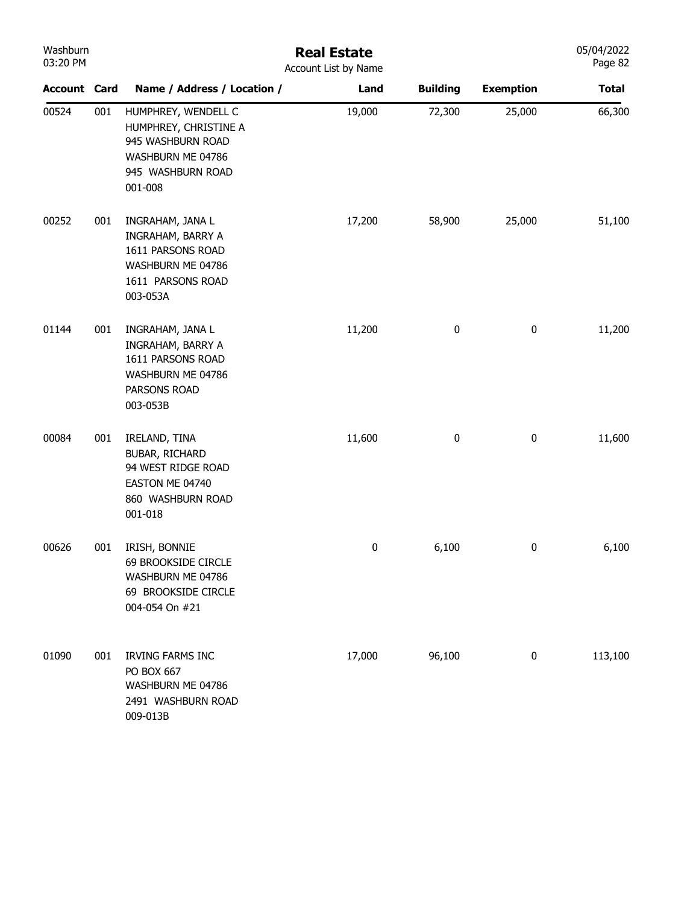# Real Estate

Account List by Name

| Account | Card | Name / Address / Location / | Land | Building | Exemption | Total |
|---|---|---|---|---|---|---|
| 00524 | 001 | HUMPHREY, WENDELL C<br>HUMPHREY, CHRISTINE A<br>945 WASHBURN ROAD<br>WASHBURN ME 04786<br>945 WASHBURN ROAD<br>001-008 | 19,000 | 72,300 | 25,000 | 66,300 |
| 00252 | 001 | INGRAHAM, JANA L<br>INGRAHAM, BARRY A<br>1611 PARSONS ROAD<br>WASHBURN ME 04786<br>1611 PARSONS ROAD<br>003-053A | 17,200 | 58,900 | 25,000 | 51,100 |
| 01144 | 001 | INGRAHAM, JANA L<br>INGRAHAM, BARRY A<br>1611 PARSONS ROAD<br>WASHBURN ME 04786<br>PARSONS ROAD<br>003-053B | 11,200 | 0 | 0 | 11,200 |
| 00084 | 001 | IRELAND, TINA<br>BUBAR, RICHARD<br>94 WEST RIDGE ROAD<br>EASTON ME 04740<br>860 WASHBURN ROAD<br>001-018 | 11,600 | 0 | 0 | 11,600 |
| 00626 | 001 | IRISH, BONNIE<br>69 BROOKSIDE CIRCLE<br>WASHBURN ME 04786<br>69 BROOKSIDE CIRCLE<br>004-054 On #21 | 0 | 6,100 | 0 | 6,100 |
| 01090 | 001 | IRVING FARMS INC<br>PO BOX 667<br>WASHBURN ME 04786<br>2491 WASHBURN ROAD<br>009-013B | 17,000 | 96,100 | 0 | 113,100 |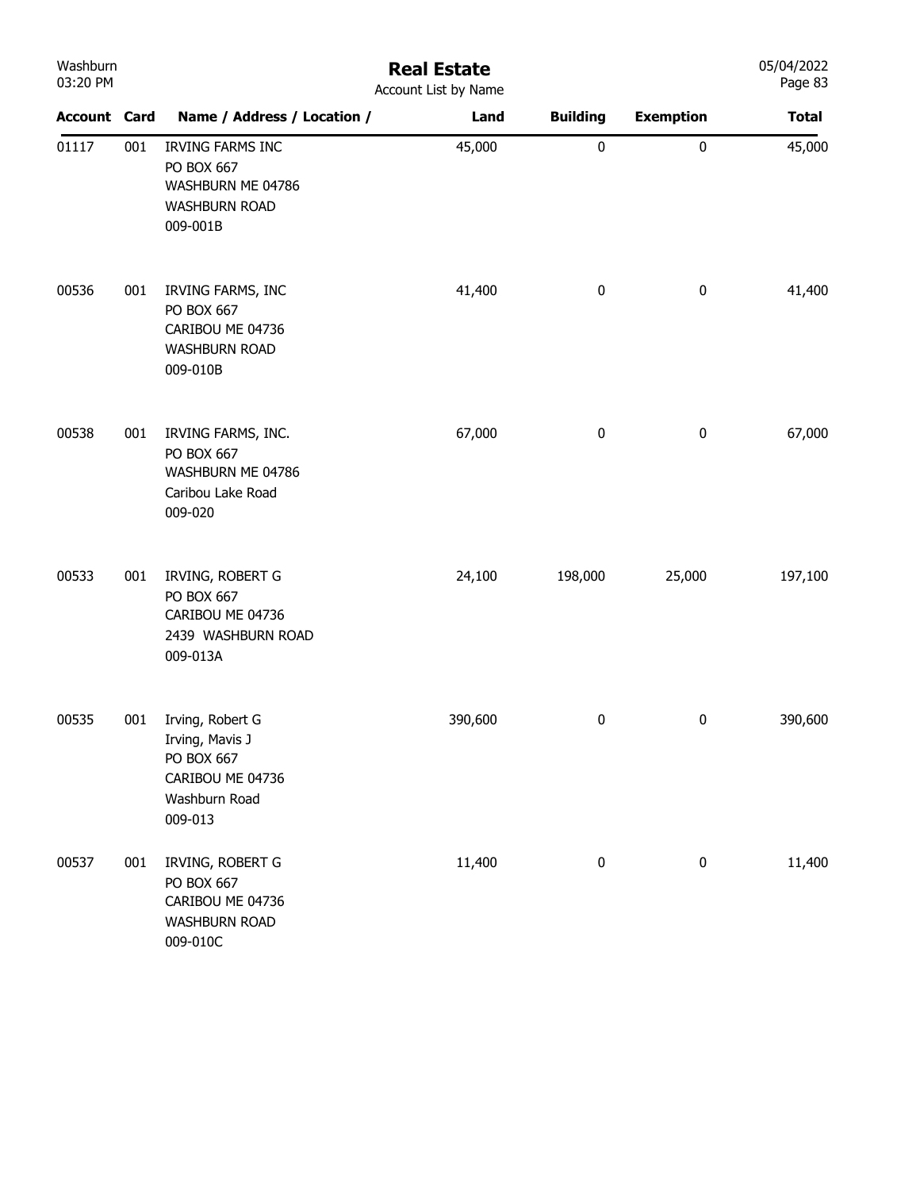# Real Estate

Account List by Name

| Account | Card | Name / Address / Location / | Land | Building | Exemption | Total |
|---|---|---|---|---|---|---|
| 01117 | 001 | IRVING FARMS INC<br>PO BOX 667<br>WASHBURN ME 04786<br>WASHBURN ROAD<br>009-001B | 45,000 | 0 | 0 | 45,000 |
| 00536 | 001 | IRVING FARMS, INC<br>PO BOX 667<br>CARIBOU ME 04736<br>WASHBURN ROAD<br>009-010B | 41,400 | 0 | 0 | 41,400 |
| 00538 | 001 | IRVING FARMS, INC.<br>PO BOX 667<br>WASHBURN ME 04786<br>Caribou Lake Road<br>009-020 | 67,000 | 0 | 0 | 67,000 |
| 00533 | 001 | IRVING, ROBERT G<br>PO BOX 667<br>CARIBOU ME 04736<br>2439 WASHBURN ROAD<br>009-013A | 24,100 | 198,000 | 25,000 | 197,100 |
| 00535 | 001 | Irving, Robert G<br>Irving, Mavis J<br>PO BOX 667<br>CARIBOU ME 04736<br>Washburn Road<br>009-013 | 390,600 | 0 | 0 | 390,600 |
| 00537 | 001 | IRVING, ROBERT G<br>PO BOX 667<br>CARIBOU ME 04736<br>WASHBURN ROAD<br>009-010C | 11,400 | 0 | 0 | 11,400 |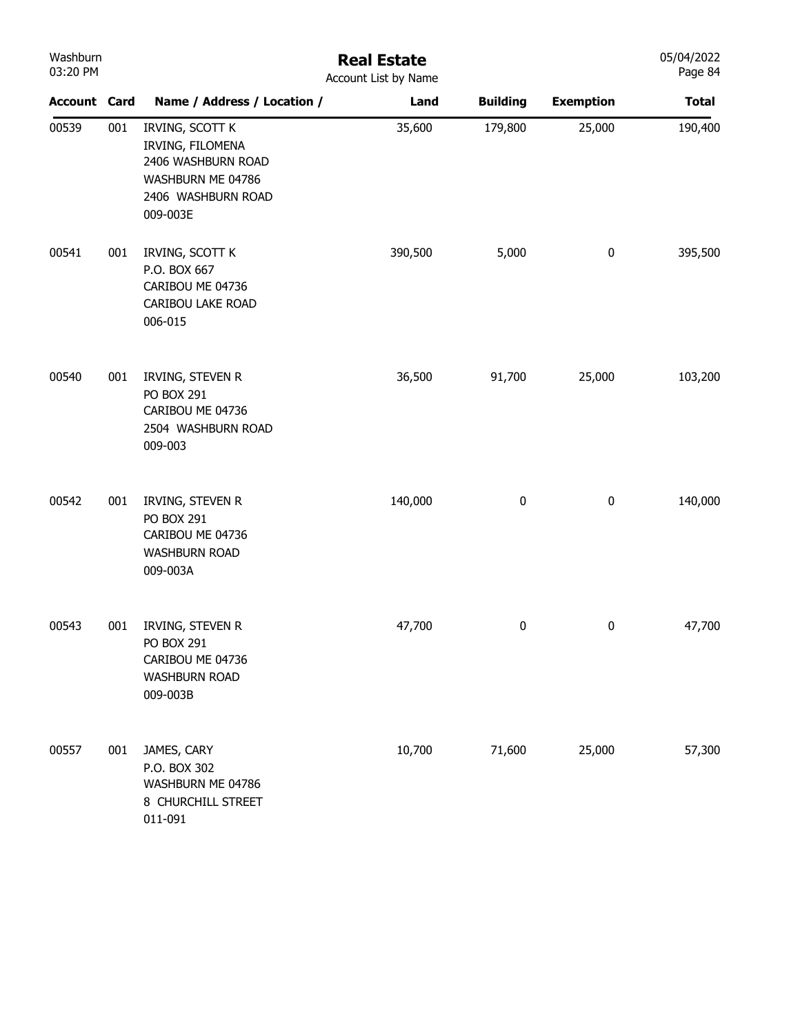| Account | Card | Name / Address / Location / | Land | Building | Exemption | Total |
|---|---|---|---|---|---|---|
| 00539 | 001 | IRVING, SCOTT K<br>IRVING, FILOMENA<br>2406 WASHBURN ROAD<br>WASHBURN ME 04786<br>2406 WASHBURN ROAD<br>009-003E | 35,600 | 179,800 | 25,000 | 190,400 |
| 00541 | 001 | IRVING, SCOTT K<br>P.O. BOX 667<br>CARIBOU ME 04736<br>CARIBOU LAKE ROAD<br>006-015 | 390,500 | 5,000 | 0 | 395,500 |
| 00540 | 001 | IRVING, STEVEN R<br>PO BOX 291<br>CARIBOU ME 04736<br>2504 WASHBURN ROAD<br>009-003 | 36,500 | 91,700 | 25,000 | 103,200 |
| 00542 | 001 | IRVING, STEVEN R<br>PO BOX 291<br>CARIBOU ME 04736<br>WASHBURN ROAD<br>009-003A | 140,000 | 0 | 0 | 140,000 |
| 00543 | 001 | IRVING, STEVEN R<br>PO BOX 291<br>CARIBOU ME 04736<br>WASHBURN ROAD<br>009-003B | 47,700 | 0 | 0 | 47,700 |
| 00557 | 001 | JAMES, CARY<br>P.O. BOX 302<br>WASHBURN ME 04786<br>8 CHURCHILL STREET<br>011-091 | 10,700 | 71,600 | 25,000 | 57,300 |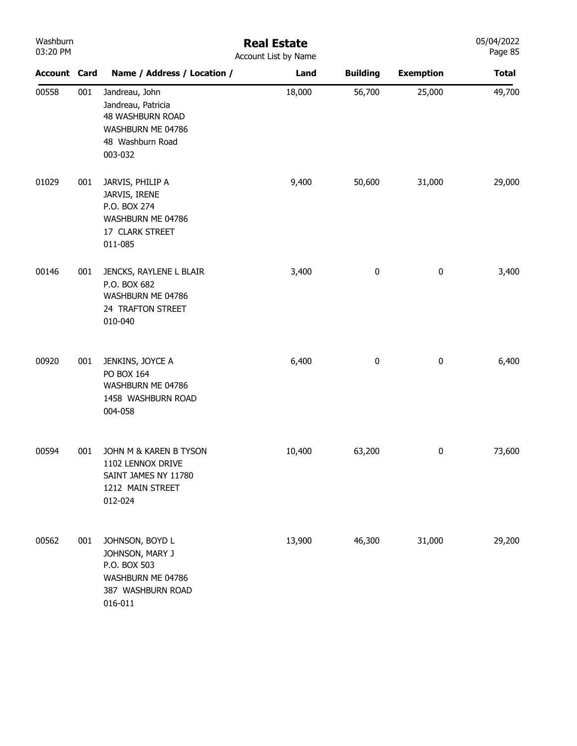# Real Estate

Account List by Name

| Account | Card | Name / Address / Location / | Land | Building | Exemption | Total |
|---|---|---|---|---|---|---|
| 00558 | 001 | Jandreau, John<br>Jandreau, Patricia<br>48 WASHBURN ROAD<br>WASHBURN ME 04786<br>48 Washburn Road<br>003-032 | 18,000 | 56,700 | 25,000 | 49,700 |
| 01029 | 001 | JARVIS, PHILIP A<br>JARVIS, IRENE<br>P.O. BOX 274<br>WASHBURN ME 04786<br>17 CLARK STREET<br>011-085 | 9,400 | 50,600 | 31,000 | 29,000 |
| 00146 | 001 | JENCKS, RAYLENE L BLAIR<br>P.O. BOX 682<br>WASHBURN ME 04786<br>24 TRAFTON STREET<br>010-040 | 3,400 | 0 | 0 | 3,400 |
| 00920 | 001 | JENKINS, JOYCE A<br>PO BOX 164<br>WASHBURN ME 04786<br>1458 WASHBURN ROAD<br>004-058 | 6,400 | 0 | 0 | 6,400 |
| 00594 | 001 | JOHN M & KAREN B TYSON<br>1102 LENNOX DRIVE<br>SAINT JAMES NY 11780<br>1212 MAIN STREET<br>012-024 | 10,400 | 63,200 | 0 | 73,600 |
| 00562 | 001 | JOHNSON, BOYD L<br>JOHNSON, MARY J<br>P.O. BOX 503<br>WASHBURN ME 04786<br>387 WASHBURN ROAD<br>016-011 | 13,900 | 46,300 | 31,000 | 29,200 |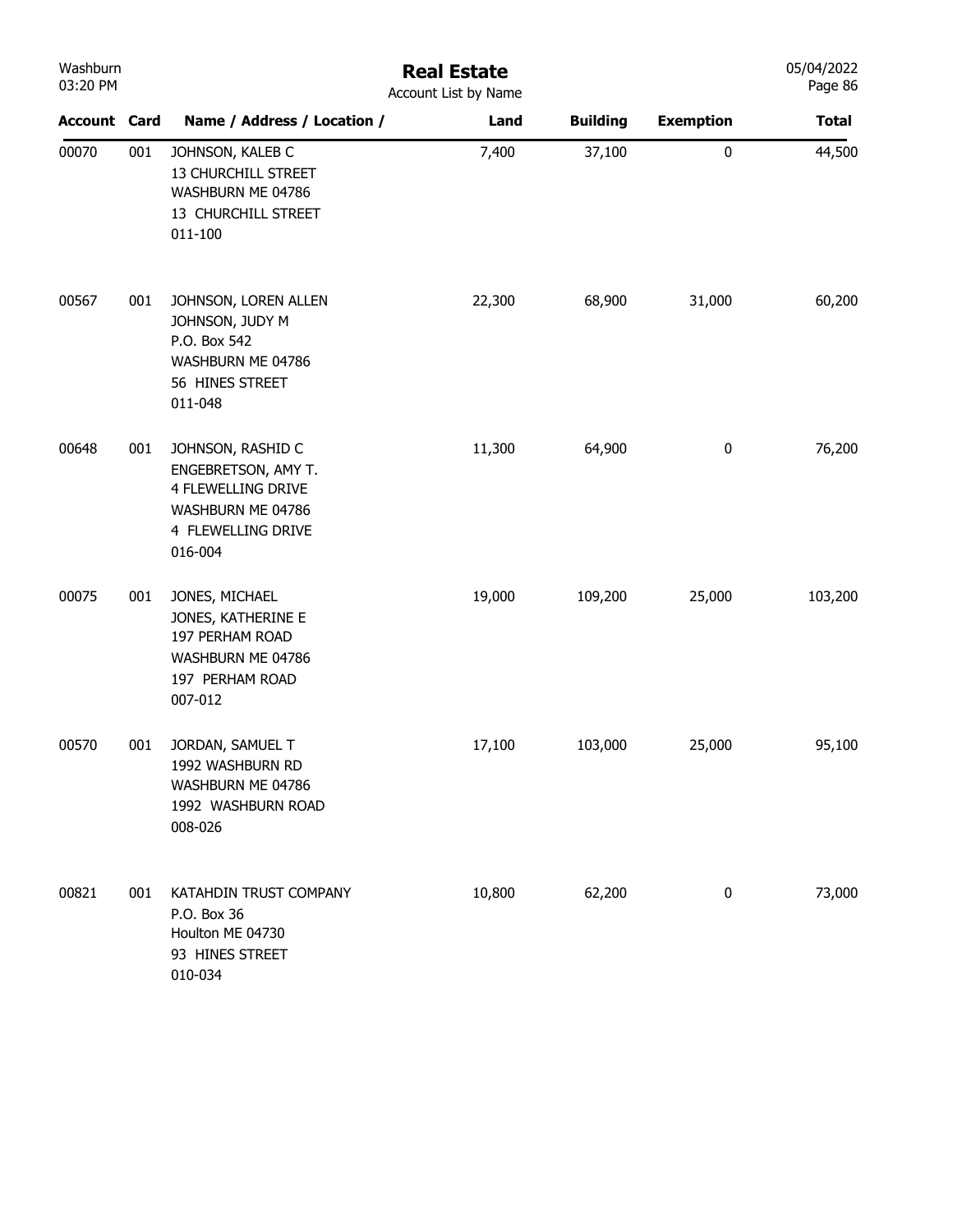# Real Estate

Account List by Name

| Account | Card | Name / Address / Location / | Land | Building | Exemption | Total |
|---|---|---|---|---|---|---|
| 00070 | 001 | JOHNSON, KALEB C<br>13 CHURCHILL STREET<br>WASHBURN ME 04786<br>13 CHURCHILL STREET<br>011-100 | 7,400 | 37,100 | 0 | 44,500 |
| 00567 | 001 | JOHNSON, LOREN ALLEN<br>JOHNSON, JUDY M<br>P.O. Box 542<br>WASHBURN ME 04786<br>56 HINES STREET<br>011-048 | 22,300 | 68,900 | 31,000 | 60,200 |
| 00648 | 001 | JOHNSON, RASHID C<br>ENGEBRETSON, AMY T.<br>4 FLEWELLING DRIVE<br>WASHBURN ME 04786<br>4 FLEWELLING DRIVE<br>016-004 | 11,300 | 64,900 | 0 | 76,200 |
| 00075 | 001 | JONES, MICHAEL<br>JONES, KATHERINE E<br>197 PERHAM ROAD<br>WASHBURN ME 04786<br>197 PERHAM ROAD<br>007-012 | 19,000 | 109,200 | 25,000 | 103,200 |
| 00570 | 001 | JORDAN, SAMUEL T<br>1992 WASHBURN RD<br>WASHBURN ME 04786<br>1992 WASHBURN ROAD<br>008-026 | 17,100 | 103,000 | 25,000 | 95,100 |
| 00821 | 001 | KATAHDIN TRUST COMPANY<br>P.O. Box 36<br>Houlton ME 04730<br>93 HINES STREET<br>010-034 | 10,800 | 62,200 | 0 | 73,000 |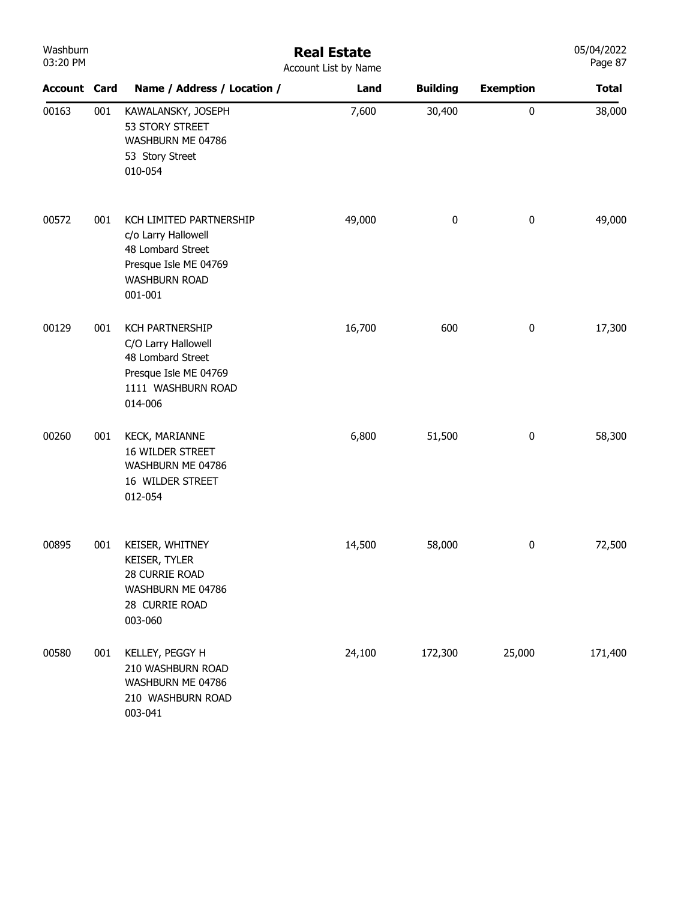# Real Estate

Account List by Name

| Account | Card | Name / Address / Location / | Land | Building | Exemption | Total |
|---|---|---|---|---|---|---|
| 00163 | 001 | KAWALANSKY, JOSEPH<br>53 STORY STREET<br>WASHBURN ME 04786<br>53 Story Street<br>010-054 | 7,600 | 30,400 | 0 | 38,000 |
| 00572 | 001 | KCH LIMITED PARTNERSHIP<br>c/o Larry Hallowell<br>48 Lombard Street<br>Presque Isle ME 04769<br>WASHBURN ROAD<br>001-001 | 49,000 | 0 | 0 | 49,000 |
| 00129 | 001 | KCH PARTNERSHIP<br>C/O Larry Hallowell<br>48 Lombard Street<br>Presque Isle ME 04769<br>1111 WASHBURN ROAD<br>014-006 | 16,700 | 600 | 0 | 17,300 |
| 00260 | 001 | KECK, MARIANNE<br>16 WILDER STREET<br>WASHBURN ME 04786<br>16 WILDER STREET<br>012-054 | 6,800 | 51,500 | 0 | 58,300 |
| 00895 | 001 | KEISER, WHITNEY<br>KEISER, TYLER<br>28 CURRIE ROAD<br>WASHBURN ME 04786<br>28 CURRIE ROAD<br>003-060 | 14,500 | 58,000 | 0 | 72,500 |
| 00580 | 001 | KELLEY, PEGGY H<br>210 WASHBURN ROAD<br>WASHBURN ME 04786<br>210 WASHBURN ROAD<br>003-041 | 24,100 | 172,300 | 25,000 | 171,400 |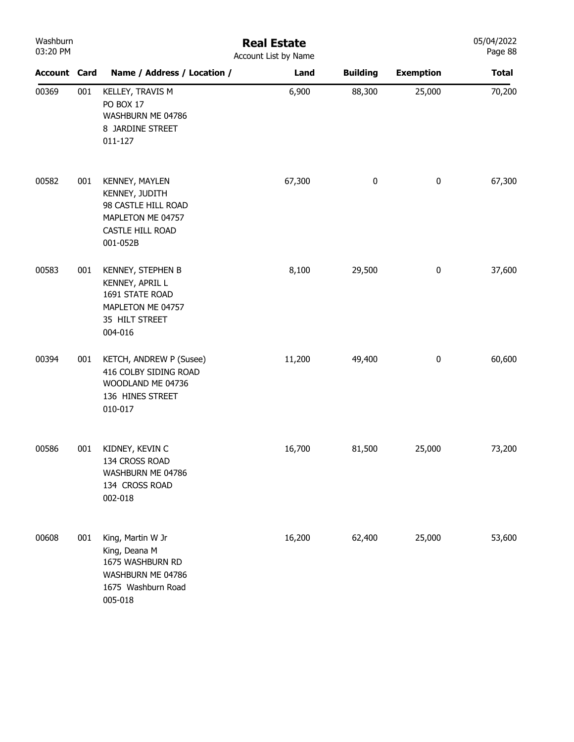# Real Estate

Account List by Name

| Account | Card | Name / Address / Location / | Land | Building | Exemption | Total |
|---|---|---|---|---|---|---|
| 00369 | 001 | KELLEY, TRAVIS M<br>PO BOX 17<br>WASHBURN ME 04786<br>8 JARDINE STREET<br>011-127 | 6,900 | 88,300 | 25,000 | 70,200 |
| 00582 | 001 | KENNEY, MAYLEN<br>KENNEY, JUDITH<br>98 CASTLE HILL ROAD<br>MAPLETON ME 04757<br>CASTLE HILL ROAD<br>001-052B | 67,300 | 0 | 0 | 67,300 |
| 00583 | 001 | KENNEY, STEPHEN B<br>KENNEY, APRIL L<br>1691 STATE ROAD<br>MAPLETON ME 04757<br>35 HILT STREET<br>004-016 | 8,100 | 29,500 | 0 | 37,600 |
| 00394 | 001 | KETCH, ANDREW P (Susee)<br>416 COLBY SIDING ROAD<br>WOODLAND ME 04736<br>136 HINES STREET<br>010-017 | 11,200 | 49,400 | 0 | 60,600 |
| 00586 | 001 | KIDNEY, KEVIN C<br>134 CROSS ROAD<br>WASHBURN ME 04786<br>134 CROSS ROAD<br>002-018 | 16,700 | 81,500 | 25,000 | 73,200 |
| 00608 | 001 | King, Martin W Jr<br>King, Deana M<br>1675 WASHBURN RD<br>WASHBURN ME 04786<br>1675 Washburn Road<br>005-018 | 16,200 | 62,400 | 25,000 | 53,600 |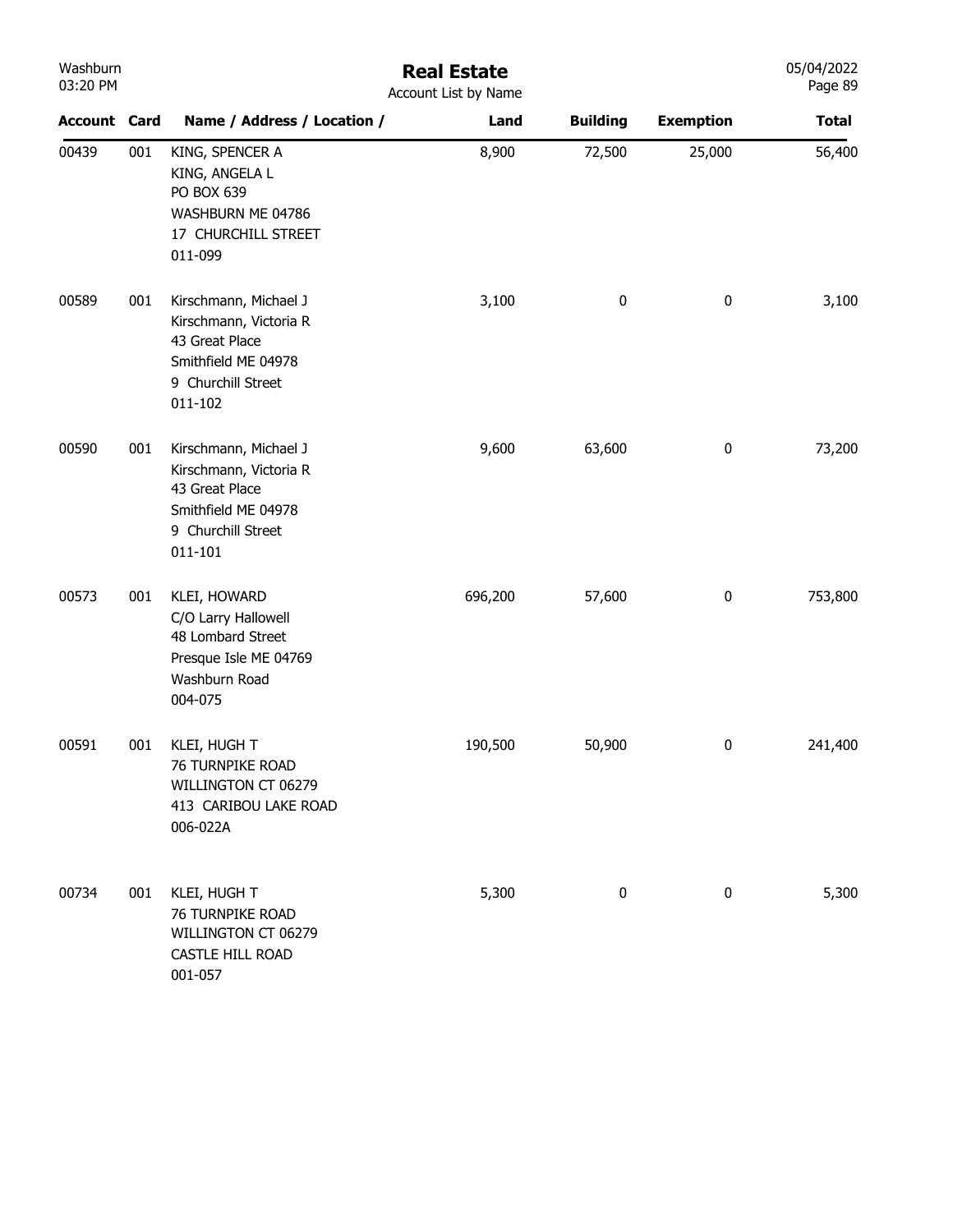# Real Estate

Account List by Name

| Account | Card | Name / Address / Location / | Land | Building | Exemption | Total |
|---|---|---|---|---|---|---|
| 00439 | 001 | KING, SPENCER A<br>KING, ANGELA L<br>PO BOX 639<br>WASHBURN ME 04786<br>17 CHURCHILL STREET<br>011-099 | 8,900 | 72,500 | 25,000 | 56,400 |
| 00589 | 001 | Kirschmann, Michael J<br>Kirschmann, Victoria R<br>43 Great Place<br>Smithfield ME 04978<br>9 Churchill Street<br>011-102 | 3,100 | 0 | 0 | 3,100 |
| 00590 | 001 | Kirschmann, Michael J<br>Kirschmann, Victoria R<br>43 Great Place<br>Smithfield ME 04978<br>9 Churchill Street<br>011-101 | 9,600 | 63,600 | 0 | 73,200 |
| 00573 | 001 | KLEI, HOWARD<br>C/O Larry Hallowell<br>48 Lombard Street<br>Presque Isle ME 04769<br>Washburn Road<br>004-075 | 696,200 | 57,600 | 0 | 753,800 |
| 00591 | 001 | KLEI, HUGH T<br>76 TURNPIKE ROAD<br>WILLINGTON CT 06279<br>413 CARIBOU LAKE ROAD<br>006-022A | 190,500 | 50,900 | 0 | 241,400 |
| 00734 | 001 | KLEI, HUGH T<br>76 TURNPIKE ROAD<br>WILLINGTON CT 06279<br>CASTLE HILL ROAD<br>001-057 | 5,300 | 0 | 0 | 5,300 |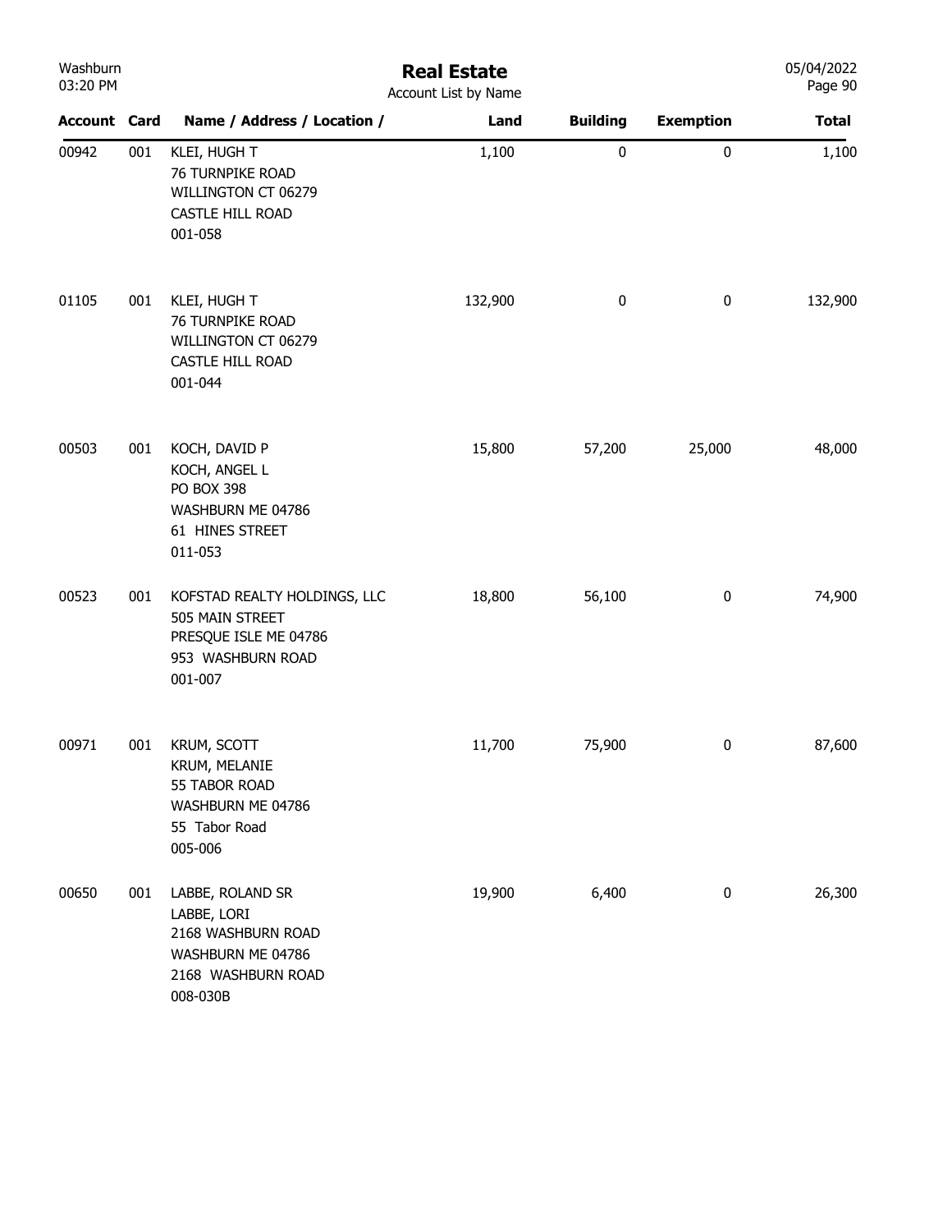# Real Estate

Account List by Name

| Account | Card | Name / Address / Location / | Land | Building | Exemption | Total |
|---|---|---|---|---|---|---|
| 00942 | 001 | KLEI, HUGH T<br>76 TURNPIKE ROAD<br>WILLINGTON CT 06279<br>CASTLE HILL ROAD<br>001-058 | 1,100 | 0 | 0 | 1,100 |
| 01105 | 001 | KLEI, HUGH T<br>76 TURNPIKE ROAD<br>WILLINGTON CT 06279<br>CASTLE HILL ROAD<br>001-044 | 132,900 | 0 | 0 | 132,900 |
| 00503 | 001 | KOCH, DAVID P<br>KOCH, ANGEL L<br>PO BOX 398<br>WASHBURN ME 04786<br>61 HINES STREET<br>011-053 | 15,800 | 57,200 | 25,000 | 48,000 |
| 00523 | 001 | KOFSTAD REALTY HOLDINGS, LLC<br>505 MAIN STREET<br>PRESQUE ISLE ME 04786<br>953 WASHBURN ROAD<br>001-007 | 18,800 | 56,100 | 0 | 74,900 |
| 00971 | 001 | KRUM, SCOTT<br>KRUM, MELANIE<br>55 TABOR ROAD<br>WASHBURN ME 04786<br>55 Tabor Road<br>005-006 | 11,700 | 75,900 | 0 | 87,600 |
| 00650 | 001 | LABBE, ROLAND SR<br>LABBE, LORI<br>2168 WASHBURN ROAD<br>WASHBURN ME 04786<br>2168 WASHBURN ROAD<br>008-030B | 19,900 | 6,400 | 0 | 26,300 |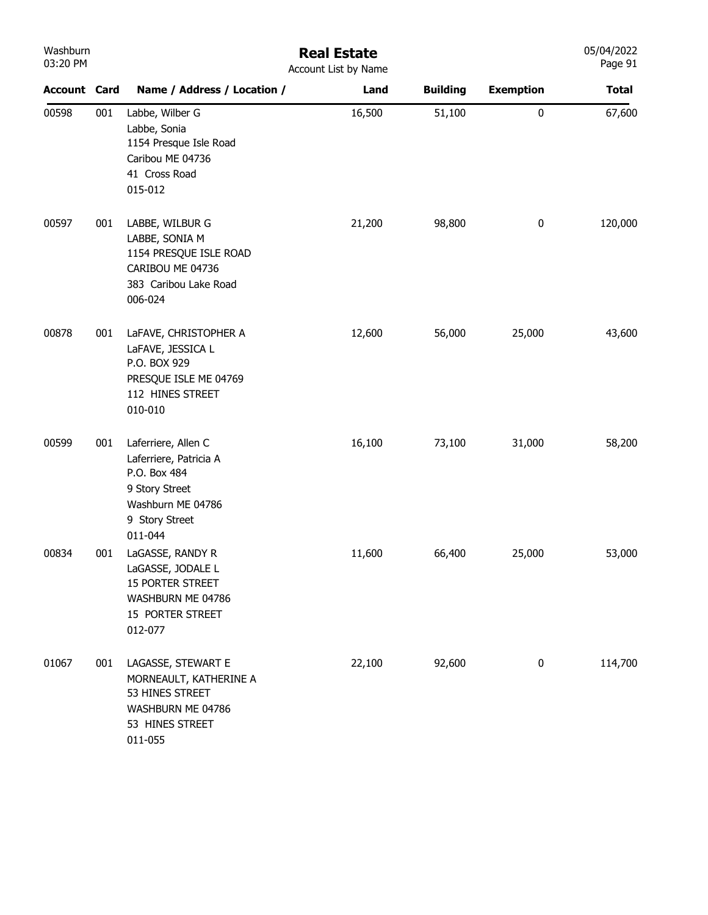# Real Estate

Account List by Name

| Account | Card | Name / Address / Location / | Land | Building | Exemption | Total |
|---|---|---|---|---|---|---|
| 00598 | 001 | Labbe, Wilber G<br>Labbe, Sonia<br>1154 Presque Isle Road<br>Caribou ME 04736<br>41 Cross Road<br>015-012 | 16,500 | 51,100 | 0 | 67,600 |
| 00597 | 001 | LABBE, WILBUR G<br>LABBE, SONIA M<br>1154 PRESQUE ISLE ROAD<br>CARIBOU ME 04736<br>383 Caribou Lake Road<br>006-024 | 21,200 | 98,800 | 0 | 120,000 |
| 00878 | 001 | LaFAVE, CHRISTOPHER A<br>LaFAVE, JESSICA L<br>P.O. BOX 929<br>PRESQUE ISLE ME 04769<br>112 HINES STREET<br>010-010 | 12,600 | 56,000 | 25,000 | 43,600 |
| 00599 | 001 | Laferriere, Allen C<br>Laferriere, Patricia A<br>P.O. Box 484<br>9 Story Street<br>Washburn ME 04786<br>9 Story Street<br>011-044 | 16,100 | 73,100 | 31,000 | 58,200 |
| 00834 | 001 | LaGASSE, RANDY R<br>LaGASSE, JODALE L<br>15 PORTER STREET<br>WASHBURN ME 04786<br>15 PORTER STREET<br>012-077 | 11,600 | 66,400 | 25,000 | 53,000 |
| 01067 | 001 | LAGASSE, STEWART E<br>MORNEAULT, KATHERINE A<br>53 HINES STREET<br>WASHBURN ME 04786<br>53 HINES STREET<br>011-055 | 22,100 | 92,600 | 0 | 114,700 |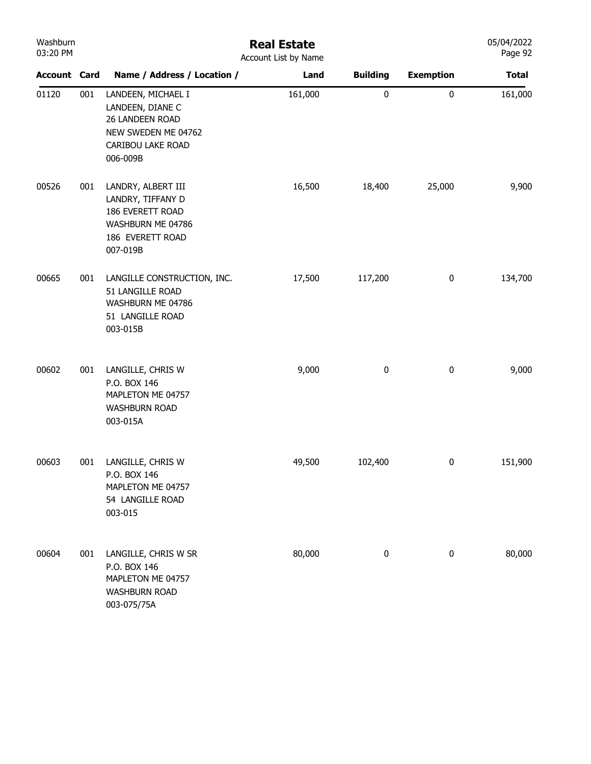# Real Estate

Account List by Name

| Account | Card | Name / Address / Location / | Land | Building | Exemption | Total |
|---|---|---|---|---|---|---|
| 01120 | 001 | LANDEEN, MICHAEL I<br>LANDEEN, DIANE C<br>26 LANDEEN ROAD<br>NEW SWEDEN ME 04762<br>CARIBOU LAKE ROAD<br>006-009B | 161,000 | 0 | 0 | 161,000 |
| 00526 | 001 | LANDRY, ALBERT III<br>LANDRY, TIFFANY D<br>186 EVERETT ROAD<br>WASHBURN ME 04786<br>186 EVERETT ROAD<br>007-019B | 16,500 | 18,400 | 25,000 | 9,900 |
| 00665 | 001 | LANGILLE CONSTRUCTION, INC.<br>51 LANGILLE ROAD<br>WASHBURN ME 04786<br>51 LANGILLE ROAD<br>003-015B | 17,500 | 117,200 | 0 | 134,700 |
| 00602 | 001 | LANGILLE, CHRIS W<br>P.O. BOX 146<br>MAPLETON ME 04757<br>WASHBURN ROAD<br>003-015A | 9,000 | 0 | 0 | 9,000 |
| 00603 | 001 | LANGILLE, CHRIS W<br>P.O. BOX 146<br>MAPLETON ME 04757<br>54 LANGILLE ROAD<br>003-015 | 49,500 | 102,400 | 0 | 151,900 |
| 00604 | 001 | LANGILLE, CHRIS W SR<br>P.O. BOX 146<br>MAPLETON ME 04757<br>WASHBURN ROAD<br>003-075/75A | 80,000 | 0 | 0 | 80,000 |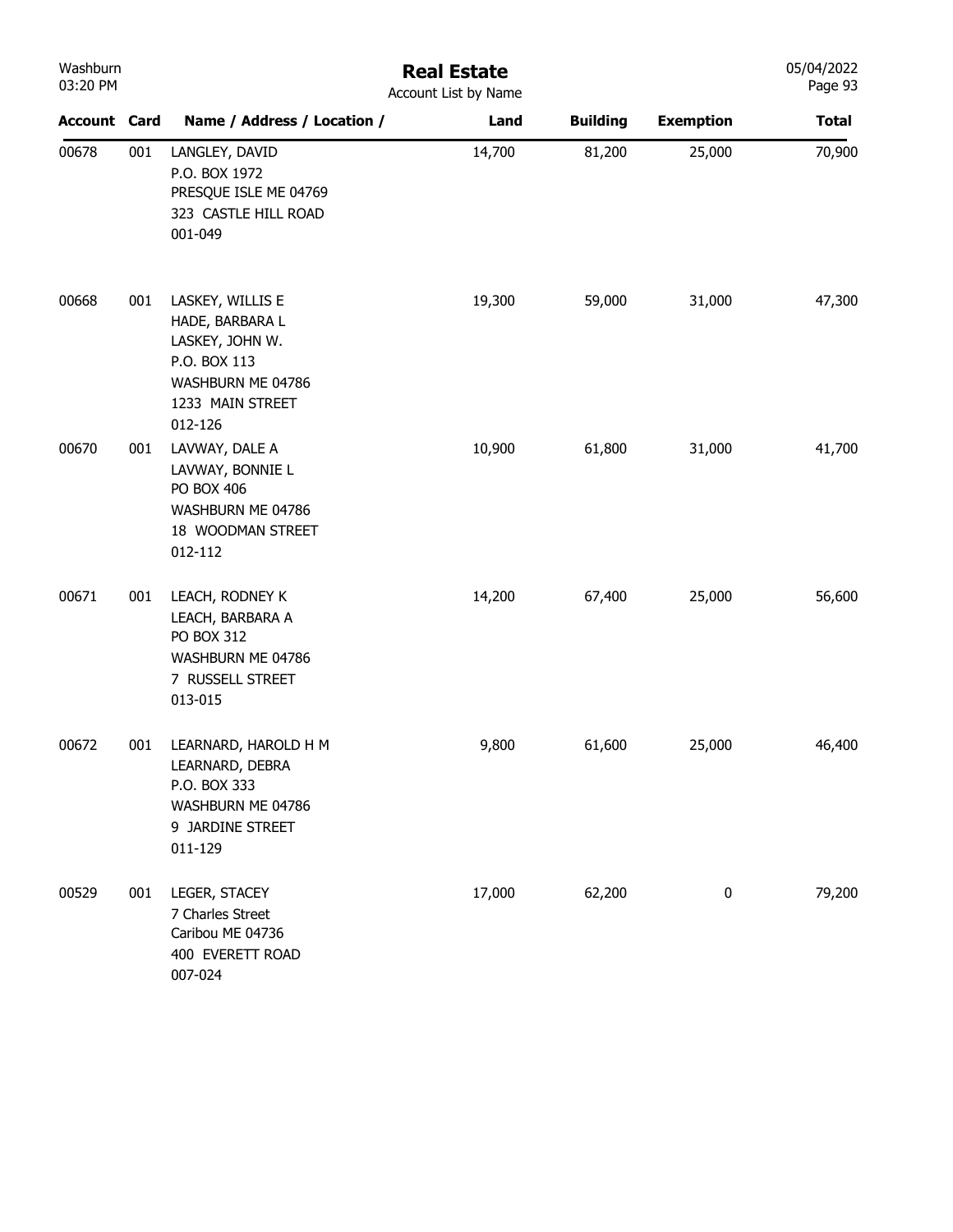# Real Estate

Account List by Name

| Account | Card | Name / Address / Location / | Land | Building | Exemption | Total |
|---|---|---|---|---|---|---|
| 00678 | 001 | LANGLEY, DAVID<br>P.O. BOX 1972<br>PRESQUE ISLE ME 04769<br>323 CASTLE HILL ROAD<br>001-049 | 14,700 | 81,200 | 25,000 | 70,900 |
| 00668 | 001 | LASKEY, WILLIS E<br>HADE, BARBARA L<br>LASKEY, JOHN W.<br>P.O. BOX 113<br>WASHBURN ME 04786<br>1233 MAIN STREET<br>012-126 | 19,300 | 59,000 | 31,000 | 47,300 |
| 00670 | 001 | LAVWAY, DALE A<br>LAVWAY, BONNIE L<br>PO BOX 406<br>WASHBURN ME 04786<br>18 WOODMAN STREET<br>012-112 | 10,900 | 61,800 | 31,000 | 41,700 |
| 00671 | 001 | LEACH, RODNEY K<br>LEACH, BARBARA A<br>PO BOX 312<br>WASHBURN ME 04786<br>7 RUSSELL STREET<br>013-015 | 14,200 | 67,400 | 25,000 | 56,600 |
| 00672 | 001 | LEARNARD, HAROLD H M<br>LEARNARD, DEBRA<br>P.O. BOX 333<br>WASHBURN ME 04786<br>9 JARDINE STREET<br>011-129 | 9,800 | 61,600 | 25,000 | 46,400 |
| 00529 | 001 | LEGER, STACEY<br>7 Charles Street<br>Caribou ME 04736<br>400 EVERETT ROAD<br>007-024 | 17,000 | 62,200 | 0 | 79,200 |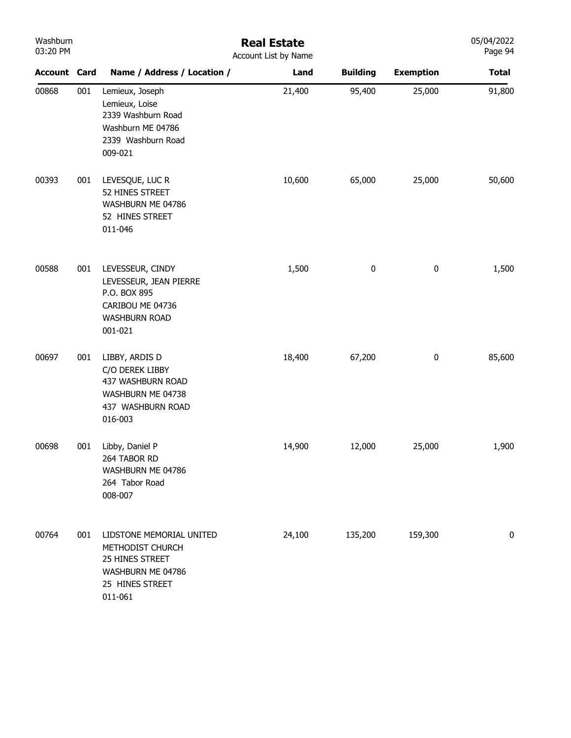# Real Estate

Account List by Name

| Account | Card | Name / Address / Location / | Land | Building | Exemption | Total |
|---|---|---|---|---|---|---|
| 00868 | 001 | Lemieux, Joseph<br>Lemieux, Loise<br>2339 Washburn Road<br>Washburn ME 04786<br>2339 Washburn Road<br>009-021 | 21,400 | 95,400 | 25,000 | 91,800 |
| 00393 | 001 | LEVESQUE, LUC R<br>52 HINES STREET<br>WASHBURN ME 04786<br>52 HINES STREET<br>011-046 | 10,600 | 65,000 | 25,000 | 50,600 |
| 00588 | 001 | LEVESSEUR, CINDY<br>LEVESSEUR, JEAN PIERRE<br>P.O. BOX 895<br>CARIBOU ME 04736<br>WASHBURN ROAD<br>001-021 | 1,500 | 0 | 0 | 1,500 |
| 00697 | 001 | LIBBY, ARDIS D<br>C/O DEREK LIBBY<br>437 WASHBURN ROAD<br>WASHBURN ME 04738<br>437 WASHBURN ROAD<br>016-003 | 18,400 | 67,200 | 0 | 85,600 |
| 00698 | 001 | Libby, Daniel P<br>264 TABOR RD<br>WASHBURN ME 04786<br>264 Tabor Road<br>008-007 | 14,900 | 12,000 | 25,000 | 1,900 |
| 00764 | 001 | LIDSTONE MEMORIAL UNITED<br>METHODIST CHURCH<br>25 HINES STREET<br>WASHBURN ME 04786<br>25 HINES STREET<br>011-061 | 24,100 | 135,200 | 159,300 | 0 |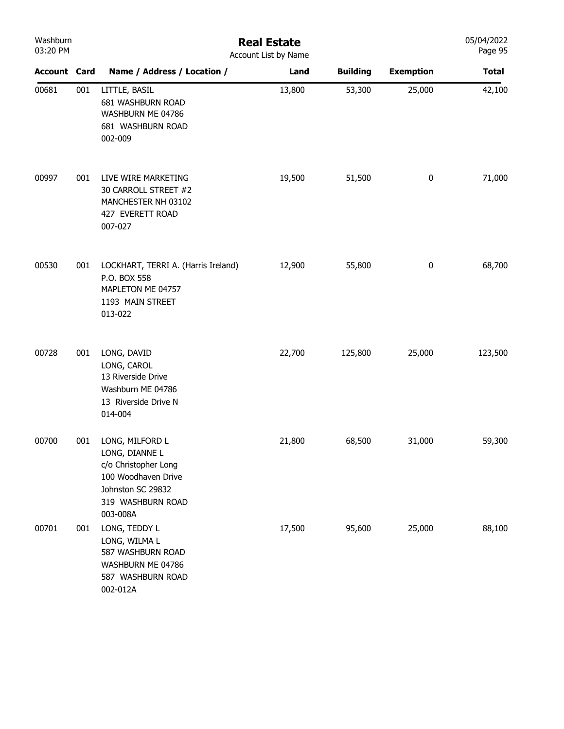# Real Estate

Account List by Name

| Account | Card | Name / Address / Location / | Land | Building | Exemption | Total |
|---|---|---|---|---|---|---|
| 00681 | 001 | LITTLE, BASIL<br>681 WASHBURN ROAD<br>WASHBURN ME 04786<br>681 WASHBURN ROAD<br>002-009 | 13,800 | 53,300 | 25,000 | 42,100 |
| 00997 | 001 | LIVE WIRE MARKETING<br>30 CARROLL STREET #2<br>MANCHESTER NH 03102<br>427 EVERETT ROAD<br>007-027 | 19,500 | 51,500 | 0 | 71,000 |
| 00530 | 001 | LOCKHART, TERRI A. (Harris Ireland)<br>P.O. BOX 558<br>MAPLETON ME 04757<br>1193 MAIN STREET<br>013-022 | 12,900 | 55,800 | 0 | 68,700 |
| 00728 | 001 | LONG, DAVID<br>LONG, CAROL<br>13 Riverside Drive<br>Washburn ME 04786<br>13 Riverside Drive N<br>014-004 | 22,700 | 125,800 | 25,000 | 123,500 |
| 00700 | 001 | LONG, MILFORD L<br>LONG, DIANNE L<br>c/o Christopher Long<br>100 Woodhaven Drive<br>Johnston SC 29832<br>319 WASHBURN ROAD<br>003-008A | 21,800 | 68,500 | 31,000 | 59,300 |
| 00701 | 001 | LONG, TEDDY L<br>LONG, WILMA L<br>587 WASHBURN ROAD<br>WASHBURN ME 04786<br>587 WASHBURN ROAD<br>002-012A | 17,500 | 95,600 | 25,000 | 88,100 |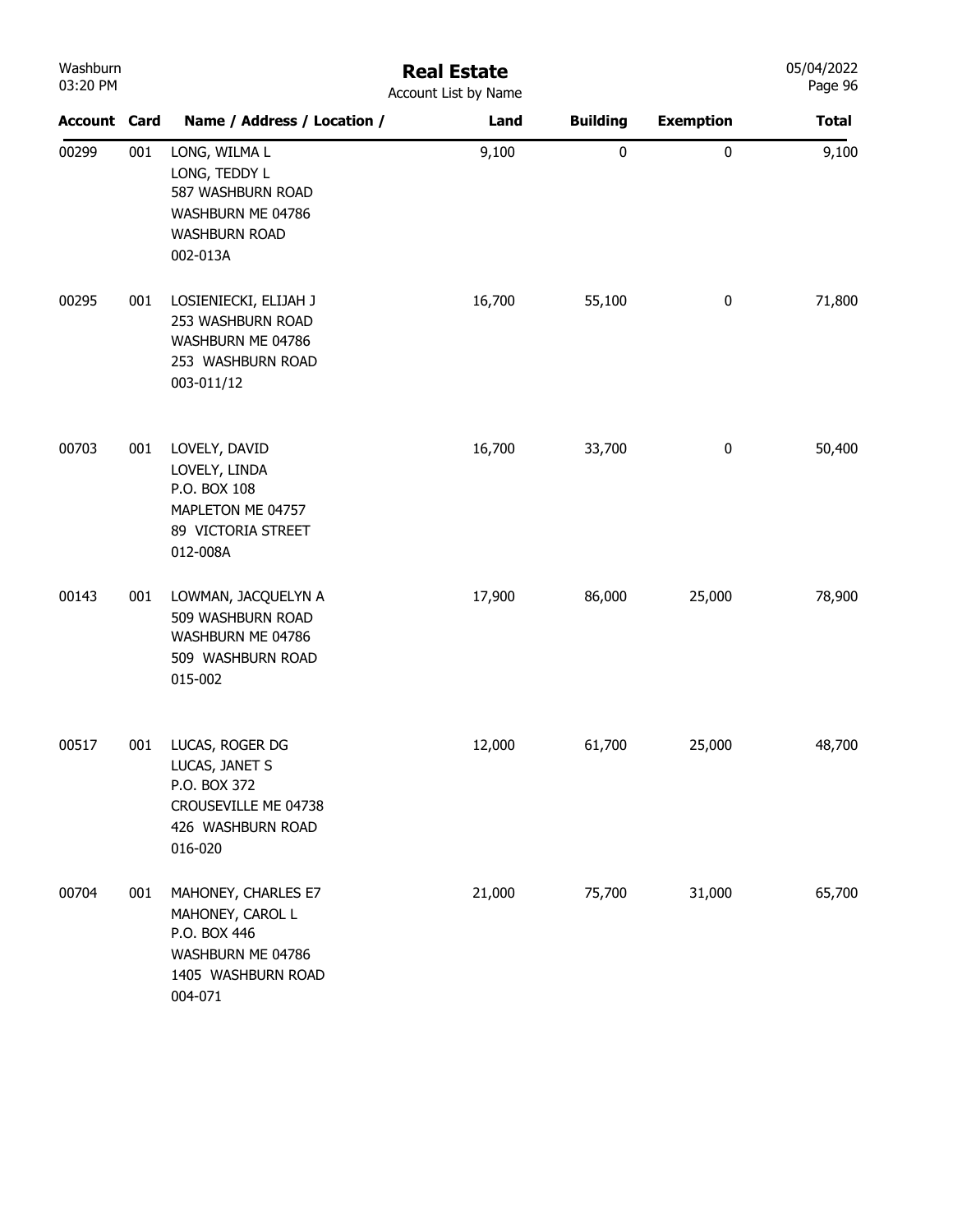# Real Estate

Account List by Name

| Account | Card | Name / Address / Location / | Land | Building | Exemption | Total |
|---|---|---|---|---|---|---|
| 00299 | 001 | LONG, WILMA L<br>LONG, TEDDY L<br>587 WASHBURN ROAD<br>WASHBURN ME 04786<br>WASHBURN ROAD<br>002-013A | 9,100 | 0 | 0 | 9,100 |
| 00295 | 001 | LOSIENIECKI, ELIJAH J<br>253 WASHBURN ROAD<br>WASHBURN ME 04786<br>253 WASHBURN ROAD<br>003-011/12 | 16,700 | 55,100 | 0 | 71,800 |
| 00703 | 001 | LOVELY, DAVID<br>LOVELY, LINDA<br>P.O. BOX 108<br>MAPLETON ME 04757<br>89 VICTORIA STREET<br>012-008A | 16,700 | 33,700 | 0 | 50,400 |
| 00143 | 001 | LOWMAN, JACQUELYN A<br>509 WASHBURN ROAD<br>WASHBURN ME 04786<br>509 WASHBURN ROAD<br>015-002 | 17,900 | 86,000 | 25,000 | 78,900 |
| 00517 | 001 | LUCAS, ROGER DG<br>LUCAS, JANET S<br>P.O. BOX 372<br>CROUSEVILLE ME 04738<br>426 WASHBURN ROAD<br>016-020 | 12,000 | 61,700 | 25,000 | 48,700 |
| 00704 | 001 | MAHONEY, CHARLES E7<br>MAHONEY, CAROL L<br>P.O. BOX 446<br>WASHBURN ME 04786<br>1405 WASHBURN ROAD<br>004-071 | 21,000 | 75,700 | 31,000 | 65,700 |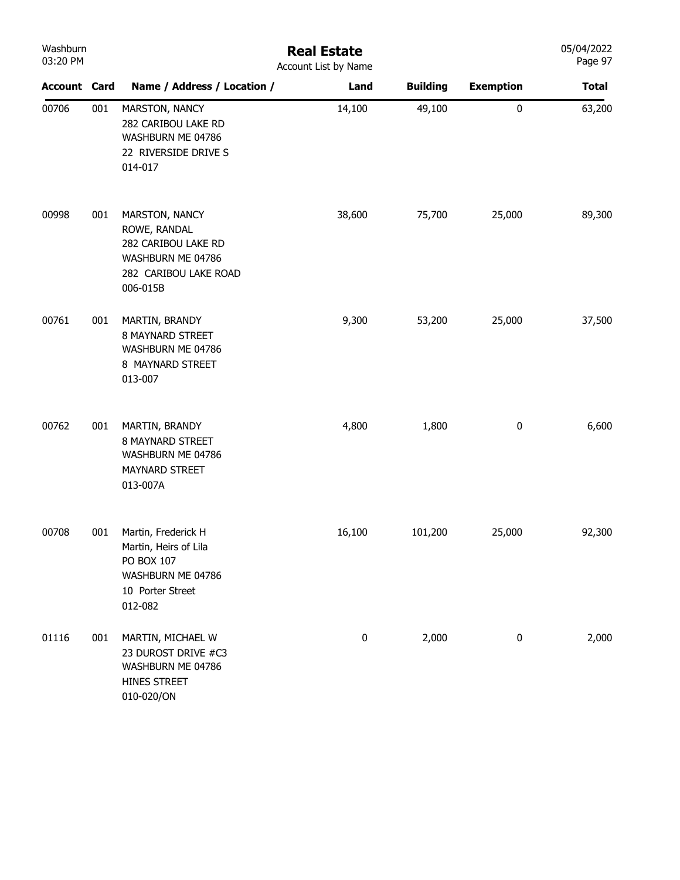# Real Estate

Account List by Name

| Account | Card | Name / Address / Location / | Land | Building | Exemption | Total |
|---|---|---|---|---|---|---|
| 00706 | 001 | MARSTON, NANCY<br>282 CARIBOU LAKE RD<br>WASHBURN ME 04786<br>22 RIVERSIDE DRIVE S<br>014-017 | 14,100 | 49,100 | 0 | 63,200 |
| 00998 | 001 | MARSTON, NANCY<br>ROWE, RANDAL<br>282 CARIBOU LAKE RD<br>WASHBURN ME 04786<br>282 CARIBOU LAKE ROAD<br>006-015B | 38,600 | 75,700 | 25,000 | 89,300 |
| 00761 | 001 | MARTIN, BRANDY<br>8 MAYNARD STREET<br>WASHBURN ME 04786<br>8 MAYNARD STREET<br>013-007 | 9,300 | 53,200 | 25,000 | 37,500 |
| 00762 | 001 | MARTIN, BRANDY<br>8 MAYNARD STREET<br>WASHBURN ME 04786<br>MAYNARD STREET<br>013-007A | 4,800 | 1,800 | 0 | 6,600 |
| 00708 | 001 | Martin, Frederick H<br>Martin, Heirs of Lila<br>PO BOX 107<br>WASHBURN ME 04786<br>10 Porter Street<br>012-082 | 16,100 | 101,200 | 25,000 | 92,300 |
| 01116 | 001 | MARTIN, MICHAEL W<br>23 DUROST DRIVE #C3<br>WASHBURN ME 04786<br>HINES STREET<br>010-020/ON | 0 | 2,000 | 0 | 2,000 |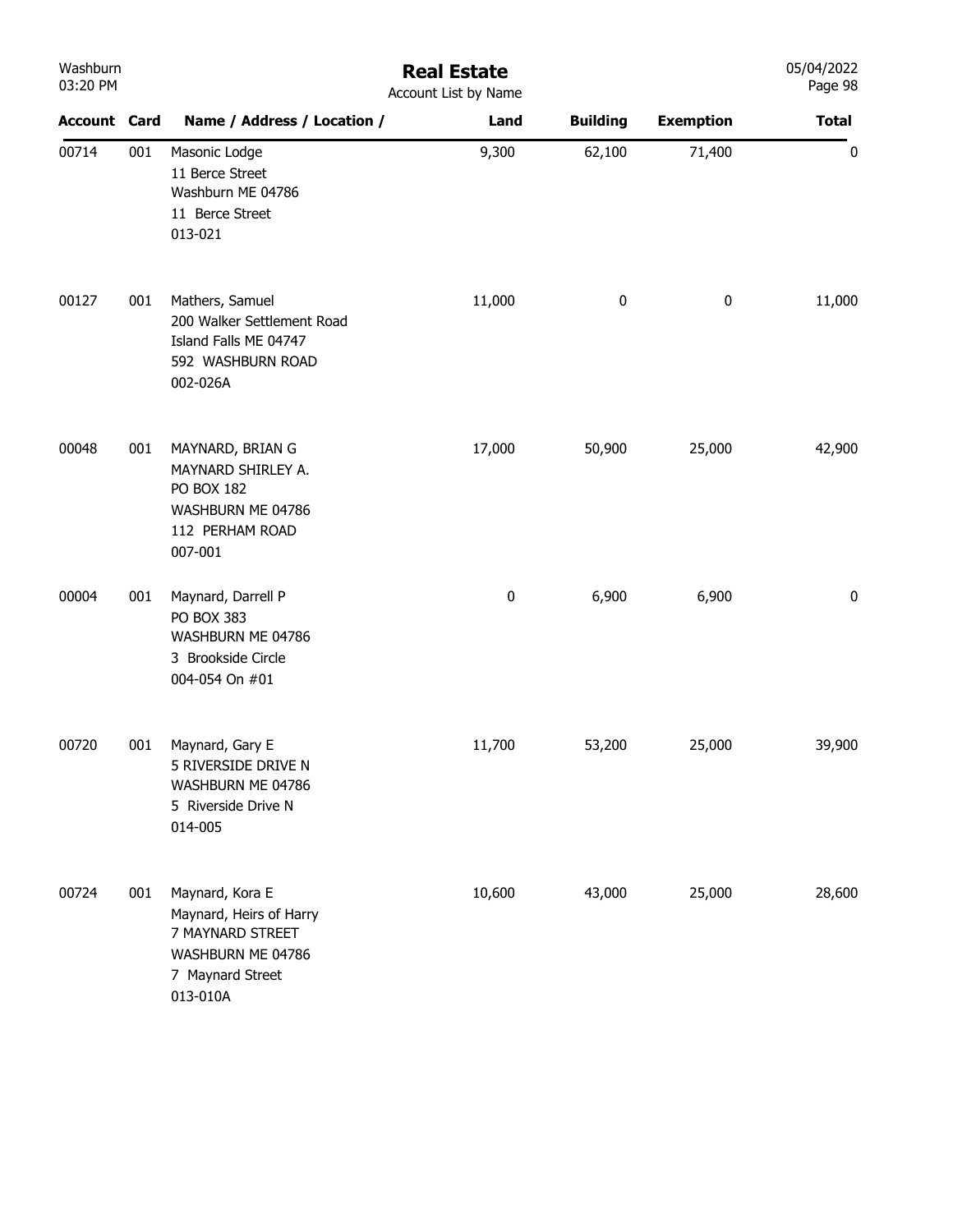# Real Estate

Account List by Name

| Account | Card | Name / Address / Location / | Land | Building | Exemption | Total |
|---|---|---|---|---|---|---|
| 00714 | 001 | Masonic Lodge<br>11 Berce Street<br>Washburn ME 04786<br>11 Berce Street<br>013-021 | 9,300 | 62,100 | 71,400 | 0 |
| 00127 | 001 | Mathers, Samuel<br>200 Walker Settlement Road<br>Island Falls ME 04747<br>592 WASHBURN ROAD<br>002-026A | 11,000 | 0 | 0 | 11,000 |
| 00048 | 001 | MAYNARD, BRIAN G<br>MAYNARD SHIRLEY A.<br>PO BOX 182<br>WASHBURN ME 04786<br>112 PERHAM ROAD<br>007-001 | 17,000 | 50,900 | 25,000 | 42,900 |
| 00004 | 001 | Maynard, Darrell P<br>PO BOX 383<br>WASHBURN ME 04786<br>3 Brookside Circle<br>004-054 On #01 | 0 | 6,900 | 6,900 | 0 |
| 00720 | 001 | Maynard, Gary E<br>5 RIVERSIDE DRIVE N<br>WASHBURN ME 04786<br>5 Riverside Drive N<br>014-005 | 11,700 | 53,200 | 25,000 | 39,900 |
| 00724 | 001 | Maynard, Kora E<br>Maynard, Heirs of Harry<br>7 MAYNARD STREET<br>WASHBURN ME 04786<br>7 Maynard Street<br>013-010A | 10,600 | 43,000 | 25,000 | 28,600 |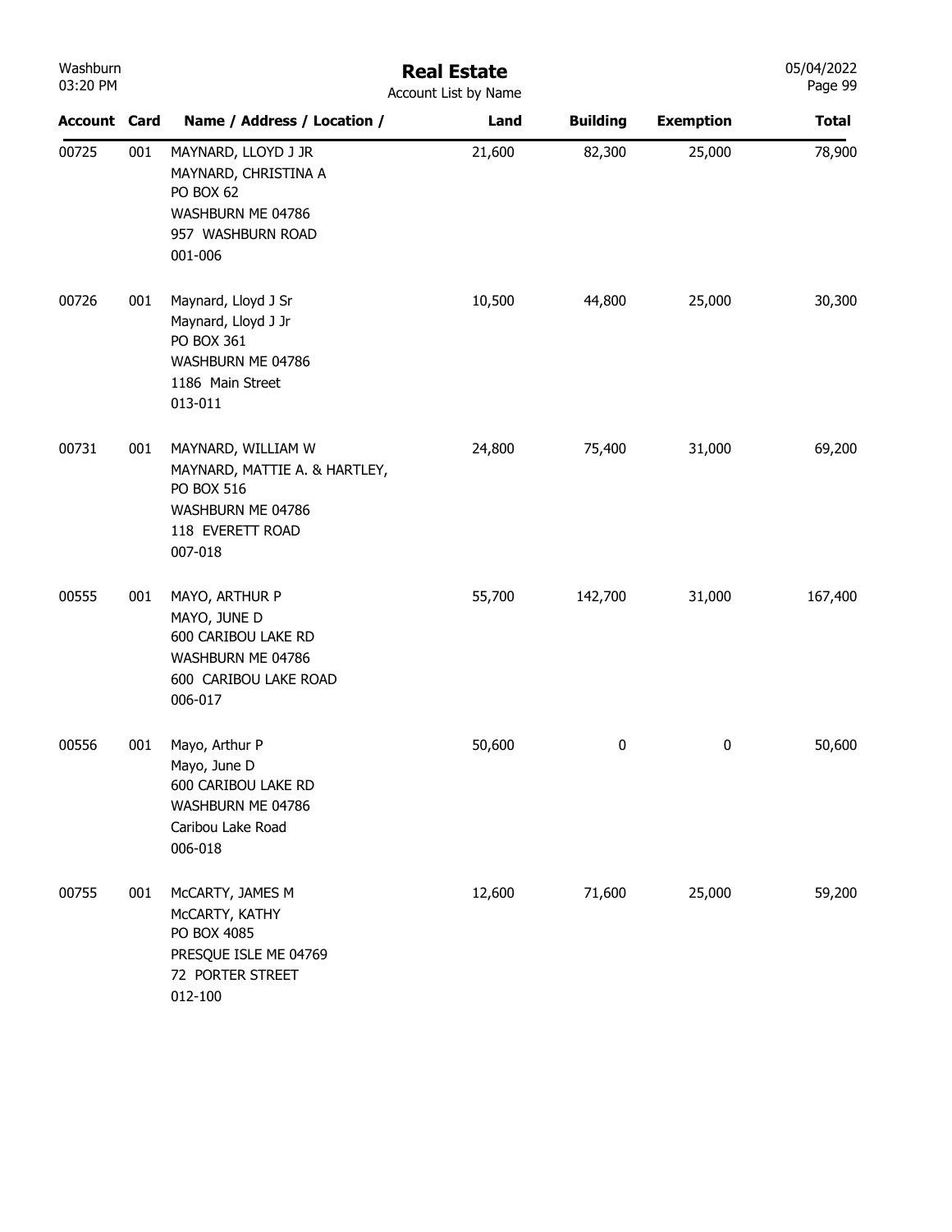# Real Estate

Account List by Name

| Account | Card | Name / Address / Location / | Land | Building | Exemption | Total |
|---|---|---|---|---|---|---|
| 00725 | 001 | MAYNARD, LLOYD J JR<br>MAYNARD, CHRISTINA A<br>PO BOX 62<br>WASHBURN ME 04786<br>957 WASHBURN ROAD<br>001-006 | 21,600 | 82,300 | 25,000 | 78,900 |
| 00726 | 001 | Maynard, Lloyd J Sr<br>Maynard, Lloyd J Jr<br>PO BOX 361<br>WASHBURN ME 04786<br>1186 Main Street<br>013-011 | 10,500 | 44,800 | 25,000 | 30,300 |
| 00731 | 001 | MAYNARD, WILLIAM W<br>MAYNARD, MATTIE A. & HARTLEY,<br>PO BOX 516<br>WASHBURN ME 04786<br>118 EVERETT ROAD<br>007-018 | 24,800 | 75,400 | 31,000 | 69,200 |
| 00555 | 001 | MAYO, ARTHUR P<br>MAYO, JUNE D<br>600 CARIBOU LAKE RD<br>WASHBURN ME 04786<br>600 CARIBOU LAKE ROAD<br>006-017 | 55,700 | 142,700 | 31,000 | 167,400 |
| 00556 | 001 | Mayo, Arthur P<br>Mayo, June D<br>600 CARIBOU LAKE RD<br>WASHBURN ME 04786<br>Caribou Lake Road<br>006-018 | 50,600 | 0 | 0 | 50,600 |
| 00755 | 001 | McCARTY, JAMES M<br>McCARTY, KATHY<br>PO BOX 4085<br>PRESQUE ISLE ME 04769<br>72 PORTER STREET<br>012-100 | 12,600 | 71,600 | 25,000 | 59,200 |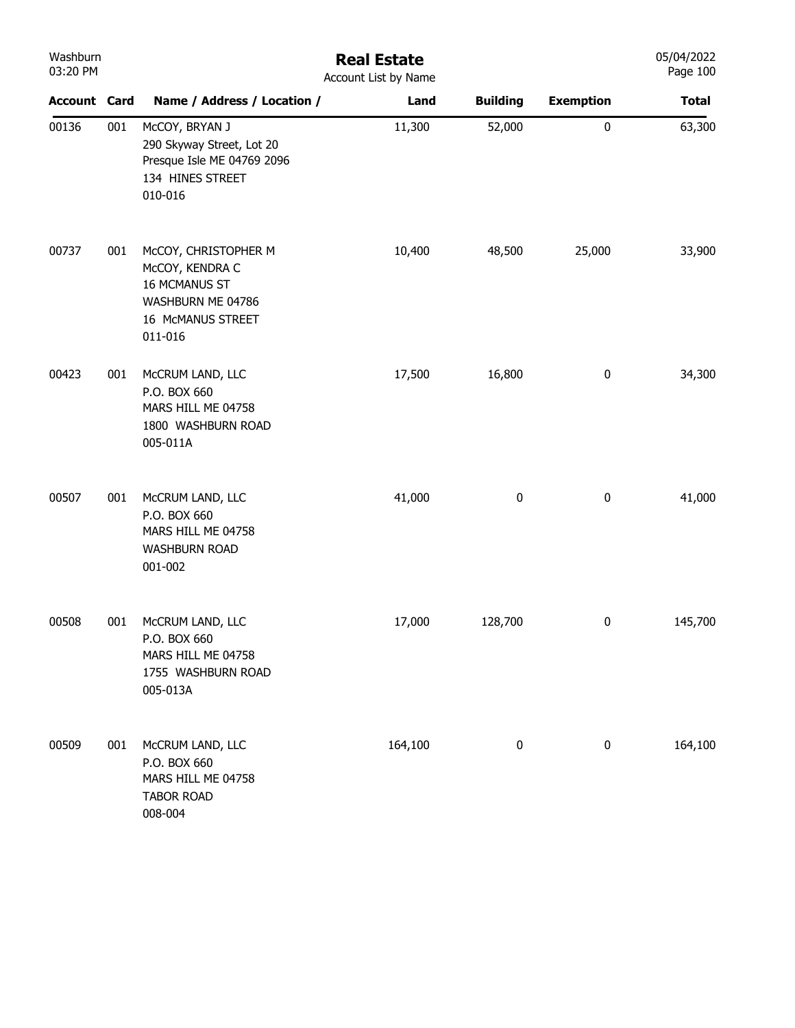# Real Estate

Account List by Name

| Account | Card | Name / Address / Location / | Land | Building | Exemption | Total |
|---|---|---|---|---|---|---|
| 00136 | 001 | McCOY, BRYAN J<br>290 Skyway Street, Lot 20<br>Presque Isle ME 04769 2096<br>134 HINES STREET<br>010-016 | 11,300 | 52,000 | 0 | 63,300 |
| 00737 | 001 | McCOY, CHRISTOPHER M<br>McCOY, KENDRA C<br>16 MCMANUS ST<br>WASHBURN ME 04786<br>16 McMANUS STREET<br>011-016 | 10,400 | 48,500 | 25,000 | 33,900 |
| 00423 | 001 | McCRUM LAND, LLC<br>P.O. BOX 660<br>MARS HILL ME 04758<br>1800 WASHBURN ROAD<br>005-011A | 17,500 | 16,800 | 0 | 34,300 |
| 00507 | 001 | McCRUM LAND, LLC<br>P.O. BOX 660<br>MARS HILL ME 04758<br>WASHBURN ROAD<br>001-002 | 41,000 | 0 | 0 | 41,000 |
| 00508 | 001 | McCRUM LAND, LLC<br>P.O. BOX 660<br>MARS HILL ME 04758<br>1755 WASHBURN ROAD<br>005-013A | 17,000 | 128,700 | 0 | 145,700 |
| 00509 | 001 | McCRUM LAND, LLC<br>P.O. BOX 660<br>MARS HILL ME 04758<br>TABOR ROAD<br>008-004 | 164,100 | 0 | 0 | 164,100 |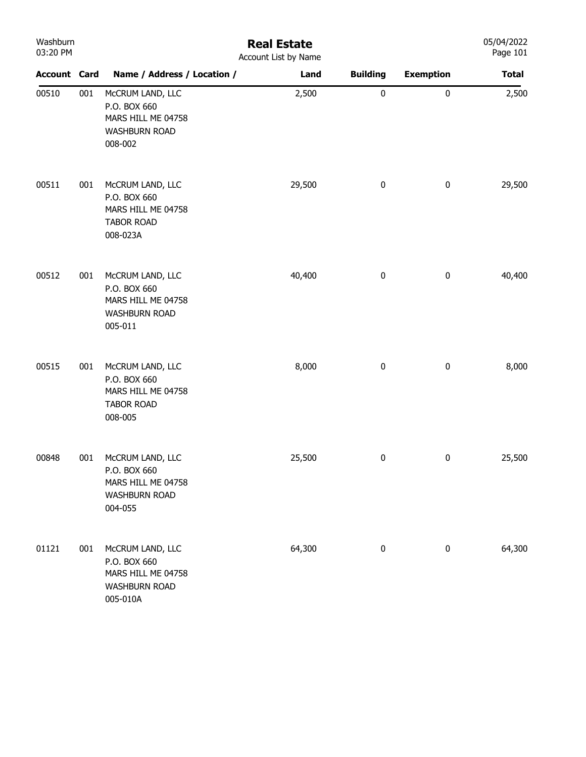# Real Estate

Account List by Name

| Account | Card | Name / Address / Location / | Land | Building | Exemption | Total |
|---|---|---|---|---|---|---|
| 00510 | 001 | McCRUM LAND, LLC<br>P.O. BOX 660<br>MARS HILL ME 04758<br>WASHBURN ROAD<br>008-002 | 2,500 | 0 | 0 | 2,500 |
| 00511 | 001 | McCRUM LAND, LLC<br>P.O. BOX 660<br>MARS HILL ME 04758<br>TABOR ROAD<br>008-023A | 29,500 | 0 | 0 | 29,500 |
| 00512 | 001 | McCRUM LAND, LLC<br>P.O. BOX 660<br>MARS HILL ME 04758<br>WASHBURN ROAD<br>005-011 | 40,400 | 0 | 0 | 40,400 |
| 00515 | 001 | McCRUM LAND, LLC<br>P.O. BOX 660<br>MARS HILL ME 04758<br>TABOR ROAD<br>008-005 | 8,000 | 0 | 0 | 8,000 |
| 00848 | 001 | McCRUM LAND, LLC<br>P.O. BOX 660<br>MARS HILL ME 04758<br>WASHBURN ROAD<br>004-055 | 25,500 | 0 | 0 | 25,500 |
| 01121 | 001 | McCRUM LAND, LLC<br>P.O. BOX 660<br>MARS HILL ME 04758<br>WASHBURN ROAD<br>005-010A | 64,300 | 0 | 0 | 64,300 |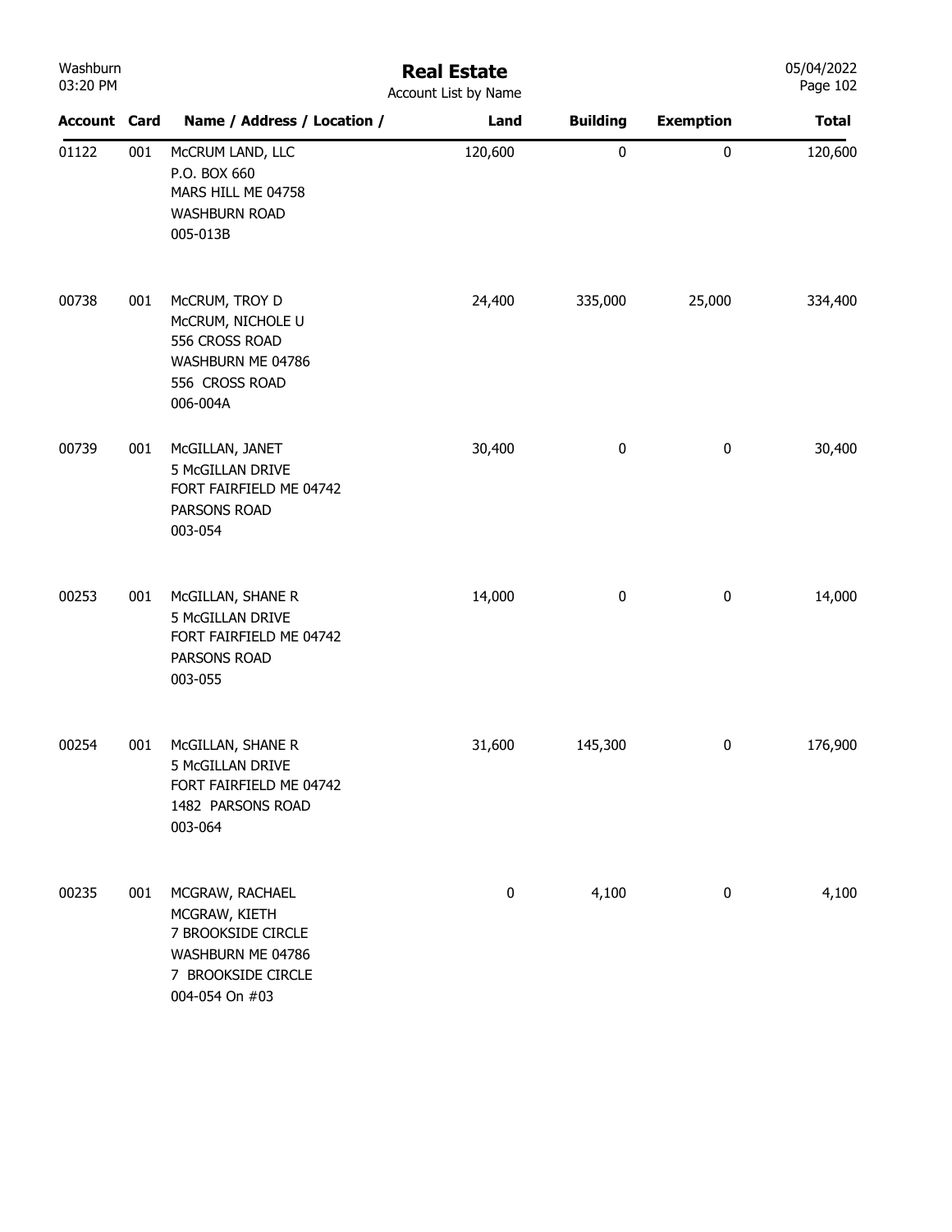# Real Estate

Account List by Name

| Account | Card | Name / Address / Location / | Land | Building | Exemption | Total |
|---|---|---|---|---|---|---|
| 01122 | 001 | McCRUM LAND, LLC<br>P.O. BOX 660<br>MARS HILL ME 04758<br>WASHBURN ROAD<br>005-013B | 120,600 | 0 | 0 | 120,600 |
| 00738 | 001 | McCRUM, TROY D<br>McCRUM, NICHOLE U<br>556 CROSS ROAD<br>WASHBURN ME 04786<br>556 CROSS ROAD<br>006-004A | 24,400 | 335,000 | 25,000 | 334,400 |
| 00739 | 001 | McGILLAN, JANET<br>5 McGILLAN DRIVE<br>FORT FAIRFIELD ME 04742<br>PARSONS ROAD<br>003-054 | 30,400 | 0 | 0 | 30,400 |
| 00253 | 001 | McGILLAN, SHANE R<br>5 McGILLAN DRIVE<br>FORT FAIRFIELD ME 04742<br>PARSONS ROAD<br>003-055 | 14,000 | 0 | 0 | 14,000 |
| 00254 | 001 | McGILLAN, SHANE R<br>5 McGILLAN DRIVE<br>FORT FAIRFIELD ME 04742<br>1482 PARSONS ROAD<br>003-064 | 31,600 | 145,300 | 0 | 176,900 |
| 00235 | 001 | MCGRAW, RACHAEL<br>MCGRAW, KIETH<br>7 BROOKSIDE CIRCLE<br>WASHBURN ME 04786<br>7 BROOKSIDE CIRCLE<br>004-054 On #03 | 0 | 4,100 | 0 | 4,100 |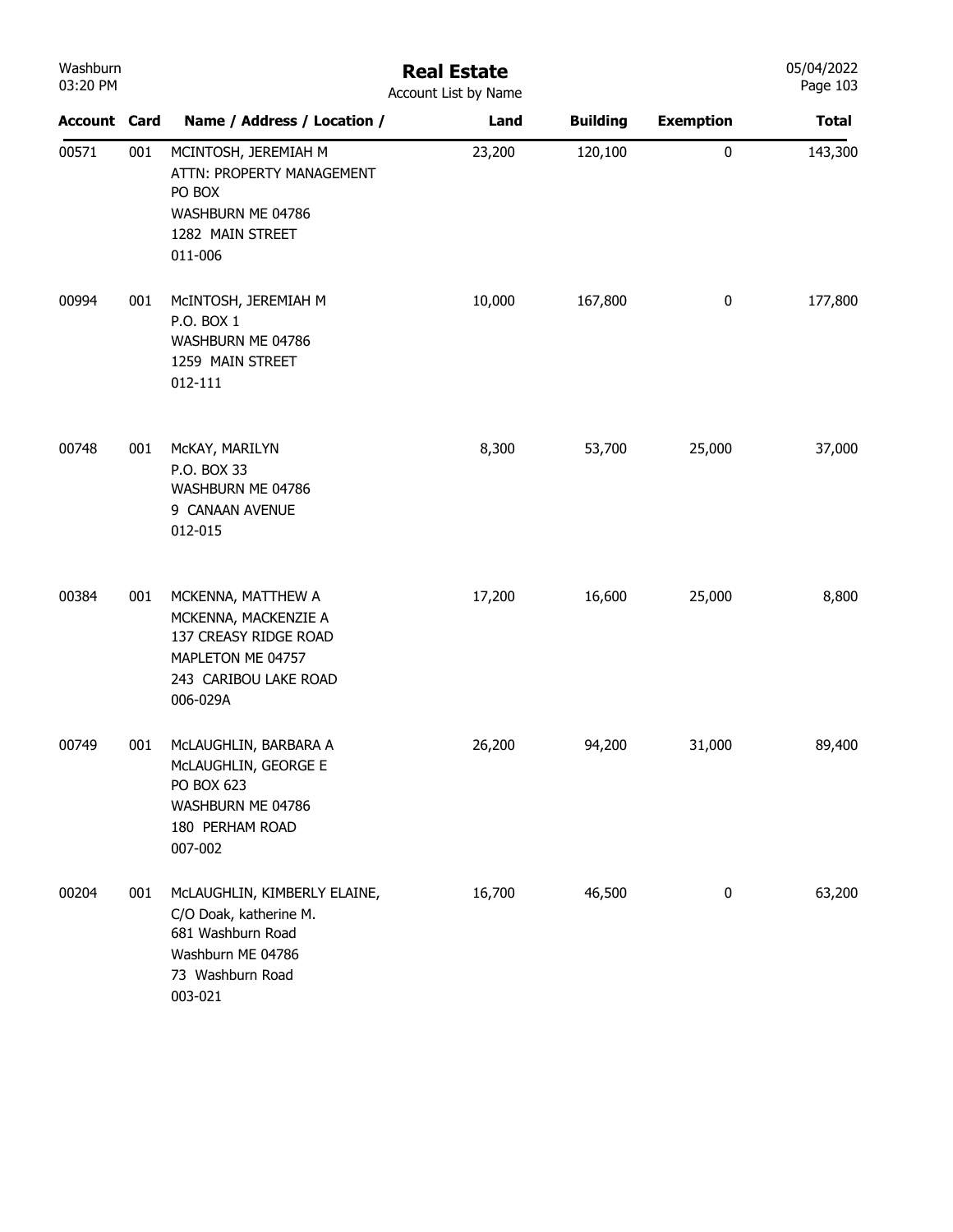# Real Estate

Account List by Name

| Account | Card | Name / Address / Location / | Land | Building | Exemption | Total |
|---|---|---|---|---|---|---|
| 00571 | 001 | MCINTOSH, JEREMIAH M<br>ATTN: PROPERTY MANAGEMENT<br>PO BOX<br>WASHBURN ME 04786<br>1282 MAIN STREET<br>011-006 | 23,200 | 120,100 | 0 | 143,300 |
| 00994 | 001 | McINTOSH, JEREMIAH M<br>P.O. BOX 1<br>WASHBURN ME 04786<br>1259 MAIN STREET<br>012-111 | 10,000 | 167,800 | 0 | 177,800 |
| 00748 | 001 | McKAY, MARILYN<br>P.O. BOX 33<br>WASHBURN ME 04786<br>9 CANAAN AVENUE<br>012-015 | 8,300 | 53,700 | 25,000 | 37,000 |
| 00384 | 001 | MCKENNA, MATTHEW A<br>MCKENNA, MACKENZIE A<br>137 CREASY RIDGE ROAD<br>MAPLETON ME 04757<br>243 CARIBOU LAKE ROAD<br>006-029A | 17,200 | 16,600 | 25,000 | 8,800 |
| 00749 | 001 | McLAUGHLIN, BARBARA A<br>McLAUGHLIN, GEORGE E<br>PO BOX 623<br>WASHBURN ME 04786<br>180 PERHAM ROAD<br>007-002 | 26,200 | 94,200 | 31,000 | 89,400 |
| 00204 | 001 | McLAUGHLIN, KIMBERLY ELAINE,<br>C/O Doak, katherine M.<br>681 Washburn Road<br>Washburn ME 04786<br>73 Washburn Road<br>003-021 | 16,700 | 46,500 | 0 | 63,200 |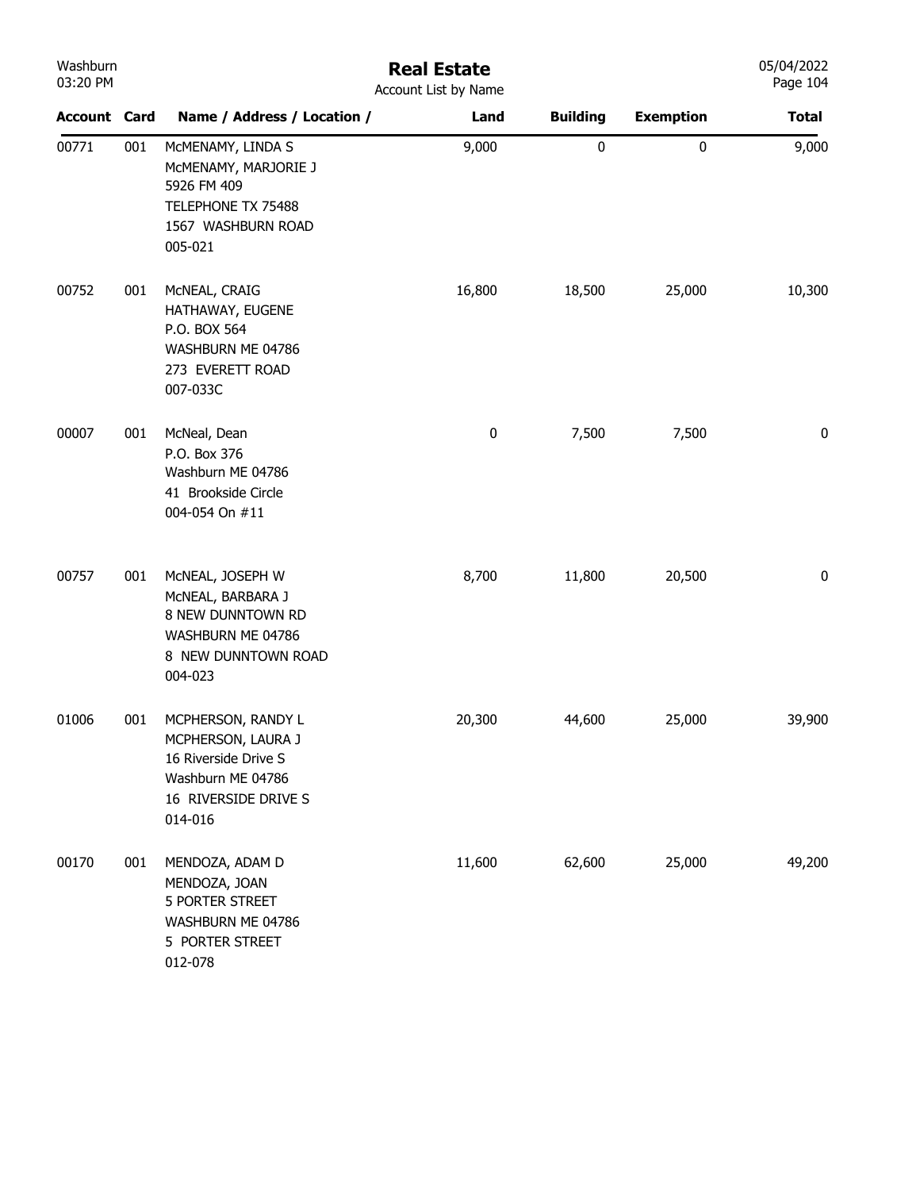# Real Estate

Account List by Name

| Account | Card | Name / Address / Location / | Land | Building | Exemption | Total |
|---|---|---|---|---|---|---|
| 00771 | 001 | McMENAMY, LINDA S<br>McMENAMY, MARJORIE J<br>5926 FM 409<br>TELEPHONE TX 75488<br>1567 WASHBURN ROAD<br>005-021 | 9,000 | 0 | 0 | 9,000 |
| 00752 | 001 | McNEAL, CRAIG<br>HATHAWAY, EUGENE<br>P.O. BOX 564<br>WASHBURN ME 04786<br>273 EVERETT ROAD<br>007-033C | 16,800 | 18,500 | 25,000 | 10,300 |
| 00007 | 001 | McNeal, Dean<br>P.O. Box 376<br>Washburn ME 04786<br>41 Brookside Circle<br>004-054 On #11 | 0 | 7,500 | 7,500 | 0 |
| 00757 | 001 | McNEAL, JOSEPH W<br>McNEAL, BARBARA J<br>8 NEW DUNNTOWN RD<br>WASHBURN ME 04786<br>8 NEW DUNNTOWN ROAD<br>004-023 | 8,700 | 11,800 | 20,500 | 0 |
| 01006 | 001 | MCPHERSON, RANDY L<br>MCPHERSON, LAURA J<br>16 Riverside Drive S<br>Washburn ME 04786<br>16 RIVERSIDE DRIVE S<br>014-016 | 20,300 | 44,600 | 25,000 | 39,900 |
| 00170 | 001 | MENDOZA, ADAM D<br>MENDOZA, JOAN<br>5 PORTER STREET<br>WASHBURN ME 04786<br>5 PORTER STREET<br>012-078 | 11,600 | 62,600 | 25,000 | 49,200 |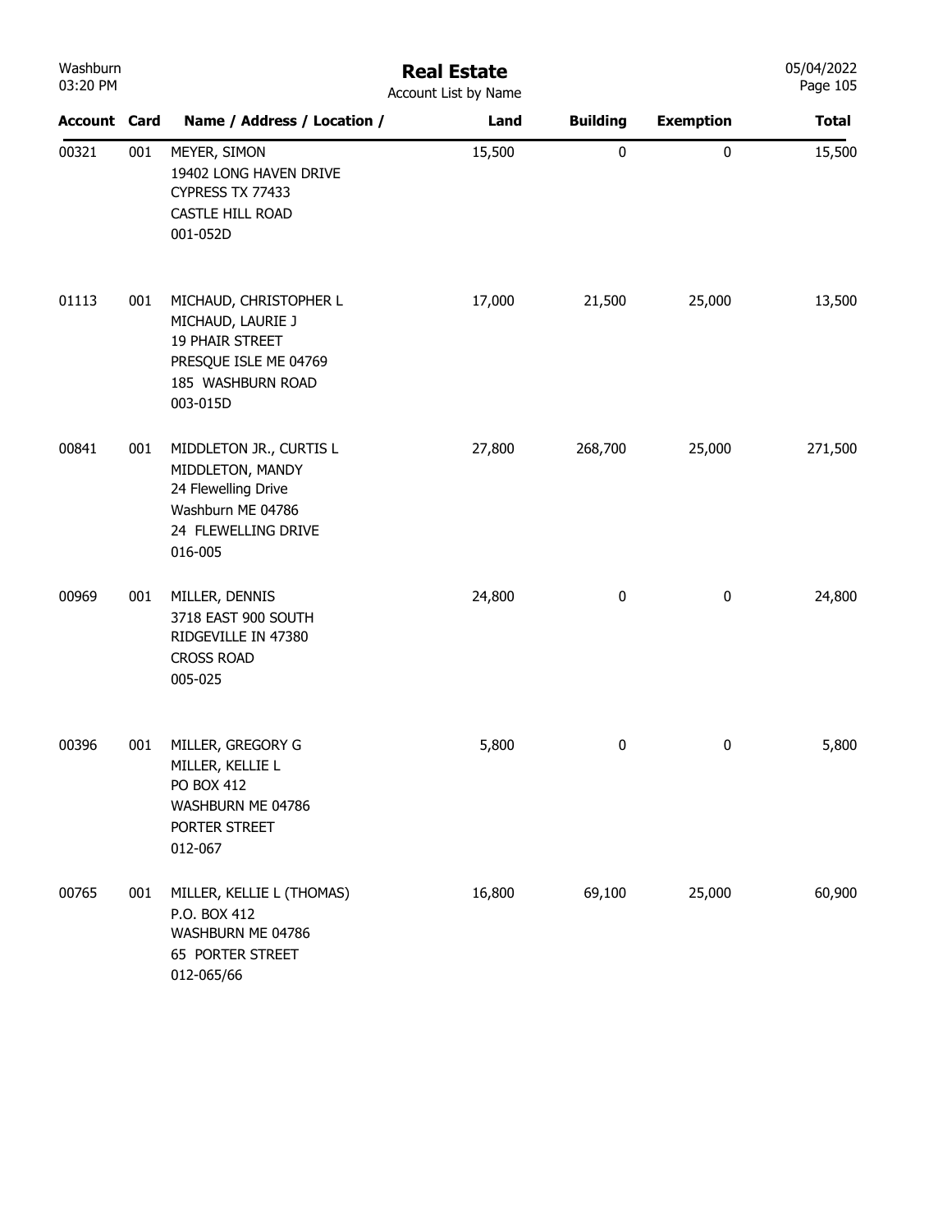# Real Estate

Account List by Name

| Account | Card | Name / Address / Location / | Land | Building | Exemption | Total |
|---|---|---|---|---|---|---|
| 00321 | 001 | MEYER, SIMON<br>19402 LONG HAVEN DRIVE<br>CYPRESS TX 77433<br>CASTLE HILL ROAD<br>001-052D | 15,500 | 0 | 0 | 15,500 |
| 01113 | 001 | MICHAUD, CHRISTOPHER L<br>MICHAUD, LAURIE J<br>19 PHAIR STREET<br>PRESQUE ISLE ME 04769<br>185 WASHBURN ROAD<br>003-015D | 17,000 | 21,500 | 25,000 | 13,500 |
| 00841 | 001 | MIDDLETON JR., CURTIS L<br>MIDDLETON, MANDY<br>24 Flewelling Drive<br>Washburn ME 04786<br>24 FLEWELLING DRIVE<br>016-005 | 27,800 | 268,700 | 25,000 | 271,500 |
| 00969 | 001 | MILLER, DENNIS<br>3718 EAST 900 SOUTH<br>RIDGEVILLE IN 47380<br>CROSS ROAD<br>005-025 | 24,800 | 0 | 0 | 24,800 |
| 00396 | 001 | MILLER, GREGORY G<br>MILLER, KELLIE L<br>PO BOX 412<br>WASHBURN ME 04786<br>PORTER STREET<br>012-067 | 5,800 | 0 | 0 | 5,800 |
| 00765 | 001 | MILLER, KELLIE L (THOMAS)<br>P.O. BOX 412<br>WASHBURN ME 04786<br>65 PORTER STREET<br>012-065/66 | 16,800 | 69,100 | 25,000 | 60,900 |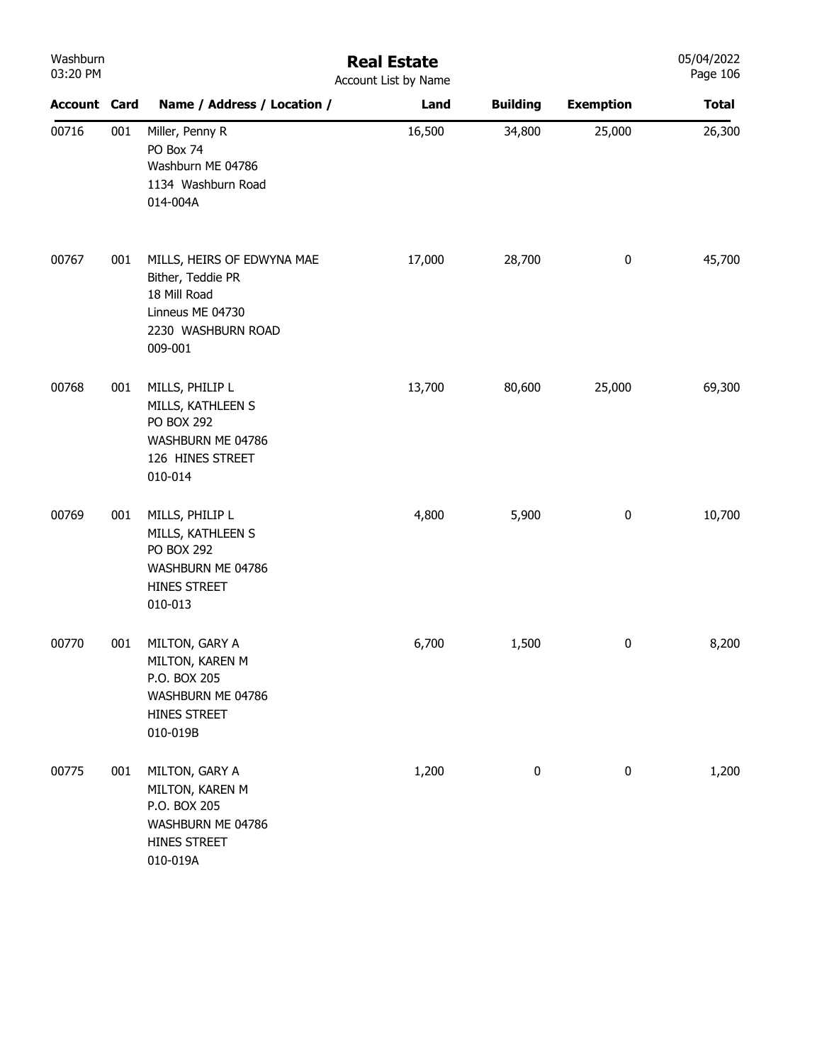# Real Estate

Account List by Name

| Account | Card | Name / Address / Location / | Land | Building | Exemption | Total |
|---|---|---|---|---|---|---|
| 00716 | 001 | Miller, Penny R<br>PO Box 74<br>Washburn ME 04786<br>1134 Washburn Road<br>014-004A | 16,500 | 34,800 | 25,000 | 26,300 |
| 00767 | 001 | MILLS, HEIRS OF EDWYNA MAE<br>Bither, Teddie PR<br>18 Mill Road<br>Linneus ME 04730<br>2230 WASHBURN ROAD<br>009-001 | 17,000 | 28,700 | 0 | 45,700 |
| 00768 | 001 | MILLS, PHILIP L<br>MILLS, KATHLEEN S<br>PO BOX 292<br>WASHBURN ME 04786<br>126 HINES STREET<br>010-014 | 13,700 | 80,600 | 25,000 | 69,300 |
| 00769 | 001 | MILLS, PHILIP L<br>MILLS, KATHLEEN S<br>PO BOX 292<br>WASHBURN ME 04786<br>HINES STREET<br>010-013 | 4,800 | 5,900 | 0 | 10,700 |
| 00770 | 001 | MILTON, GARY A<br>MILTON, KAREN M<br>P.O. BOX 205<br>WASHBURN ME 04786<br>HINES STREET<br>010-019B | 6,700 | 1,500 | 0 | 8,200 |
| 00775 | 001 | MILTON, GARY A<br>MILTON, KAREN M<br>P.O. BOX 205<br>WASHBURN ME 04786<br>HINES STREET<br>010-019A | 1,200 | 0 | 0 | 1,200 |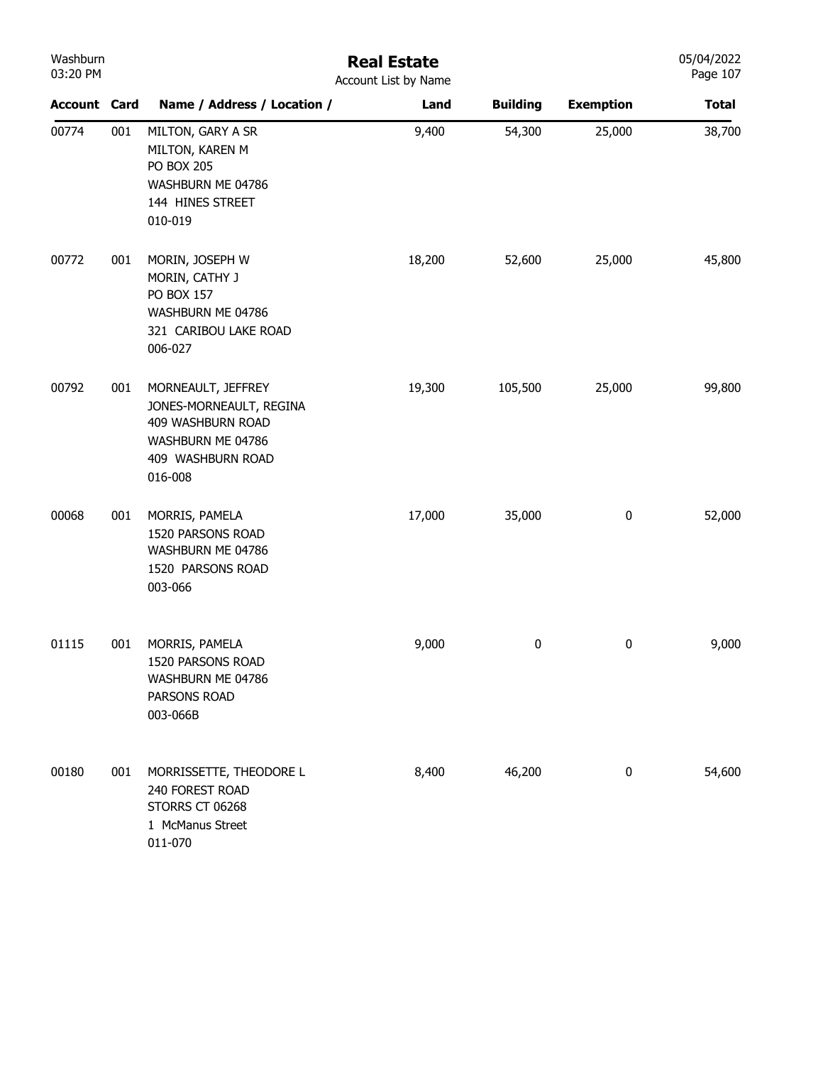# Real Estate

Account List by Name

| Account | Card | Name / Address / Location / | Land | Building | Exemption | Total |
|---|---|---|---|---|---|---|
| 00774 | 001 | MILTON, GARY A SR<br>MILTON, KAREN M<br>PO BOX 205<br>WASHBURN ME 04786<br>144 HINES STREET<br>010-019 | 9,400 | 54,300 | 25,000 | 38,700 |
| 00772 | 001 | MORIN, JOSEPH W<br>MORIN, CATHY J<br>PO BOX 157<br>WASHBURN ME 04786<br>321 CARIBOU LAKE ROAD<br>006-027 | 18,200 | 52,600 | 25,000 | 45,800 |
| 00792 | 001 | MORNEAULT, JEFFREY<br>JONES-MORNEAULT, REGINA<br>409 WASHBURN ROAD<br>WASHBURN ME 04786<br>409 WASHBURN ROAD<br>016-008 | 19,300 | 105,500 | 25,000 | 99,800 |
| 00068 | 001 | MORRIS, PAMELA<br>1520 PARSONS ROAD<br>WASHBURN ME 04786<br>1520 PARSONS ROAD<br>003-066 | 17,000 | 35,000 | 0 | 52,000 |
| 01115 | 001 | MORRIS, PAMELA<br>1520 PARSONS ROAD<br>WASHBURN ME 04786<br>PARSONS ROAD<br>003-066B | 9,000 | 0 | 0 | 9,000 |
| 00180 | 001 | MORRISSETTE, THEODORE L<br>240 FOREST ROAD<br>STORRS CT 06268<br>1 McManus Street<br>011-070 | 8,400 | 46,200 | 0 | 54,600 |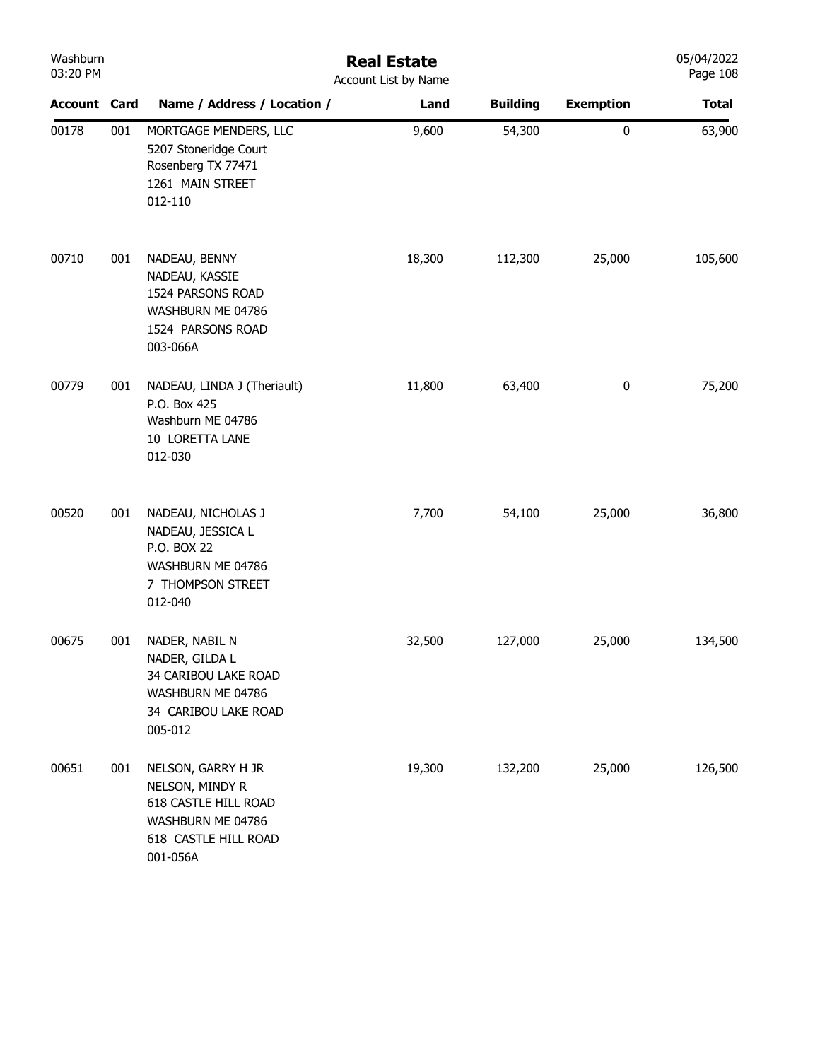# Real Estate

Account List by Name

| Account | Card | Name / Address / Location / | Land | Building | Exemption | Total |
|---|---|---|---|---|---|---|
| 00178 | 001 | MORTGAGE MENDERS, LLC<br>5207 Stoneridge Court<br>Rosenberg TX 77471<br>1261 MAIN STREET<br>012-110 | 9,600 | 54,300 | 0 | 63,900 |
| 00710 | 001 | NADEAU, BENNY<br>NADEAU, KASSIE<br>1524 PARSONS ROAD<br>WASHBURN ME 04786<br>1524 PARSONS ROAD<br>003-066A | 18,300 | 112,300 | 25,000 | 105,600 |
| 00779 | 001 | NADEAU, LINDA J (Theriault)<br>P.O. Box 425<br>Washburn ME 04786<br>10 LORETTA LANE<br>012-030 | 11,800 | 63,400 | 0 | 75,200 |
| 00520 | 001 | NADEAU, NICHOLAS J<br>NADEAU, JESSICA L<br>P.O. BOX 22<br>WASHBURN ME 04786<br>7 THOMPSON STREET<br>012-040 | 7,700 | 54,100 | 25,000 | 36,800 |
| 00675 | 001 | NADER, NABIL N<br>NADER, GILDA L<br>34 CARIBOU LAKE ROAD<br>WASHBURN ME 04786<br>34 CARIBOU LAKE ROAD<br>005-012 | 32,500 | 127,000 | 25,000 | 134,500 |
| 00651 | 001 | NELSON, GARRY H JR<br>NELSON, MINDY R<br>618 CASTLE HILL ROAD<br>WASHBURN ME 04786<br>618 CASTLE HILL ROAD<br>001-056A | 19,300 | 132,200 | 25,000 | 126,500 |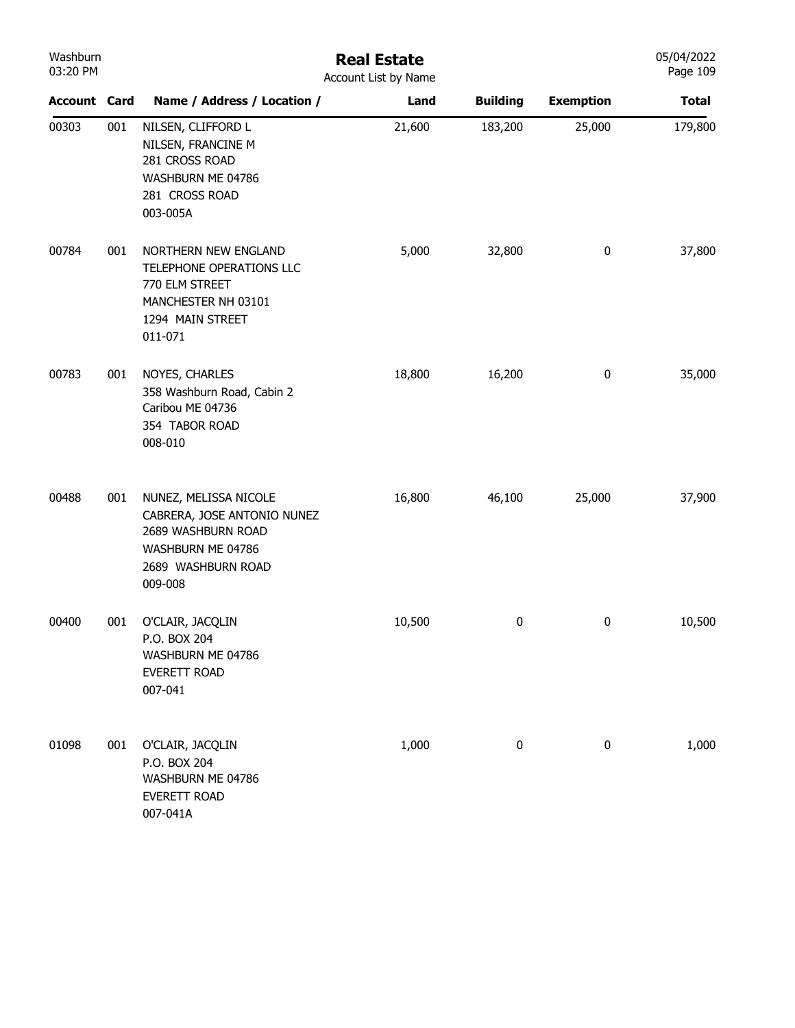# Real Estate

Account List by Name

| Account | Card | Name / Address / Location / | Land | Building | Exemption | Total |
|---|---|---|---|---|---|---|
| 00303 | 001 | NILSEN, CLIFFORD L<br>NILSEN, FRANCINE M<br>281 CROSS ROAD<br>WASHBURN ME 04786<br>281 CROSS ROAD<br>003-005A | 21,600 | 183,200 | 25,000 | 179,800 |
| 00784 | 001 | NORTHERN NEW ENGLAND<br>TELEPHONE OPERATIONS LLC<br>770 ELM STREET<br>MANCHESTER NH 03101<br>1294 MAIN STREET<br>011-071 | 5,000 | 32,800 | 0 | 37,800 |
| 00783 | 001 | NOYES, CHARLES<br>358 Washburn Road, Cabin 2<br>Caribou ME 04736<br>354 TABOR ROAD<br>008-010 | 18,800 | 16,200 | 0 | 35,000 |
| 00488 | 001 | NUNEZ, MELISSA NICOLE<br>CABRERA, JOSE ANTONIO NUNEZ<br>2689 WASHBURN ROAD<br>WASHBURN ME 04786<br>2689 WASHBURN ROAD<br>009-008 | 16,800 | 46,100 | 25,000 | 37,900 |
| 00400 | 001 | O'CLAIR, JACQLIN<br>P.O. BOX 204<br>WASHBURN ME 04786<br>EVERETT ROAD<br>007-041 | 10,500 | 0 | 0 | 10,500 |
| 01098 | 001 | O'CLAIR, JACQLIN<br>P.O. BOX 204<br>WASHBURN ME 04786<br>EVERETT ROAD<br>007-041A | 1,000 | 0 | 0 | 1,000 |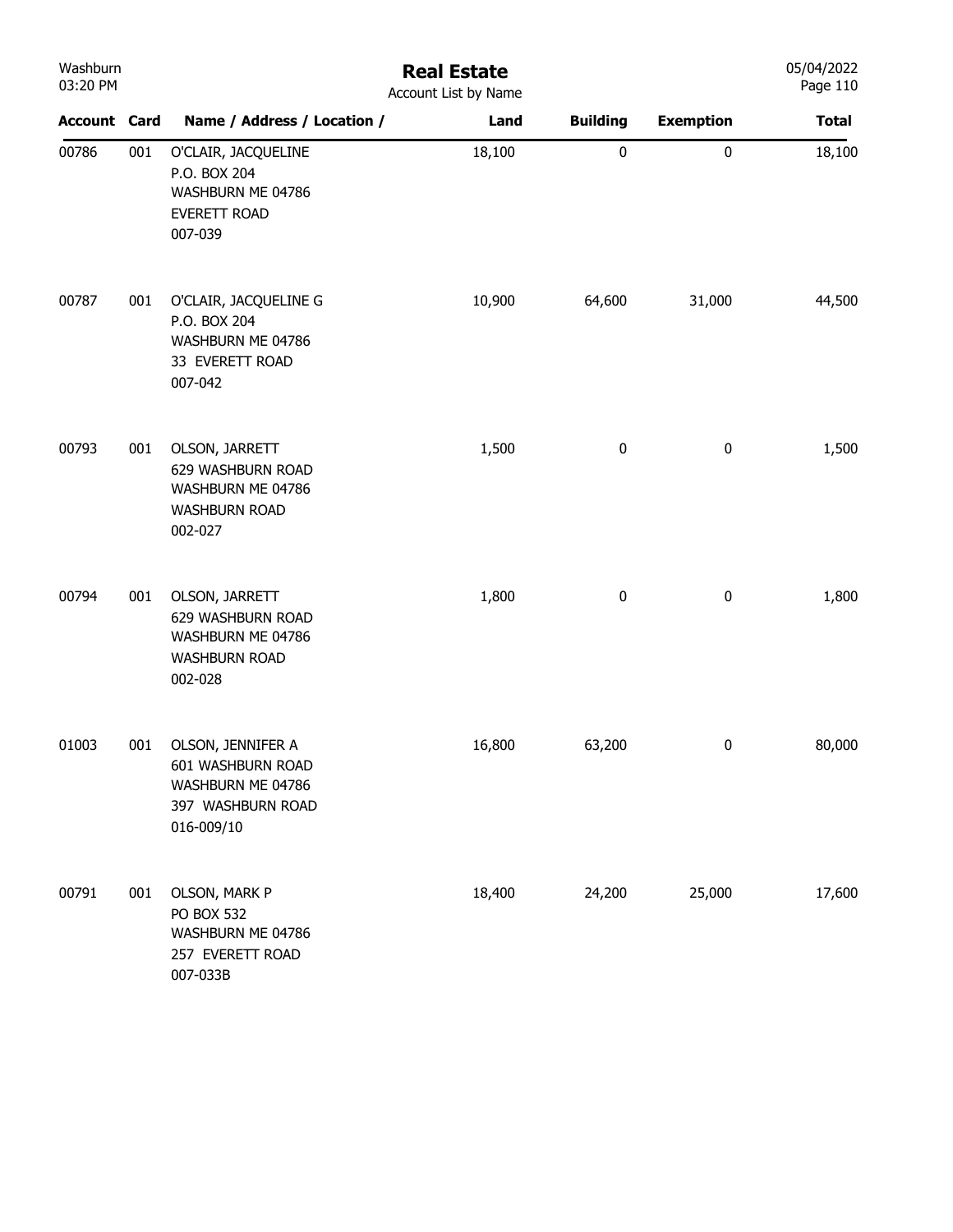# Real Estate

Account List by Name

| Account | Card | Name / Address / Location / | Land | Building | Exemption | Total |
|---|---|---|---|---|---|---|
| 00786 | 001 | O'CLAIR, JACQUELINE<br>P.O. BOX 204<br>WASHBURN ME 04786<br>EVERETT ROAD<br>007-039 | 18,100 | 0 | 0 | 18,100 |
| 00787 | 001 | O'CLAIR, JACQUELINE G<br>P.O. BOX 204<br>WASHBURN ME 04786<br>33 EVERETT ROAD<br>007-042 | 10,900 | 64,600 | 31,000 | 44,500 |
| 00793 | 001 | OLSON, JARRETT<br>629 WASHBURN ROAD<br>WASHBURN ME 04786<br>WASHBURN ROAD<br>002-027 | 1,500 | 0 | 0 | 1,500 |
| 00794 | 001 | OLSON, JARRETT<br>629 WASHBURN ROAD<br>WASHBURN ME 04786<br>WASHBURN ROAD<br>002-028 | 1,800 | 0 | 0 | 1,800 |
| 01003 | 001 | OLSON, JENNIFER A<br>601 WASHBURN ROAD<br>WASHBURN ME 04786<br>397 WASHBURN ROAD<br>016-009/10 | 16,800 | 63,200 | 0 | 80,000 |
| 00791 | 001 | OLSON, MARK P<br>PO BOX 532<br>WASHBURN ME 04786<br>257 EVERETT ROAD<br>007-033B | 18,400 | 24,200 | 25,000 | 17,600 |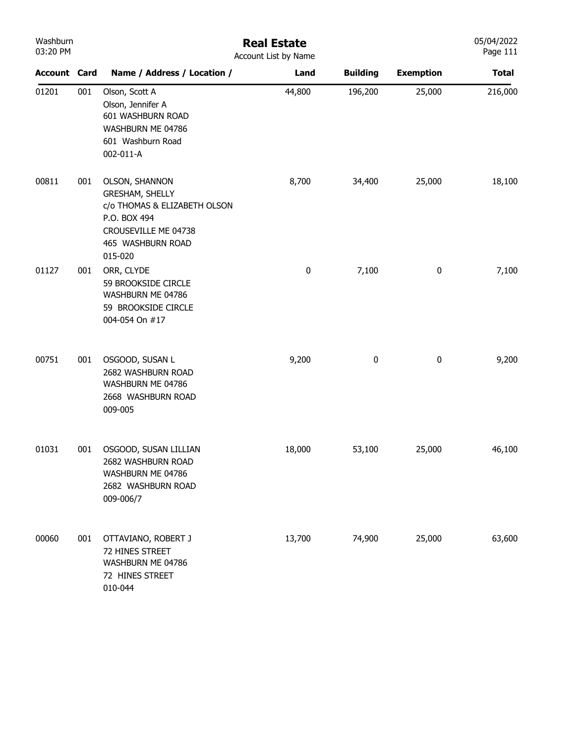# Real Estate

Account List by Name

| Account | Card | Name / Address / Location / | Land | Building | Exemption | Total |
|---|---|---|---|---|---|---|
| 01201 | 001 | Olson, Scott A<br>Olson, Jennifer A<br>601 WASHBURN ROAD<br>WASHBURN ME 04786<br>601 Washburn Road<br>002-011-A | 44,800 | 196,200 | 25,000 | 216,000 |
| 00811 | 001 | OLSON, SHANNON<br>GRESHAM, SHELLY<br>c/o THOMAS & ELIZABETH OLSON<br>P.O. BOX 494<br>CROUSEVILLE ME 04738<br>465 WASHBURN ROAD<br>015-020 | 8,700 | 34,400 | 25,000 | 18,100 |
| 01127 | 001 | ORR, CLYDE<br>59 BROOKSIDE CIRCLE<br>WASHBURN ME 04786<br>59 BROOKSIDE CIRCLE<br>004-054 On #17 | 0 | 7,100 | 0 | 7,100 |
| 00751 | 001 | OSGOOD, SUSAN L<br>2682 WASHBURN ROAD<br>WASHBURN ME 04786<br>2668 WASHBURN ROAD<br>009-005 | 9,200 | 0 | 0 | 9,200 |
| 01031 | 001 | OSGOOD, SUSAN LILLIAN<br>2682 WASHBURN ROAD<br>WASHBURN ME 04786<br>2682 WASHBURN ROAD<br>009-006/7 | 18,000 | 53,100 | 25,000 | 46,100 |
| 00060 | 001 | OTTAVIANO, ROBERT J<br>72 HINES STREET<br>WASHBURN ME 04786<br>72 HINES STREET<br>010-044 | 13,700 | 74,900 | 25,000 | 63,600 |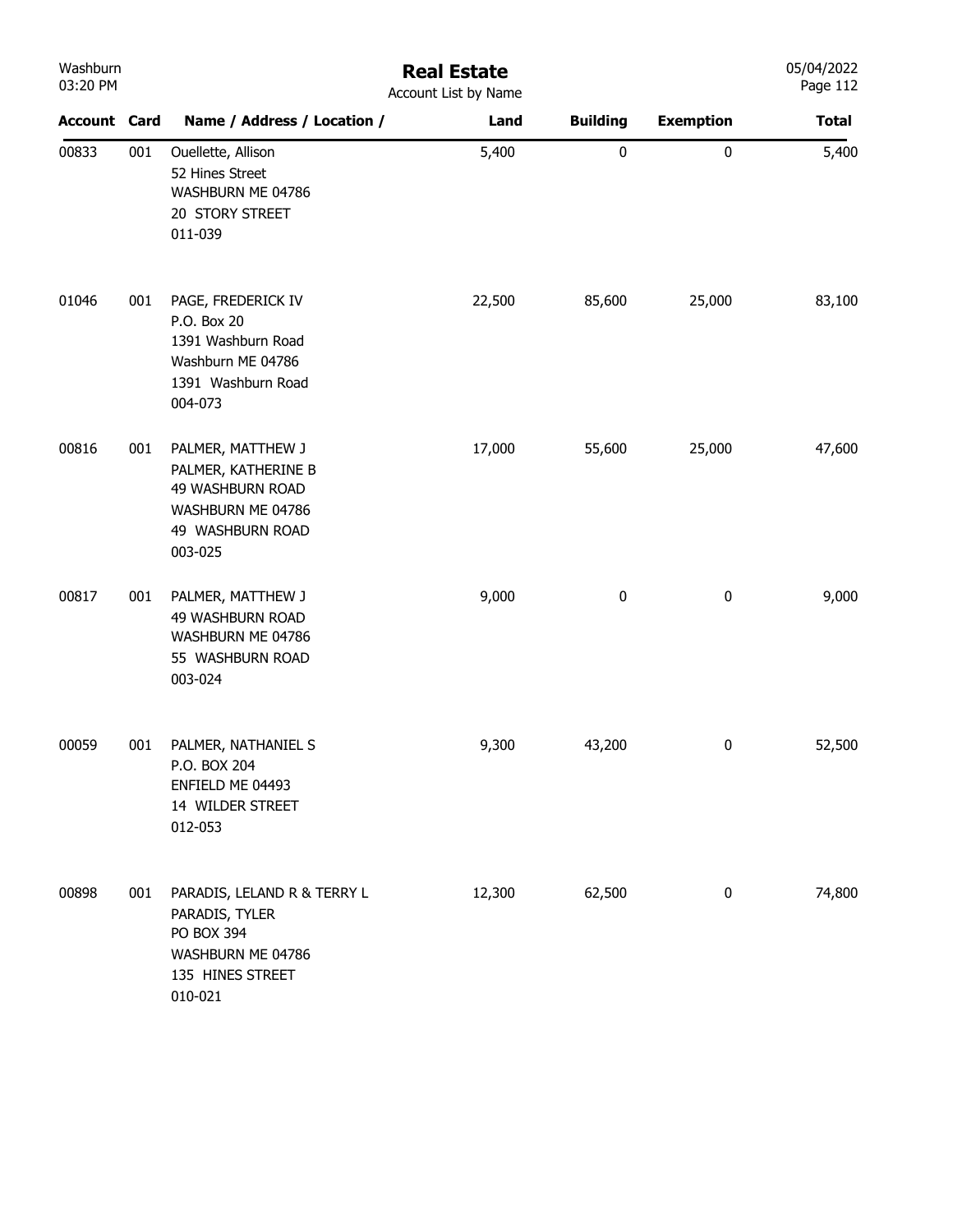# Real Estate

Account List by Name

| Account | Card | Name / Address / Location / | Land | Building | Exemption | Total |
|---|---|---|---|---|---|---|
| 00833 | 001 | Ouellette, Allison<br>52 Hines Street<br>WASHBURN ME 04786<br>20 STORY STREET<br>011-039 | 5,400 | 0 | 0 | 5,400 |
| 01046 | 001 | PAGE, FREDERICK IV<br>P.O. Box 20<br>1391 Washburn Road<br>Washburn ME 04786<br>1391 Washburn Road<br>004-073 | 22,500 | 85,600 | 25,000 | 83,100 |
| 00816 | 001 | PALMER, MATTHEW J<br>PALMER, KATHERINE B<br>49 WASHBURN ROAD<br>WASHBURN ME 04786<br>49 WASHBURN ROAD<br>003-025 | 17,000 | 55,600 | 25,000 | 47,600 |
| 00817 | 001 | PALMER, MATTHEW J<br>49 WASHBURN ROAD<br>WASHBURN ME 04786<br>55 WASHBURN ROAD<br>003-024 | 9,000 | 0 | 0 | 9,000 |
| 00059 | 001 | PALMER, NATHANIEL S<br>P.O. BOX 204<br>ENFIELD ME 04493<br>14 WILDER STREET<br>012-053 | 9,300 | 43,200 | 0 | 52,500 |
| 00898 | 001 | PARADIS, LELAND R & TERRY L<br>PARADIS, TYLER<br>PO BOX 394<br>WASHBURN ME 04786<br>135 HINES STREET<br>010-021 | 12,300 | 62,500 | 0 | 74,800 |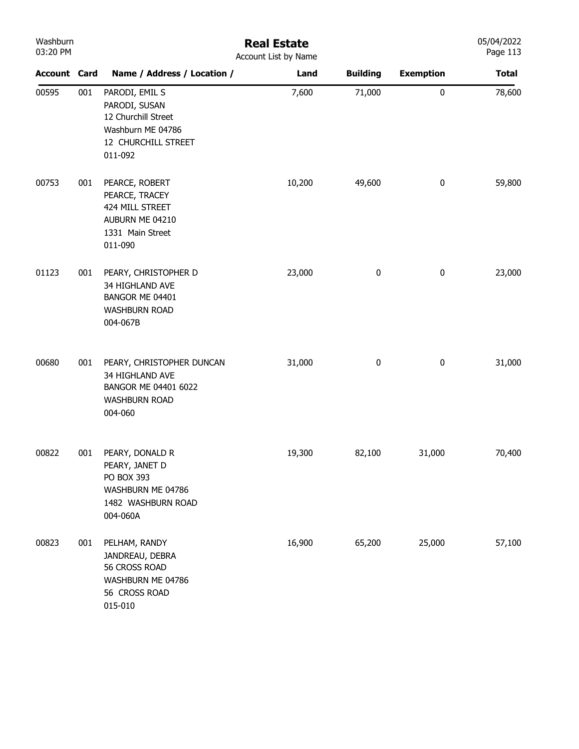# Real Estate

Account List by Name

| Account | Card | Name / Address / Location / | Land | Building | Exemption | Total |
|---|---|---|---|---|---|---|
| 00595 | 001 | PARODI, EMIL S<br>PARODI, SUSAN<br>12 Churchill Street<br>Washburn ME 04786<br>12 CHURCHILL STREET<br>011-092 | 7,600 | 71,000 | 0 | 78,600 |
| 00753 | 001 | PEARCE, ROBERT<br>PEARCE, TRACEY<br>424 MILL STREET<br>AUBURN ME 04210<br>1331 Main Street<br>011-090 | 10,200 | 49,600 | 0 | 59,800 |
| 01123 | 001 | PEARY, CHRISTOPHER D<br>34 HIGHLAND AVE<br>BANGOR ME 04401<br>WASHBURN ROAD<br>004-067B | 23,000 | 0 | 0 | 23,000 |
| 00680 | 001 | PEARY, CHRISTOPHER DUNCAN<br>34 HIGHLAND AVE<br>BANGOR ME 04401 6022<br>WASHBURN ROAD<br>004-060 | 31,000 | 0 | 0 | 31,000 |
| 00822 | 001 | PEARY, DONALD R<br>PEARY, JANET D<br>PO BOX 393<br>WASHBURN ME 04786<br>1482 WASHBURN ROAD<br>004-060A | 19,300 | 82,100 | 31,000 | 70,400 |
| 00823 | 001 | PELHAM, RANDY<br>JANDREAU, DEBRA<br>56 CROSS ROAD<br>WASHBURN ME 04786<br>56 CROSS ROAD<br>015-010 | 16,900 | 65,200 | 25,000 | 57,100 |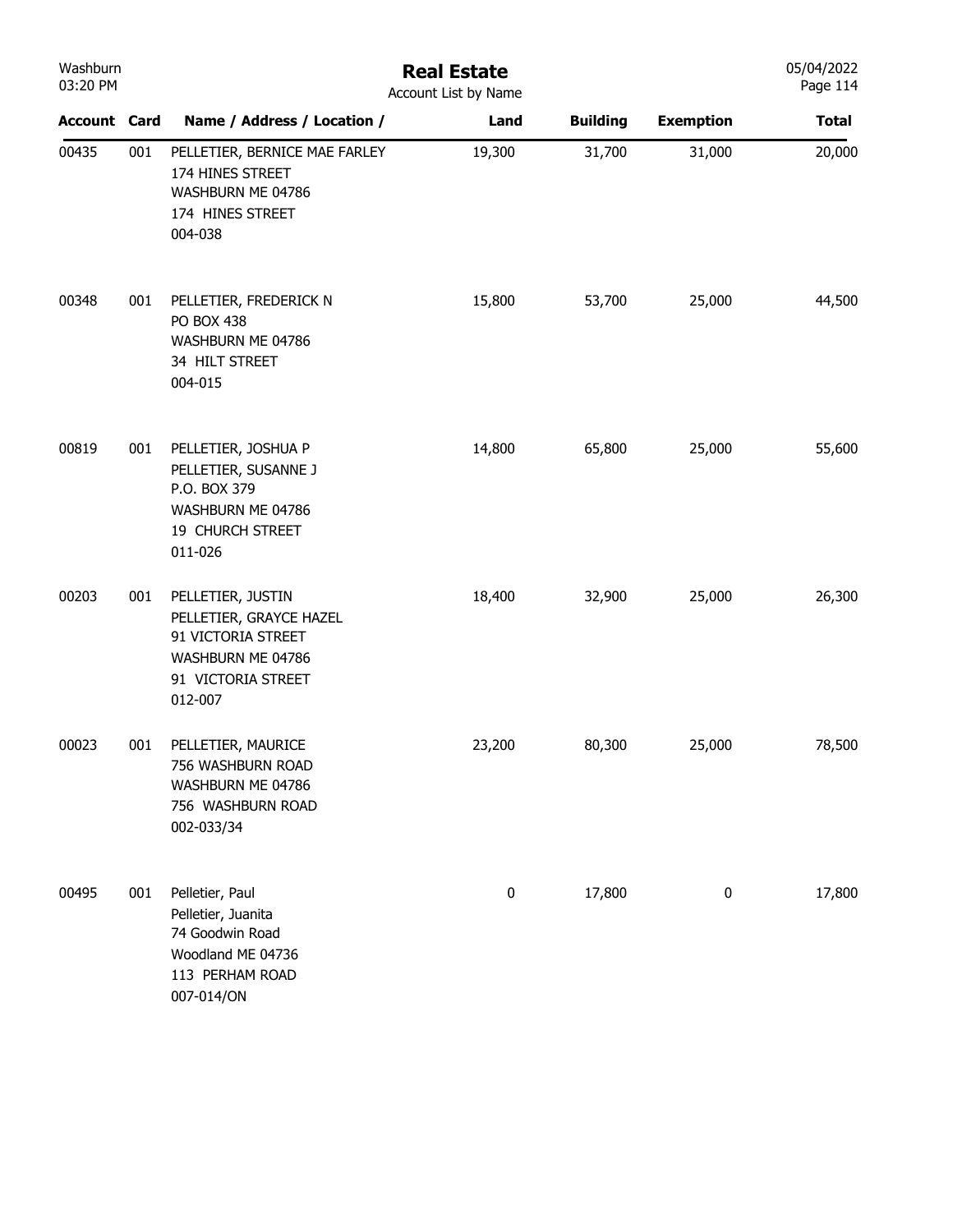# Real Estate

Account List by Name

| Account | Card | Name / Address / Location / | Land | Building | Exemption | Total |
|---|---|---|---|---|---|---|
| 00435 | 001 | PELLETIER, BERNICE MAE FARLEY<br>174 HINES STREET<br>WASHBURN ME 04786<br>174 HINES STREET<br>004-038 | 19,300 | 31,700 | 31,000 | 20,000 |
| 00348 | 001 | PELLETIER, FREDERICK N<br>PO BOX 438<br>WASHBURN ME 04786<br>34 HILT STREET<br>004-015 | 15,800 | 53,700 | 25,000 | 44,500 |
| 00819 | 001 | PELLETIER, JOSHUA P<br>PELLETIER, SUSANNE J<br>P.O. BOX 379<br>WASHBURN ME 04786<br>19 CHURCH STREET<br>011-026 | 14,800 | 65,800 | 25,000 | 55,600 |
| 00203 | 001 | PELLETIER, JUSTIN<br>PELLETIER, GRAYCE HAZEL<br>91 VICTORIA STREET<br>WASHBURN ME 04786<br>91 VICTORIA STREET<br>012-007 | 18,400 | 32,900 | 25,000 | 26,300 |
| 00023 | 001 | PELLETIER, MAURICE<br>756 WASHBURN ROAD<br>WASHBURN ME 04786<br>756 WASHBURN ROAD<br>002-033/34 | 23,200 | 80,300 | 25,000 | 78,500 |
| 00495 | 001 | Pelletier, Paul<br>Pelletier, Juanita<br>74 Goodwin Road<br>Woodland ME 04736<br>113 PERHAM ROAD<br>007-014/ON | 0 | 17,800 | 0 | 17,800 |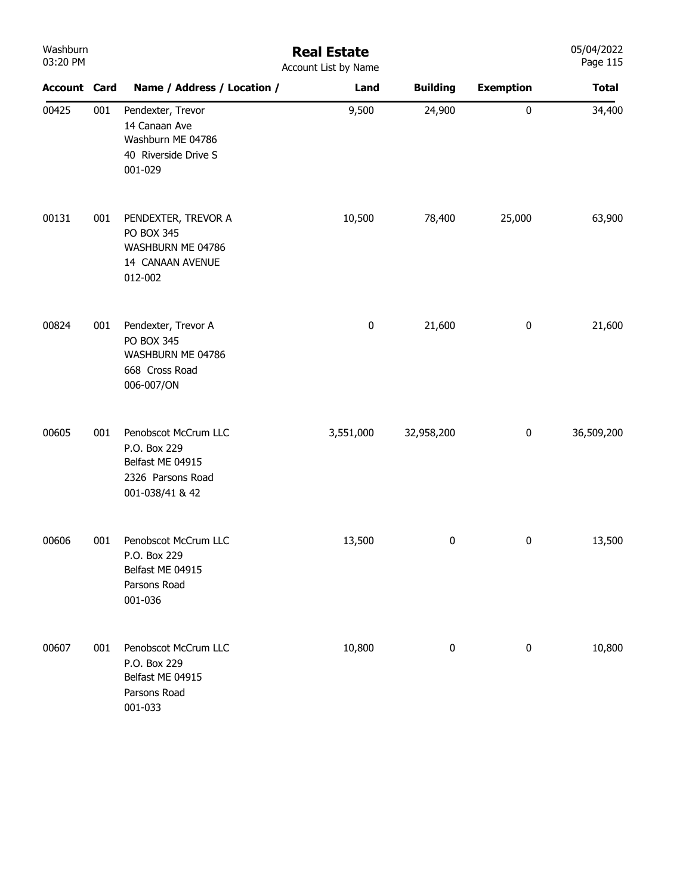# Real Estate

Account List by Name

| Account | Card | Name / Address / Location / | Land | Building | Exemption | Total |
|---|---|---|---|---|---|---|
| 00425 | 001 | Pendexter, Trevor<br>14 Canaan Ave<br>Washburn ME 04786<br>40 Riverside Drive S<br>001-029 | 9,500 | 24,900 | 0 | 34,400 |
| 00131 | 001 | PENDEXTER, TREVOR A<br>PO BOX 345<br>WASHBURN ME 04786<br>14 CANAAN AVENUE<br>012-002 | 10,500 | 78,400 | 25,000 | 63,900 |
| 00824 | 001 | Pendexter, Trevor A<br>PO BOX 345<br>WASHBURN ME 04786<br>668 Cross Road<br>006-007/ON | 0 | 21,600 | 0 | 21,600 |
| 00605 | 001 | Penobscot McCrum LLC<br>P.O. Box 229<br>Belfast ME 04915<br>2326 Parsons Road<br>001-038/41 & 42 | 3,551,000 | 32,958,200 | 0 | 36,509,200 |
| 00606 | 001 | Penobscot McCrum LLC<br>P.O. Box 229<br>Belfast ME 04915<br>Parsons Road<br>001-036 | 13,500 | 0 | 0 | 13,500 |
| 00607 | 001 | Penobscot McCrum LLC<br>P.O. Box 229<br>Belfast ME 04915<br>Parsons Road<br>001-033 | 10,800 | 0 | 0 | 10,800 |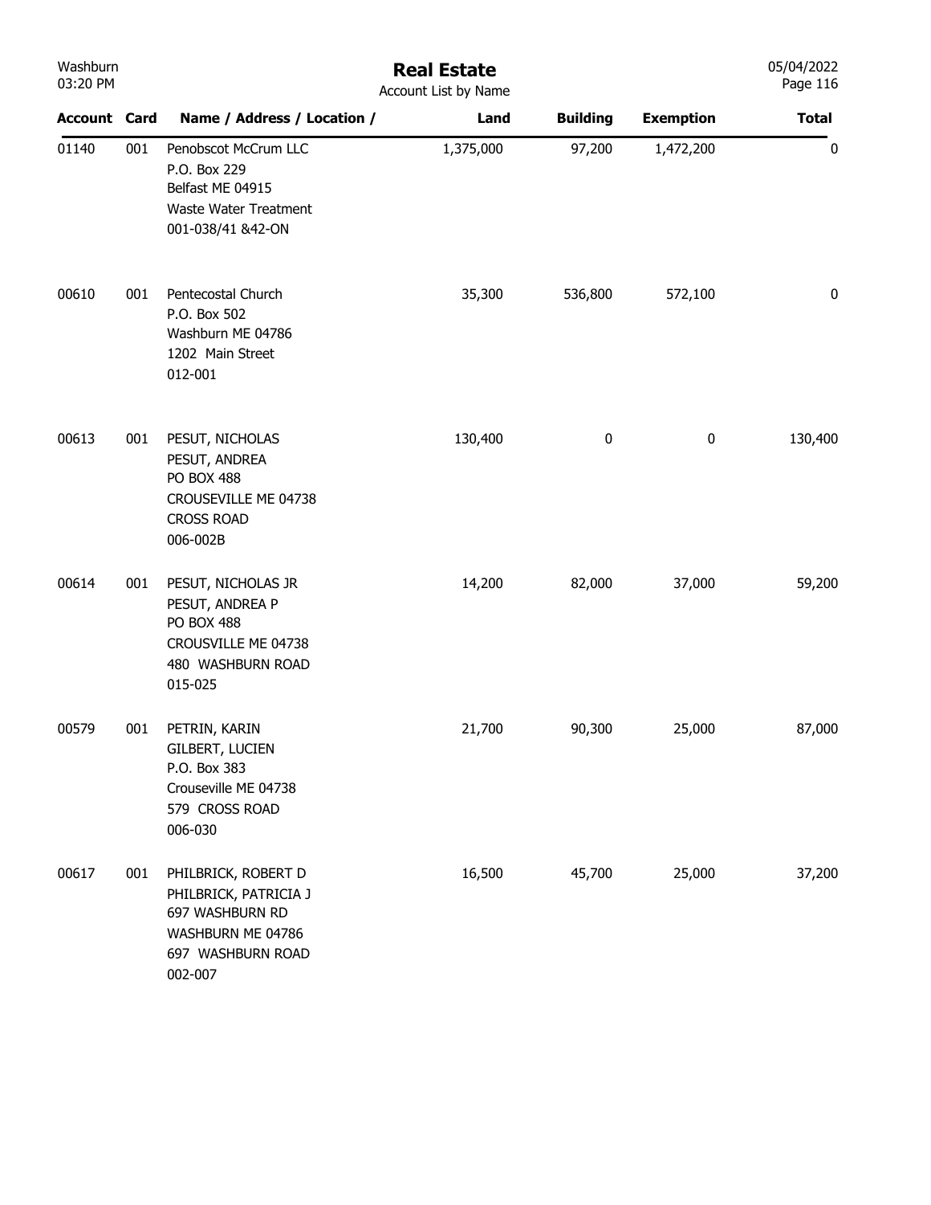# Real Estate

Account List by Name

| Account | Card | Name / Address / Location / | Land | Building | Exemption | Total |
|---|---|---|---|---|---|---|
| 01140 | 001 | Penobscot McCrum LLC<br>P.O. Box 229<br>Belfast ME 04915<br>Waste Water Treatment<br>001-038/41 &42-ON | 1,375,000 | 97,200 | 1,472,200 | 0 |
| 00610 | 001 | Pentecostal Church<br>P.O. Box 502<br>Washburn ME 04786<br>1202 Main Street<br>012-001 | 35,300 | 536,800 | 572,100 | 0 |
| 00613 | 001 | PESUT, NICHOLAS<br>PESUT, ANDREA<br>PO BOX 488<br>CROUSEVILLE ME 04738<br>CROSS ROAD<br>006-002B | 130,400 | 0 | 0 | 130,400 |
| 00614 | 001 | PESUT, NICHOLAS JR<br>PESUT, ANDREA P<br>PO BOX 488<br>CROUSVILLE ME 04738<br>480 WASHBURN ROAD<br>015-025 | 14,200 | 82,000 | 37,000 | 59,200 |
| 00579 | 001 | PETRIN, KARIN<br>GILBERT, LUCIEN<br>P.O. Box 383<br>Crouseville ME 04738<br>579 CROSS ROAD<br>006-030 | 21,700 | 90,300 | 25,000 | 87,000 |
| 00617 | 001 | PHILBRICK, ROBERT D<br>PHILBRICK, PATRICIA J<br>697 WASHBURN RD<br>WASHBURN ME 04786<br>697 WASHBURN ROAD<br>002-007 | 16,500 | 45,700 | 25,000 | 37,200 |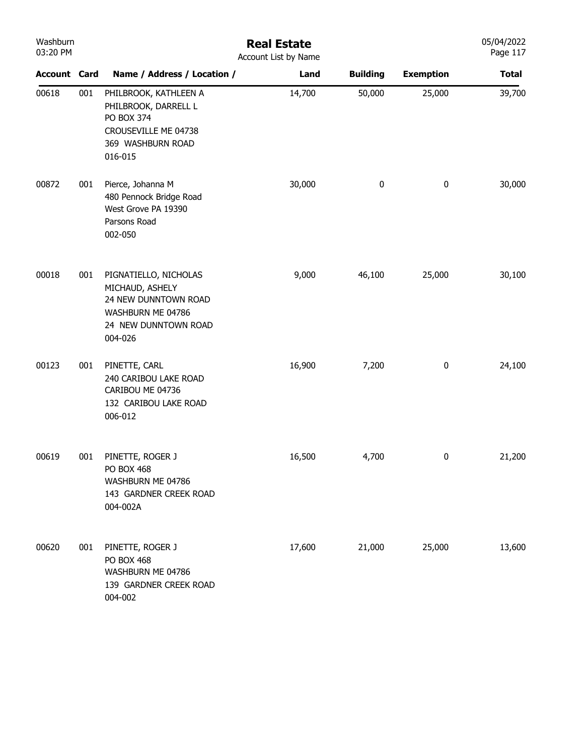# Real Estate

Account List by Name

| Account | Card | Name / Address / Location / | Land | Building | Exemption | Total |
|---|---|---|---|---|---|---|
| 00618 | 001 | PHILBROOK, KATHLEEN A<br>PHILBROOK, DARRELL L<br>PO BOX 374<br>CROUSEVILLE ME 04738<br>369 WASHBURN ROAD<br>016-015 | 14,700 | 50,000 | 25,000 | 39,700 |
| 00872 | 001 | Pierce, Johanna M<br>480 Pennock Bridge Road<br>West Grove PA 19390<br>Parsons Road<br>002-050 | 30,000 | 0 | 0 | 30,000 |
| 00018 | 001 | PIGNATIELLO, NICHOLAS<br>MICHAUD, ASHELY<br>24 NEW DUNNTOWN ROAD<br>WASHBURN ME 04786<br>24 NEW DUNNTOWN ROAD<br>004-026 | 9,000 | 46,100 | 25,000 | 30,100 |
| 00123 | 001 | PINETTE, CARL<br>240 CARIBOU LAKE ROAD<br>CARIBOU ME 04736<br>132 CARIBOU LAKE ROAD<br>006-012 | 16,900 | 7,200 | 0 | 24,100 |
| 00619 | 001 | PINETTE, ROGER J<br>PO BOX 468<br>WASHBURN ME 04786<br>143 GARDNER CREEK ROAD<br>004-002A | 16,500 | 4,700 | 0 | 21,200 |
| 00620 | 001 | PINETTE, ROGER J<br>PO BOX 468<br>WASHBURN ME 04786<br>139 GARDNER CREEK ROAD<br>004-002 | 17,600 | 21,000 | 25,000 | 13,600 |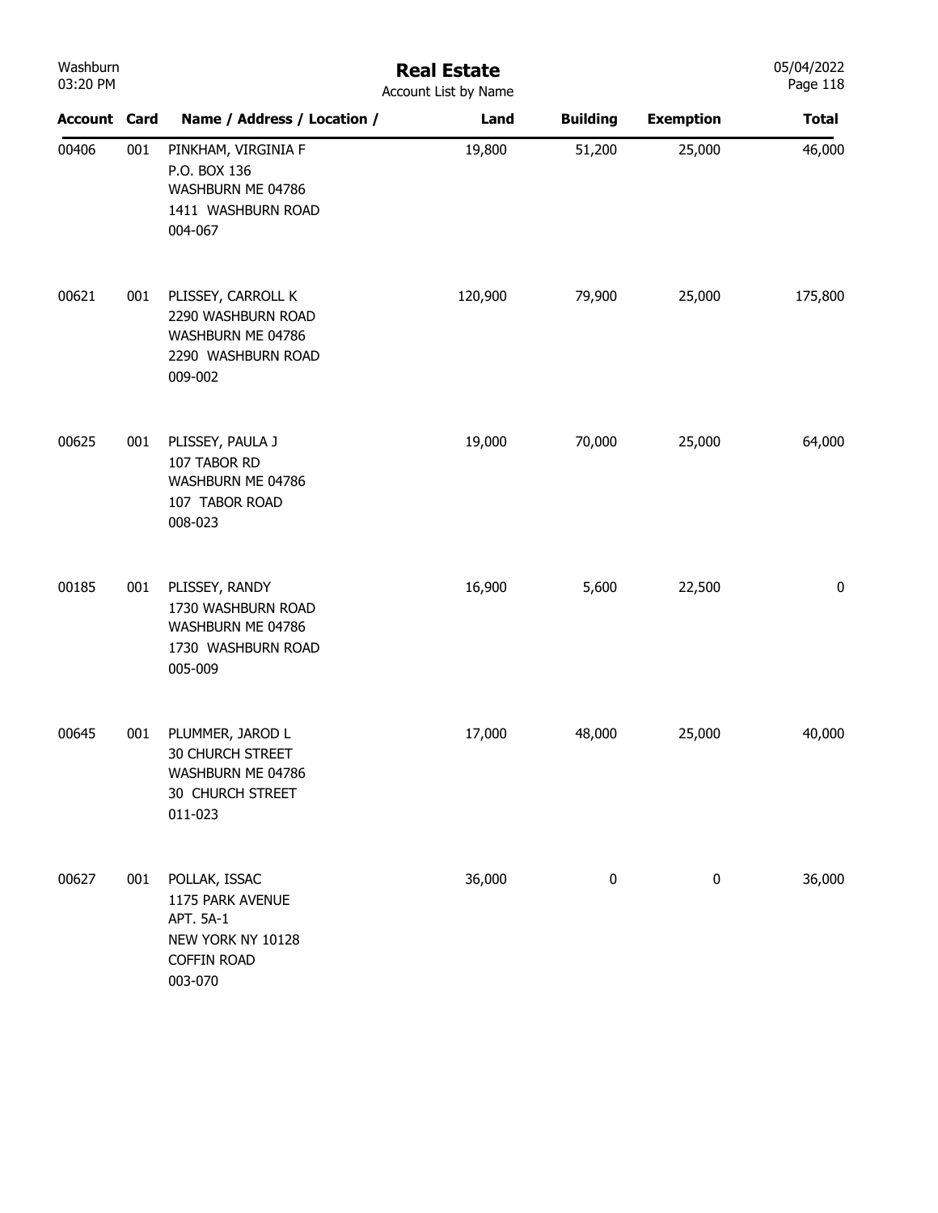# Real Estate

Account List by Name

| Account | Card | Name / Address / Location / | Land | Building | Exemption | Total |
|---|---|---|---|---|---|---|
| 00406 | 001 | PINKHAM, VIRGINIA F<br>P.O. BOX 136<br>WASHBURN ME 04786<br>1411 WASHBURN ROAD<br>004-067 | 19,800 | 51,200 | 25,000 | 46,000 |
| 00621 | 001 | PLISSEY, CARROLL K<br>2290 WASHBURN ROAD<br>WASHBURN ME 04786<br>2290 WASHBURN ROAD<br>009-002 | 120,900 | 79,900 | 25,000 | 175,800 |
| 00625 | 001 | PLISSEY, PAULA J<br>107 TABOR RD<br>WASHBURN ME 04786<br>107 TABOR ROAD<br>008-023 | 19,000 | 70,000 | 25,000 | 64,000 |
| 00185 | 001 | PLISSEY, RANDY<br>1730 WASHBURN ROAD<br>WASHBURN ME 04786<br>1730 WASHBURN ROAD<br>005-009 | 16,900 | 5,600 | 22,500 | 0 |
| 00645 | 001 | PLUMMER, JAROD L<br>30 CHURCH STREET<br>WASHBURN ME 04786<br>30 CHURCH STREET<br>011-023 | 17,000 | 48,000 | 25,000 | 40,000 |
| 00627 | 001 | POLLAK, ISSAC<br>1175 PARK AVENUE<br>APT. 5A-1<br>NEW YORK NY 10128<br>COFFIN ROAD<br>003-070 | 36,000 | 0 | 0 | 36,000 |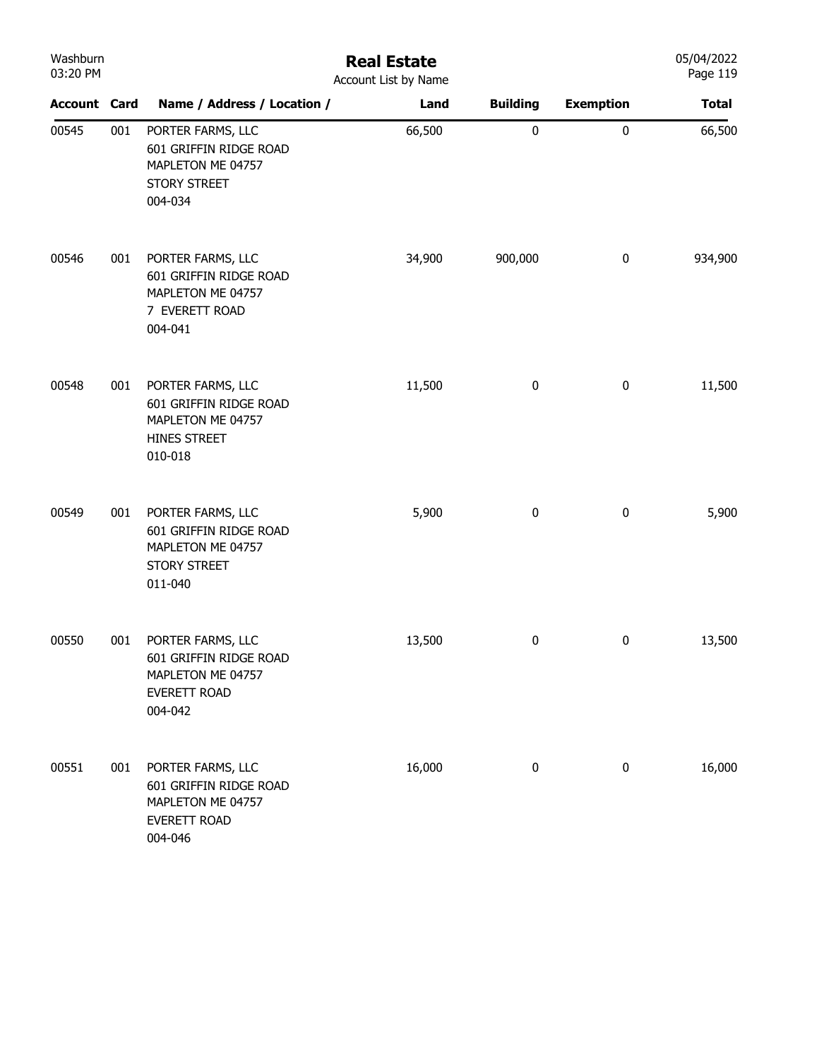# Real Estate

Account List by Name

| Account | Card | Name / Address / Location / | Land | Building | Exemption | Total |
|---|---|---|---|---|---|---|
| 00545 | 001 | PORTER FARMS, LLC<br>601 GRIFFIN RIDGE ROAD<br>MAPLETON ME 04757<br>STORY STREET<br>004-034 | 66,500 | 0 | 0 | 66,500 |
| 00546 | 001 | PORTER FARMS, LLC<br>601 GRIFFIN RIDGE ROAD<br>MAPLETON ME 04757<br>7 EVERETT ROAD<br>004-041 | 34,900 | 900,000 | 0 | 934,900 |
| 00548 | 001 | PORTER FARMS, LLC<br>601 GRIFFIN RIDGE ROAD<br>MAPLETON ME 04757<br>HINES STREET<br>010-018 | 11,500 | 0 | 0 | 11,500 |
| 00549 | 001 | PORTER FARMS, LLC<br>601 GRIFFIN RIDGE ROAD<br>MAPLETON ME 04757<br>STORY STREET<br>011-040 | 5,900 | 0 | 0 | 5,900 |
| 00550 | 001 | PORTER FARMS, LLC<br>601 GRIFFIN RIDGE ROAD<br>MAPLETON ME 04757<br>EVERETT ROAD<br>004-042 | 13,500 | 0 | 0 | 13,500 |
| 00551 | 001 | PORTER FARMS, LLC<br>601 GRIFFIN RIDGE ROAD<br>MAPLETON ME 04757<br>EVERETT ROAD<br>004-046 | 16,000 | 0 | 0 | 16,000 |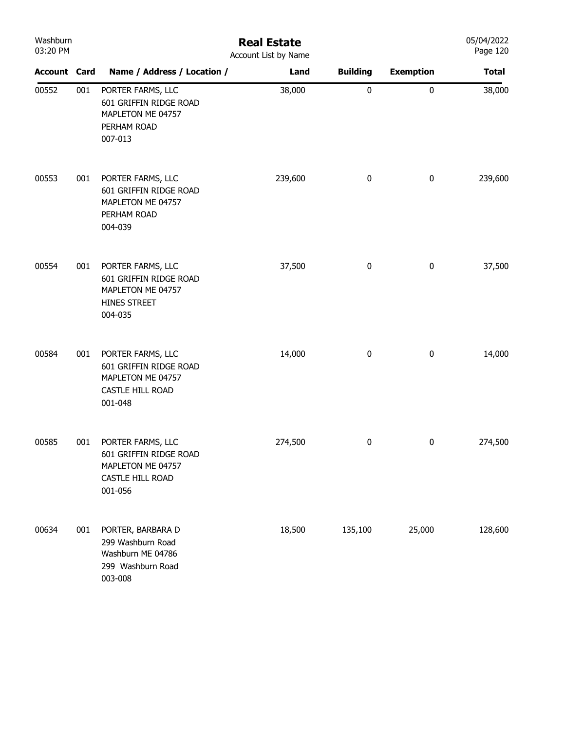# Real Estate

Account List by Name

| Account | Card | Name / Address / Location / | Land | Building | Exemption | Total |
|---|---|---|---|---|---|---|
| 00552 | 001 | PORTER FARMS, LLC<br>601 GRIFFIN RIDGE ROAD<br>MAPLETON ME 04757<br>PERHAM ROAD<br>007-013 | 38,000 | 0 | 0 | 38,000 |
| 00553 | 001 | PORTER FARMS, LLC<br>601 GRIFFIN RIDGE ROAD<br>MAPLETON ME 04757<br>PERHAM ROAD<br>004-039 | 239,600 | 0 | 0 | 239,600 |
| 00554 | 001 | PORTER FARMS, LLC<br>601 GRIFFIN RIDGE ROAD<br>MAPLETON ME 04757<br>HINES STREET<br>004-035 | 37,500 | 0 | 0 | 37,500 |
| 00584 | 001 | PORTER FARMS, LLC<br>601 GRIFFIN RIDGE ROAD<br>MAPLETON ME 04757<br>CASTLE HILL ROAD<br>001-048 | 14,000 | 0 | 0 | 14,000 |
| 00585 | 001 | PORTER FARMS, LLC<br>601 GRIFFIN RIDGE ROAD<br>MAPLETON ME 04757<br>CASTLE HILL ROAD<br>001-056 | 274,500 | 0 | 0 | 274,500 |
| 00634 | 001 | PORTER, BARBARA D<br>299 Washburn Road<br>Washburn ME 04786<br>299 Washburn Road<br>003-008 | 18,500 | 135,100 | 25,000 | 128,600 |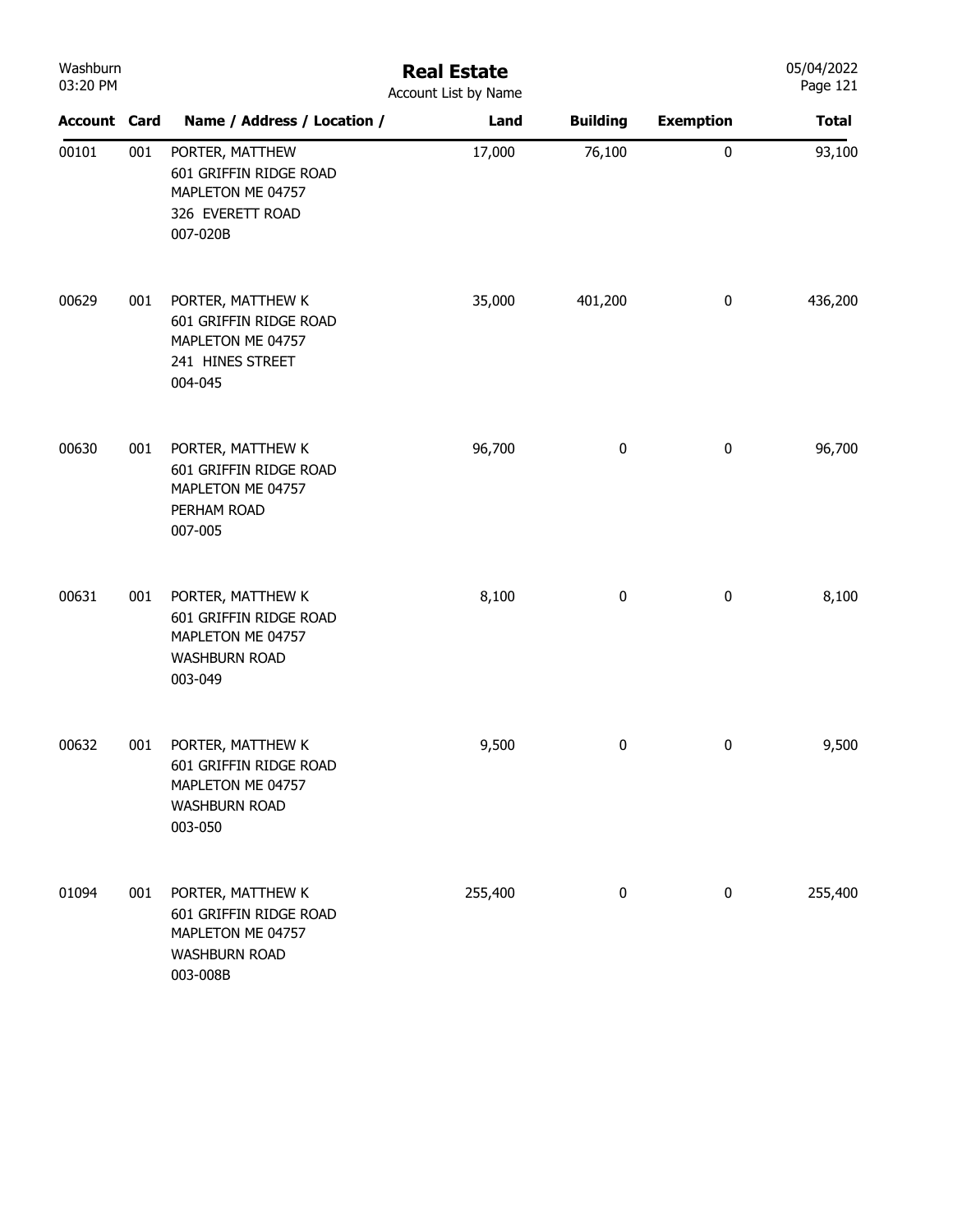# Real Estate

Account List by Name

| Account | Card | Name / Address / Location / | Land | Building | Exemption | Total |
|---|---|---|---|---|---|---|
| 00101 | 001 | PORTER, MATTHEW<br>601 GRIFFIN RIDGE ROAD<br>MAPLETON ME 04757<br>326 EVERETT ROAD<br>007-020B | 17,000 | 76,100 | 0 | 93,100 |
| 00629 | 001 | PORTER, MATTHEW K<br>601 GRIFFIN RIDGE ROAD<br>MAPLETON ME 04757<br>241 HINES STREET<br>004-045 | 35,000 | 401,200 | 0 | 436,200 |
| 00630 | 001 | PORTER, MATTHEW K<br>601 GRIFFIN RIDGE ROAD<br>MAPLETON ME 04757<br>PERHAM ROAD<br>007-005 | 96,700 | 0 | 0 | 96,700 |
| 00631 | 001 | PORTER, MATTHEW K<br>601 GRIFFIN RIDGE ROAD<br>MAPLETON ME 04757<br>WASHBURN ROAD<br>003-049 | 8,100 | 0 | 0 | 8,100 |
| 00632 | 001 | PORTER, MATTHEW K<br>601 GRIFFIN RIDGE ROAD<br>MAPLETON ME 04757<br>WASHBURN ROAD<br>003-050 | 9,500 | 0 | 0 | 9,500 |
| 01094 | 001 | PORTER, MATTHEW K<br>601 GRIFFIN RIDGE ROAD<br>MAPLETON ME 04757<br>WASHBURN ROAD<br>003-008B | 255,400 | 0 | 0 | 255,400 |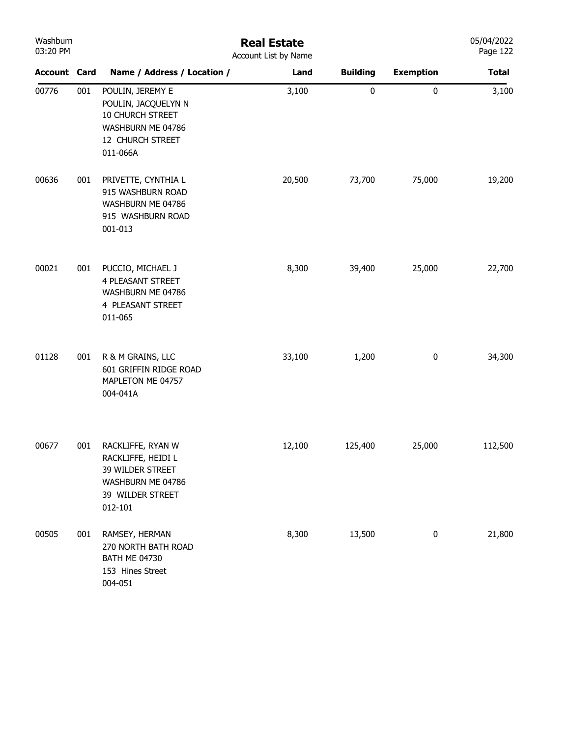# Real Estate

Account List by Name

| Account | Card | Name / Address / Location / | Land | Building | Exemption | Total |
|---|---|---|---|---|---|---|
| 00776 | 001 | POULIN, JEREMY E<br>POULIN, JACQUELYN N<br>10 CHURCH STREET<br>WASHBURN ME 04786<br>12 CHURCH STREET<br>011-066A | 3,100 | 0 | 0 | 3,100 |
| 00636 | 001 | PRIVETTE, CYNTHIA L<br>915 WASHBURN ROAD<br>WASHBURN ME 04786<br>915 WASHBURN ROAD<br>001-013 | 20,500 | 73,700 | 75,000 | 19,200 |
| 00021 | 001 | PUCCIO, MICHAEL J<br>4 PLEASANT STREET<br>WASHBURN ME 04786<br>4 PLEASANT STREET<br>011-065 | 8,300 | 39,400 | 25,000 | 22,700 |
| 01128 | 001 | R & M GRAINS, LLC<br>601 GRIFFIN RIDGE ROAD<br>MAPLETON ME 04757<br>004-041A | 33,100 | 1,200 | 0 | 34,300 |
| 00677 | 001 | RACKLIFFE, RYAN W<br>RACKLIFFE, HEIDI L<br>39 WILDER STREET<br>WASHBURN ME 04786<br>39 WILDER STREET<br>012-101 | 12,100 | 125,400 | 25,000 | 112,500 |
| 00505 | 001 | RAMSEY, HERMAN<br>270 NORTH BATH ROAD<br>BATH ME 04730<br>153 Hines Street<br>004-051 | 8,300 | 13,500 | 0 | 21,800 |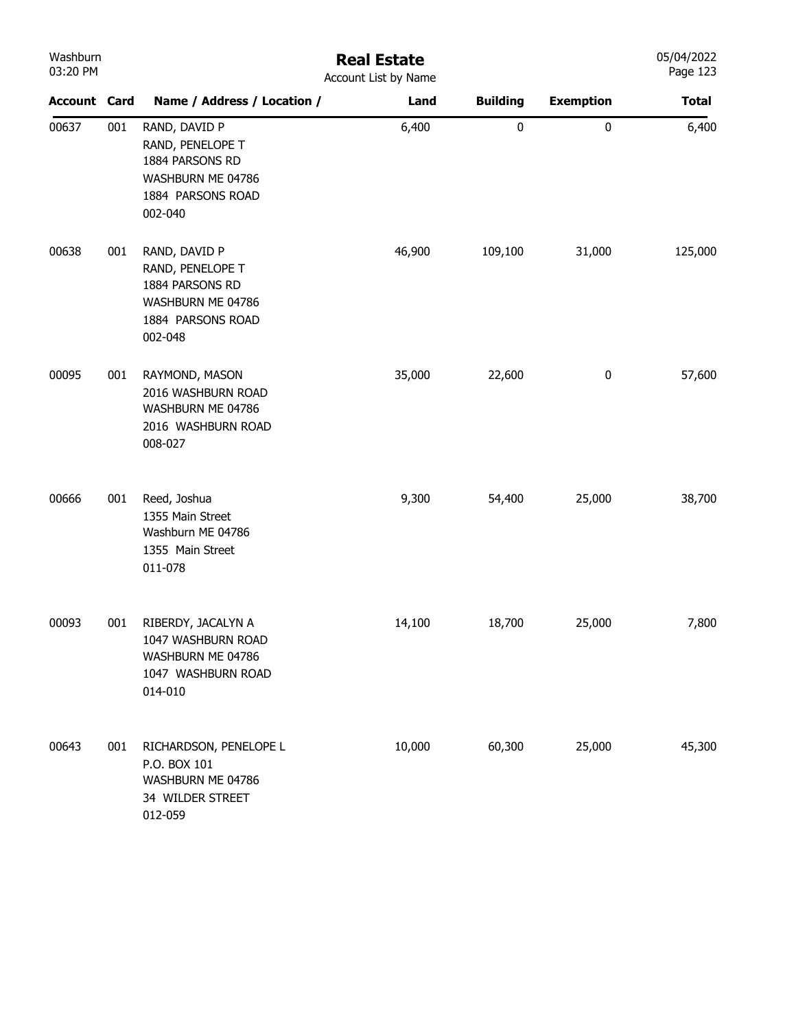# Real Estate

Account List by Name

| Account | Card | Name / Address / Location / | Land | Building | Exemption | Total |
|---|---|---|---|---|---|---|
| 00637 | 001 | RAND, DAVID P<br>RAND, PENELOPE T<br>1884 PARSONS RD<br>WASHBURN ME 04786<br>1884 PARSONS ROAD<br>002-040 | 6,400 | 0 | 0 | 6,400 |
| 00638 | 001 | RAND, DAVID P<br>RAND, PENELOPE T<br>1884 PARSONS RD<br>WASHBURN ME 04786<br>1884 PARSONS ROAD<br>002-048 | 46,900 | 109,100 | 31,000 | 125,000 |
| 00095 | 001 | RAYMOND, MASON<br>2016 WASHBURN ROAD<br>WASHBURN ME 04786<br>2016 WASHBURN ROAD<br>008-027 | 35,000 | 22,600 | 0 | 57,600 |
| 00666 | 001 | Reed, Joshua<br>1355 Main Street<br>Washburn ME 04786<br>1355 Main Street<br>011-078 | 9,300 | 54,400 | 25,000 | 38,700 |
| 00093 | 001 | RIBERDY, JACALYN A<br>1047 WASHBURN ROAD<br>WASHBURN ME 04786<br>1047 WASHBURN ROAD<br>014-010 | 14,100 | 18,700 | 25,000 | 7,800 |
| 00643 | 001 | RICHARDSON, PENELOPE L<br>P.O. BOX 101<br>WASHBURN ME 04786<br>34 WILDER STREET<br>012-059 | 10,000 | 60,300 | 25,000 | 45,300 |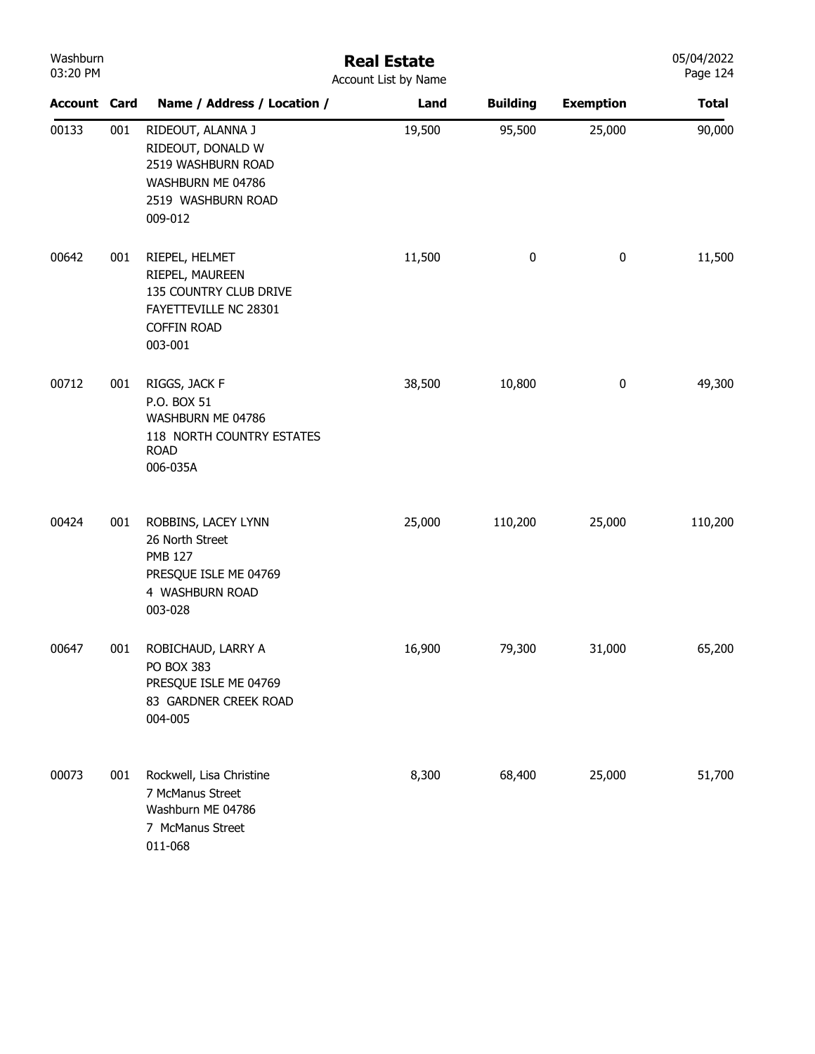# Real Estate

Account List by Name

| Account | Card | Name / Address / Location / | Land | Building | Exemption | Total |
|---|---|---|---|---|---|---|
| 00133 | 001 | RIDEOUT, ALANNA J<br>RIDEOUT, DONALD W<br>2519 WASHBURN ROAD<br>WASHBURN ME 04786<br>2519 WASHBURN ROAD<br>009-012 | 19,500 | 95,500 | 25,000 | 90,000 |
| 00642 | 001 | RIEPEL, HELMET<br>RIEPEL, MAUREEN<br>135 COUNTRY CLUB DRIVE<br>FAYETTEVILLE NC 28301<br>COFFIN ROAD<br>003-001 | 11,500 | 0 | 0 | 11,500 |
| 00712 | 001 | RIGGS, JACK F<br>P.O. BOX 51<br>WASHBURN ME 04786<br>118 NORTH COUNTRY ESTATES ROAD<br>006-035A | 38,500 | 10,800 | 0 | 49,300 |
| 00424 | 001 | ROBBINS, LACEY LYNN<br>26 North Street<br>PMB 127<br>PRESQUE ISLE ME 04769<br>4 WASHBURN ROAD<br>003-028 | 25,000 | 110,200 | 25,000 | 110,200 |
| 00647 | 001 | ROBICHAUD, LARRY A<br>PO BOX 383<br>PRESQUE ISLE ME 04769<br>83 GARDNER CREEK ROAD<br>004-005 | 16,900 | 79,300 | 31,000 | 65,200 |
| 00073 | 001 | Rockwell, Lisa Christine<br>7 McManus Street<br>Washburn ME 04786<br>7 McManus Street<br>011-068 | 8,300 | 68,400 | 25,000 | 51,700 |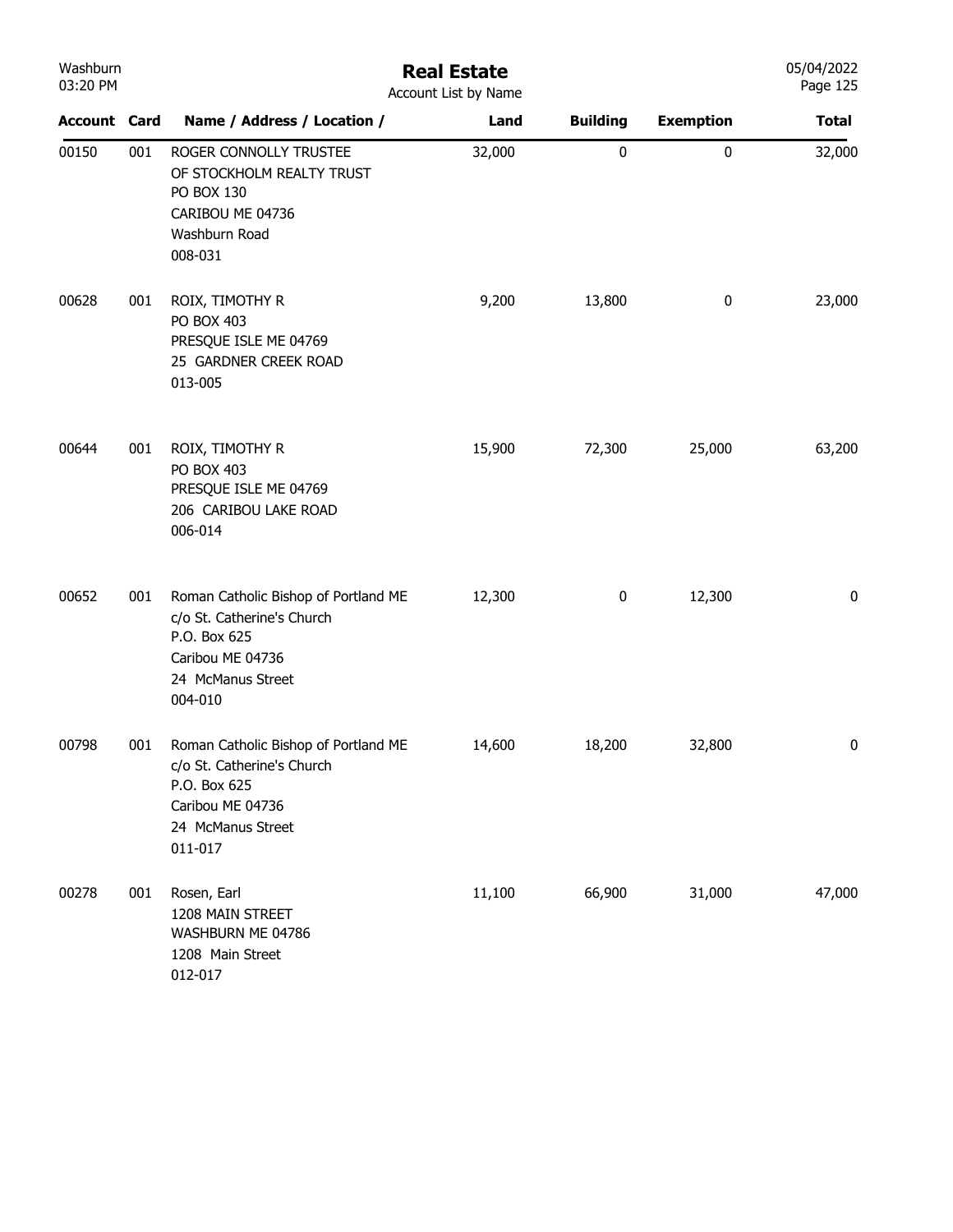# Real Estate

Account List by Name

| Account | Card | Name / Address / Location / | Land | Building | Exemption | Total |
|---|---|---|---|---|---|---|
| 00150 | 001 | ROGER CONNOLLY TRUSTEE<br>OF STOCKHOLM REALTY TRUST<br>PO BOX 130<br>CARIBOU ME 04736<br>Washburn Road<br>008-031 | 32,000 | 0 | 0 | 32,000 |
| 00628 | 001 | ROIX, TIMOTHY R<br>PO BOX 403<br>PRESQUE ISLE ME 04769<br>25 GARDNER CREEK ROAD<br>013-005 | 9,200 | 13,800 | 0 | 23,000 |
| 00644 | 001 | ROIX, TIMOTHY R<br>PO BOX 403<br>PRESQUE ISLE ME 04769<br>206 CARIBOU LAKE ROAD<br>006-014 | 15,900 | 72,300 | 25,000 | 63,200 |
| 00652 | 001 | Roman Catholic Bishop of Portland ME<br>c/o St. Catherine's Church<br>P.O. Box 625<br>Caribou ME 04736<br>24 McManus Street<br>004-010 | 12,300 | 0 | 12,300 | 0 |
| 00798 | 001 | Roman Catholic Bishop of Portland ME<br>c/o St. Catherine's Church<br>P.O. Box 625<br>Caribou ME 04736<br>24 McManus Street<br>011-017 | 14,600 | 18,200 | 32,800 | 0 |
| 00278 | 001 | Rosen, Earl<br>1208 MAIN STREET<br>WASHBURN ME 04786<br>1208 Main Street<br>012-017 | 11,100 | 66,900 | 31,000 | 47,000 |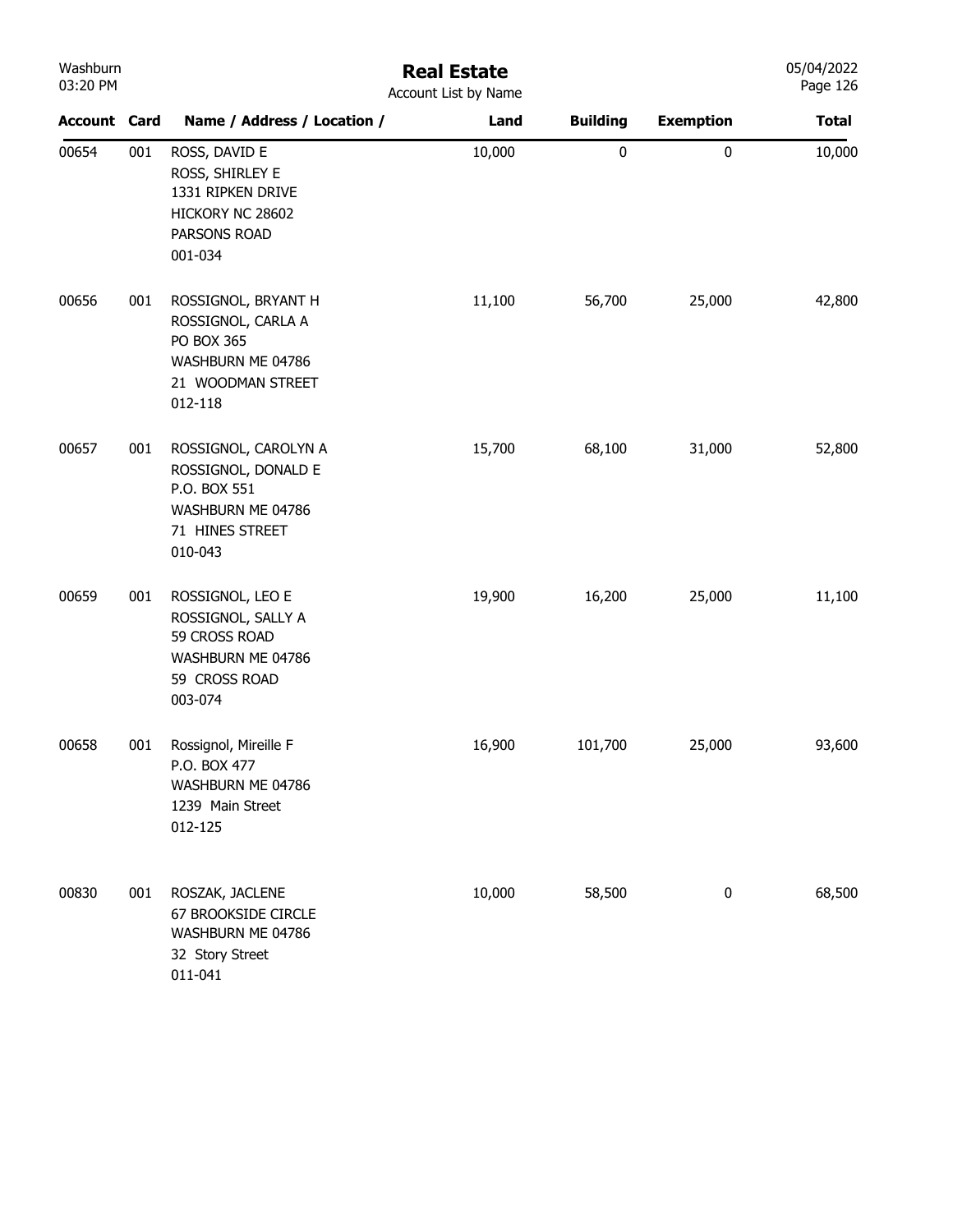# Real Estate

Account List by Name

| Account | Card | Name / Address / Location / | Land | Building | Exemption | Total |
|---|---|---|---|---|---|---|
| 00654 | 001 | ROSS, DAVID E<br>ROSS, SHIRLEY E<br>1331 RIPKEN DRIVE<br>HICKORY NC 28602<br>PARSONS ROAD<br>001-034 | 10,000 | 0 | 0 | 10,000 |
| 00656 | 001 | ROSSIGNOL, BRYANT H<br>ROSSIGNOL, CARLA A<br>PO BOX 365<br>WASHBURN ME 04786<br>21 WOODMAN STREET<br>012-118 | 11,100 | 56,700 | 25,000 | 42,800 |
| 00657 | 001 | ROSSIGNOL, CAROLYN A<br>ROSSIGNOL, DONALD E<br>P.O. BOX 551<br>WASHBURN ME 04786<br>71 HINES STREET<br>010-043 | 15,700 | 68,100 | 31,000 | 52,800 |
| 00659 | 001 | ROSSIGNOL, LEO E<br>ROSSIGNOL, SALLY A<br>59 CROSS ROAD<br>WASHBURN ME 04786<br>59 CROSS ROAD<br>003-074 | 19,900 | 16,200 | 25,000 | 11,100 |
| 00658 | 001 | Rossignol, Mireille F<br>P.O. BOX 477<br>WASHBURN ME 04786<br>1239 Main Street<br>012-125 | 16,900 | 101,700 | 25,000 | 93,600 |
| 00830 | 001 | ROSZAK, JACLENE<br>67 BROOKSIDE CIRCLE<br>WASHBURN ME 04786<br>32 Story Street<br>011-041 | 10,000 | 58,500 | 0 | 68,500 |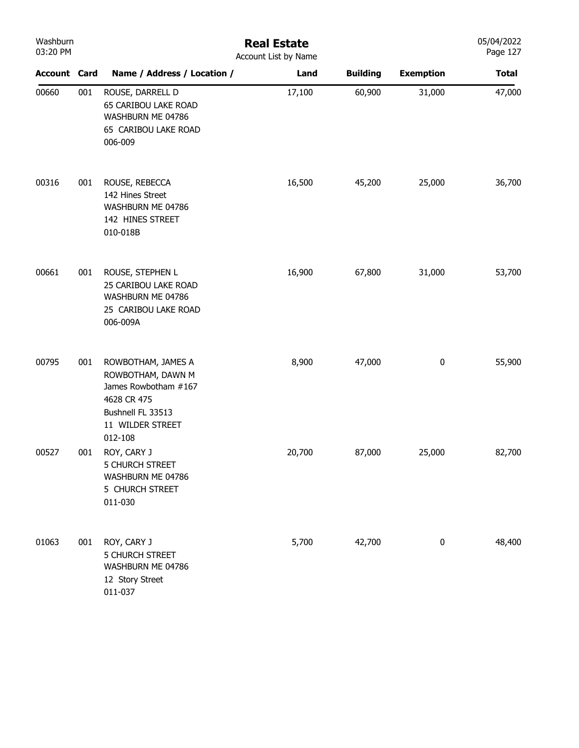# Real Estate

Account List by Name

| Account | Card | Name / Address / Location / | Land | Building | Exemption | Total |
|---|---|---|---|---|---|---|
| 00660 | 001 | ROUSE, DARRELL D<br>65 CARIBOU LAKE ROAD<br>WASHBURN ME 04786<br>65 CARIBOU LAKE ROAD<br>006-009 | 17,100 | 60,900 | 31,000 | 47,000 |
| 00316 | 001 | ROUSE, REBECCA<br>142 Hines Street<br>WASHBURN ME 04786<br>142 HINES STREET<br>010-018B | 16,500 | 45,200 | 25,000 | 36,700 |
| 00661 | 001 | ROUSE, STEPHEN L<br>25 CARIBOU LAKE ROAD<br>WASHBURN ME 04786<br>25 CARIBOU LAKE ROAD<br>006-009A | 16,900 | 67,800 | 31,000 | 53,700 |
| 00795 | 001 | ROWBOTHAM, JAMES A<br>ROWBOTHAM, DAWN M<br>James Rowbotham #167<br>4628 CR 475<br>Bushnell FL 33513<br>11 WILDER STREET<br>012-108 | 8,900 | 47,000 | 0 | 55,900 |
| 00527 | 001 | ROY, CARY J<br>5 CHURCH STREET<br>WASHBURN ME 04786<br>5 CHURCH STREET<br>011-030 | 20,700 | 87,000 | 25,000 | 82,700 |
| 01063 | 001 | ROY, CARY J<br>5 CHURCH STREET<br>WASHBURN ME 04786<br>12 Story Street<br>011-037 | 5,700 | 42,700 | 0 | 48,400 |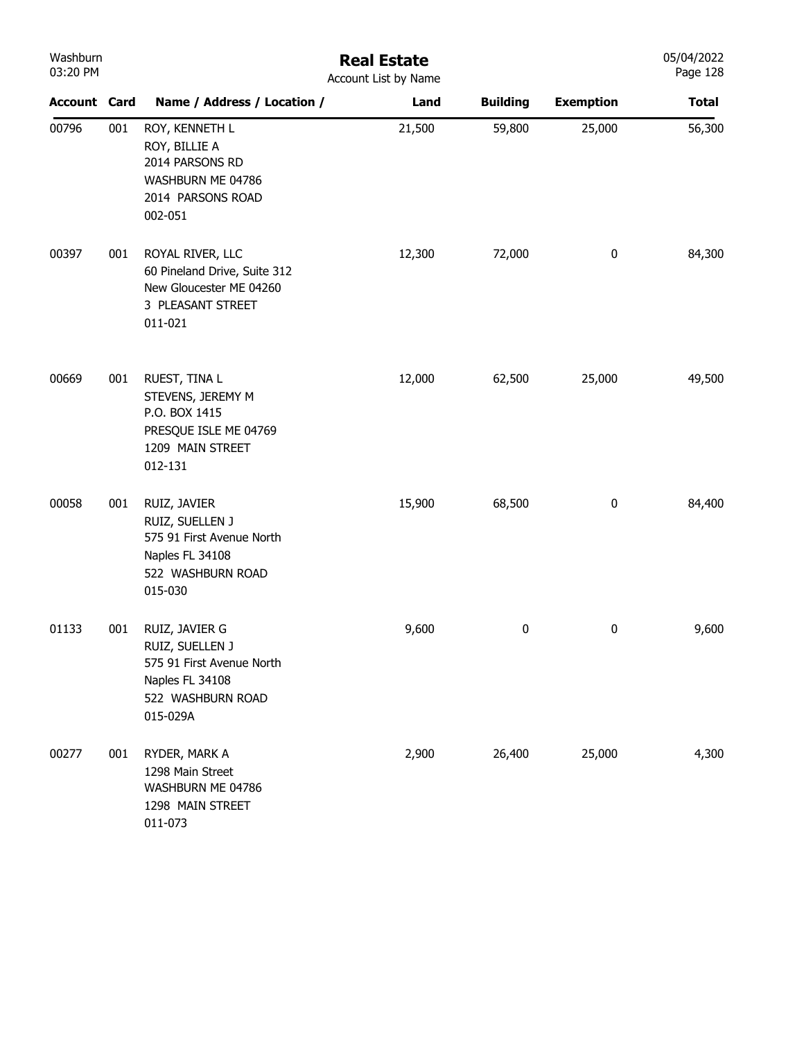# Real Estate

Account List by Name

| Account | Card | Name / Address / Location / | Land | Building | Exemption | Total |
|---|---|---|---|---|---|---|
| 00796 | 001 | ROY, KENNETH L<br>ROY, BILLIE A<br>2014 PARSONS RD<br>WASHBURN ME 04786<br>2014 PARSONS ROAD<br>002-051 | 21,500 | 59,800 | 25,000 | 56,300 |
| 00397 | 001 | ROYAL RIVER, LLC<br>60 Pineland Drive, Suite 312<br>New Gloucester ME 04260<br>3 PLEASANT STREET<br>011-021 | 12,300 | 72,000 | 0 | 84,300 |
| 00669 | 001 | RUEST, TINA L<br>STEVENS, JEREMY M<br>P.O. BOX 1415<br>PRESQUE ISLE ME 04769<br>1209 MAIN STREET<br>012-131 | 12,000 | 62,500 | 25,000 | 49,500 |
| 00058 | 001 | RUIZ, JAVIER<br>RUIZ, SUELLEN J<br>575 91 First Avenue North<br>Naples FL 34108<br>522 WASHBURN ROAD<br>015-030 | 15,900 | 68,500 | 0 | 84,400 |
| 01133 | 001 | RUIZ, JAVIER G<br>RUIZ, SUELLEN J<br>575 91 First Avenue North<br>Naples FL 34108<br>522 WASHBURN ROAD<br>015-029A | 9,600 | 0 | 0 | 9,600 |
| 00277 | 001 | RYDER, MARK A<br>1298 Main Street<br>WASHBURN ME 04786<br>1298 MAIN STREET<br>011-073 | 2,900 | 26,400 | 25,000 | 4,300 |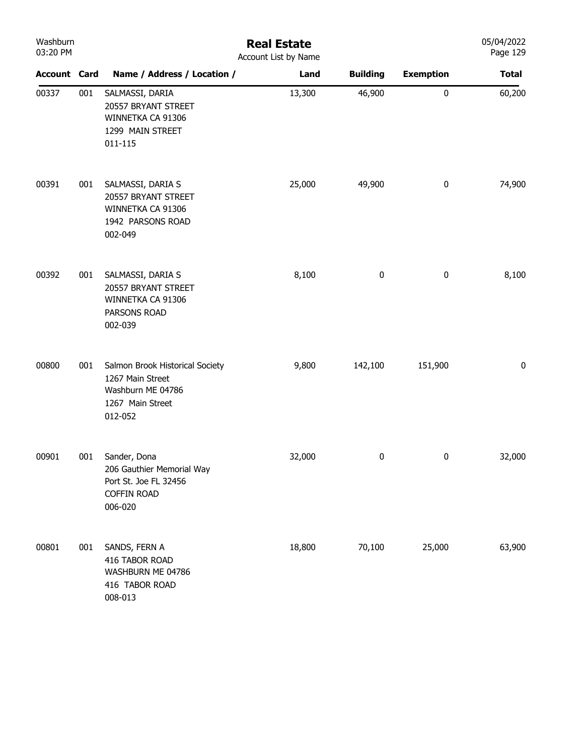# Real Estate

Account List by Name

| Account | Card | Name / Address / Location / | Land | Building | Exemption | Total |
|---|---|---|---|---|---|---|
| 00337 | 001 | SALMASSI, DARIA<br>20557 BRYANT STREET<br>WINNETKA CA 91306<br>1299 MAIN STREET<br>011-115 | 13,300 | 46,900 | 0 | 60,200 |
| 00391 | 001 | SALMASSI, DARIA S<br>20557 BRYANT STREET<br>WINNETKA CA 91306<br>1942 PARSONS ROAD<br>002-049 | 25,000 | 49,900 | 0 | 74,900 |
| 00392 | 001 | SALMASSI, DARIA S<br>20557 BRYANT STREET<br>WINNETKA CA 91306<br>PARSONS ROAD<br>002-039 | 8,100 | 0 | 0 | 8,100 |
| 00800 | 001 | Salmon Brook Historical Society<br>1267 Main Street<br>Washburn ME 04786<br>1267 Main Street<br>012-052 | 9,800 | 142,100 | 151,900 | 0 |
| 00901 | 001 | Sander, Dona<br>206 Gauthier Memorial Way<br>Port St. Joe FL 32456<br>COFFIN ROAD<br>006-020 | 32,000 | 0 | 0 | 32,000 |
| 00801 | 001 | SANDS, FERN A<br>416 TABOR ROAD<br>WASHBURN ME 04786<br>416 TABOR ROAD<br>008-013 | 18,800 | 70,100 | 25,000 | 63,900 |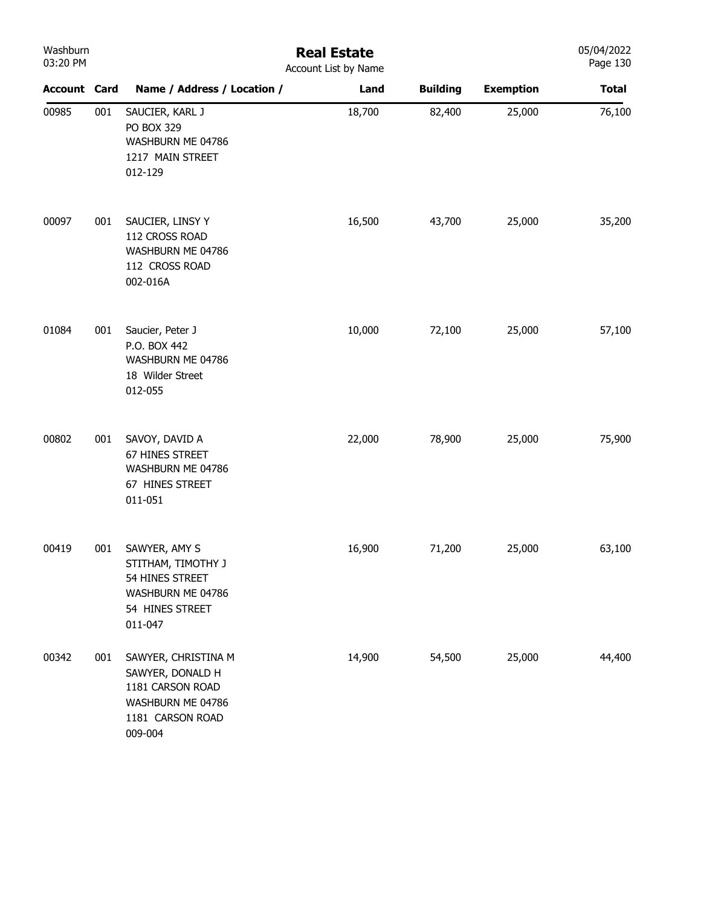# Real Estate

Account List by Name

| Account | Card | Name / Address / Location / | Land | Building | Exemption | Total |
|---|---|---|---|---|---|---|
| 00985 | 001 | SAUCIER, KARL J<br>PO BOX 329<br>WASHBURN ME 04786<br>1217 MAIN STREET<br>012-129 | 18,700 | 82,400 | 25,000 | 76,100 |
| 00097 | 001 | SAUCIER, LINSY Y<br>112 CROSS ROAD<br>WASHBURN ME 04786<br>112 CROSS ROAD<br>002-016A | 16,500 | 43,700 | 25,000 | 35,200 |
| 01084 | 001 | Saucier, Peter J<br>P.O. BOX 442<br>WASHBURN ME 04786<br>18 Wilder Street<br>012-055 | 10,000 | 72,100 | 25,000 | 57,100 |
| 00802 | 001 | SAVOY, DAVID A<br>67 HINES STREET<br>WASHBURN ME 04786<br>67 HINES STREET<br>011-051 | 22,000 | 78,900 | 25,000 | 75,900 |
| 00419 | 001 | SAWYER, AMY S<br>STITHAM, TIMOTHY J<br>54 HINES STREET<br>WASHBURN ME 04786<br>54 HINES STREET<br>011-047 | 16,900 | 71,200 | 25,000 | 63,100 |
| 00342 | 001 | SAWYER, CHRISTINA M<br>SAWYER, DONALD H<br>1181 CARSON ROAD<br>WASHBURN ME 04786<br>1181 CARSON ROAD<br>009-004 | 14,900 | 54,500 | 25,000 | 44,400 |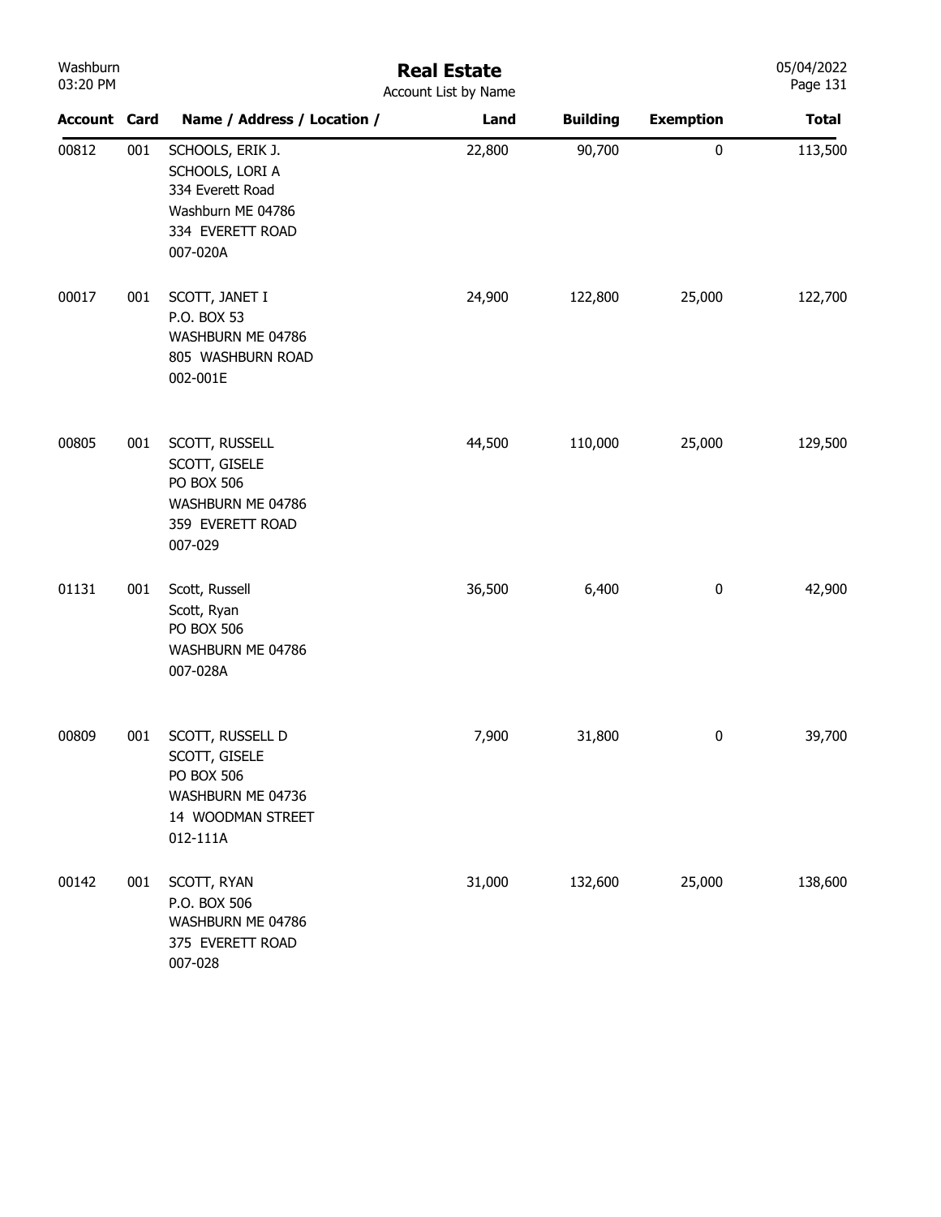# Real Estate

Account List by Name

| Account | Card | Name / Address / Location / | Land | Building | Exemption | Total |
|---|---|---|---|---|---|---|
| 00812 | 001 | SCHOOLS, ERIK J.<br>SCHOOLS, LORI A<br>334 Everett Road<br>Washburn ME 04786<br>334 EVERETT ROAD<br>007-020A | 22,800 | 90,700 | 0 | 113,500 |
| 00017 | 001 | SCOTT, JANET I<br>P.O. BOX 53<br>WASHBURN ME 04786<br>805 WASHBURN ROAD<br>002-001E | 24,900 | 122,800 | 25,000 | 122,700 |
| 00805 | 001 | SCOTT, RUSSELL<br>SCOTT, GISELE<br>PO BOX 506<br>WASHBURN ME 04786<br>359 EVERETT ROAD<br>007-029 | 44,500 | 110,000 | 25,000 | 129,500 |
| 01131 | 001 | Scott, Russell<br>Scott, Ryan<br>PO BOX 506<br>WASHBURN ME 04786<br>007-028A | 36,500 | 6,400 | 0 | 42,900 |
| 00809 | 001 | SCOTT, RUSSELL D<br>SCOTT, GISELE<br>PO BOX 506<br>WASHBURN ME 04736<br>14 WOODMAN STREET<br>012-111A | 7,900 | 31,800 | 0 | 39,700 |
| 00142 | 001 | SCOTT, RYAN<br>P.O. BOX 506<br>WASHBURN ME 04786<br>375 EVERETT ROAD<br>007-028 | 31,000 | 132,600 | 25,000 | 138,600 |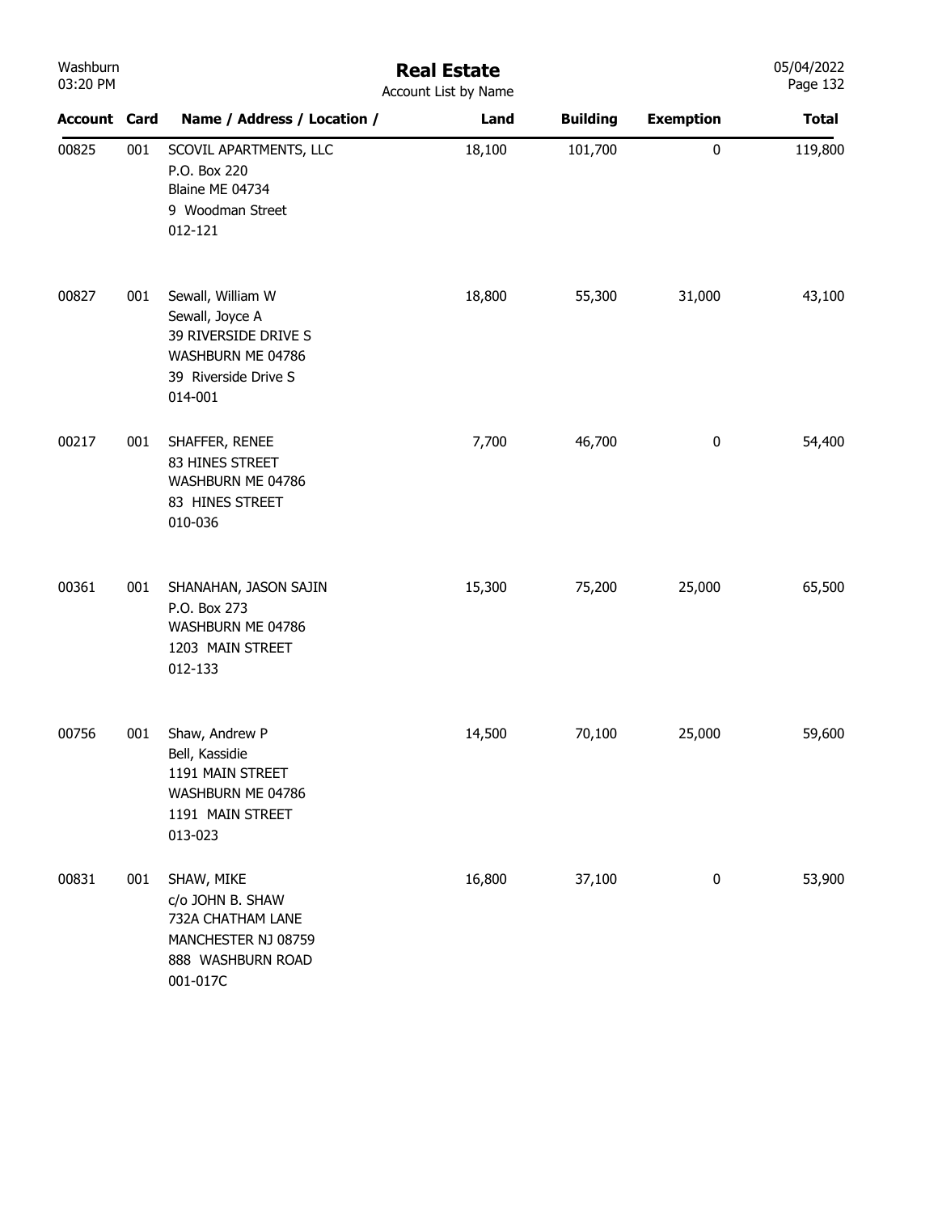| Account | Card | Name / Address / Location / | Land | Building | Exemption | Total |
|---|---|---|---|---|---|---|
| 00825 | 001 | SCOVIL APARTMENTS, LLC<br>P.O. Box 220<br>Blaine ME 04734<br>9 Woodman Street<br>012-121 | 18,100 | 101,700 | 0 | 119,800 |
| 00827 | 001 | Sewall, William W<br>Sewall, Joyce A<br>39 RIVERSIDE DRIVE S<br>WASHBURN ME 04786<br>39 Riverside Drive S<br>014-001 | 18,800 | 55,300 | 31,000 | 43,100 |
| 00217 | 001 | SHAFFER, RENEE<br>83 HINES STREET<br>WASHBURN ME 04786<br>83 HINES STREET<br>010-036 | 7,700 | 46,700 | 0 | 54,400 |
| 00361 | 001 | SHANAHAN, JASON SAJIN<br>P.O. Box 273<br>WASHBURN ME 04786<br>1203 MAIN STREET<br>012-133 | 15,300 | 75,200 | 25,000 | 65,500 |
| 00756 | 001 | Shaw, Andrew P<br>Bell, Kassidie<br>1191 MAIN STREET<br>WASHBURN ME 04786<br>1191 MAIN STREET<br>013-023 | 14,500 | 70,100 | 25,000 | 59,600 |
| 00831 | 001 | SHAW, MIKE<br>c/o JOHN B. SHAW<br>732A CHATHAM LANE<br>MANCHESTER NJ 08759<br>888 WASHBURN ROAD<br>001-017C | 16,800 | 37,100 | 0 | 53,900 |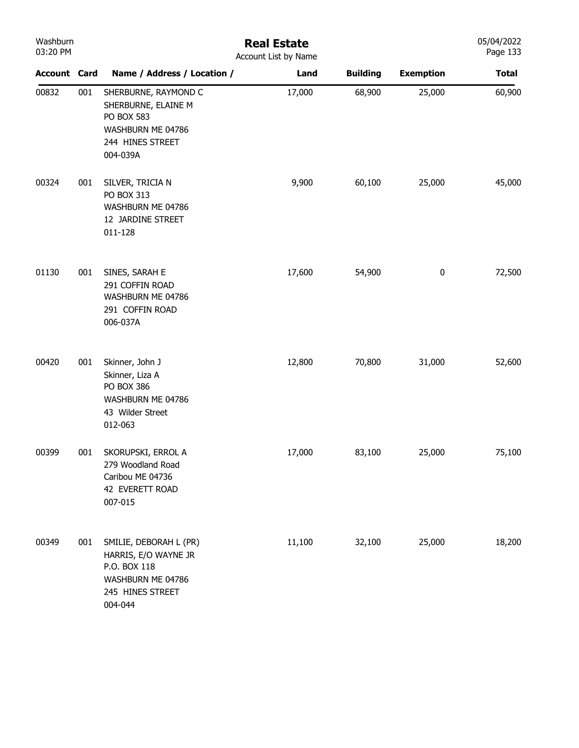# Real Estate

Account List by Name

| Account | Card | Name / Address / Location / | Land | Building | Exemption | Total |
|---|---|---|---|---|---|---|
| 00832 | 001 | SHERBURNE, RAYMOND C<br>SHERBURNE, ELAINE M<br>PO BOX 583<br>WASHBURN ME 04786<br>244 HINES STREET<br>004-039A | 17,000 | 68,900 | 25,000 | 60,900 |
| 00324 | 001 | SILVER, TRICIA N<br>PO BOX 313<br>WASHBURN ME 04786<br>12 JARDINE STREET<br>011-128 | 9,900 | 60,100 | 25,000 | 45,000 |
| 01130 | 001 | SINES, SARAH E<br>291 COFFIN ROAD<br>WASHBURN ME 04786<br>291 COFFIN ROAD<br>006-037A | 17,600 | 54,900 | 0 | 72,500 |
| 00420 | 001 | Skinner, John J<br>Skinner, Liza A<br>PO BOX 386<br>WASHBURN ME 04786<br>43 Wilder Street<br>012-063 | 12,800 | 70,800 | 31,000 | 52,600 |
| 00399 | 001 | SKORUPSKI, ERROL A<br>279 Woodland Road<br>Caribou ME 04736<br>42 EVERETT ROAD<br>007-015 | 17,000 | 83,100 | 25,000 | 75,100 |
| 00349 | 001 | SMILIE, DEBORAH L (PR)<br>HARRIS, E/O WAYNE JR<br>P.O. BOX 118<br>WASHBURN ME 04786<br>245 HINES STREET<br>004-044 | 11,100 | 32,100 | 25,000 | 18,200 |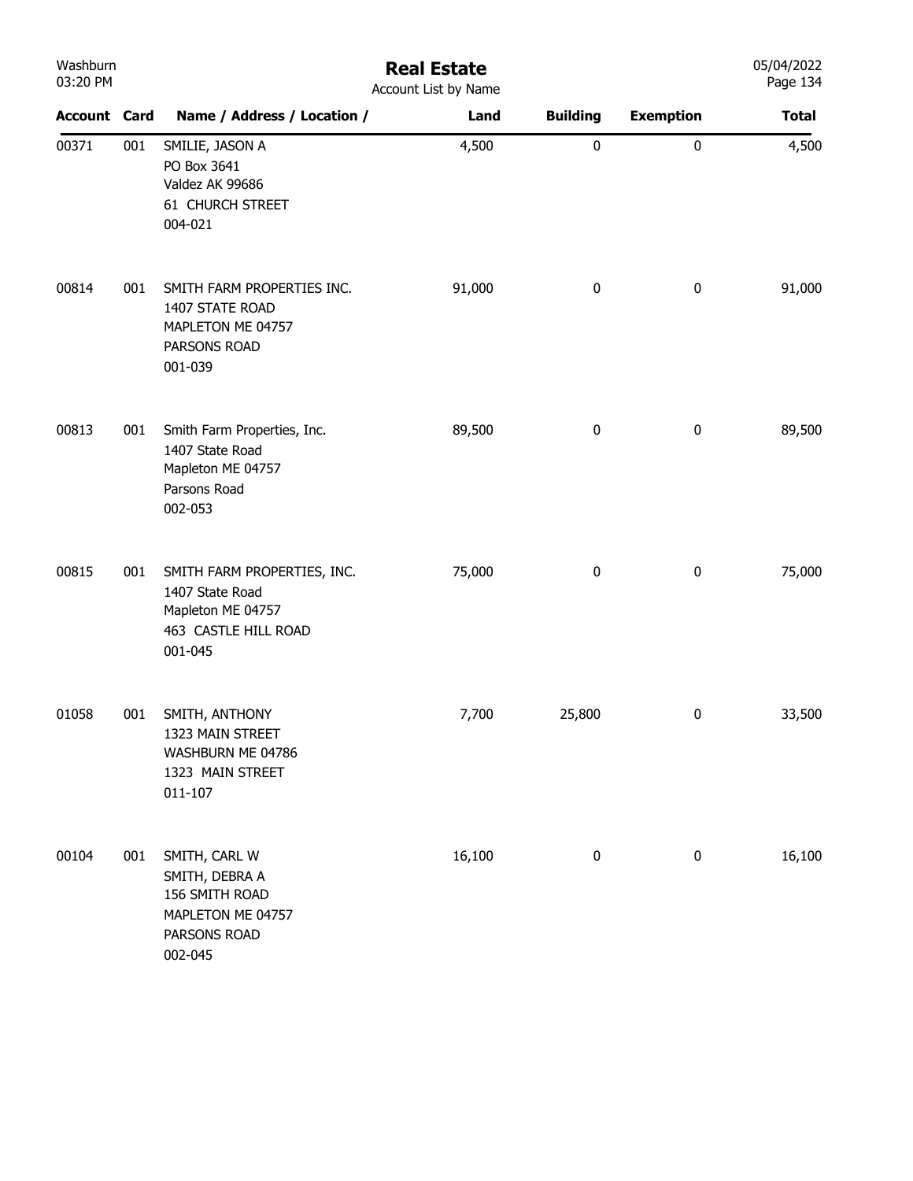# Real Estate

Account List by Name

| Account | Card | Name / Address / Location / | Land | Building | Exemption | Total |
|---|---|---|---|---|---|---|
| 00371 | 001 | SMILIE, JASON A<br>PO Box 3641<br>Valdez AK 99686<br>61 CHURCH STREET<br>004-021 | 4,500 | 0 | 0 | 4,500 |
| 00814 | 001 | SMITH FARM PROPERTIES INC.<br>1407 STATE ROAD<br>MAPLETON ME 04757<br>PARSONS ROAD<br>001-039 | 91,000 | 0 | 0 | 91,000 |
| 00813 | 001 | Smith Farm Properties, Inc.<br>1407 State Road<br>Mapleton ME 04757<br>Parsons Road<br>002-053 | 89,500 | 0 | 0 | 89,500 |
| 00815 | 001 | SMITH FARM PROPERTIES, INC.<br>1407 State Road<br>Mapleton ME 04757<br>463 CASTLE HILL ROAD<br>001-045 | 75,000 | 0 | 0 | 75,000 |
| 01058 | 001 | SMITH, ANTHONY<br>1323 MAIN STREET<br>WASHBURN ME 04786<br>1323 MAIN STREET<br>011-107 | 7,700 | 25,800 | 0 | 33,500 |
| 00104 | 001 | SMITH, CARL W<br>SMITH, DEBRA A<br>156 SMITH ROAD<br>MAPLETON ME 04757<br>PARSONS ROAD<br>002-045 | 16,100 | 0 | 0 | 16,100 |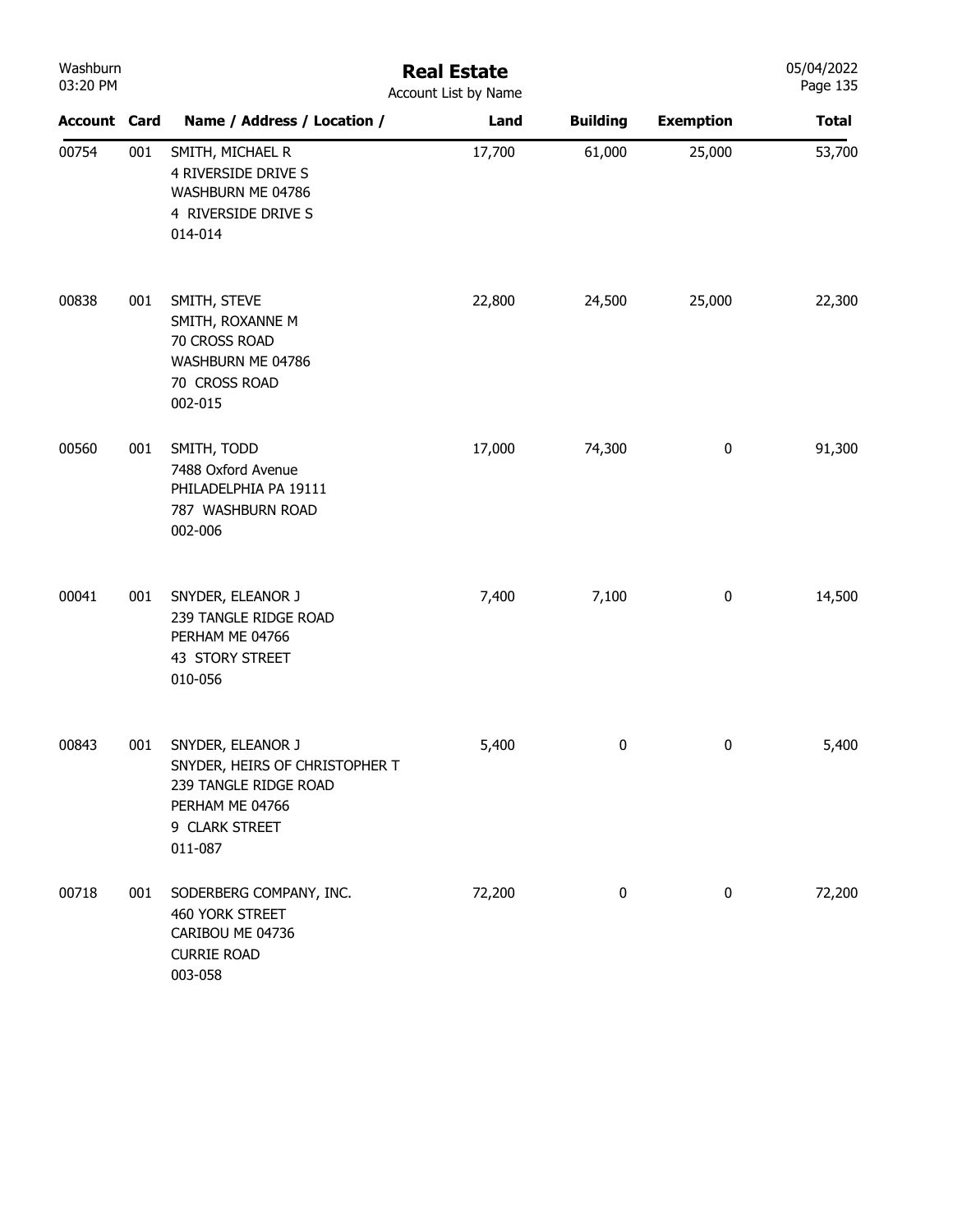# Real Estate

Account List by Name

Washburn
03:20 PM
05/04/2022

| Account | Card | Name / Address / Location / | Land | Building | Exemption | Total |
|---|---|---|---|---|---|---|
| 00754 | 001 | SMITH, MICHAEL R<br>4 RIVERSIDE DRIVE S<br>WASHBURN ME 04786<br>4 RIVERSIDE DRIVE S<br>014-014 | 17,700 | 61,000 | 25,000 | 53,700 |
| 00838 | 001 | SMITH, STEVE<br>SMITH, ROXANNE M<br>70 CROSS ROAD<br>WASHBURN ME 04786<br>70 CROSS ROAD<br>002-015 | 22,800 | 24,500 | 25,000 | 22,300 |
| 00560 | 001 | SMITH, TODD<br>7488 Oxford Avenue<br>PHILADELPHIA PA 19111<br>787 WASHBURN ROAD<br>002-006 | 17,000 | 74,300 | 0 | 91,300 |
| 00041 | 001 | SNYDER, ELEANOR J<br>239 TANGLE RIDGE ROAD<br>PERHAM ME 04766<br>43 STORY STREET<br>010-056 | 7,400 | 7,100 | 0 | 14,500 |
| 00843 | 001 | SNYDER, ELEANOR J<br>SNYDER, HEIRS OF CHRISTOPHER T<br>239 TANGLE RIDGE ROAD<br>PERHAM ME 04766<br>9 CLARK STREET<br>011-087 | 5,400 | 0 | 0 | 5,400 |
| 00718 | 001 | SODERBERG COMPANY, INC.<br>460 YORK STREET<br>CARIBOU ME 04736<br>CURRIE ROAD<br>003-058 | 72,200 | 0 | 0 | 72,200 |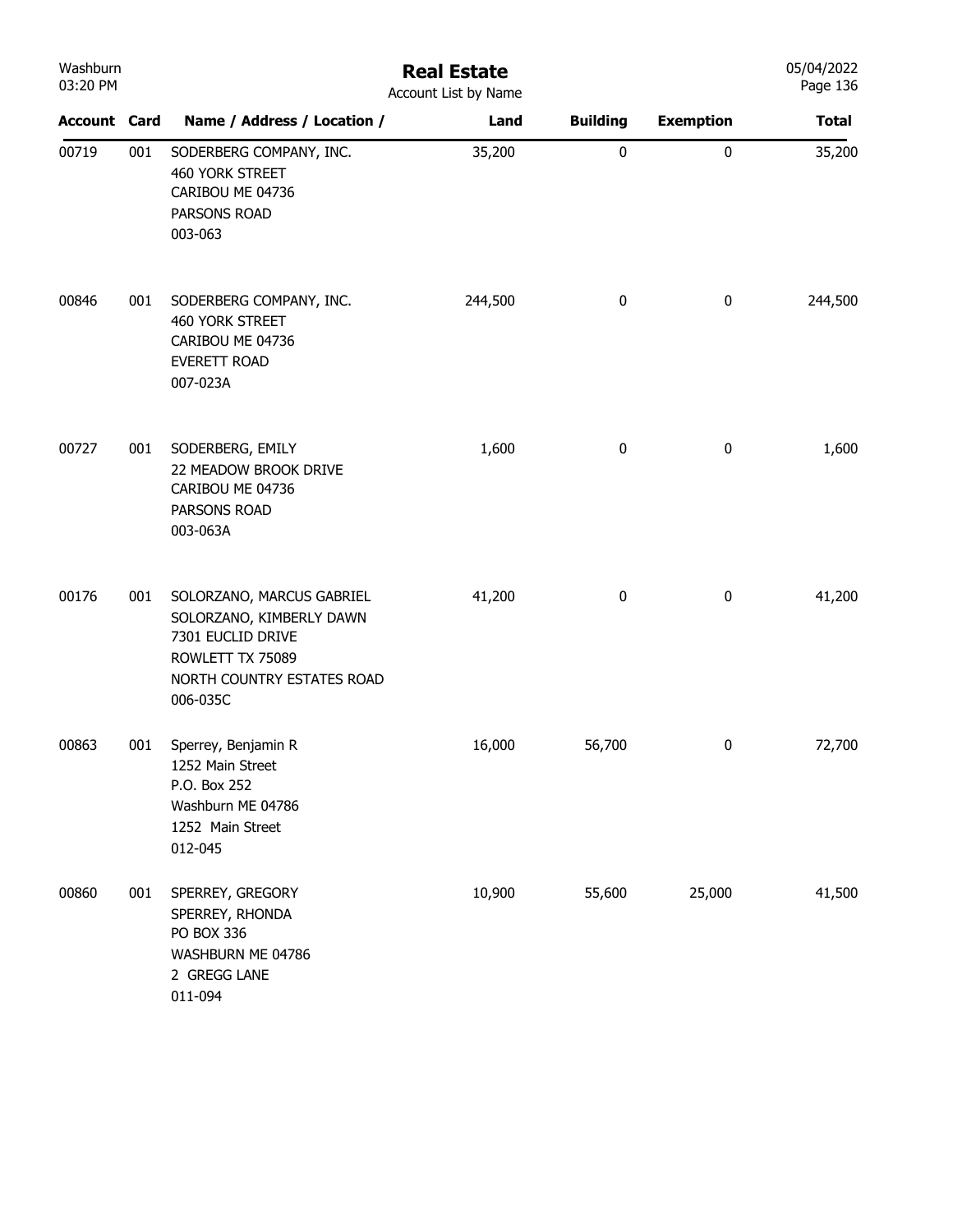# Real Estate

Account List by Name

| Account | Card | Name / Address / Location / | Land | Building | Exemption | Total |
|---|---|---|---|---|---|---|
| 00719 | 001 | SODERBERG COMPANY, INC.<br>460 YORK STREET<br>CARIBOU ME 04736<br>PARSONS ROAD<br>003-063 | 35,200 | 0 | 0 | 35,200 |
| 00846 | 001 | SODERBERG COMPANY, INC.<br>460 YORK STREET<br>CARIBOU ME 04736<br>EVERETT ROAD<br>007-023A | 244,500 | 0 | 0 | 244,500 |
| 00727 | 001 | SODERBERG, EMILY<br>22 MEADOW BROOK DRIVE<br>CARIBOU ME 04736<br>PARSONS ROAD<br>003-063A | 1,600 | 0 | 0 | 1,600 |
| 00176 | 001 | SOLORZANO, MARCUS GABRIEL<br>SOLORZANO, KIMBERLY DAWN<br>7301 EUCLID DRIVE<br>ROWLETT TX 75089<br>NORTH COUNTRY ESTATES ROAD<br>006-035C | 41,200 | 0 | 0 | 41,200 |
| 00863 | 001 | Sperrey, Benjamin R<br>1252 Main Street<br>P.O. Box 252<br>Washburn ME 04786<br>1252 Main Street<br>012-045 | 16,000 | 56,700 | 0 | 72,700 |
| 00860 | 001 | SPERREY, GREGORY<br>SPERREY, RHONDA<br>PO BOX 336<br>WASHBURN ME 04786<br>2 GREGG LANE<br>011-094 | 10,900 | 55,600 | 25,000 | 41,500 |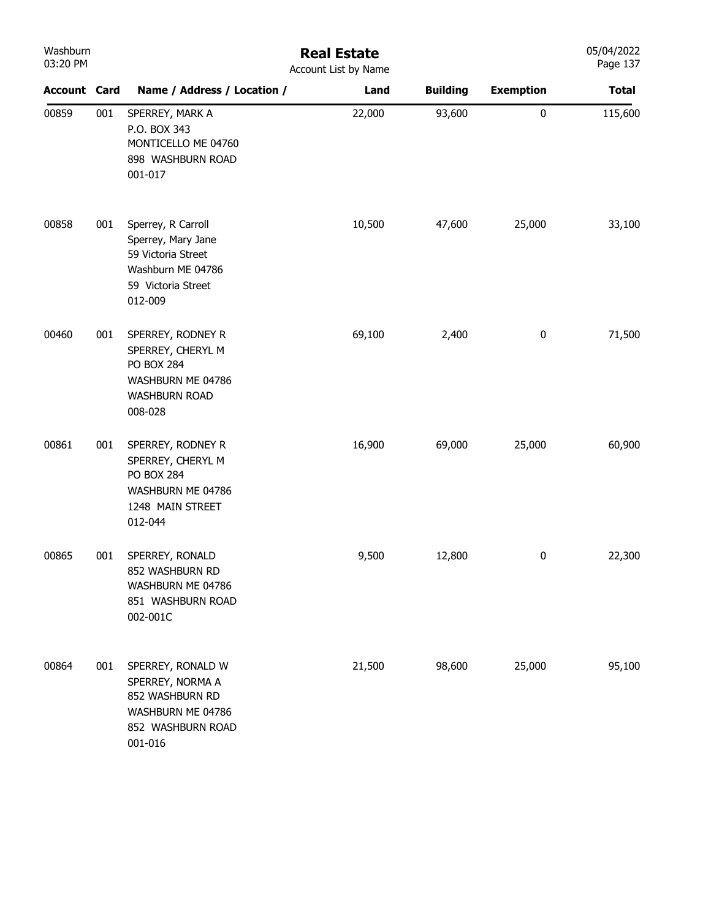# Real Estate

Account List by Name

| Account | Card | Name / Address / Location / | Land | Building | Exemption | Total |
|---|---|---|---|---|---|---|
| 00859 | 001 | SPERREY, MARK A<br>P.O. BOX 343<br>MONTICELLO ME 04760<br>898 WASHBURN ROAD<br>001-017 | 22,000 | 93,600 | 0 | 115,600 |
| 00858 | 001 | Sperrey, R Carroll<br>Sperrey, Mary Jane<br>59 Victoria Street<br>Washburn ME 04786<br>59 Victoria Street<br>012-009 | 10,500 | 47,600 | 25,000 | 33,100 |
| 00460 | 001 | SPERREY, RODNEY R<br>SPERREY, CHERYL M<br>PO BOX 284<br>WASHBURN ME 04786<br>WASHBURN ROAD<br>008-028 | 69,100 | 2,400 | 0 | 71,500 |
| 00861 | 001 | SPERREY, RODNEY R<br>SPERREY, CHERYL M<br>PO BOX 284<br>WASHBURN ME 04786<br>1248 MAIN STREET<br>012-044 | 16,900 | 69,000 | 25,000 | 60,900 |
| 00865 | 001 | SPERREY, RONALD<br>852 WASHBURN RD<br>WASHBURN ME 04786<br>851 WASHBURN ROAD<br>002-001C | 9,500 | 12,800 | 0 | 22,300 |
| 00864 | 001 | SPERREY, RONALD W<br>SPERREY, NORMA A<br>852 WASHBURN RD<br>WASHBURN ME 04786<br>852 WASHBURN ROAD<br>001-016 | 21,500 | 98,600 | 25,000 | 95,100 |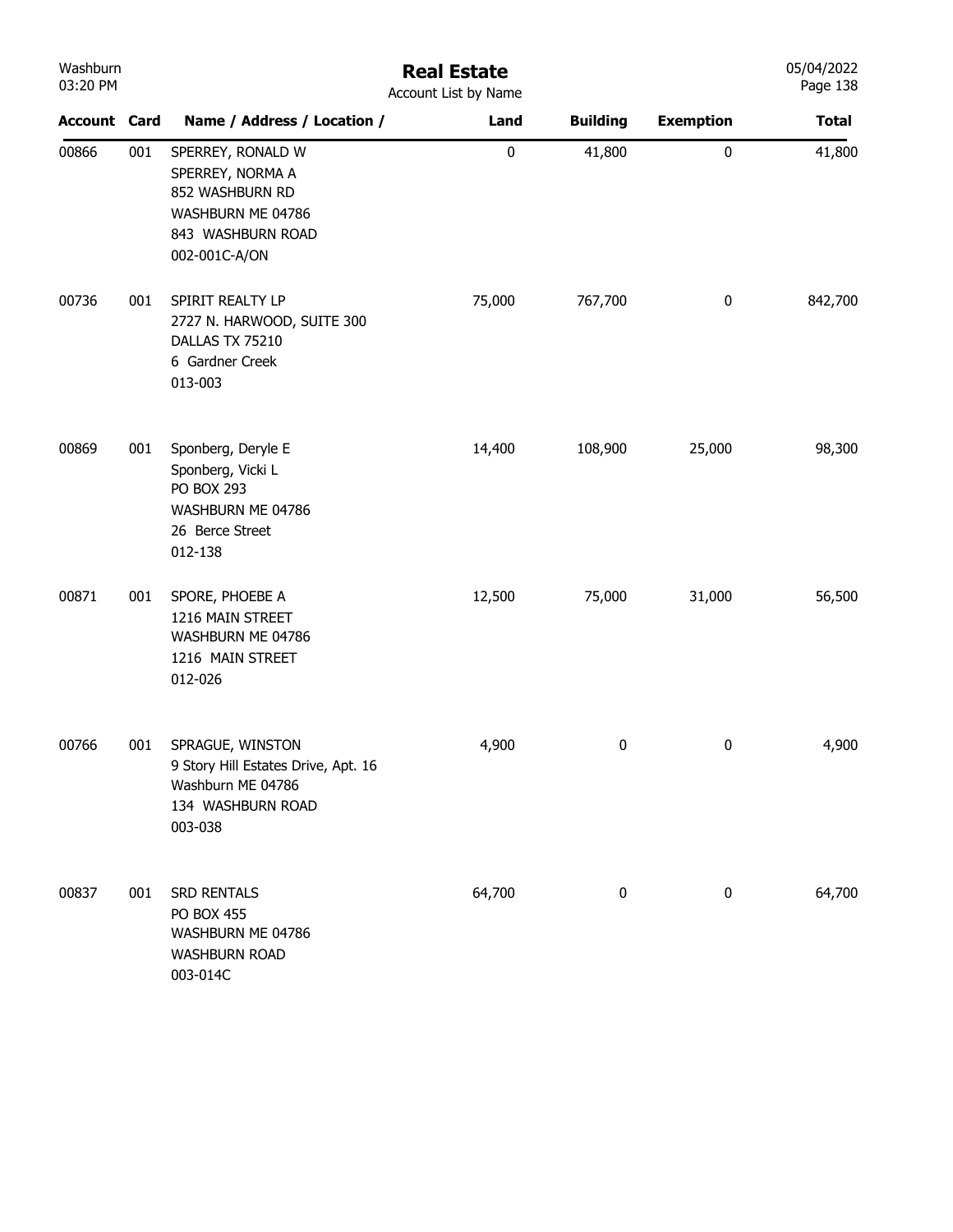# Real Estate

Account List by Name

| Account | Card | Name / Address / Location / | Land | Building | Exemption | Total |
|---|---|---|---|---|---|---|
| 00866 | 001 | SPERREY, RONALD W<br>SPERREY, NORMA A<br>852 WASHBURN RD<br>WASHBURN ME 04786<br>843 WASHBURN ROAD<br>002-001C-A/ON | 0 | 41,800 | 0 | 41,800 |
| 00736 | 001 | SPIRIT REALTY LP<br>2727 N. HARWOOD, SUITE 300<br>DALLAS TX 75210<br>6 Gardner Creek<br>013-003 | 75,000 | 767,700 | 0 | 842,700 |
| 00869 | 001 | Sponberg, Deryle E<br>Sponberg, Vicki L<br>PO BOX 293<br>WASHBURN ME 04786<br>26 Berce Street<br>012-138 | 14,400 | 108,900 | 25,000 | 98,300 |
| 00871 | 001 | SPORE, PHOEBE A<br>1216 MAIN STREET<br>WASHBURN ME 04786<br>1216 MAIN STREET<br>012-026 | 12,500 | 75,000 | 31,000 | 56,500 |
| 00766 | 001 | SPRAGUE, WINSTON<br>9 Story Hill Estates Drive, Apt. 16<br>Washburn ME 04786<br>134 WASHBURN ROAD<br>003-038 | 4,900 | 0 | 0 | 4,900 |
| 00837 | 001 | SRD RENTALS<br>PO BOX 455<br>WASHBURN ME 04786<br>WASHBURN ROAD<br>003-014C | 64,700 | 0 | 0 | 64,700 |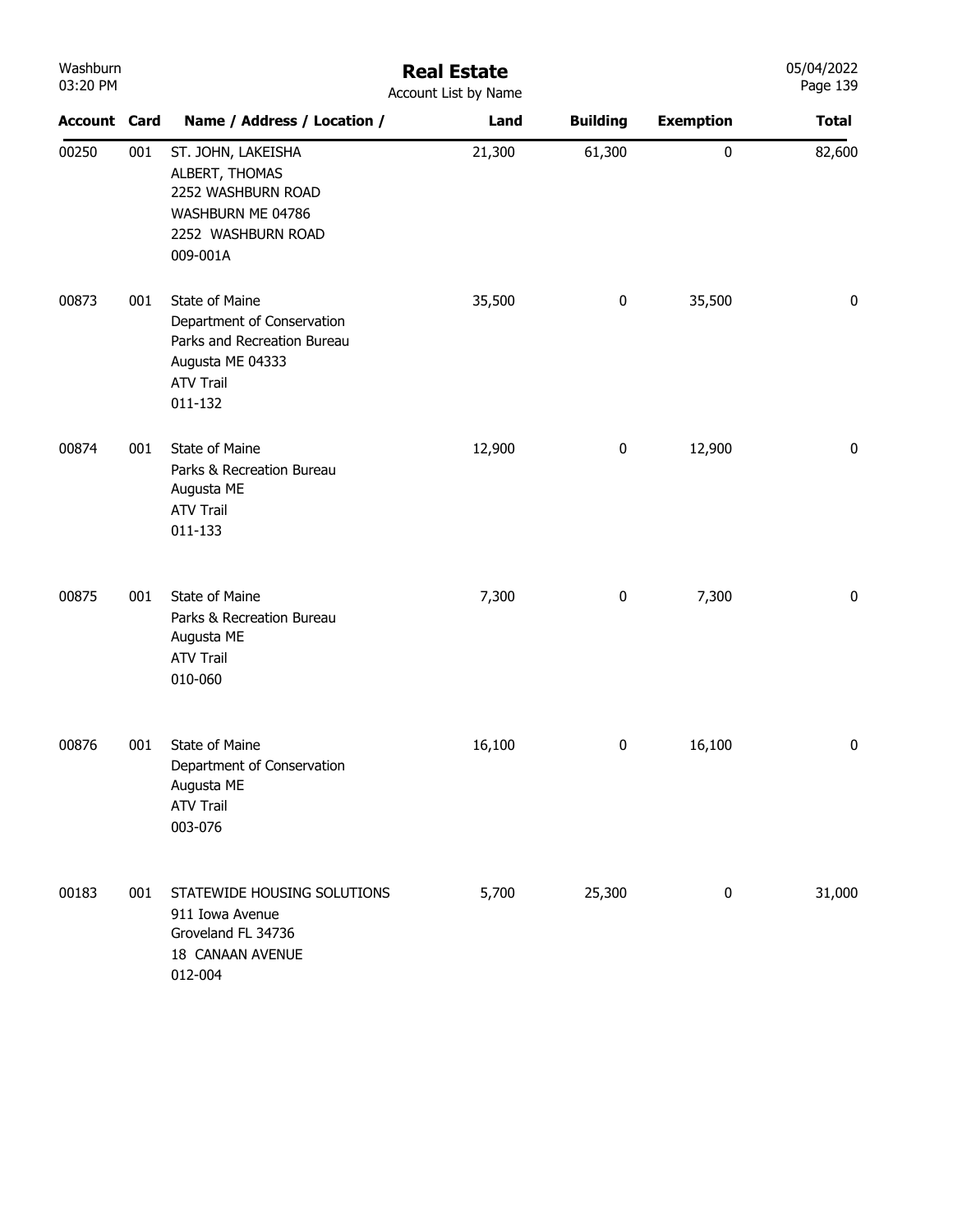# Real Estate

Account List by Name

Washburn
03:20 PM

05/04/2022

| Account | Card | Name / Address / Location / | Land | Building | Exemption | Total |
|---|---|---|---|---|---|---|
| 00250 | 001 | ST. JOHN, LAKEISHA<br>ALBERT, THOMAS<br>2252 WASHBURN ROAD<br>WASHBURN ME 04786<br>2252 WASHBURN ROAD<br>009-001A | 21,300 | 61,300 | 0 | 82,600 |
| 00873 | 001 | State of Maine<br>Department of Conservation<br>Parks and Recreation Bureau<br>Augusta ME 04333<br>ATV Trail<br>011-132 | 35,500 | 0 | 35,500 | 0 |
| 00874 | 001 | State of Maine<br>Parks & Recreation Bureau<br>Augusta ME<br>ATV Trail<br>011-133 | 12,900 | 0 | 12,900 | 0 |
| 00875 | 001 | State of Maine<br>Parks & Recreation Bureau<br>Augusta ME<br>ATV Trail<br>010-060 | 7,300 | 0 | 7,300 | 0 |
| 00876 | 001 | State of Maine<br>Department of Conservation<br>Augusta ME<br>ATV Trail<br>003-076 | 16,100 | 0 | 16,100 | 0 |
| 00183 | 001 | STATEWIDE HOUSING SOLUTIONS<br>911 Iowa Avenue<br>Groveland FL 34736<br>18 CANAAN AVENUE<br>012-004 | 5,700 | 25,300 | 0 | 31,000 |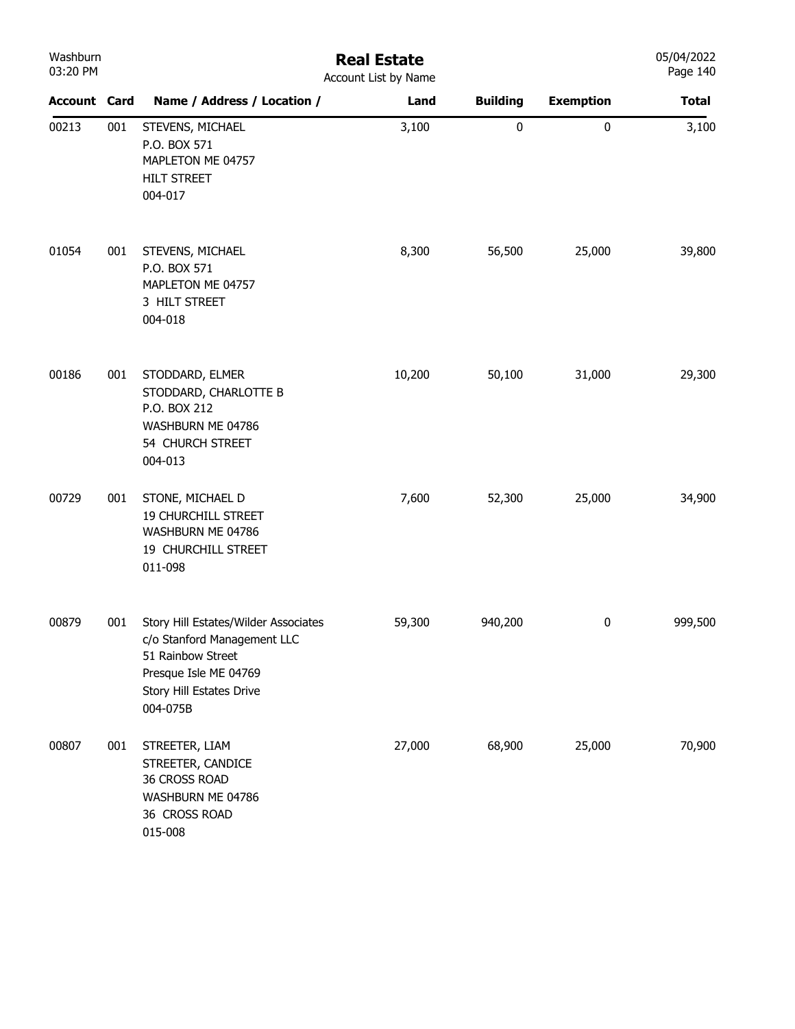# Real Estate

Account List by Name

| Account | Card | Name / Address / Location / | Land | Building | Exemption | Total |
|---|---|---|---|---|---|---|
| 00213 | 001 | STEVENS, MICHAEL<br>P.O. BOX 571<br>MAPLETON ME 04757<br>HILT STREET<br>004-017 | 3,100 | 0 | 0 | 3,100 |
| 01054 | 001 | STEVENS, MICHAEL<br>P.O. BOX 571<br>MAPLETON ME 04757<br>3 HILT STREET<br>004-018 | 8,300 | 56,500 | 25,000 | 39,800 |
| 00186 | 001 | STODDARD, ELMER<br>STODDARD, CHARLOTTE B<br>P.O. BOX 212<br>WASHBURN ME 04786<br>54 CHURCH STREET<br>004-013 | 10,200 | 50,100 | 31,000 | 29,300 |
| 00729 | 001 | STONE, MICHAEL D<br>19 CHURCHILL STREET<br>WASHBURN ME 04786<br>19 CHURCHILL STREET<br>011-098 | 7,600 | 52,300 | 25,000 | 34,900 |
| 00879 | 001 | Story Hill Estates/Wilder Associates<br>c/o Stanford Management LLC<br>51 Rainbow Street<br>Presque Isle ME 04769<br>Story Hill Estates Drive<br>004-075B | 59,300 | 940,200 | 0 | 999,500 |
| 00807 | 001 | STREETER, LIAM<br>STREETER, CANDICE<br>36 CROSS ROAD<br>WASHBURN ME 04786<br>36 CROSS ROAD<br>015-008 | 27,000 | 68,900 | 25,000 | 70,900 |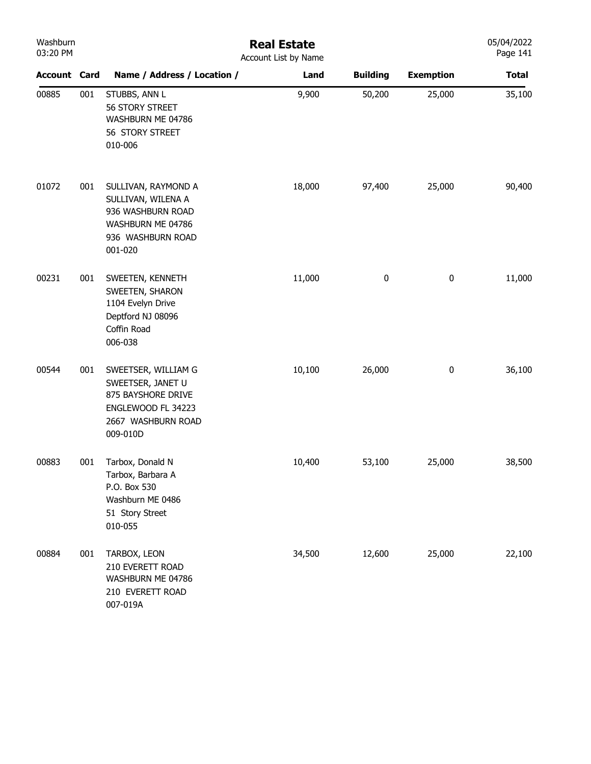# Real Estate

Account List by Name

| Account | Card | Name / Address / Location / | Land | Building | Exemption | Total |
|---|---|---|---|---|---|---|
| 00885 | 001 | STUBBS, ANN L<br>56 STORY STREET<br>WASHBURN ME 04786<br>56 STORY STREET<br>010-006 | 9,900 | 50,200 | 25,000 | 35,100 |
| 01072 | 001 | SULLIVAN, RAYMOND A<br>SULLIVAN, WILENA A<br>936 WASHBURN ROAD<br>WASHBURN ME 04786<br>936 WASHBURN ROAD<br>001-020 | 18,000 | 97,400 | 25,000 | 90,400 |
| 00231 | 001 | SWEETEN, KENNETH<br>SWEETEN, SHARON<br>1104 Evelyn Drive<br>Deptford NJ 08096<br>Coffin Road<br>006-038 | 11,000 | 0 | 0 | 11,000 |
| 00544 | 001 | SWEETSER, WILLIAM G<br>SWEETSER, JANET U<br>875 BAYSHORE DRIVE<br>ENGLEWOOD FL 34223<br>2667 WASHBURN ROAD<br>009-010D | 10,100 | 26,000 | 0 | 36,100 |
| 00883 | 001 | Tarbox, Donald N<br>Tarbox, Barbara A<br>P.O. Box 530<br>Washburn ME 0486<br>51 Story Street<br>010-055 | 10,400 | 53,100 | 25,000 | 38,500 |
| 00884 | 001 | TARBOX, LEON<br>210 EVERETT ROAD<br>WASHBURN ME 04786<br>210 EVERETT ROAD<br>007-019A | 34,500 | 12,600 | 25,000 | 22,100 |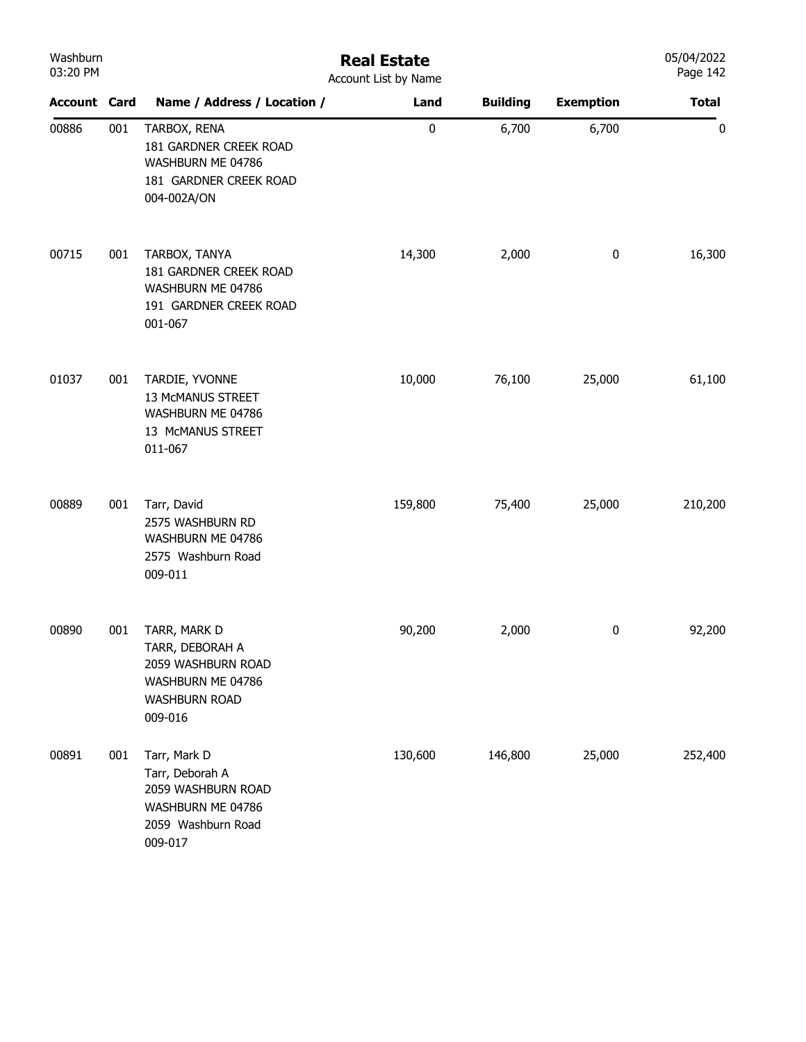# Real Estate

Account List by Name

| Account | Card | Name / Address / Location / | Land | Building | Exemption | Total |
|---|---|---|---|---|---|---|
| 00886 | 001 | TARBOX, RENA<br>181 GARDNER CREEK ROAD<br>WASHBURN ME 04786<br>181 GARDNER CREEK ROAD<br>004-002A/ON | 0 | 6,700 | 6,700 | 0 |
| 00715 | 001 | TARBOX, TANYA<br>181 GARDNER CREEK ROAD<br>WASHBURN ME 04786<br>191 GARDNER CREEK ROAD<br>001-067 | 14,300 | 2,000 | 0 | 16,300 |
| 01037 | 001 | TARDIE, YVONNE<br>13 McMANUS STREET<br>WASHBURN ME 04786<br>13 McMANUS STREET<br>011-067 | 10,000 | 76,100 | 25,000 | 61,100 |
| 00889 | 001 | Tarr, David<br>2575 WASHBURN RD<br>WASHBURN ME 04786<br>2575 Washburn Road<br>009-011 | 159,800 | 75,400 | 25,000 | 210,200 |
| 00890 | 001 | TARR, MARK D<br>TARR, DEBORAH A<br>2059 WASHBURN ROAD<br>WASHBURN ME 04786<br>WASHBURN ROAD<br>009-016 | 90,200 | 2,000 | 0 | 92,200 |
| 00891 | 001 | Tarr, Mark D<br>Tarr, Deborah A<br>2059 WASHBURN ROAD<br>WASHBURN ME 04786<br>2059 Washburn Road<br>009-017 | 130,600 | 146,800 | 25,000 | 252,400 |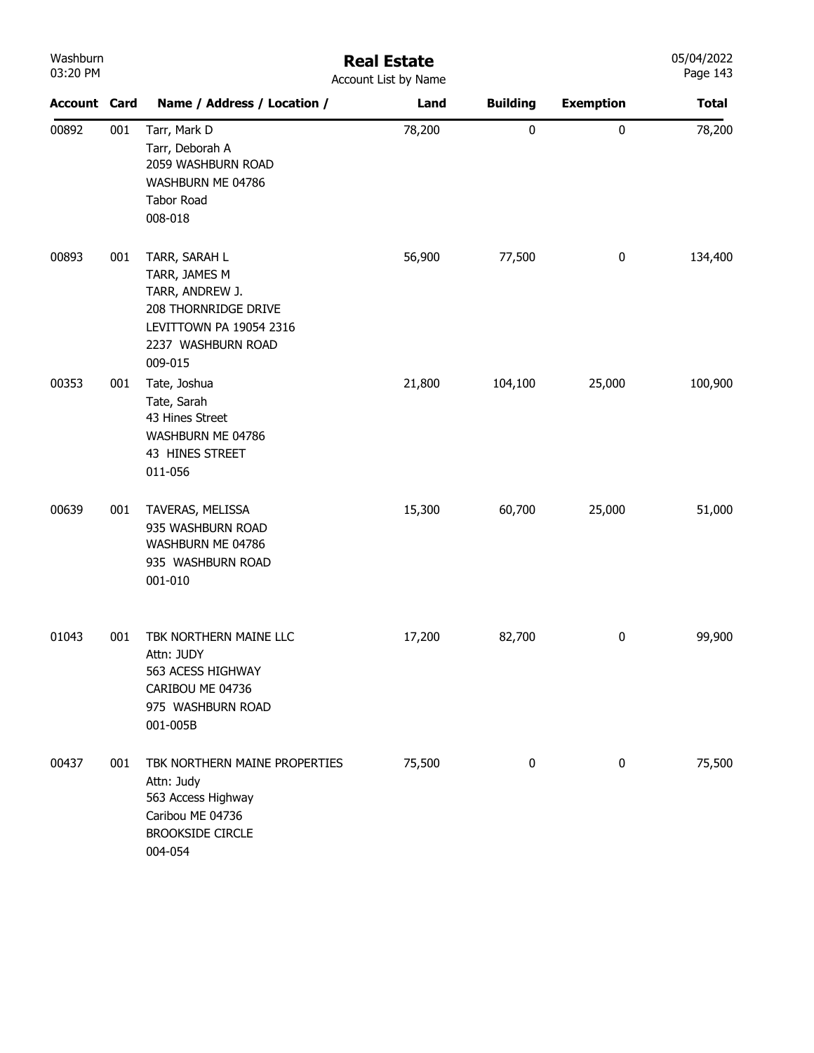# Real Estate

Account List by Name

| Account | Card | Name / Address / Location / | Land | Building | Exemption | Total |
|---|---|---|---|---|---|---|
| 00892 | 001 | Tarr, Mark D<br>Tarr, Deborah A<br>2059 WASHBURN ROAD<br>WASHBURN ME 04786<br>Tabor Road<br>008-018 | 78,200 | 0 | 0 | 78,200 |
| 00893 | 001 | TARR, SARAH L<br>TARR, JAMES M<br>TARR, ANDREW J.<br>208 THORNRIDGE DRIVE<br>LEVITTOWN PA 19054 2316<br>2237 WASHBURN ROAD<br>009-015 | 56,900 | 77,500 | 0 | 134,400 |
| 00353 | 001 | Tate, Joshua<br>Tate, Sarah<br>43 Hines Street<br>WASHBURN ME 04786<br>43 HINES STREET<br>011-056 | 21,800 | 104,100 | 25,000 | 100,900 |
| 00639 | 001 | TAVERAS, MELISSA<br>935 WASHBURN ROAD<br>WASHBURN ME 04786<br>935 WASHBURN ROAD<br>001-010 | 15,300 | 60,700 | 25,000 | 51,000 |
| 01043 | 001 | TBK NORTHERN MAINE LLC<br>Attn: JUDY<br>563 ACESS HIGHWAY<br>CARIBOU ME 04736<br>975 WASHBURN ROAD<br>001-005B | 17,200 | 82,700 | 0 | 99,900 |
| 00437 | 001 | TBK NORTHERN MAINE PROPERTIES<br>Attn: Judy<br>563 Access Highway<br>Caribou ME 04736<br>BROOKSIDE CIRCLE<br>004-054 | 75,500 | 0 | 0 | 75,500 |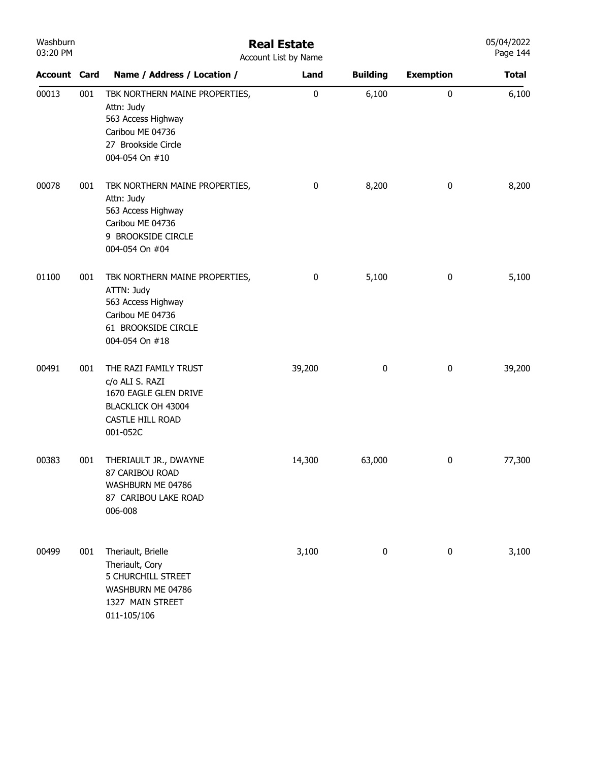# Real Estate

Account List by Name

| Account | Card | Name / Address / Location / | Land | Building | Exemption | Total |
|---|---|---|---|---|---|---|
| 00013 | 001 | TBK NORTHERN MAINE PROPERTIES,<br>Attn: Judy<br>563 Access Highway<br>Caribou ME 04736<br>27 Brookside Circle<br>004-054 On #10 | 0 | 6,100 | 0 | 6,100 |
| 00078 | 001 | TBK NORTHERN MAINE PROPERTIES,<br>Attn: Judy<br>563 Access Highway<br>Caribou ME 04736<br>9 BROOKSIDE CIRCLE<br>004-054 On #04 | 0 | 8,200 | 0 | 8,200 |
| 01100 | 001 | TBK NORTHERN MAINE PROPERTIES,<br>ATTN: Judy<br>563 Access Highway<br>Caribou ME 04736<br>61 BROOKSIDE CIRCLE<br>004-054 On #18 | 0 | 5,100 | 0 | 5,100 |
| 00491 | 001 | THE RAZI FAMILY TRUST<br>c/o ALI S. RAZI<br>1670 EAGLE GLEN DRIVE<br>BLACKLICK OH 43004<br>CASTLE HILL ROAD<br>001-052C | 39,200 | 0 | 0 | 39,200 |
| 00383 | 001 | THERIAULT JR., DWAYNE<br>87 CARIBOU ROAD<br>WASHBURN ME 04786<br>87 CARIBOU LAKE ROAD<br>006-008 | 14,300 | 63,000 | 0 | 77,300 |
| 00499 | 001 | Theriault, Brielle<br>Theriault, Cory<br>5 CHURCHILL STREET<br>WASHBURN ME 04786<br>1327 MAIN STREET<br>011-105/106 | 3,100 | 0 | 0 | 3,100 |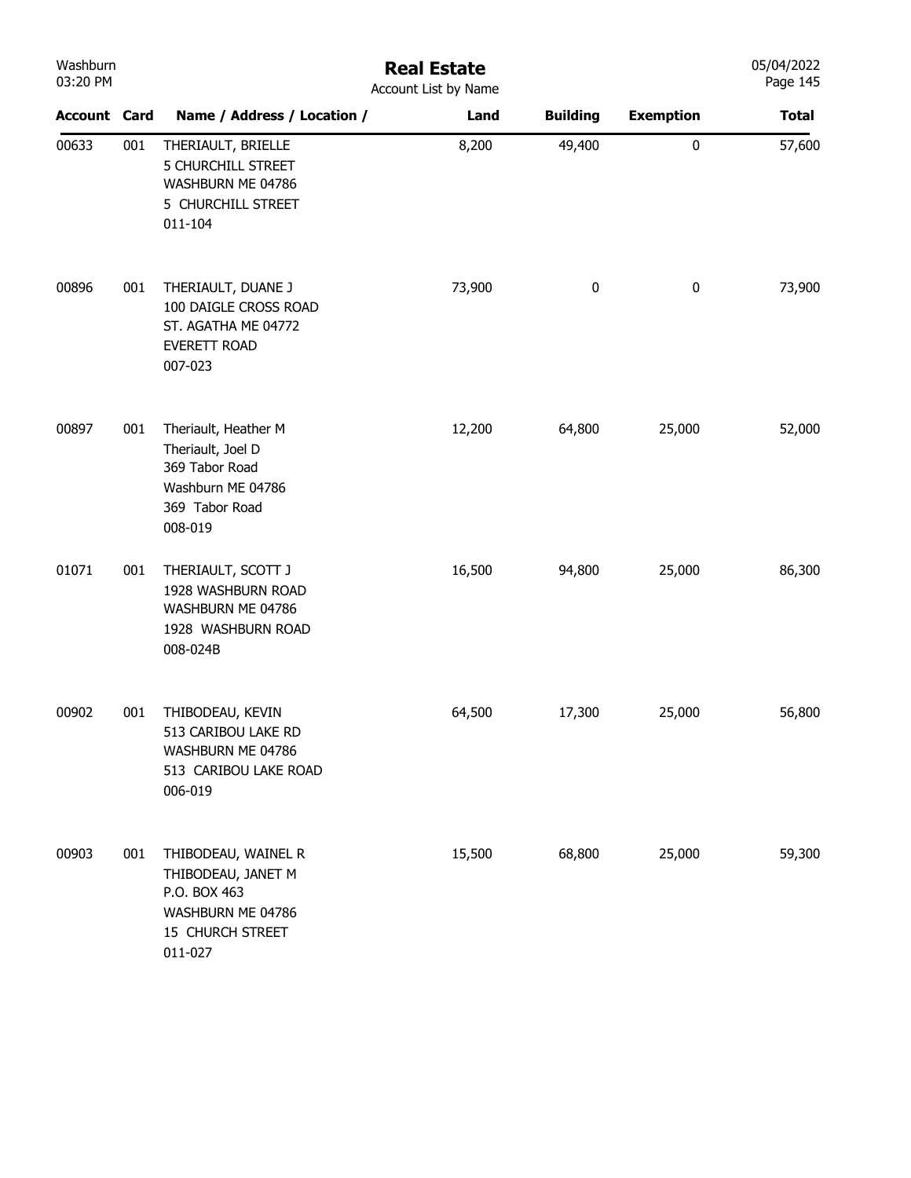# Real Estate

Account List by Name

| Account | Card | Name / Address / Location / | Land | Building | Exemption | Total |
|---|---|---|---|---|---|---|
| 00633 | 001 | THERIAULT, BRIELLE<br>5 CHURCHILL STREET<br>WASHBURN ME 04786<br>5 CHURCHILL STREET<br>011-104 | 8,200 | 49,400 | 0 | 57,600 |
| 00896 | 001 | THERIAULT, DUANE J<br>100 DAIGLE CROSS ROAD<br>ST. AGATHA ME 04772<br>EVERETT ROAD<br>007-023 | 73,900 | 0 | 0 | 73,900 |
| 00897 | 001 | Theriault, Heather M<br>Theriault, Joel D<br>369 Tabor Road<br>Washburn ME 04786<br>369 Tabor Road<br>008-019 | 12,200 | 64,800 | 25,000 | 52,000 |
| 01071 | 001 | THERIAULT, SCOTT J<br>1928 WASHBURN ROAD<br>WASHBURN ME 04786<br>1928 WASHBURN ROAD<br>008-024B | 16,500 | 94,800 | 25,000 | 86,300 |
| 00902 | 001 | THIBODEAU, KEVIN<br>513 CARIBOU LAKE RD<br>WASHBURN ME 04786<br>513 CARIBOU LAKE ROAD<br>006-019 | 64,500 | 17,300 | 25,000 | 56,800 |
| 00903 | 001 | THIBODEAU, WAINEL R<br>THIBODEAU, JANET M<br>P.O. BOX 463<br>WASHBURN ME 04786<br>15 CHURCH STREET<br>011-027 | 15,500 | 68,800 | 25,000 | 59,300 |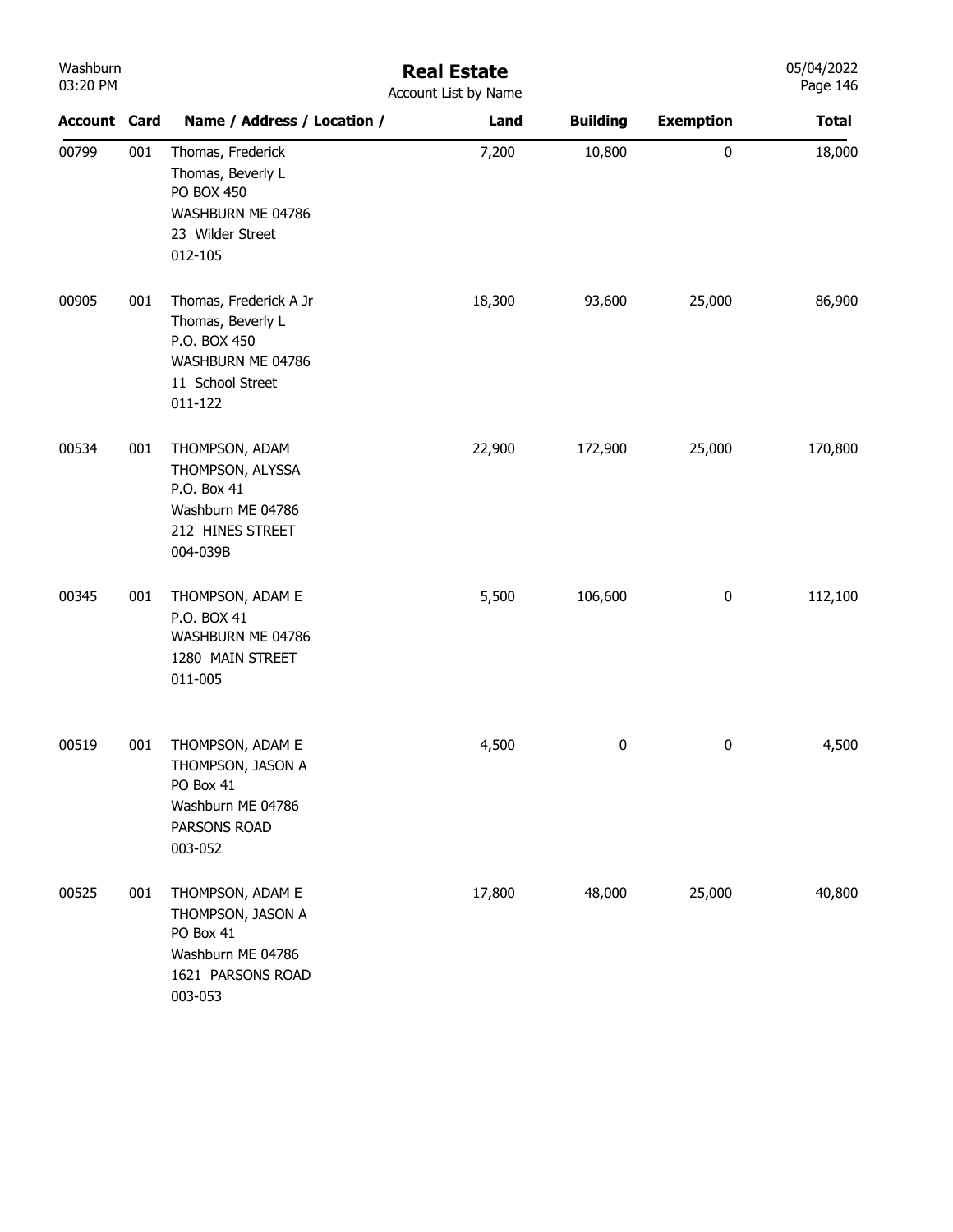# Real Estate

Account List by Name

| Account | Card | Name / Address / Location / | Land | Building | Exemption | Total |
|---|---|---|---|---|---|---|
| 00799 | 001 | Thomas, Frederick<br>Thomas, Beverly L<br>PO BOX 450<br>WASHBURN ME 04786<br>23 Wilder Street<br>012-105 | 7,200 | 10,800 | 0 | 18,000 |
| 00905 | 001 | Thomas, Frederick A Jr<br>Thomas, Beverly L<br>P.O. BOX 450<br>WASHBURN ME 04786<br>11 School Street<br>011-122 | 18,300 | 93,600 | 25,000 | 86,900 |
| 00534 | 001 | THOMPSON, ADAM<br>THOMPSON, ALYSSA<br>P.O. Box 41<br>Washburn ME 04786<br>212 HINES STREET<br>004-039B | 22,900 | 172,900 | 25,000 | 170,800 |
| 00345 | 001 | THOMPSON, ADAM E<br>P.O. BOX 41<br>WASHBURN ME 04786<br>1280 MAIN STREET<br>011-005 | 5,500 | 106,600 | 0 | 112,100 |
| 00519 | 001 | THOMPSON, ADAM E<br>THOMPSON, JASON A<br>PO Box 41<br>Washburn ME 04786<br>PARSONS ROAD<br>003-052 | 4,500 | 0 | 0 | 4,500 |
| 00525 | 001 | THOMPSON, ADAM E<br>THOMPSON, JASON A<br>PO Box 41<br>Washburn ME 04786<br>1621 PARSONS ROAD<br>003-053 | 17,800 | 48,000 | 25,000 | 40,800 |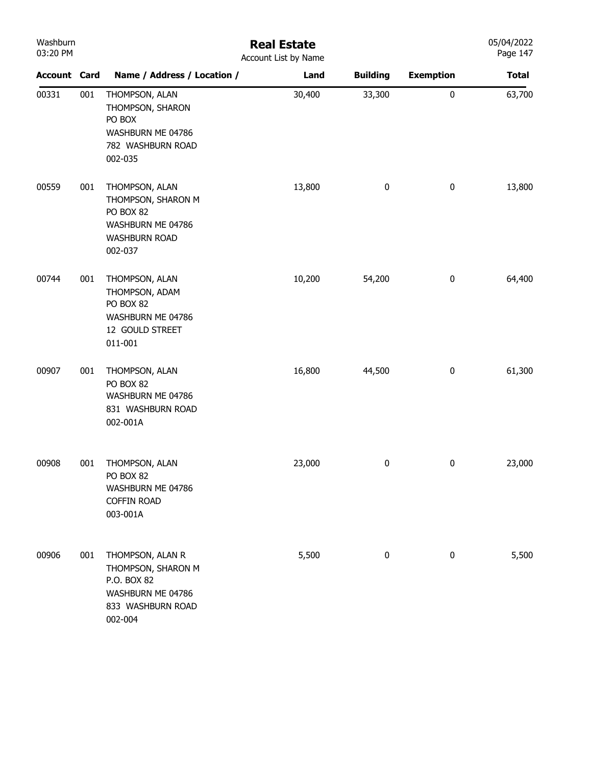# Real Estate

Account List by Name

| Account | Card | Name / Address / Location / | Land | Building | Exemption | Total |
|---|---|---|---|---|---|---|
| 00331 | 001 | THOMPSON, ALAN<br>THOMPSON, SHARON<br>PO BOX<br>WASHBURN ME 04786<br>782 WASHBURN ROAD<br>002-035 | 30,400 | 33,300 | 0 | 63,700 |
| 00559 | 001 | THOMPSON, ALAN<br>THOMPSON, SHARON M<br>PO BOX 82<br>WASHBURN ME 04786<br>WASHBURN ROAD<br>002-037 | 13,800 | 0 | 0 | 13,800 |
| 00744 | 001 | THOMPSON, ALAN<br>THOMPSON, ADAM<br>PO BOX 82<br>WASHBURN ME 04786<br>12 GOULD STREET<br>011-001 | 10,200 | 54,200 | 0 | 64,400 |
| 00907 | 001 | THOMPSON, ALAN<br>PO BOX 82<br>WASHBURN ME 04786<br>831 WASHBURN ROAD<br>002-001A | 16,800 | 44,500 | 0 | 61,300 |
| 00908 | 001 | THOMPSON, ALAN<br>PO BOX 82<br>WASHBURN ME 04786<br>COFFIN ROAD<br>003-001A | 23,000 | 0 | 0 | 23,000 |
| 00906 | 001 | THOMPSON, ALAN R<br>THOMPSON, SHARON M<br>P.O. BOX 82<br>WASHBURN ME 04786<br>833 WASHBURN ROAD<br>002-004 | 5,500 | 0 | 0 | 5,500 |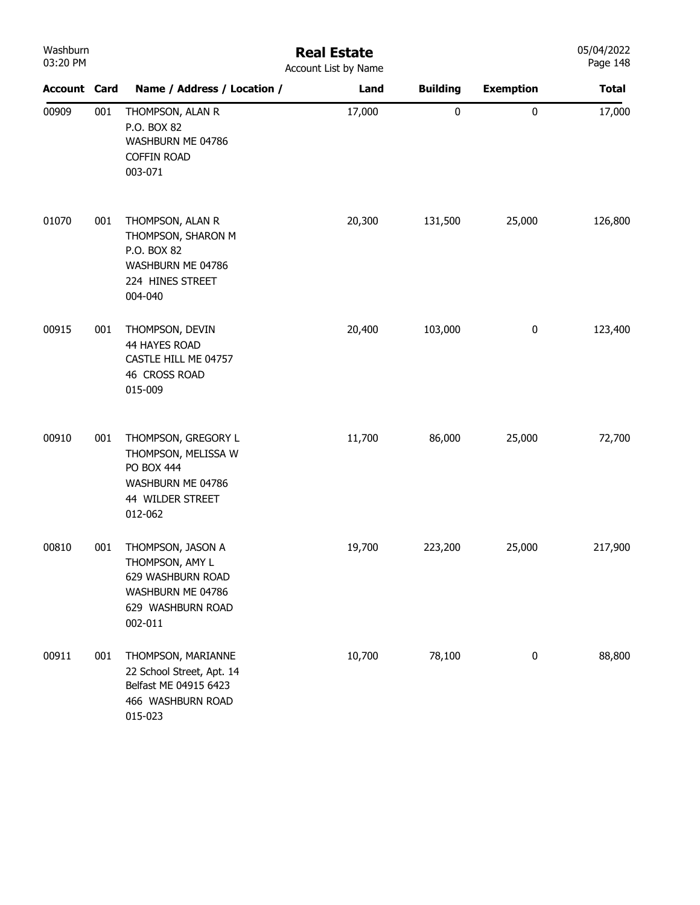# Real Estate

Account List by Name

| Account | Card | Name / Address / Location / | Land | Building | Exemption | Total |
|---|---|---|---|---|---|---|
| 00909 | 001 | THOMPSON, ALAN R<br>P.O. BOX 82<br>WASHBURN ME 04786<br>COFFIN ROAD<br>003-071 | 17,000 | 0 | 0 | 17,000 |
| 01070 | 001 | THOMPSON, ALAN R<br>THOMPSON, SHARON M<br>P.O. BOX 82<br>WASHBURN ME 04786<br>224 HINES STREET<br>004-040 | 20,300 | 131,500 | 25,000 | 126,800 |
| 00915 | 001 | THOMPSON, DEVIN<br>44 HAYES ROAD<br>CASTLE HILL ME 04757<br>46 CROSS ROAD<br>015-009 | 20,400 | 103,000 | 0 | 123,400 |
| 00910 | 001 | THOMPSON, GREGORY L<br>THOMPSON, MELISSA W<br>PO BOX 444<br>WASHBURN ME 04786<br>44 WILDER STREET<br>012-062 | 11,700 | 86,000 | 25,000 | 72,700 |
| 00810 | 001 | THOMPSON, JASON A<br>THOMPSON, AMY L<br>629 WASHBURN ROAD<br>WASHBURN ME 04786<br>629 WASHBURN ROAD<br>002-011 | 19,700 | 223,200 | 25,000 | 217,900 |
| 00911 | 001 | THOMPSON, MARIANNE<br>22 School Street, Apt. 14<br>Belfast ME 04915 6423<br>466 WASHBURN ROAD<br>015-023 | 10,700 | 78,100 | 0 | 88,800 |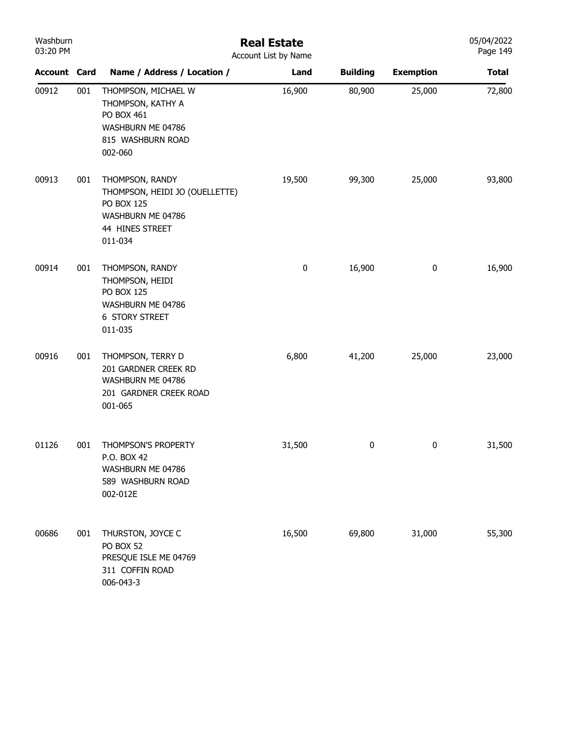# Real Estate

Account List by Name

| Account | Card | Name / Address / Location / | Land | Building | Exemption | Total |
|---|---|---|---|---|---|---|
| 00912 | 001 | THOMPSON, MICHAEL W<br>THOMPSON, KATHY A<br>PO BOX 461<br>WASHBURN ME 04786<br>815 WASHBURN ROAD<br>002-060 | 16,900 | 80,900 | 25,000 | 72,800 |
| 00913 | 001 | THOMPSON, RANDY<br>THOMPSON, HEIDI JO (OUELLETTE)<br>PO BOX 125<br>WASHBURN ME 04786<br>44 HINES STREET<br>011-034 | 19,500 | 99,300 | 25,000 | 93,800 |
| 00914 | 001 | THOMPSON, RANDY<br>THOMPSON, HEIDI<br>PO BOX 125<br>WASHBURN ME 04786<br>6 STORY STREET<br>011-035 | 0 | 16,900 | 0 | 16,900 |
| 00916 | 001 | THOMPSON, TERRY D<br>201 GARDNER CREEK RD<br>WASHBURN ME 04786<br>201 GARDNER CREEK ROAD<br>001-065 | 6,800 | 41,200 | 25,000 | 23,000 |
| 01126 | 001 | THOMPSON'S PROPERTY<br>P.O. BOX 42<br>WASHBURN ME 04786<br>589 WASHBURN ROAD<br>002-012E | 31,500 | 0 | 0 | 31,500 |
| 00686 | 001 | THURSTON, JOYCE C<br>PO BOX 52<br>PRESQUE ISLE ME 04769<br>311 COFFIN ROAD<br>006-043-3 | 16,500 | 69,800 | 31,000 | 55,300 |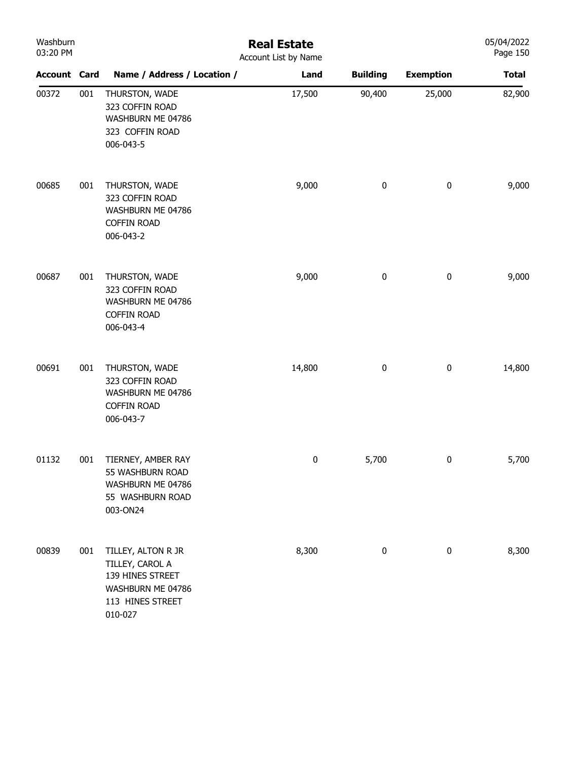## Real Estate

Account List by Name

| Account | Card | Name / Address / Location / | Land | Building | Exemption | Total |
|---|---|---|---|---|---|---|
| 00372 | 001 | THURSTON, WADE<br>323 COFFIN ROAD<br>WASHBURN ME 04786<br>323 COFFIN ROAD<br>006-043-5 | 17,500 | 90,400 | 25,000 | 82,900 |
| 00685 | 001 | THURSTON, WADE<br>323 COFFIN ROAD<br>WASHBURN ME 04786<br>COFFIN ROAD<br>006-043-2 | 9,000 | 0 | 0 | 9,000 |
| 00687 | 001 | THURSTON, WADE<br>323 COFFIN ROAD<br>WASHBURN ME 04786<br>COFFIN ROAD<br>006-043-4 | 9,000 | 0 | 0 | 9,000 |
| 00691 | 001 | THURSTON, WADE<br>323 COFFIN ROAD<br>WASHBURN ME 04786<br>COFFIN ROAD<br>006-043-7 | 14,800 | 0 | 0 | 14,800 |
| 01132 | 001 | TIERNEY, AMBER RAY<br>55 WASHBURN ROAD<br>WASHBURN ME 04786<br>55 WASHBURN ROAD<br>003-ON24 | 0 | 5,700 | 0 | 5,700 |
| 00839 | 001 | TILLEY, ALTON R JR<br>TILLEY, CAROL A<br>139 HINES STREET<br>WASHBURN ME 04786<br>113 HINES STREET<br>010-027 | 8,300 | 0 | 0 | 8,300 |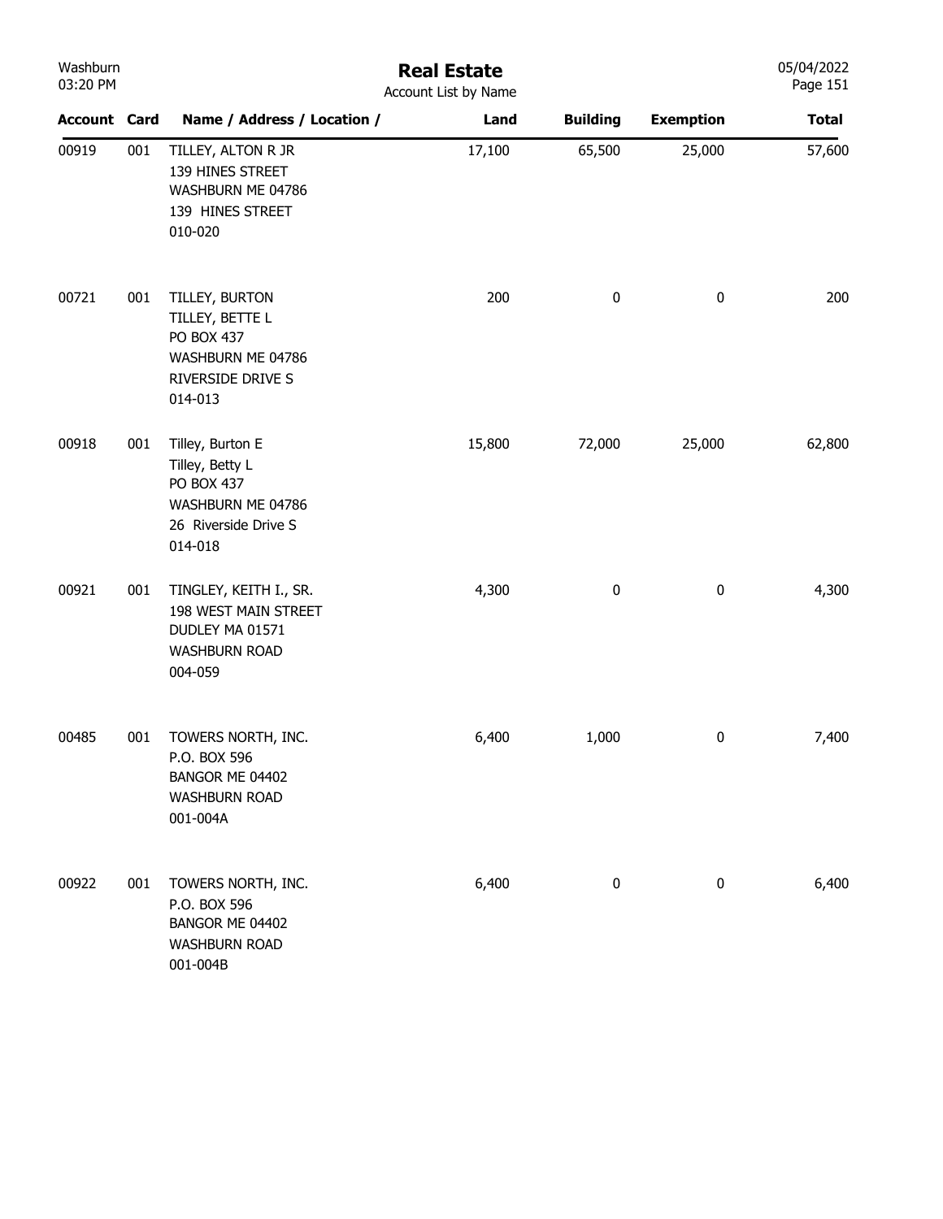# Real Estate

Account List by Name

| Account | Card | Name / Address / Location / | Land | Building | Exemption | Total |
|---|---|---|---|---|---|---|
| 00919 | 001 | TILLEY, ALTON R JR<br>139 HINES STREET<br>WASHBURN ME 04786<br>139 HINES STREET<br>010-020 | 17,100 | 65,500 | 25,000 | 57,600 |
| 00721 | 001 | TILLEY, BURTON<br>TILLEY, BETTE L<br>PO BOX 437<br>WASHBURN ME 04786<br>RIVERSIDE DRIVE S<br>014-013 | 200 | 0 | 0 | 200 |
| 00918 | 001 | Tilley, Burton E<br>Tilley, Betty L<br>PO BOX 437<br>WASHBURN ME 04786<br>26 Riverside Drive S<br>014-018 | 15,800 | 72,000 | 25,000 | 62,800 |
| 00921 | 001 | TINGLEY, KEITH I., SR.<br>198 WEST MAIN STREET<br>DUDLEY MA 01571<br>WASHBURN ROAD<br>004-059 | 4,300 | 0 | 0 | 4,300 |
| 00485 | 001 | TOWERS NORTH, INC.<br>P.O. BOX 596<br>BANGOR ME 04402<br>WASHBURN ROAD<br>001-004A | 6,400 | 1,000 | 0 | 7,400 |
| 00922 | 001 | TOWERS NORTH, INC.<br>P.O. BOX 596<br>BANGOR ME 04402<br>WASHBURN ROAD<br>001-004B | 6,400 | 0 | 0 | 6,400 |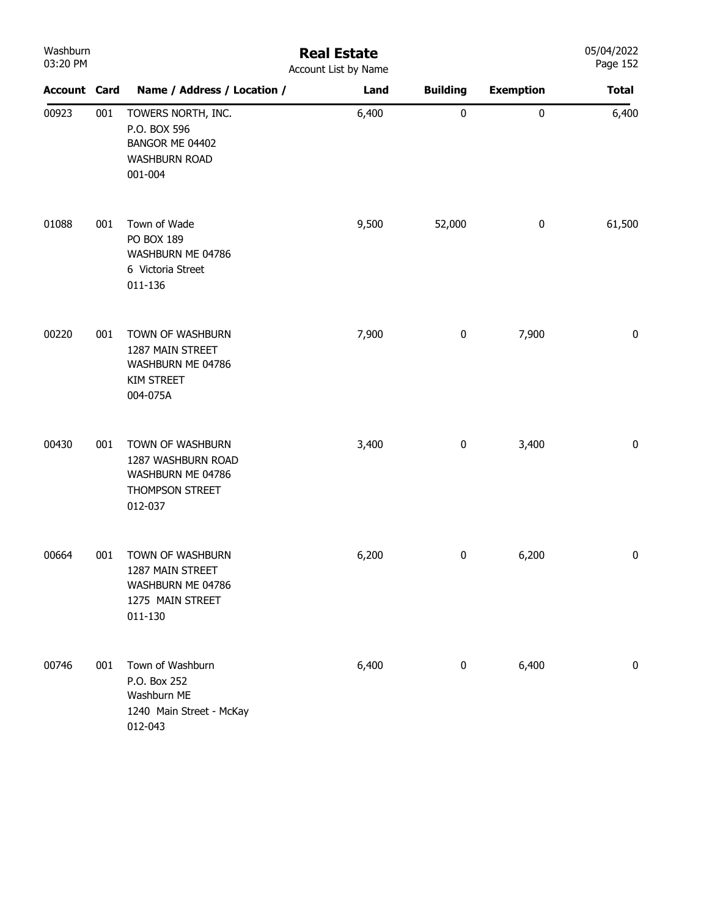# Real Estate

Account List by Name

| Account | Card | Name / Address / Location / | Land | Building | Exemption | Total |
|---|---|---|---|---|---|---|
| 00923 | 001 | TOWERS NORTH, INC.<br>P.O. BOX 596<br>BANGOR ME 04402<br>WASHBURN ROAD<br>001-004 | 6,400 | 0 | 0 | 6,400 |
| 01088 | 001 | Town of Wade<br>PO BOX 189<br>WASHBURN ME 04786<br>6 Victoria Street<br>011-136 | 9,500 | 52,000 | 0 | 61,500 |
| 00220 | 001 | TOWN OF WASHBURN<br>1287 MAIN STREET<br>WASHBURN ME 04786<br>KIM STREET<br>004-075A | 7,900 | 0 | 7,900 | 0 |
| 00430 | 001 | TOWN OF WASHBURN<br>1287 WASHBURN ROAD<br>WASHBURN ME 04786<br>THOMPSON STREET<br>012-037 | 3,400 | 0 | 3,400 | 0 |
| 00664 | 001 | TOWN OF WASHBURN<br>1287 MAIN STREET<br>WASHBURN ME 04786<br>1275 MAIN STREET<br>011-130 | 6,200 | 0 | 6,200 | 0 |
| 00746 | 001 | Town of Washburn<br>P.O. Box 252<br>Washburn ME<br>1240 Main Street - McKay<br>012-043 | 6,400 | 0 | 6,400 | 0 |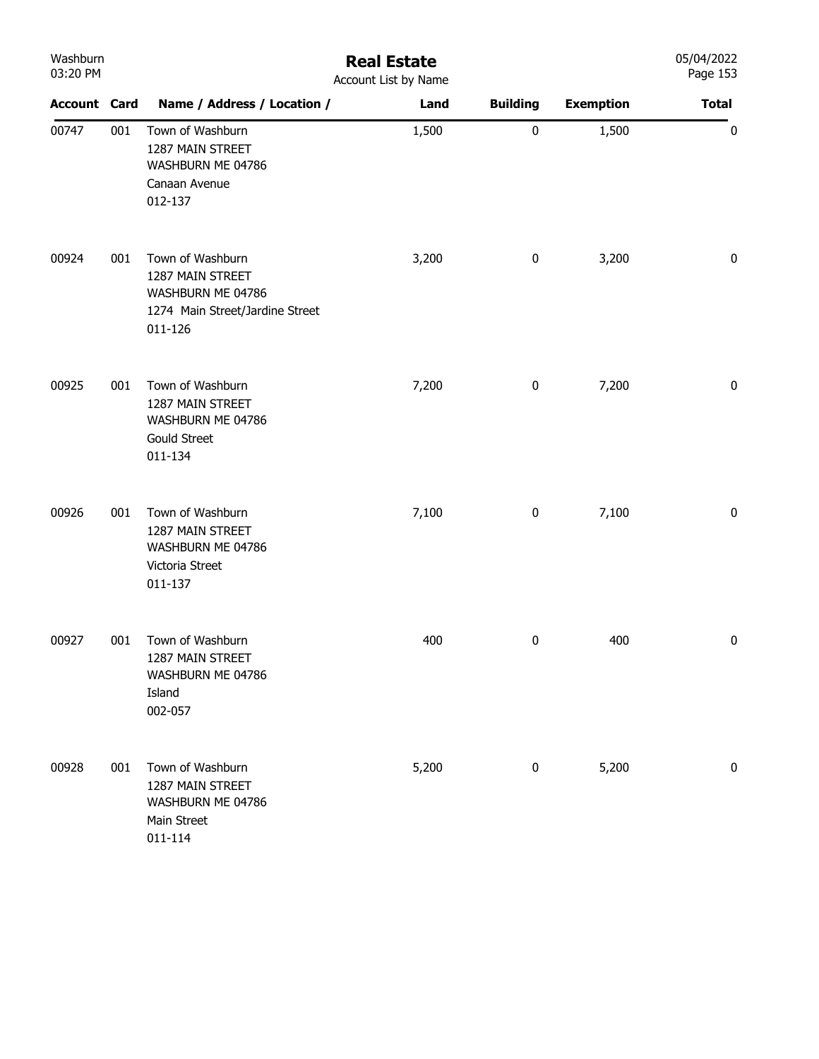# Real Estate

Account List by Name

| Account | Card | Name / Address / Location / | Land | Building | Exemption | Total |
|---|---|---|---|---|---|---|
| 00747 | 001 | Town of Washburn<br>1287 MAIN STREET<br>WASHBURN ME 04786<br>Canaan Avenue<br>012-137 | 1,500 | 0 | 1,500 | 0 |
| 00924 | 001 | Town of Washburn<br>1287 MAIN STREET<br>WASHBURN ME 04786<br>1274 Main Street/Jardine Street<br>011-126 | 3,200 | 0 | 3,200 | 0 |
| 00925 | 001 | Town of Washburn<br>1287 MAIN STREET<br>WASHBURN ME 04786<br>Gould Street<br>011-134 | 7,200 | 0 | 7,200 | 0 |
| 00926 | 001 | Town of Washburn<br>1287 MAIN STREET<br>WASHBURN ME 04786<br>Victoria Street<br>011-137 | 7,100 | 0 | 7,100 | 0 |
| 00927 | 001 | Town of Washburn<br>1287 MAIN STREET<br>WASHBURN ME 04786<br>Island<br>002-057 | 400 | 0 | 400 | 0 |
| 00928 | 001 | Town of Washburn<br>1287 MAIN STREET<br>WASHBURN ME 04786<br>Main Street<br>011-114 | 5,200 | 0 | 5,200 | 0 |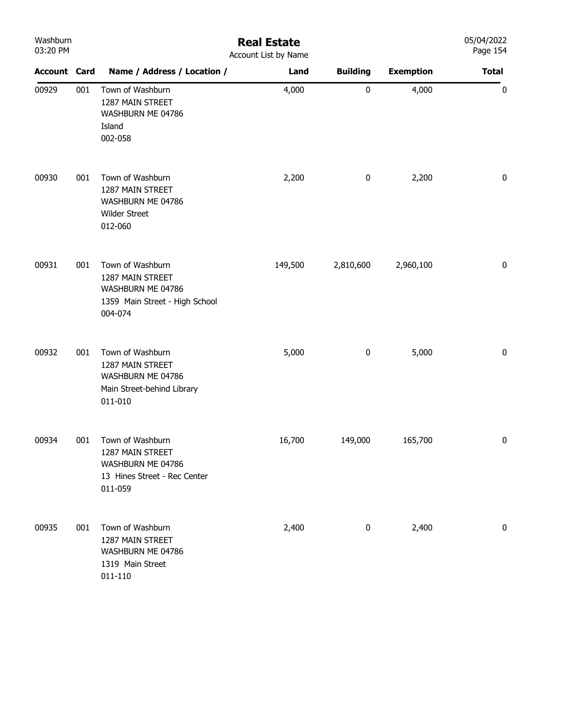# Real Estate

Account List by Name

| Account | Card | Name / Address / Location / | Land | Building | Exemption | Total |
|---|---|---|---|---|---|---|
| 00929 | 001 | Town of Washburn<br>1287 MAIN STREET<br>WASHBURN ME 04786<br>Island<br>002-058 | 4,000 | 0 | 4,000 | 0 |
| 00930 | 001 | Town of Washburn<br>1287 MAIN STREET<br>WASHBURN ME 04786<br>Wilder Street<br>012-060 | 2,200 | 0 | 2,200 | 0 |
| 00931 | 001 | Town of Washburn<br>1287 MAIN STREET<br>WASHBURN ME 04786<br>1359 Main Street - High School<br>004-074 | 149,500 | 2,810,600 | 2,960,100 | 0 |
| 00932 | 001 | Town of Washburn<br>1287 MAIN STREET<br>WASHBURN ME 04786<br>Main Street-behind Library<br>011-010 | 5,000 | 0 | 5,000 | 0 |
| 00934 | 001 | Town of Washburn<br>1287 MAIN STREET<br>WASHBURN ME 04786<br>13 Hines Street - Rec Center<br>011-059 | 16,700 | 149,000 | 165,700 | 0 |
| 00935 | 001 | Town of Washburn<br>1287 MAIN STREET<br>WASHBURN ME 04786<br>1319 Main Street<br>011-110 | 2,400 | 0 | 2,400 | 0 |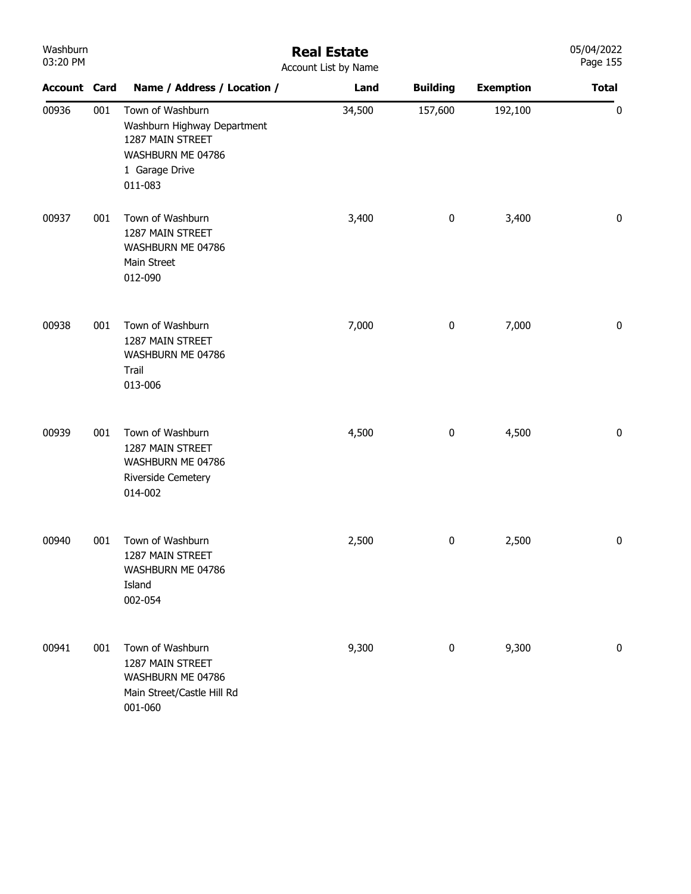# Real Estate

Account List by Name

| Account | Card | Name / Address / Location / | Land | Building | Exemption | Total |
|---|---|---|---|---|---|---|
| 00936 | 001 | Town of Washburn<br>Washburn Highway Department<br>1287 MAIN STREET<br>WASHBURN ME 04786<br>1 Garage Drive<br>011-083 | 34,500 | 157,600 | 192,100 | 0 |
| 00937 | 001 | Town of Washburn<br>1287 MAIN STREET<br>WASHBURN ME 04786<br>Main Street<br>012-090 | 3,400 | 0 | 3,400 | 0 |
| 00938 | 001 | Town of Washburn<br>1287 MAIN STREET<br>WASHBURN ME 04786<br>Trail<br>013-006 | 7,000 | 0 | 7,000 | 0 |
| 00939 | 001 | Town of Washburn<br>1287 MAIN STREET<br>WASHBURN ME 04786<br>Riverside Cemetery<br>014-002 | 4,500 | 0 | 4,500 | 0 |
| 00940 | 001 | Town of Washburn<br>1287 MAIN STREET<br>WASHBURN ME 04786<br>Island<br>002-054 | 2,500 | 0 | 2,500 | 0 |
| 00941 | 001 | Town of Washburn<br>1287 MAIN STREET<br>WASHBURN ME 04786<br>Main Street/Castle Hill Rd<br>001-060 | 9,300 | 0 | 9,300 | 0 |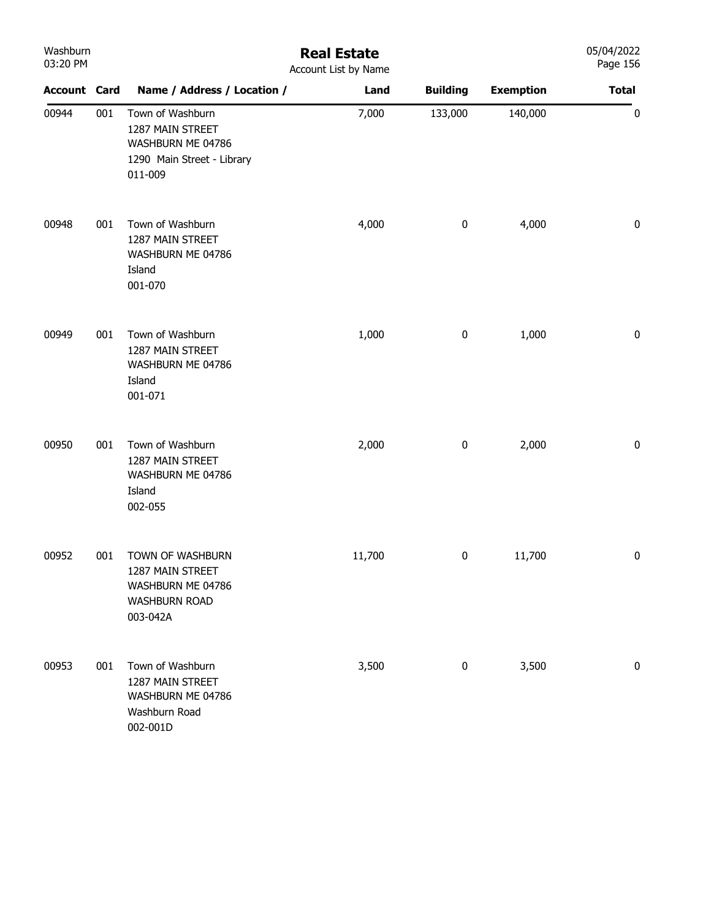# Real Estate

Account List by Name

| Account | Card | Name / Address / Location / | Land | Building | Exemption | Total |
|---|---|---|---|---|---|---|
| 00944 | 001 | Town of Washburn<br>1287 MAIN STREET<br>WASHBURN ME 04786<br>1290 Main Street - Library<br>011-009 | 7,000 | 133,000 | 140,000 | 0 |
| 00948 | 001 | Town of Washburn<br>1287 MAIN STREET<br>WASHBURN ME 04786<br>Island<br>001-070 | 4,000 | 0 | 4,000 | 0 |
| 00949 | 001 | Town of Washburn<br>1287 MAIN STREET<br>WASHBURN ME 04786<br>Island<br>001-071 | 1,000 | 0 | 1,000 | 0 |
| 00950 | 001 | Town of Washburn<br>1287 MAIN STREET<br>WASHBURN ME 04786<br>Island<br>002-055 | 2,000 | 0 | 2,000 | 0 |
| 00952 | 001 | TOWN OF WASHBURN<br>1287 MAIN STREET<br>WASHBURN ME 04786<br>WASHBURN ROAD<br>003-042A | 11,700 | 0 | 11,700 | 0 |
| 00953 | 001 | Town of Washburn<br>1287 MAIN STREET<br>WASHBURN ME 04786<br>Washburn Road<br>002-001D | 3,500 | 0 | 3,500 | 0 |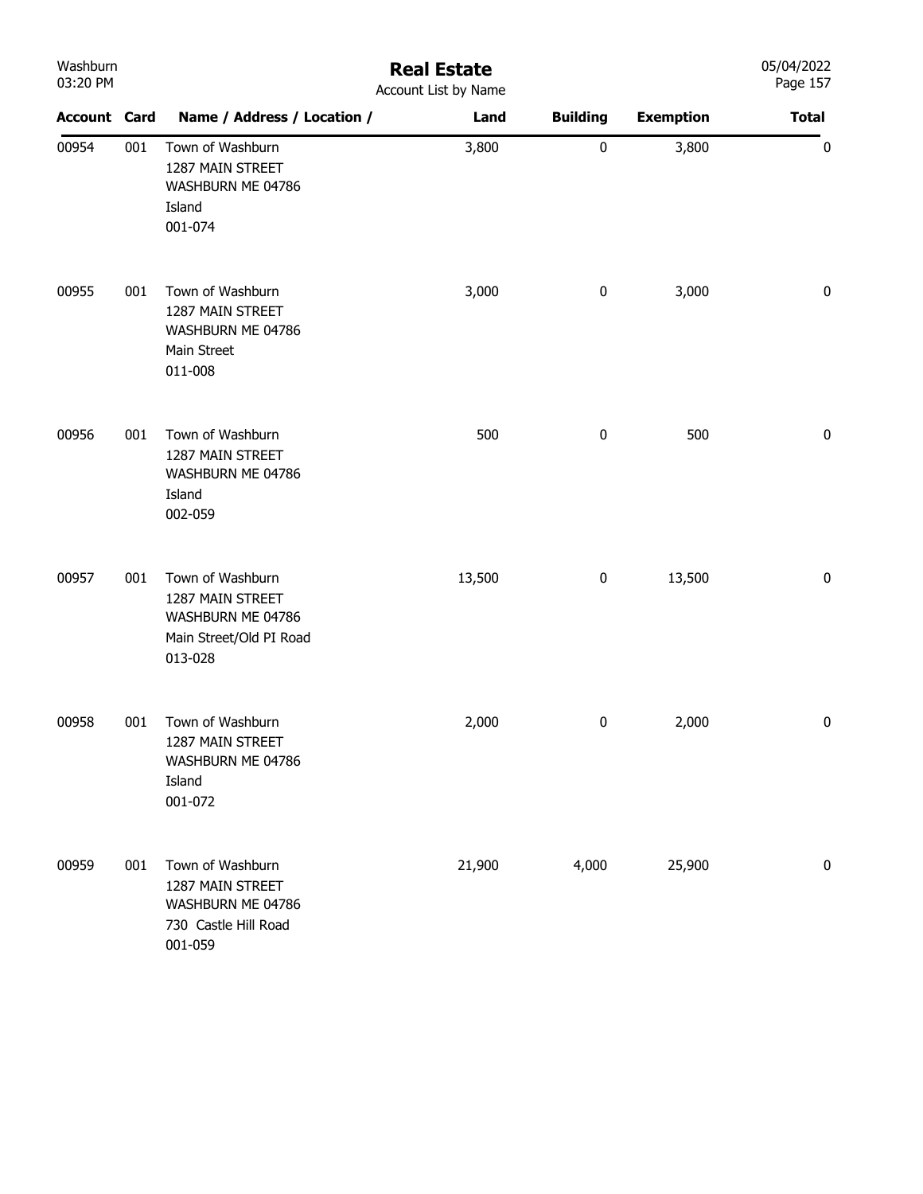| Account | Card | Name / Address / Location / | Land | Building | Exemption | Total |
|---|---|---|---|---|---|---|
| 00954 | 001 | Town of Washburn<br>1287 MAIN STREET<br>WASHBURN ME 04786<br>Island<br>001-074 | 3,800 | 0 | 3,800 | 0 |
| 00955 | 001 | Town of Washburn<br>1287 MAIN STREET<br>WASHBURN ME 04786<br>Main Street<br>011-008 | 3,000 | 0 | 3,000 | 0 |
| 00956 | 001 | Town of Washburn<br>1287 MAIN STREET<br>WASHBURN ME 04786<br>Island<br>002-059 | 500 | 0 | 500 | 0 |
| 00957 | 001 | Town of Washburn<br>1287 MAIN STREET<br>WASHBURN ME 04786<br>Main Street/Old PI Road<br>013-028 | 13,500 | 0 | 13,500 | 0 |
| 00958 | 001 | Town of Washburn<br>1287 MAIN STREET<br>WASHBURN ME 04786<br>Island<br>001-072 | 2,000 | 0 | 2,000 | 0 |
| 00959 | 001 | Town of Washburn<br>1287 MAIN STREET<br>WASHBURN ME 04786<br>730 Castle Hill Road<br>001-059 | 21,900 | 4,000 | 25,900 | 0 |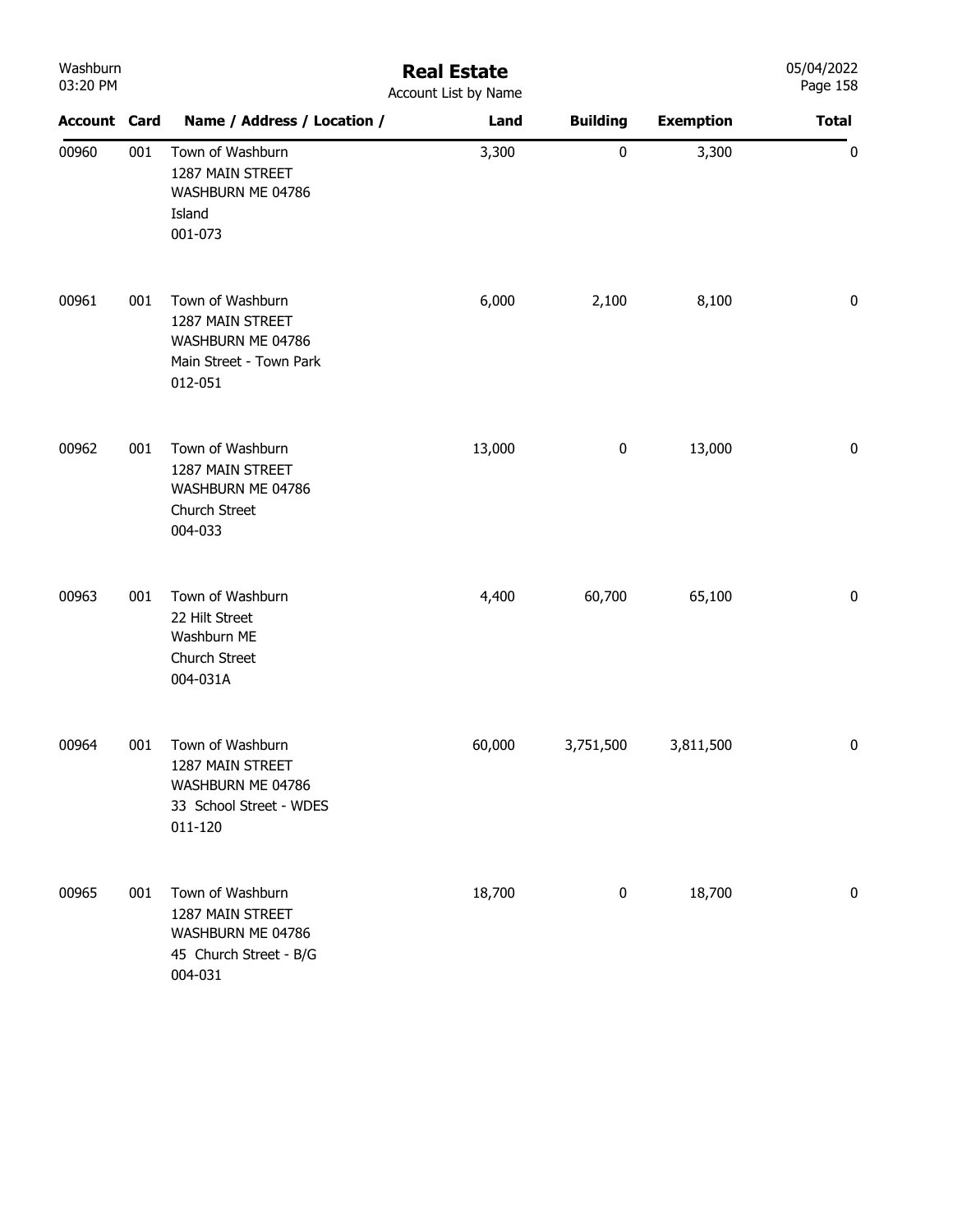# Real Estate

Account List by Name

| Account | Card | Name / Address / Location / | Land | Building | Exemption | Total |
|---|---|---|---|---|---|---|
| 00960 | 001 | Town of Washburn<br>1287 MAIN STREET<br>WASHBURN ME 04786<br>Island<br>001-073 | 3,300 | 0 | 3,300 | 0 |
| 00961 | 001 | Town of Washburn<br>1287 MAIN STREET<br>WASHBURN ME 04786<br>Main Street - Town Park<br>012-051 | 6,000 | 2,100 | 8,100 | 0 |
| 00962 | 001 | Town of Washburn<br>1287 MAIN STREET<br>WASHBURN ME 04786<br>Church Street<br>004-033 | 13,000 | 0 | 13,000 | 0 |
| 00963 | 001 | Town of Washburn<br>22 Hilt Street<br>Washburn ME<br>Church Street<br>004-031A | 4,400 | 60,700 | 65,100 | 0 |
| 00964 | 001 | Town of Washburn<br>1287 MAIN STREET<br>WASHBURN ME 04786<br>33 School Street - WDES<br>011-120 | 60,000 | 3,751,500 | 3,811,500 | 0 |
| 00965 | 001 | Town of Washburn<br>1287 MAIN STREET<br>WASHBURN ME 04786<br>45 Church Street - B/G<br>004-031 | 18,700 | 0 | 18,700 | 0 |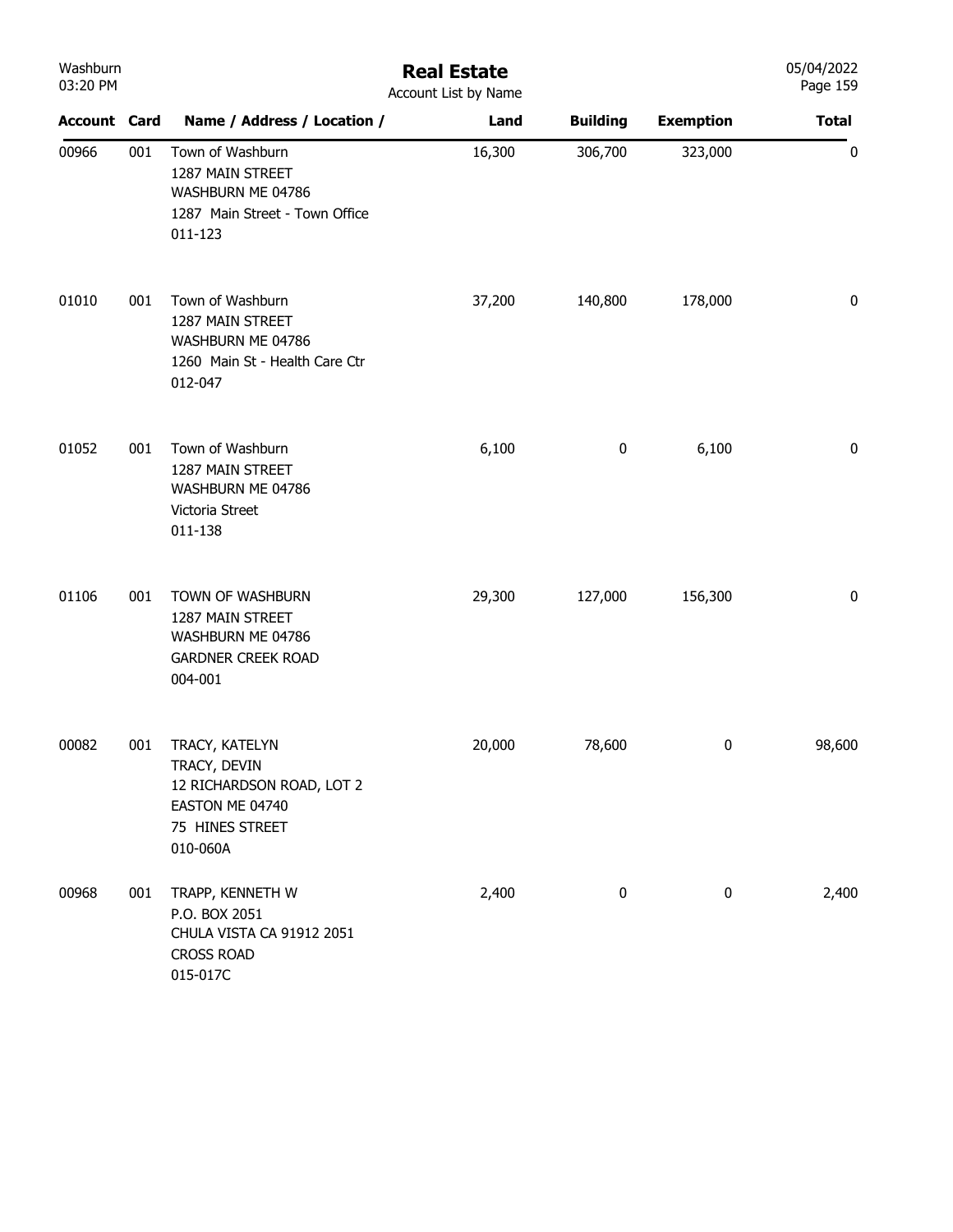## Real Estate

Account List by Name

| Account | Card | Name / Address / Location / | Land | Building | Exemption | Total |
|---|---|---|---|---|---|---|
| 00966 | 001 | Town of Washburn<br>1287 MAIN STREET<br>WASHBURN ME 04786<br>1287 Main Street - Town Office<br>011-123 | 16,300 | 306,700 | 323,000 | 0 |
| 01010 | 001 | Town of Washburn<br>1287 MAIN STREET<br>WASHBURN ME 04786<br>1260 Main St - Health Care Ctr<br>012-047 | 37,200 | 140,800 | 178,000 | 0 |
| 01052 | 001 | Town of Washburn<br>1287 MAIN STREET<br>WASHBURN ME 04786<br>Victoria Street<br>011-138 | 6,100 | 0 | 6,100 | 0 |
| 01106 | 001 | TOWN OF WASHBURN<br>1287 MAIN STREET<br>WASHBURN ME 04786<br>GARDNER CREEK ROAD<br>004-001 | 29,300 | 127,000 | 156,300 | 0 |
| 00082 | 001 | TRACY, KATELYN<br>TRACY, DEVIN<br>12 RICHARDSON ROAD, LOT 2<br>EASTON ME 04740<br>75 HINES STREET<br>010-060A | 20,000 | 78,600 | 0 | 98,600 |
| 00968 | 001 | TRAPP, KENNETH W<br>P.O. BOX 2051<br>CHULA VISTA CA 91912 2051<br>CROSS ROAD<br>015-017C | 2,400 | 0 | 0 | 2,400 |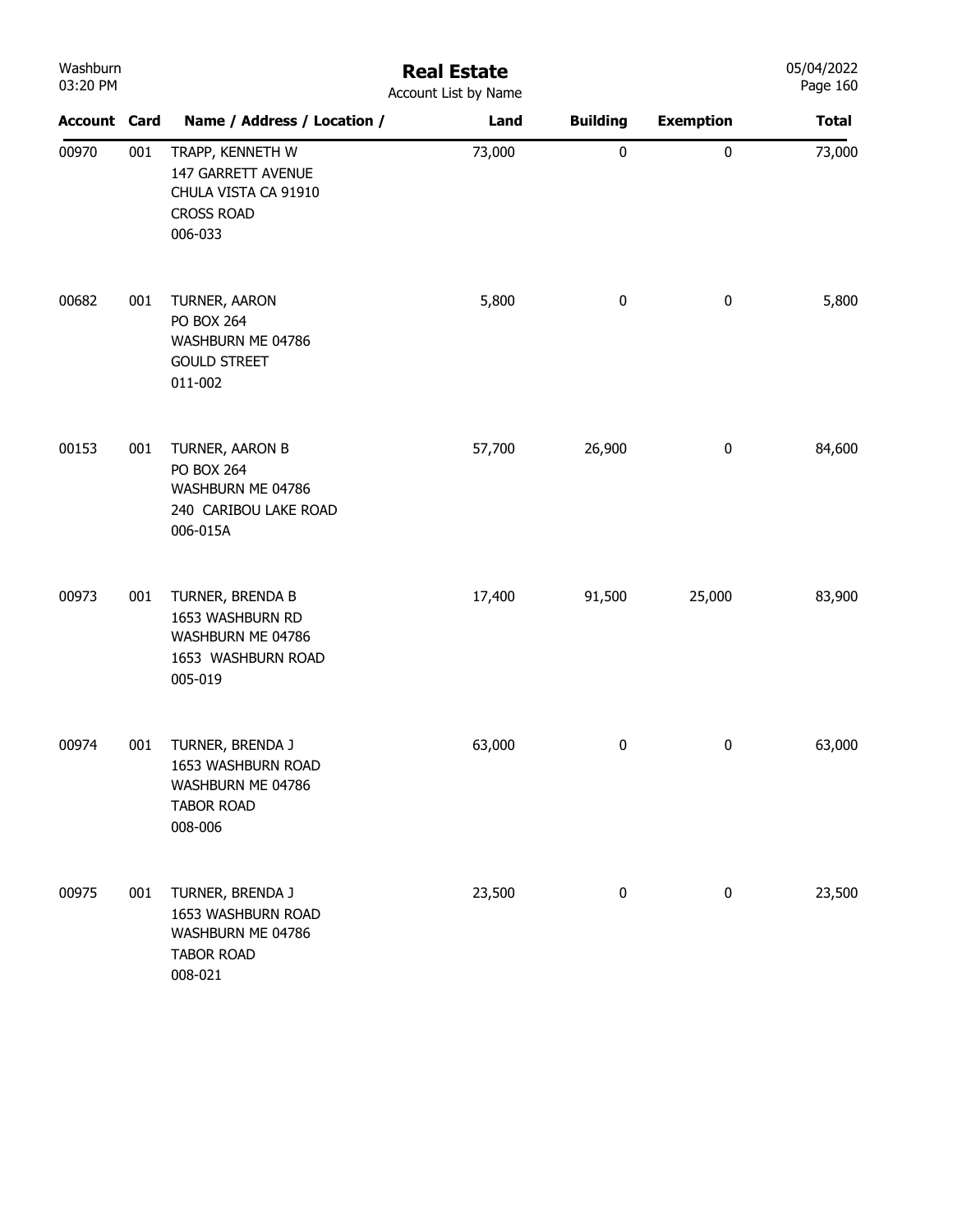| Account | Card | Name / Address / Location / | Land | Building | Exemption | Total |
|---|---|---|---|---|---|---|
| 00970 | 001 | TRAPP, KENNETH W<br>147 GARRETT AVENUE<br>CHULA VISTA CA 91910<br>CROSS ROAD<br>006-033 | 73,000 | 0 | 0 | 73,000 |
| 00682 | 001 | TURNER, AARON<br>PO BOX 264<br>WASHBURN ME 04786<br>GOULD STREET<br>011-002 | 5,800 | 0 | 0 | 5,800 |
| 00153 | 001 | TURNER, AARON B<br>PO BOX 264<br>WASHBURN ME 04786<br>240 CARIBOU LAKE ROAD<br>006-015A | 57,700 | 26,900 | 0 | 84,600 |
| 00973 | 001 | TURNER, BRENDA B<br>1653 WASHBURN RD<br>WASHBURN ME 04786<br>1653 WASHBURN ROAD<br>005-019 | 17,400 | 91,500 | 25,000 | 83,900 |
| 00974 | 001 | TURNER, BRENDA J<br>1653 WASHBURN ROAD<br>WASHBURN ME 04786<br>TABOR ROAD<br>008-006 | 63,000 | 0 | 0 | 63,000 |
| 00975 | 001 | TURNER, BRENDA J<br>1653 WASHBURN ROAD<br>WASHBURN ME 04786<br>TABOR ROAD<br>008-021 | 23,500 | 0 | 0 | 23,500 |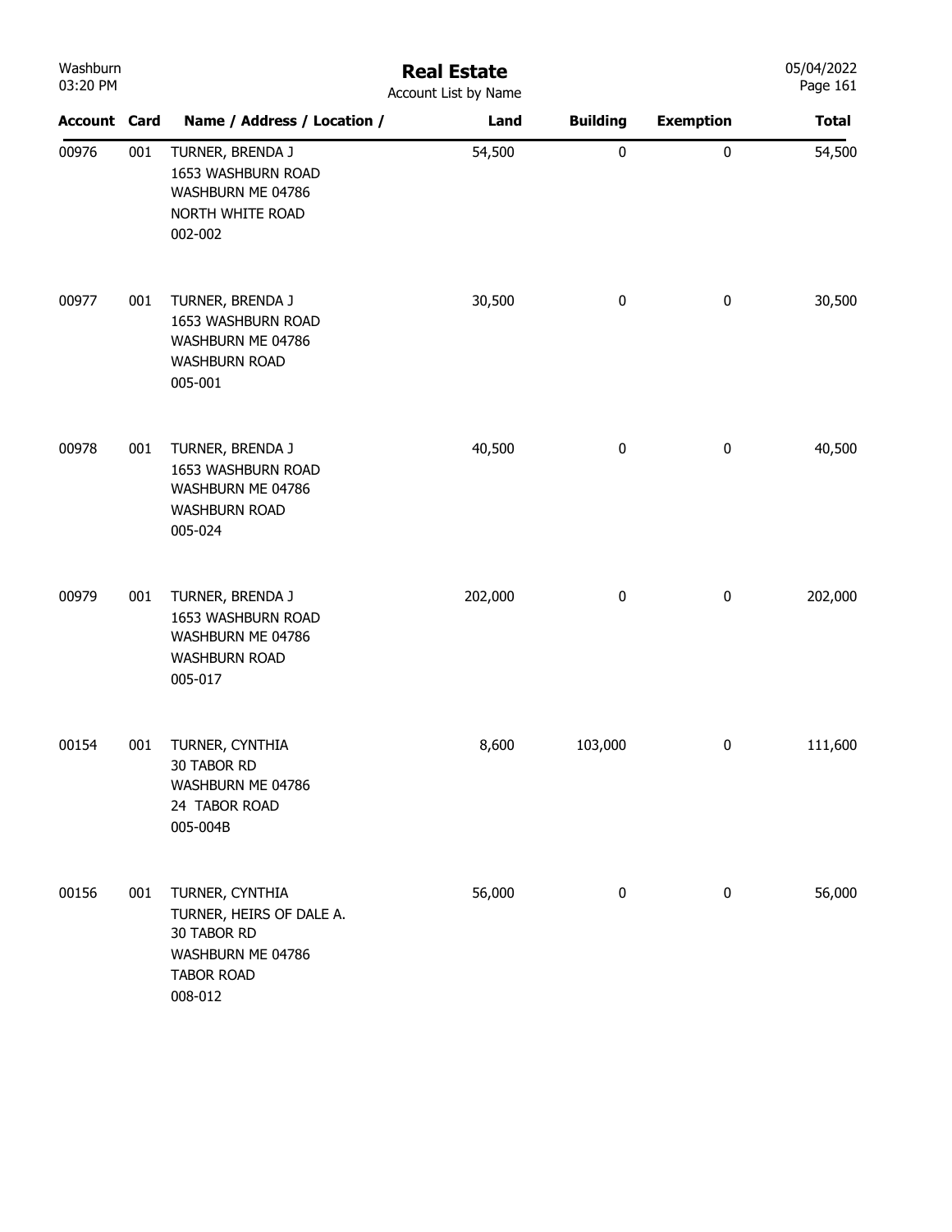| Account | Card | Name / Address / Location / | Land | Building | Exemption | Total |
|---|---|---|---|---|---|---|
| 00976 | 001 | TURNER, BRENDA J<br>1653 WASHBURN ROAD<br>WASHBURN ME 04786<br>NORTH WHITE ROAD<br>002-002 | 54,500 | 0 | 0 | 54,500 |
| 00977 | 001 | TURNER, BRENDA J<br>1653 WASHBURN ROAD<br>WASHBURN ME 04786<br>WASHBURN ROAD<br>005-001 | 30,500 | 0 | 0 | 30,500 |
| 00978 | 001 | TURNER, BRENDA J<br>1653 WASHBURN ROAD<br>WASHBURN ME 04786<br>WASHBURN ROAD<br>005-024 | 40,500 | 0 | 0 | 40,500 |
| 00979 | 001 | TURNER, BRENDA J<br>1653 WASHBURN ROAD<br>WASHBURN ME 04786<br>WASHBURN ROAD<br>005-017 | 202,000 | 0 | 0 | 202,000 |
| 00154 | 001 | TURNER, CYNTHIA<br>30 TABOR RD<br>WASHBURN ME 04786<br>24 TABOR ROAD<br>005-004B | 8,600 | 103,000 | 0 | 111,600 |
| 00156 | 001 | TURNER, CYNTHIA<br>TURNER, HEIRS OF DALE A.<br>30 TABOR RD<br>WASHBURN ME 04786<br>TABOR ROAD<br>008-012 | 56,000 | 0 | 0 | 56,000 |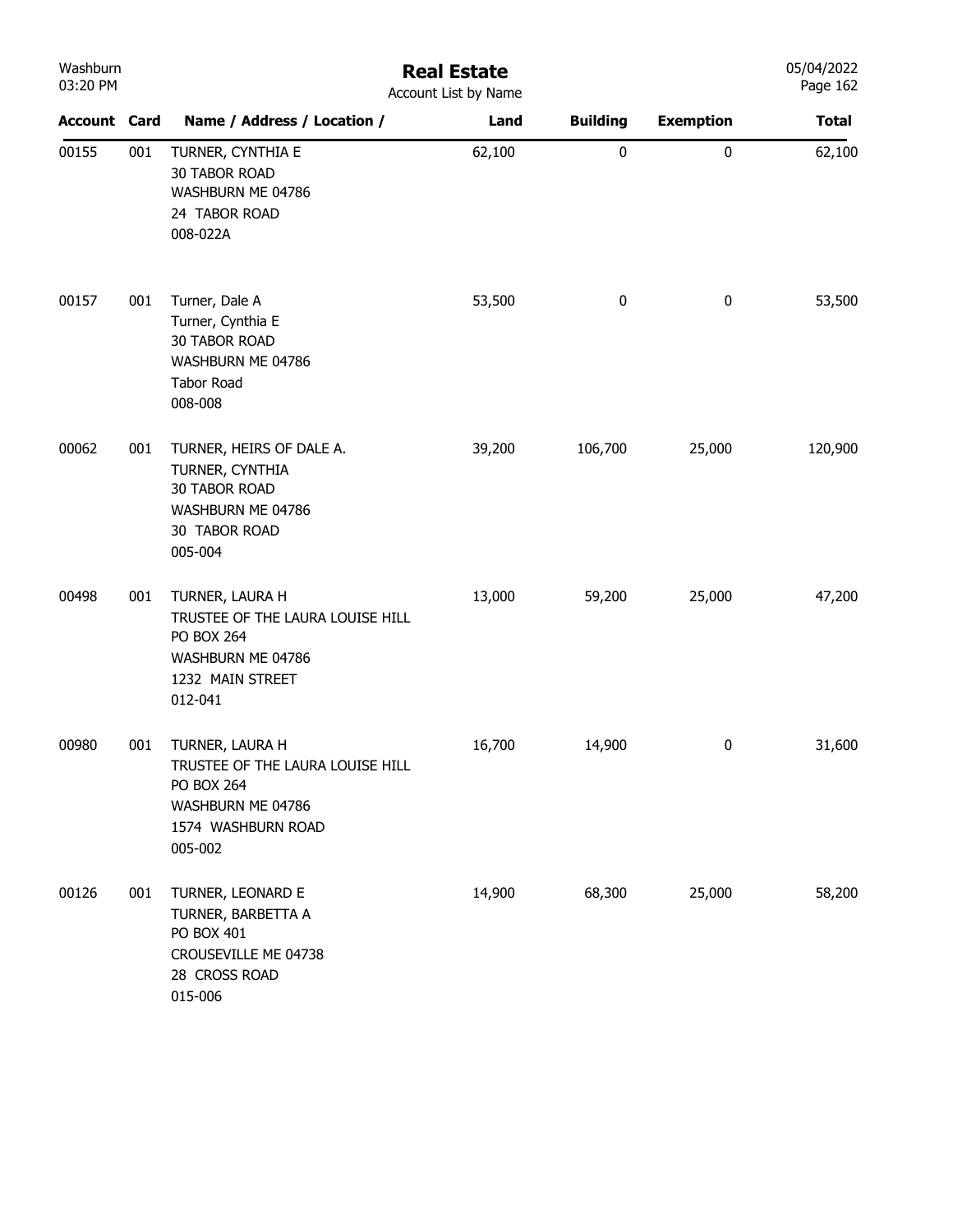# Real Estate

Account List by Name

| Account | Card | Name / Address / Location / | Land | Building | Exemption | Total |
|---|---|---|---|---|---|---|
| 00155 | 001 | TURNER, CYNTHIA E<br>30 TABOR ROAD<br>WASHBURN ME 04786<br>24 TABOR ROAD<br>008-022A | 62,100 | 0 | 0 | 62,100 |
| 00157 | 001 | Turner, Dale A<br>Turner, Cynthia E<br>30 TABOR ROAD<br>WASHBURN ME 04786<br>Tabor Road<br>008-008 | 53,500 | 0 | 0 | 53,500 |
| 00062 | 001 | TURNER, HEIRS OF DALE A.<br>TURNER, CYNTHIA<br>30 TABOR ROAD<br>WASHBURN ME 04786<br>30 TABOR ROAD<br>005-004 | 39,200 | 106,700 | 25,000 | 120,900 |
| 00498 | 001 | TURNER, LAURA H<br>TRUSTEE OF THE LAURA LOUISE HILL<br>PO BOX 264<br>WASHBURN ME 04786<br>1232 MAIN STREET<br>012-041 | 13,000 | 59,200 | 25,000 | 47,200 |
| 00980 | 001 | TURNER, LAURA H<br>TRUSTEE OF THE LAURA LOUISE HILL<br>PO BOX 264<br>WASHBURN ME 04786<br>1574 WASHBURN ROAD<br>005-002 | 16,700 | 14,900 | 0 | 31,600 |
| 00126 | 001 | TURNER, LEONARD E<br>TURNER, BARBETTA A<br>PO BOX 401<br>CROUSEVILLE ME 04738<br>28 CROSS ROAD<br>015-006 | 14,900 | 68,300 | 25,000 | 58,200 |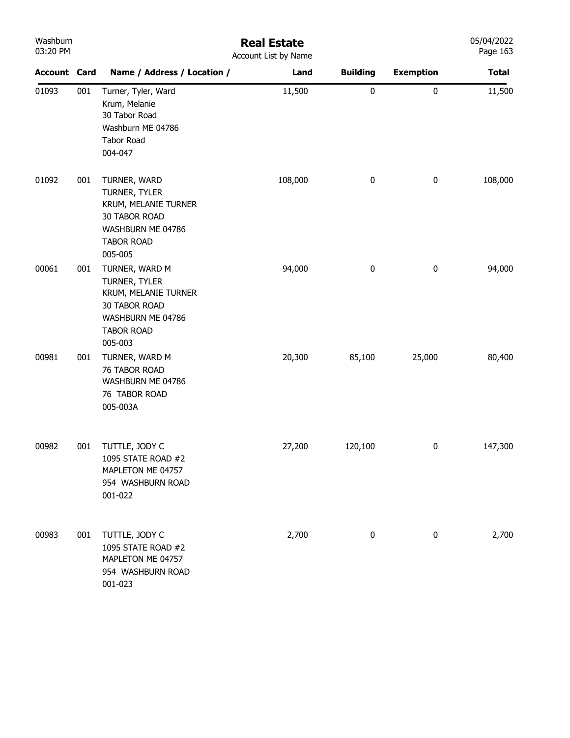# Real Estate

Account List by Name

| Account | Card | Name / Address / Location / | Land | Building | Exemption | Total |
|---|---|---|---|---|---|---|
| 01093 | 001 | Turner, Tyler, Ward<br>Krum, Melanie<br>30 Tabor Road<br>Washburn ME 04786<br>Tabor Road<br>004-047 | 11,500 | 0 | 0 | 11,500 |
| 01092 | 001 | TURNER, WARD<br>TURNER, TYLER<br>KRUM, MELANIE TURNER<br>30 TABOR ROAD<br>WASHBURN ME 04786<br>TABOR ROAD<br>005-005 | 108,000 | 0 | 0 | 108,000 |
| 00061 | 001 | TURNER, WARD M<br>TURNER, TYLER<br>KRUM, MELANIE TURNER<br>30 TABOR ROAD<br>WASHBURN ME 04786<br>TABOR ROAD<br>005-003 | 94,000 | 0 | 0 | 94,000 |
| 00981 | 001 | TURNER, WARD M<br>76 TABOR ROAD<br>WASHBURN ME 04786<br>76 TABOR ROAD<br>005-003A | 20,300 | 85,100 | 25,000 | 80,400 |
| 00982 | 001 | TUTTLE, JODY C<br>1095 STATE ROAD #2<br>MAPLETON ME 04757<br>954 WASHBURN ROAD<br>001-022 | 27,200 | 120,100 | 0 | 147,300 |
| 00983 | 001 | TUTTLE, JODY C<br>1095 STATE ROAD #2<br>MAPLETON ME 04757<br>954 WASHBURN ROAD<br>001-023 | 2,700 | 0 | 0 | 2,700 |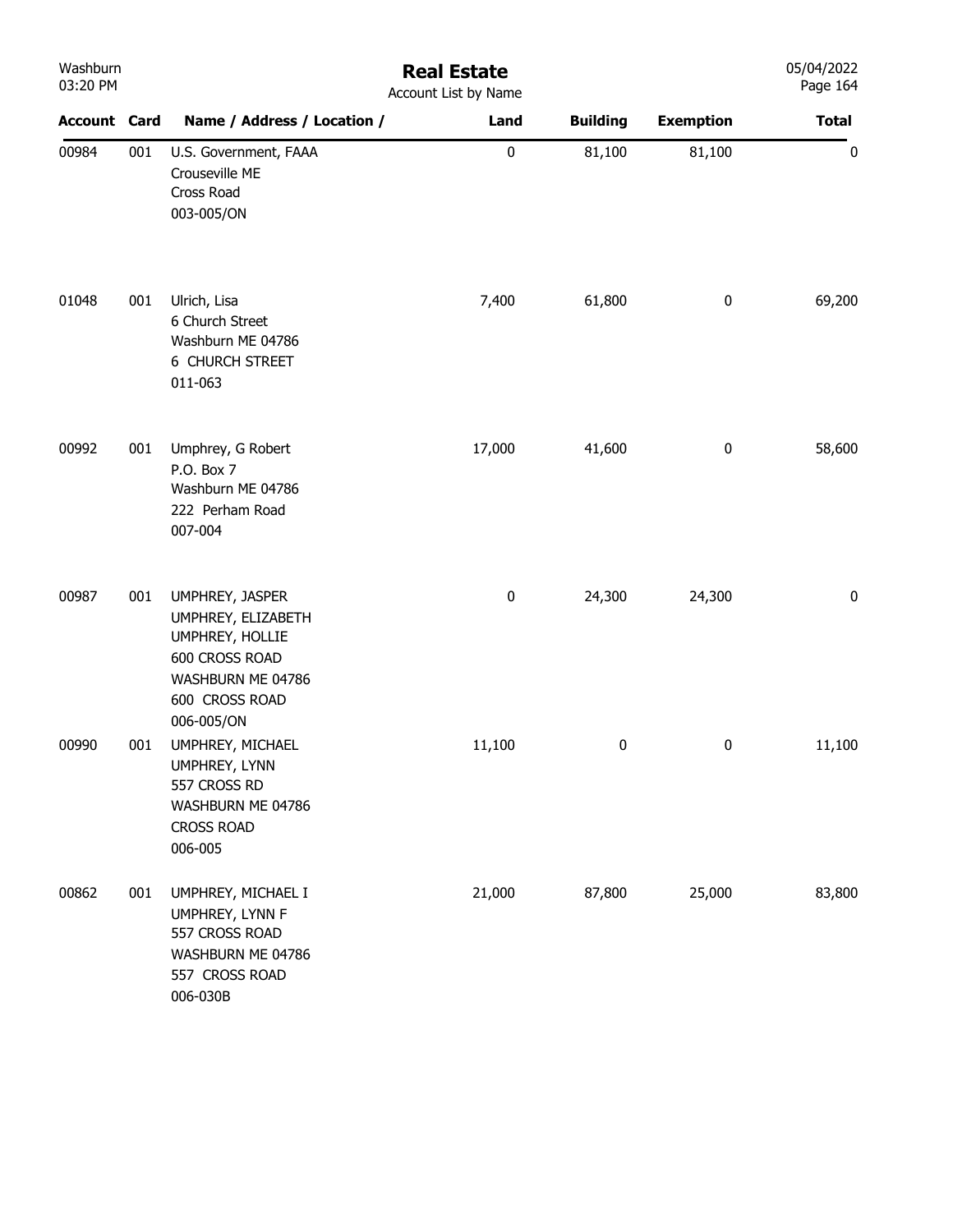| Account | Card | Name / Address / Location / | Land | Building | Exemption | Total |
|---|---|---|---|---|---|---|
| 00984 | 001 | U.S. Government, FAAA<br>Crouseville ME<br>Cross Road<br>003-005/ON | 0 | 81,100 | 81,100 | 0 |
| 01048 | 001 | Ulrich, Lisa<br>6 Church Street<br>Washburn ME 04786<br>6 CHURCH STREET<br>011-063 | 7,400 | 61,800 | 0 | 69,200 |
| 00992 | 001 | Umphrey, G Robert<br>P.O. Box 7<br>Washburn ME 04786<br>222 Perham Road<br>007-004 | 17,000 | 41,600 | 0 | 58,600 |
| 00987 | 001 | UMPHREY, JASPER<br>UMPHREY, ELIZABETH<br>UMPHREY, HOLLIE<br>600 CROSS ROAD<br>WASHBURN ME 04786<br>600 CROSS ROAD<br>006-005/ON | 0 | 24,300 | 24,300 | 0 |
| 00990 | 001 | UMPHREY, MICHAEL<br>UMPHREY, LYNN<br>557 CROSS RD<br>WASHBURN ME 04786<br>CROSS ROAD<br>006-005 | 11,100 | 0 | 0 | 11,100 |
| 00862 | 001 | UMPHREY, MICHAEL I<br>UMPHREY, LYNN F<br>557 CROSS ROAD<br>WASHBURN ME 04786<br>557 CROSS ROAD<br>006-030B | 21,000 | 87,800 | 25,000 | 83,800 |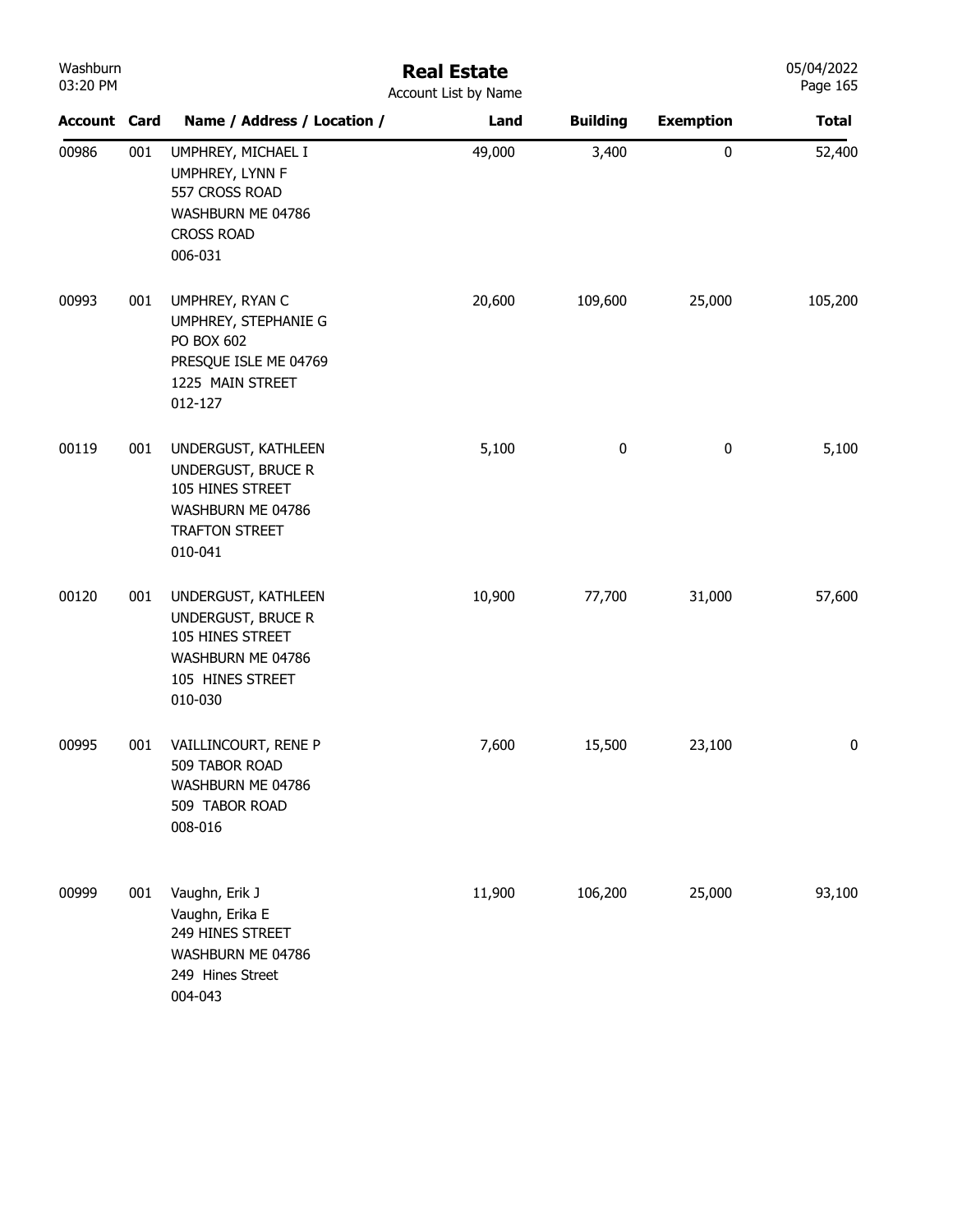# Real Estate

Account List by Name

| Account | Card | Name / Address / Location / | Land | Building | Exemption | Total |
|---|---|---|---|---|---|---|
| 00986 | 001 | UMPHREY, MICHAEL I<br>UMPHREY, LYNN F<br>557 CROSS ROAD<br>WASHBURN ME 04786<br>CROSS ROAD<br>006-031 | 49,000 | 3,400 | 0 | 52,400 |
| 00993 | 001 | UMPHREY, RYAN C<br>UMPHREY, STEPHANIE G<br>PO BOX 602<br>PRESQUE ISLE ME 04769<br>1225 MAIN STREET<br>012-127 | 20,600 | 109,600 | 25,000 | 105,200 |
| 00119 | 001 | UNDERGUST, KATHLEEN<br>UNDERGUST, BRUCE R<br>105 HINES STREET<br>WASHBURN ME 04786<br>TRAFTON STREET<br>010-041 | 5,100 | 0 | 0 | 5,100 |
| 00120 | 001 | UNDERGUST, KATHLEEN<br>UNDERGUST, BRUCE R<br>105 HINES STREET<br>WASHBURN ME 04786<br>105 HINES STREET<br>010-030 | 10,900 | 77,700 | 31,000 | 57,600 |
| 00995 | 001 | VAILLINCOURT, RENE P<br>509 TABOR ROAD<br>WASHBURN ME 04786<br>509 TABOR ROAD<br>008-016 | 7,600 | 15,500 | 23,100 | 0 |
| 00999 | 001 | Vaughn, Erik J<br>Vaughn, Erika E<br>249 HINES STREET<br>WASHBURN ME 04786<br>249 Hines Street<br>004-043 | 11,900 | 106,200 | 25,000 | 93,100 |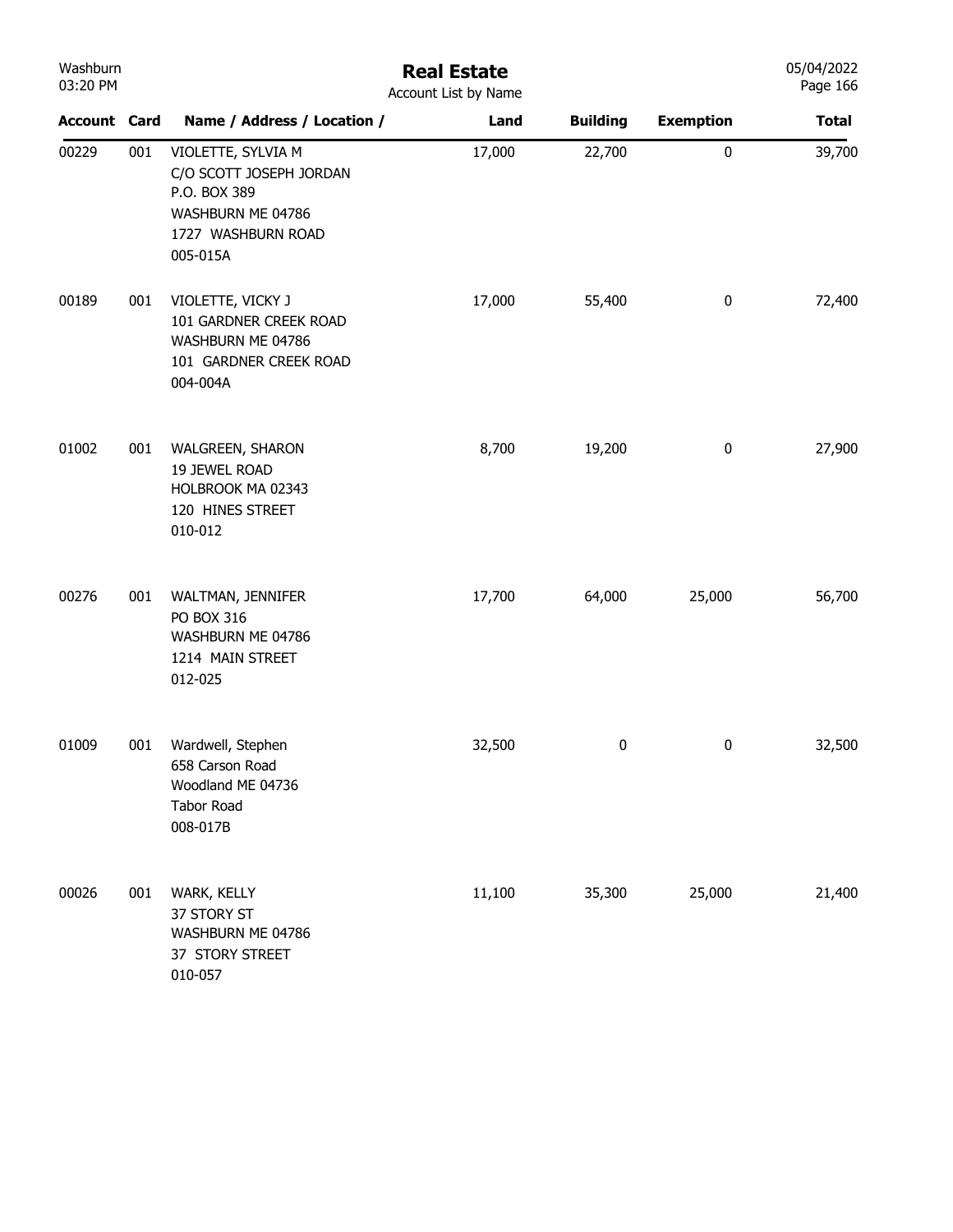# Real Estate

Account List by Name

| Account | Card | Name / Address / Location / | Land | Building | Exemption | Total |
|---|---|---|---|---|---|---|
| 00229 | 001 | VIOLETTE, SYLVIA M<br>C/O SCOTT JOSEPH JORDAN<br>P.O. BOX 389<br>WASHBURN ME 04786<br>1727 WASHBURN ROAD<br>005-015A | 17,000 | 22,700 | 0 | 39,700 |
| 00189 | 001 | VIOLETTE, VICKY J<br>101 GARDNER CREEK ROAD<br>WASHBURN ME 04786<br>101 GARDNER CREEK ROAD<br>004-004A | 17,000 | 55,400 | 0 | 72,400 |
| 01002 | 001 | WALGREEN, SHARON<br>19 JEWEL ROAD<br>HOLBROOK MA 02343<br>120 HINES STREET<br>010-012 | 8,700 | 19,200 | 0 | 27,900 |
| 00276 | 001 | WALTMAN, JENNIFER<br>PO BOX 316<br>WASHBURN ME 04786<br>1214 MAIN STREET<br>012-025 | 17,700 | 64,000 | 25,000 | 56,700 |
| 01009 | 001 | Wardwell, Stephen<br>658 Carson Road<br>Woodland ME 04736<br>Tabor Road<br>008-017B | 32,500 | 0 | 0 | 32,500 |
| 00026 | 001 | WARK, KELLY<br>37 STORY ST<br>WASHBURN ME 04786<br>37 STORY STREET<br>010-057 | 11,100 | 35,300 | 25,000 | 21,400 |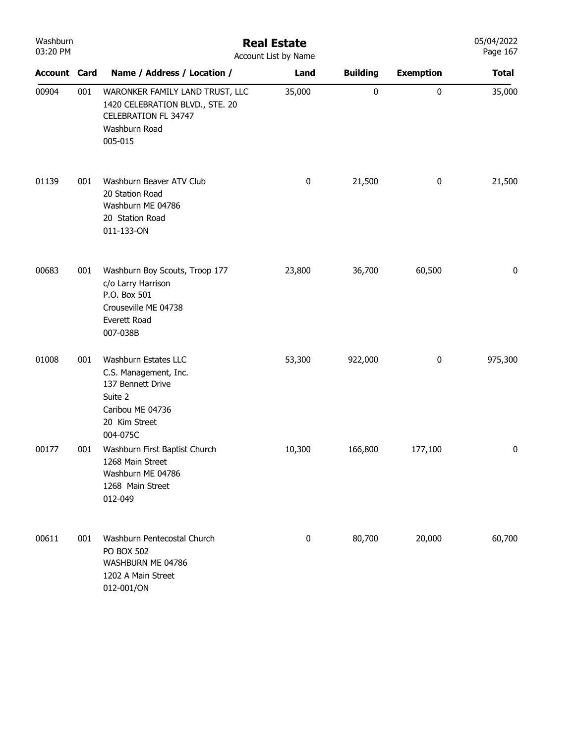# Real Estate

Account List by Name

| Account | Card | Name / Address / Location / | Land | Building | Exemption | Total |
|---|---|---|---|---|---|---|
| 00904 | 001 | WARONKER FAMILY LAND TRUST, LLC<br>1420 CELEBRATION BLVD., STE. 20<br>CELEBRATION FL 34747<br>Washburn Road<br>005-015 | 35,000 | 0 | 0 | 35,000 |
| 01139 | 001 | Washburn Beaver ATV Club<br>20 Station Road<br>Washburn ME 04786<br>20 Station Road<br>011-133-ON | 0 | 21,500 | 0 | 21,500 |
| 00683 | 001 | Washburn Boy Scouts, Troop 177<br>c/o Larry Harrison<br>P.O. Box 501<br>Crouseville ME 04738<br>Everett Road<br>007-038B | 23,800 | 36,700 | 60,500 | 0 |
| 01008 | 001 | Washburn Estates LLC<br>C.S. Management, Inc.<br>137 Bennett Drive<br>Suite 2<br>Caribou ME 04736<br>20 Kim Street<br>004-075C | 53,300 | 922,000 | 0 | 975,300 |
| 00177 | 001 | Washburn First Baptist Church<br>1268 Main Street<br>Washburn ME 04786<br>1268 Main Street<br>012-049 | 10,300 | 166,800 | 177,100 | 0 |
| 00611 | 001 | Washburn Pentecostal Church<br>PO BOX 502<br>WASHBURN ME 04786<br>1202 A Main Street<br>012-001/ON | 0 | 80,700 | 20,000 | 60,700 |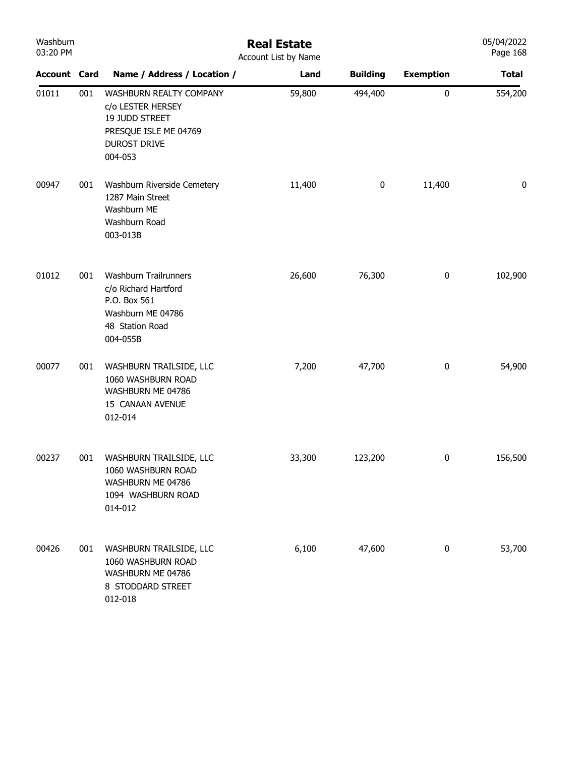Washburn
03:20 PM

# Real Estate

Account List by Name

05/04/2022

| Account | Card | Name / Address / Location / | Land | Building | Exemption | Total |
|---|---|---|---|---|---|---|
| 01011 | 001 | WASHBURN REALTY COMPANY<br>c/o LESTER HERSEY<br>19 JUDD STREET<br>PRESQUE ISLE ME 04769<br>DUROST DRIVE<br>004-053 | 59,800 | 494,400 | 0 | 554,200 |
| 00947 | 001 | Washburn Riverside Cemetery<br>1287 Main Street<br>Washburn ME<br>Washburn Road<br>003-013B | 11,400 | 0 | 11,400 | 0 |
| 01012 | 001 | Washburn Trailrunners<br>c/o Richard Hartford<br>P.O. Box 561<br>Washburn ME 04786<br>48 Station Road<br>004-055B | 26,600 | 76,300 | 0 | 102,900 |
| 00077 | 001 | WASHBURN TRAILSIDE, LLC<br>1060 WASHBURN ROAD<br>WASHBURN ME 04786<br>15 CANAAN AVENUE<br>012-014 | 7,200 | 47,700 | 0 | 54,900 |
| 00237 | 001 | WASHBURN TRAILSIDE, LLC<br>1060 WASHBURN ROAD<br>WASHBURN ME 04786<br>1094 WASHBURN ROAD<br>014-012 | 33,300 | 123,200 | 0 | 156,500 |
| 00426 | 001 | WASHBURN TRAILSIDE, LLC<br>1060 WASHBURN ROAD<br>WASHBURN ME 04786<br>8 STODDARD STREET<br>012-018 | 6,100 | 47,600 | 0 | 53,700 |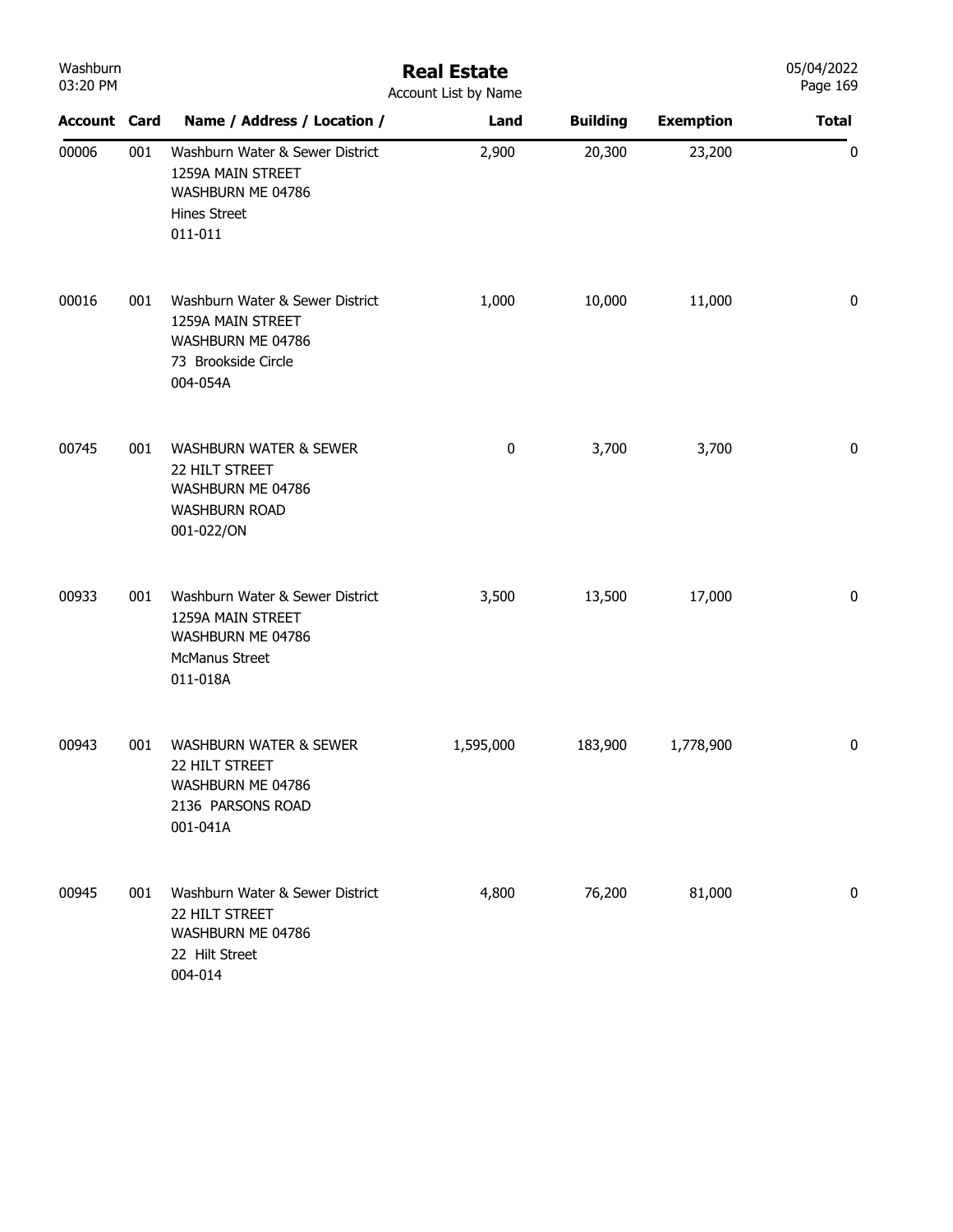# Real Estate

Account List by Name

| Account | Card | Name / Address / Location / | Land | Building | Exemption | Total |
|---|---|---|---|---|---|---|
| 00006 | 001 | Washburn Water & Sewer District<br>1259A MAIN STREET<br>WASHBURN ME 04786<br>Hines Street<br>011-011 | 2,900 | 20,300 | 23,200 | 0 |
| 00016 | 001 | Washburn Water & Sewer District<br>1259A MAIN STREET<br>WASHBURN ME 04786<br>73 Brookside Circle<br>004-054A | 1,000 | 10,000 | 11,000 | 0 |
| 00745 | 001 | WASHBURN WATER & SEWER<br>22 HILT STREET<br>WASHBURN ME 04786<br>WASHBURN ROAD<br>001-022/ON | 0 | 3,700 | 3,700 | 0 |
| 00933 | 001 | Washburn Water & Sewer District<br>1259A MAIN STREET<br>WASHBURN ME 04786<br>McManus Street<br>011-018A | 3,500 | 13,500 | 17,000 | 0 |
| 00943 | 001 | WASHBURN WATER & SEWER<br>22 HILT STREET<br>WASHBURN ME 04786<br>2136 PARSONS ROAD<br>001-041A | 1,595,000 | 183,900 | 1,778,900 | 0 |
| 00945 | 001 | Washburn Water & Sewer District<br>22 HILT STREET<br>WASHBURN ME 04786<br>22 Hilt Street<br>004-014 | 4,800 | 76,200 | 81,000 | 0 |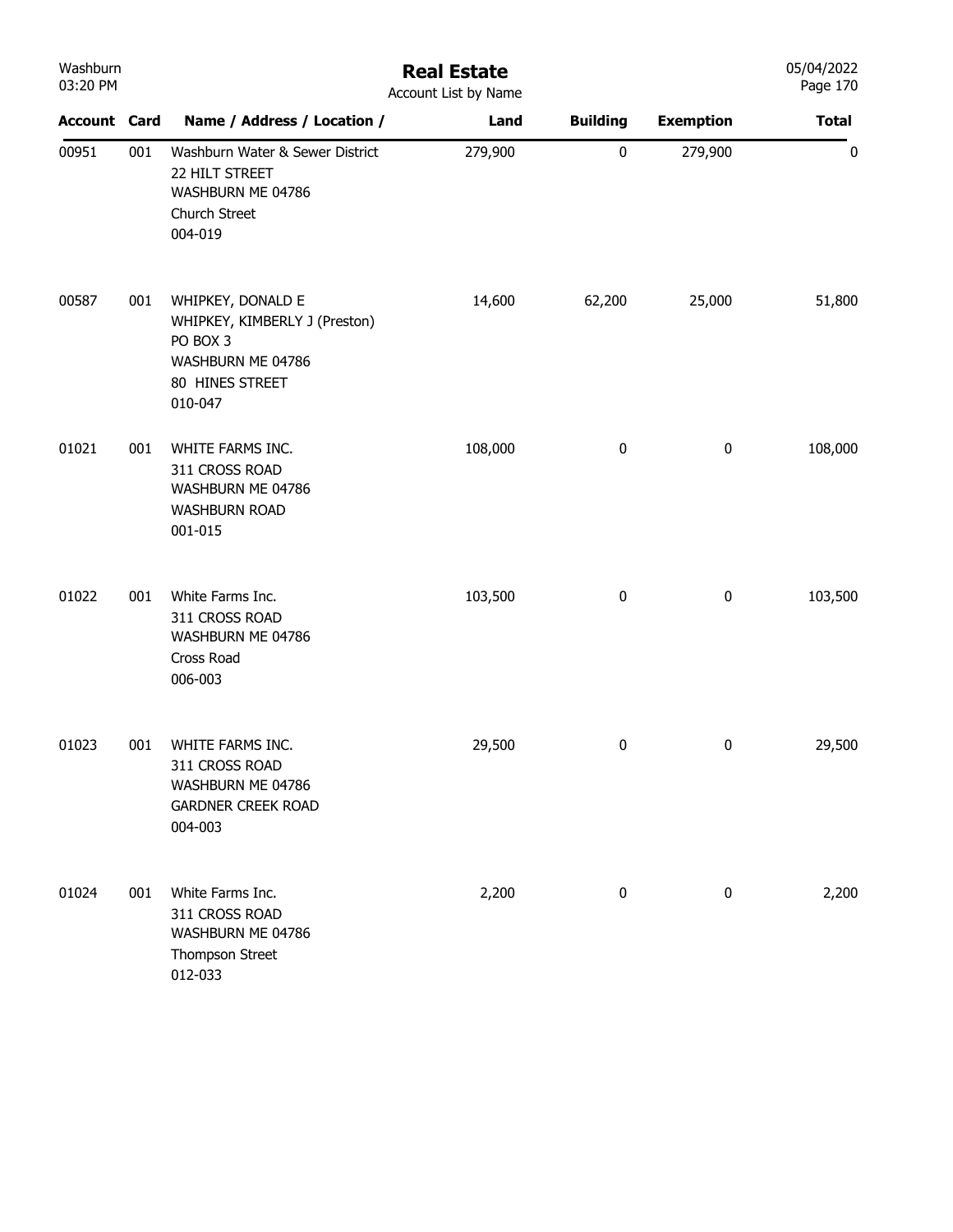# Real Estate

Account List by Name

| Account | Card | Name / Address / Location / | Land | Building | Exemption | Total |
|---|---|---|---|---|---|---|
| 00951 | 001 | Washburn Water & Sewer District<br>22 HILT STREET<br>WASHBURN ME 04786<br>Church Street<br>004-019 | 279,900 | 0 | 279,900 | 0 |
| 00587 | 001 | WHIPKEY, DONALD E<br>WHIPKEY, KIMBERLY J (Preston)<br>PO BOX 3<br>WASHBURN ME 04786<br>80 HINES STREET<br>010-047 | 14,600 | 62,200 | 25,000 | 51,800 |
| 01021 | 001 | WHITE FARMS INC.<br>311 CROSS ROAD<br>WASHBURN ME 04786<br>WASHBURN ROAD<br>001-015 | 108,000 | 0 | 0 | 108,000 |
| 01022 | 001 | White Farms Inc.<br>311 CROSS ROAD<br>WASHBURN ME 04786<br>Cross Road<br>006-003 | 103,500 | 0 | 0 | 103,500 |
| 01023 | 001 | WHITE FARMS INC.<br>311 CROSS ROAD<br>WASHBURN ME 04786<br>GARDNER CREEK ROAD<br>004-003 | 29,500 | 0 | 0 | 29,500 |
| 01024 | 001 | White Farms Inc.<br>311 CROSS ROAD<br>WASHBURN ME 04786<br>Thompson Street<br>012-033 | 2,200 | 0 | 0 | 2,200 |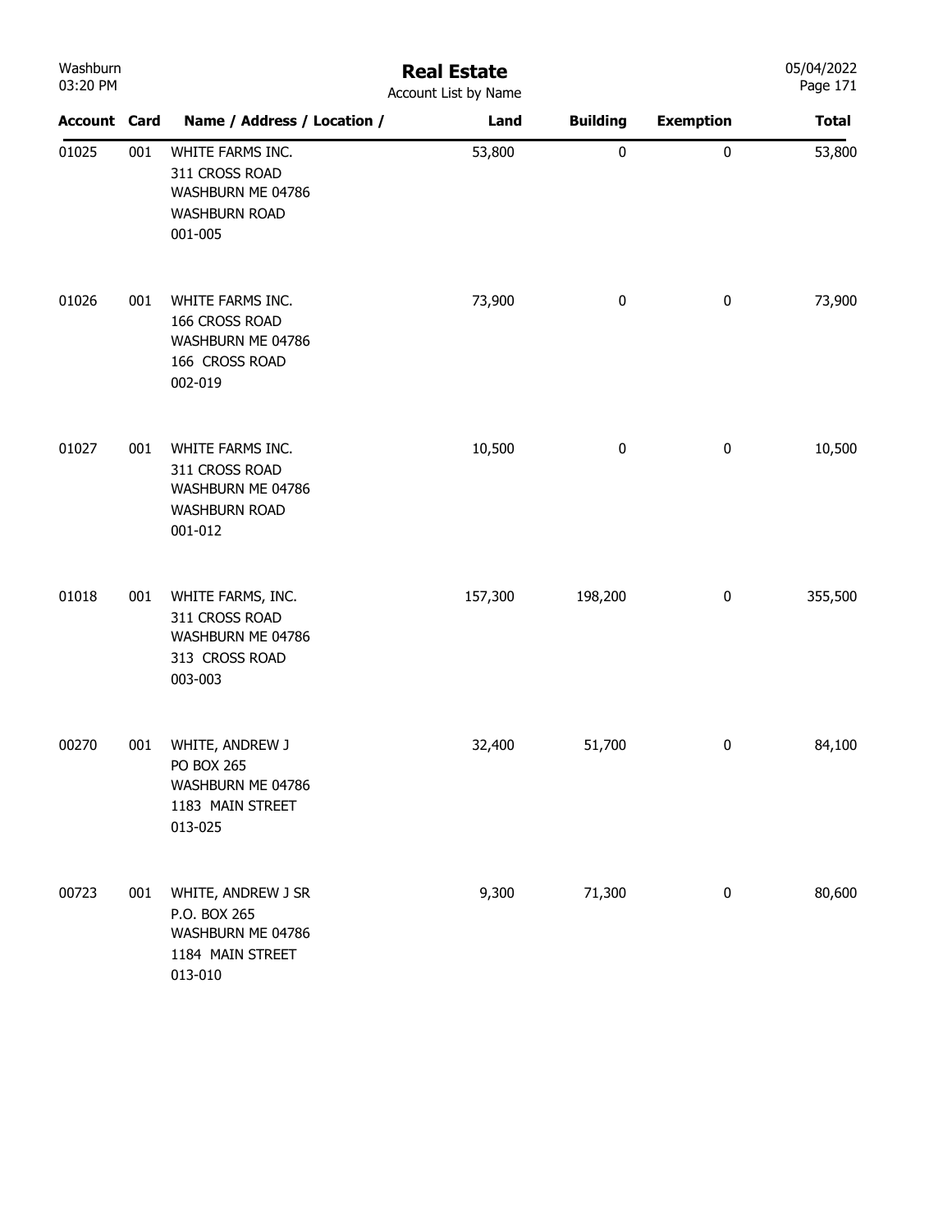# Real Estate

Account List by Name

| Account | Card | Name / Address / Location / | Land | Building | Exemption | Total |
|---|---|---|---|---|---|---|
| 01025 | 001 | WHITE FARMS INC.<br>311 CROSS ROAD<br>WASHBURN ME 04786<br>WASHBURN ROAD<br>001-005 | 53,800 | 0 | 0 | 53,800 |
| 01026 | 001 | WHITE FARMS INC.<br>166 CROSS ROAD<br>WASHBURN ME 04786<br>166 CROSS ROAD<br>002-019 | 73,900 | 0 | 0 | 73,900 |
| 01027 | 001 | WHITE FARMS INC.<br>311 CROSS ROAD<br>WASHBURN ME 04786<br>WASHBURN ROAD<br>001-012 | 10,500 | 0 | 0 | 10,500 |
| 01018 | 001 | WHITE FARMS, INC.<br>311 CROSS ROAD<br>WASHBURN ME 04786<br>313 CROSS ROAD<br>003-003 | 157,300 | 198,200 | 0 | 355,500 |
| 00270 | 001 | WHITE, ANDREW J<br>PO BOX 265<br>WASHBURN ME 04786<br>1183 MAIN STREET<br>013-025 | 32,400 | 51,700 | 0 | 84,100 |
| 00723 | 001 | WHITE, ANDREW J SR<br>P.O. BOX 265<br>WASHBURN ME 04786<br>1184 MAIN STREET<br>013-010 | 9,300 | 71,300 | 0 | 80,600 |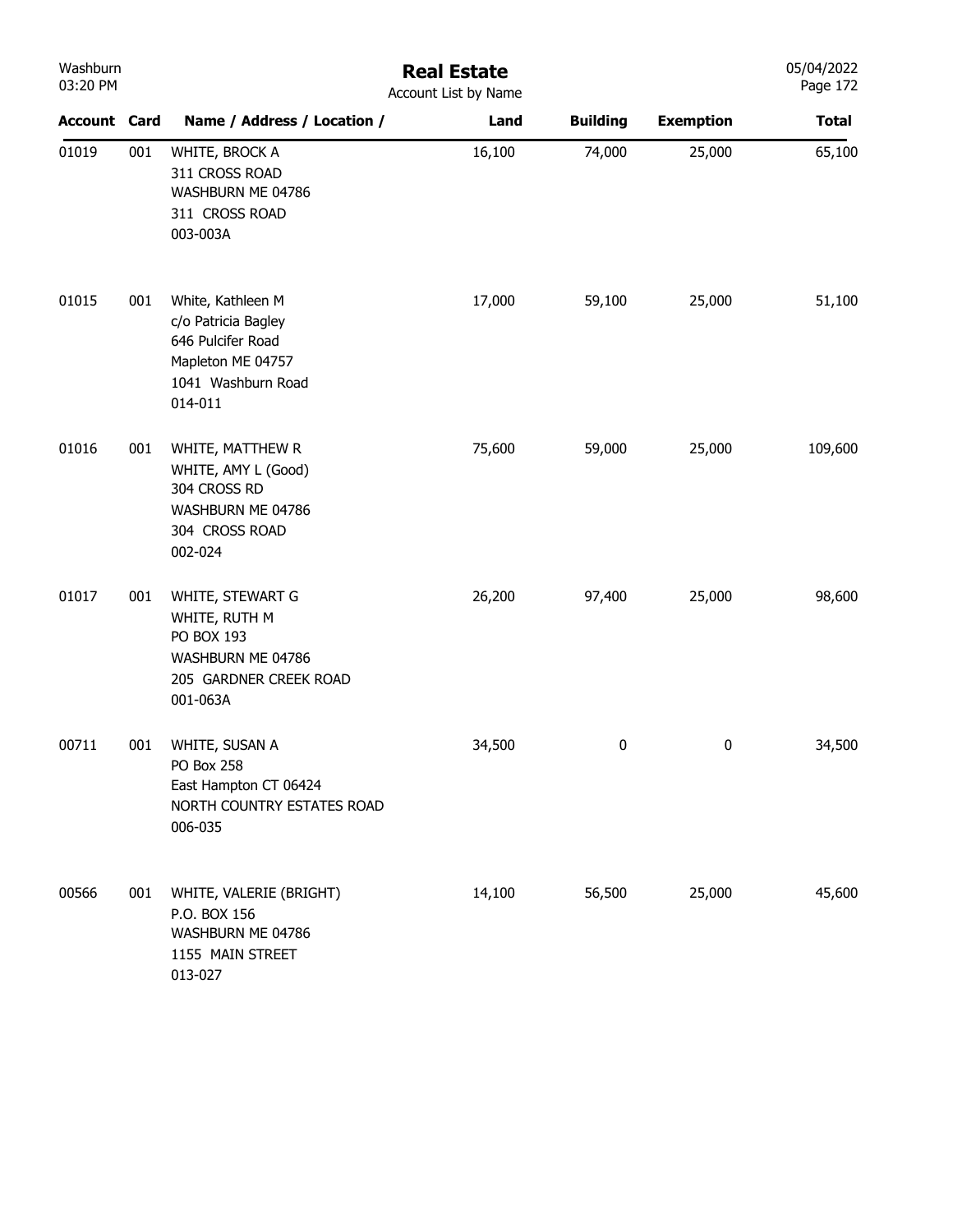# Real Estate

Account List by Name

| Account | Card | Name / Address / Location / | Land | Building | Exemption | Total |
|---|---|---|---|---|---|---|
| 01019 | 001 | WHITE, BROCK A<br>311 CROSS ROAD<br>WASHBURN ME 04786<br>311 CROSS ROAD<br>003-003A | 16,100 | 74,000 | 25,000 | 65,100 |
| 01015 | 001 | White, Kathleen M<br>c/o Patricia Bagley<br>646 Pulcifer Road<br>Mapleton ME 04757<br>1041 Washburn Road<br>014-011 | 17,000 | 59,100 | 25,000 | 51,100 |
| 01016 | 001 | WHITE, MATTHEW R<br>WHITE, AMY L (Good)<br>304 CROSS RD<br>WASHBURN ME 04786<br>304 CROSS ROAD<br>002-024 | 75,600 | 59,000 | 25,000 | 109,600 |
| 01017 | 001 | WHITE, STEWART G<br>WHITE, RUTH M<br>PO BOX 193<br>WASHBURN ME 04786<br>205 GARDNER CREEK ROAD<br>001-063A | 26,200 | 97,400 | 25,000 | 98,600 |
| 00711 | 001 | WHITE, SUSAN A<br>PO Box 258<br>East Hampton CT 06424<br>NORTH COUNTRY ESTATES ROAD<br>006-035 | 34,500 | 0 | 0 | 34,500 |
| 00566 | 001 | WHITE, VALERIE (BRIGHT)<br>P.O. BOX 156<br>WASHBURN ME 04786<br>1155 MAIN STREET<br>013-027 | 14,100 | 56,500 | 25,000 | 45,600 |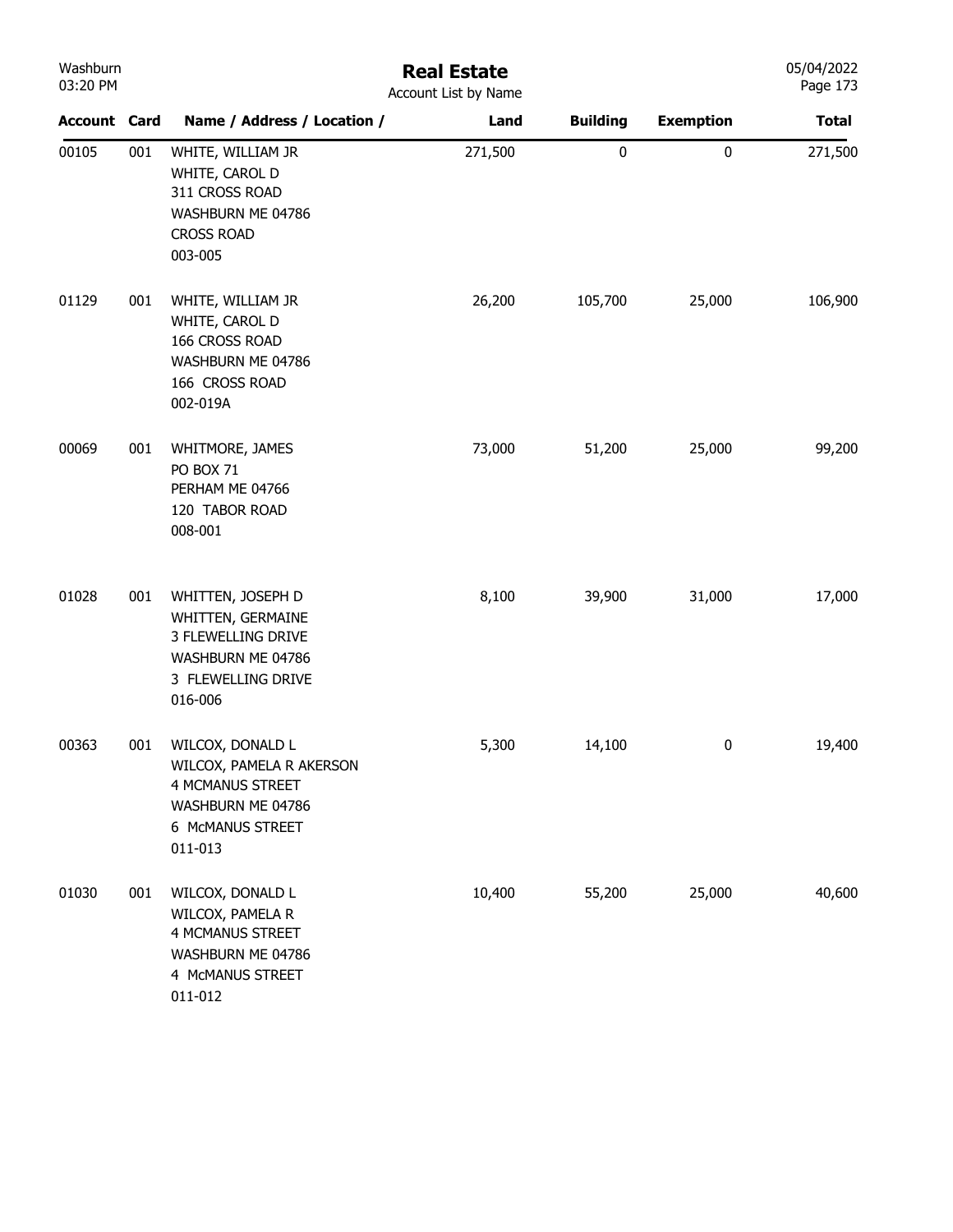# Real Estate

Account List by Name

| Account | Card | Name / Address / Location / | Land | Building | Exemption | Total |
|---|---|---|---|---|---|---|
| 00105 | 001 | WHITE, WILLIAM JR<br>WHITE, CAROL D<br>311 CROSS ROAD<br>WASHBURN ME 04786<br>CROSS ROAD<br>003-005 | 271,500 | 0 | 0 | 271,500 |
| 01129 | 001 | WHITE, WILLIAM JR<br>WHITE, CAROL D<br>166 CROSS ROAD<br>WASHBURN ME 04786<br>166 CROSS ROAD<br>002-019A | 26,200 | 105,700 | 25,000 | 106,900 |
| 00069 | 001 | WHITMORE, JAMES<br>PO BOX 71<br>PERHAM ME 04766<br>120 TABOR ROAD<br>008-001 | 73,000 | 51,200 | 25,000 | 99,200 |
| 01028 | 001 | WHITTEN, JOSEPH D<br>WHITTEN, GERMAINE<br>3 FLEWELLING DRIVE<br>WASHBURN ME 04786<br>3 FLEWELLING DRIVE<br>016-006 | 8,100 | 39,900 | 31,000 | 17,000 |
| 00363 | 001 | WILCOX, DONALD L<br>WILCOX, PAMELA R AKERSON<br>4 MCMANUS STREET<br>WASHBURN ME 04786<br>6 McMANUS STREET<br>011-013 | 5,300 | 14,100 | 0 | 19,400 |
| 01030 | 001 | WILCOX, DONALD L<br>WILCOX, PAMELA R<br>4 MCMANUS STREET<br>WASHBURN ME 04786<br>4 McMANUS STREET<br>011-012 | 10,400 | 55,200 | 25,000 | 40,600 |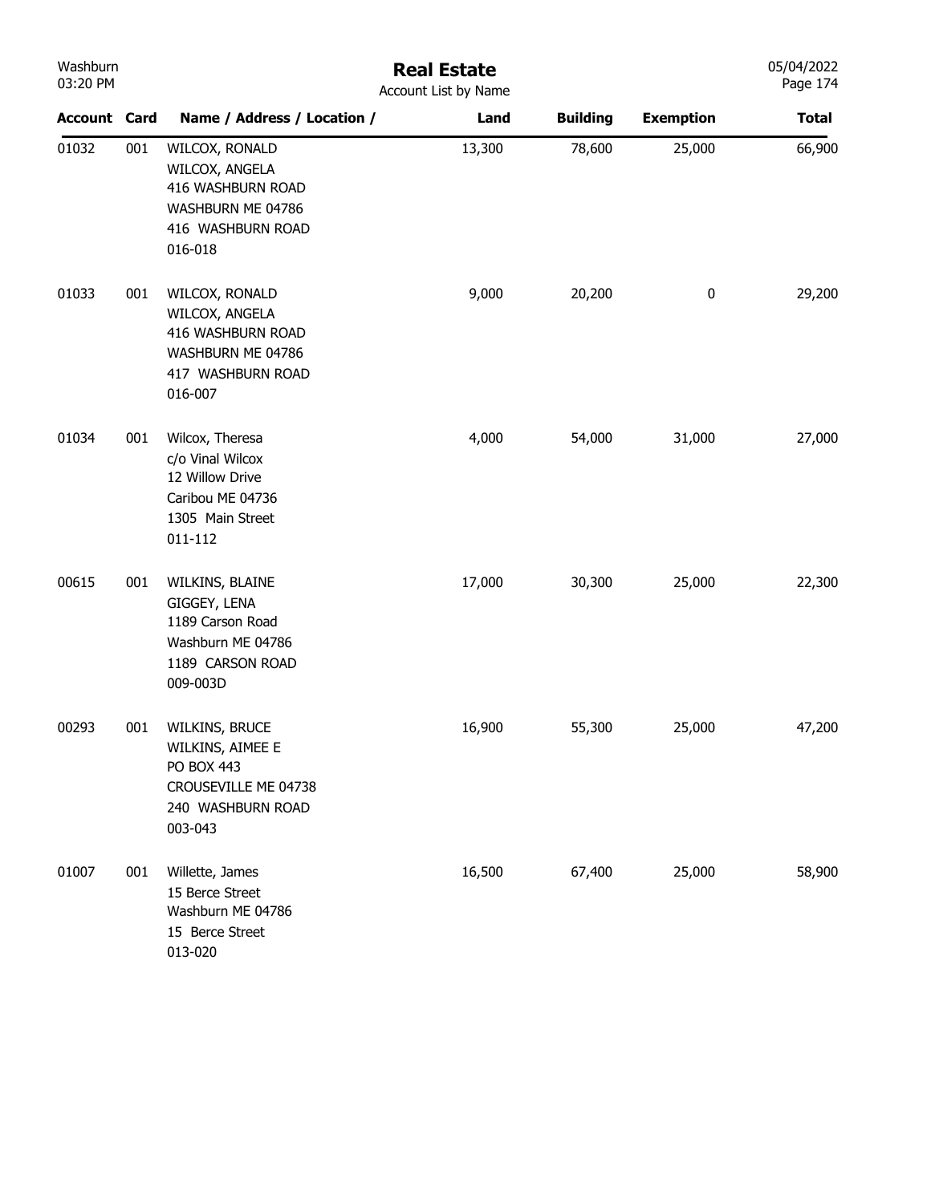| Account | Card | Name / Address / Location / | Land | Building | Exemption | Total |
|---|---|---|---|---|---|---|
| 01032 | 001 | WILCOX, RONALD<br>WILCOX, ANGELA<br>416 WASHBURN ROAD<br>WASHBURN ME 04786<br>416 WASHBURN ROAD<br>016-018 | 13,300 | 78,600 | 25,000 | 66,900 |
| 01033 | 001 | WILCOX, RONALD<br>WILCOX, ANGELA<br>416 WASHBURN ROAD<br>WASHBURN ME 04786<br>417 WASHBURN ROAD<br>016-007 | 9,000 | 20,200 | 0 | 29,200 |
| 01034 | 001 | Wilcox, Theresa<br>c/o Vinal Wilcox<br>12 Willow Drive<br>Caribou ME 04736<br>1305 Main Street<br>011-112 | 4,000 | 54,000 | 31,000 | 27,000 |
| 00615 | 001 | WILKINS, BLAINE<br>GIGGEY, LENA<br>1189 Carson Road<br>Washburn ME 04786<br>1189 CARSON ROAD<br>009-003D | 17,000 | 30,300 | 25,000 | 22,300 |
| 00293 | 001 | WILKINS, BRUCE<br>WILKINS, AIMEE E<br>PO BOX 443<br>CROUSEVILLE ME 04738<br>240 WASHBURN ROAD<br>003-043 | 16,900 | 55,300 | 25,000 | 47,200 |
| 01007 | 001 | Willette, James<br>15 Berce Street<br>Washburn ME 04786<br>15 Berce Street<br>013-020 | 16,500 | 67,400 | 25,000 | 58,900 |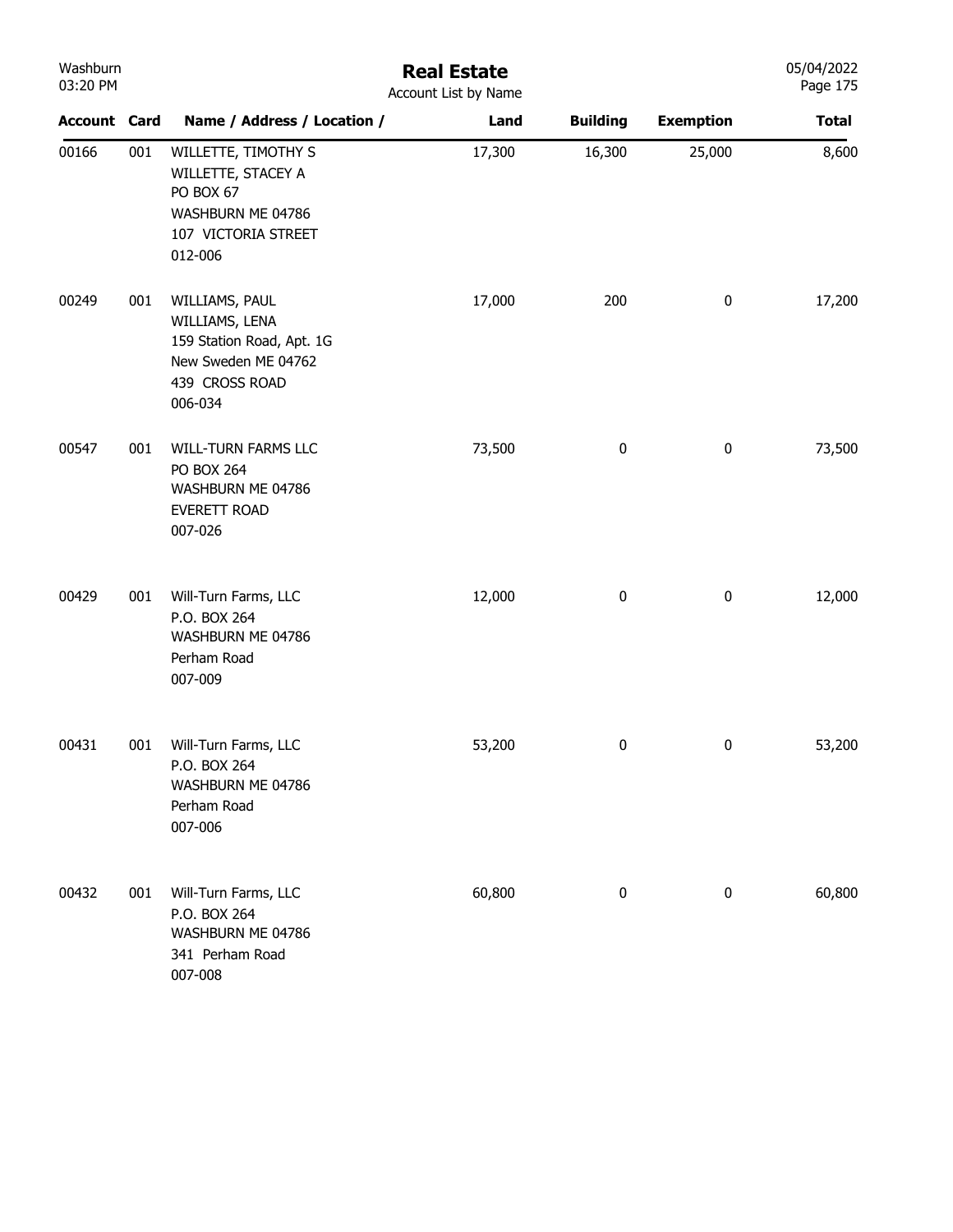| Account | Card | Name / Address / Location / | Land | Building | Exemption | Total |
|---|---|---|---|---|---|---|
| 00166 | 001 | WILLETTE, TIMOTHY S<br>WILLETTE, STACEY A<br>PO BOX 67<br>WASHBURN ME 04786<br>107 VICTORIA STREET<br>012-006 | 17,300 | 16,300 | 25,000 | 8,600 |
| 00249 | 001 | WILLIAMS, PAUL<br>WILLIAMS, LENA<br>159 Station Road, Apt. 1G<br>New Sweden ME 04762<br>439 CROSS ROAD<br>006-034 | 17,000 | 200 | 0 | 17,200 |
| 00547 | 001 | WILL-TURN FARMS LLC<br>PO BOX 264<br>WASHBURN ME 04786<br>EVERETT ROAD<br>007-026 | 73,500 | 0 | 0 | 73,500 |
| 00429 | 001 | Will-Turn Farms, LLC<br>P.O. BOX 264<br>WASHBURN ME 04786<br>Perham Road<br>007-009 | 12,000 | 0 | 0 | 12,000 |
| 00431 | 001 | Will-Turn Farms, LLC<br>P.O. BOX 264<br>WASHBURN ME 04786<br>Perham Road<br>007-006 | 53,200 | 0 | 0 | 53,200 |
| 00432 | 001 | Will-Turn Farms, LLC<br>P.O. BOX 264<br>WASHBURN ME 04786<br>341 Perham Road<br>007-008 | 60,800 | 0 | 0 | 60,800 |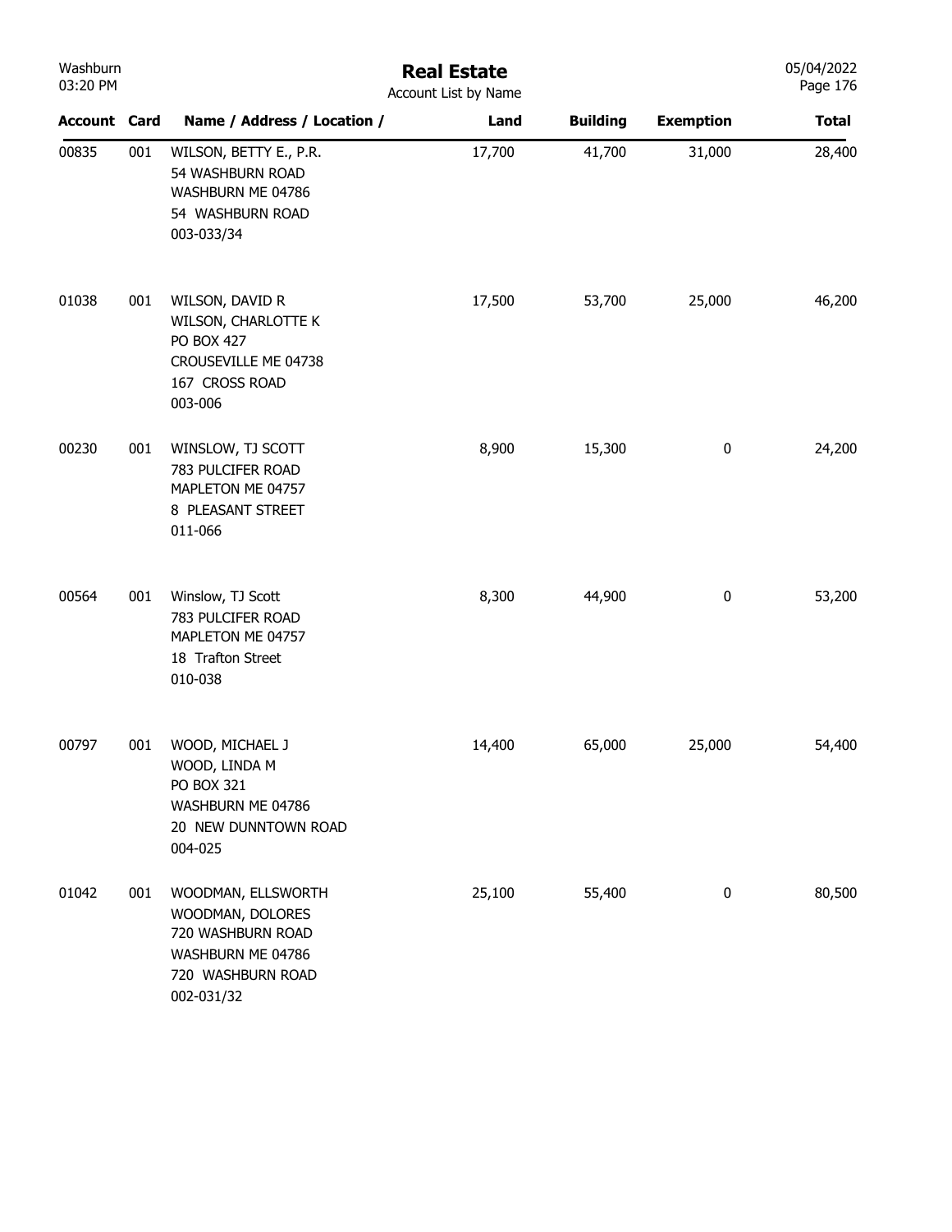# Real Estate

Account List by Name

| Account | Card | Name / Address / Location / | Land | Building | Exemption | Total |
|---|---|---|---|---|---|---|
| 00835 | 001 | WILSON, BETTY E., P.R.<br>54 WASHBURN ROAD<br>WASHBURN ME 04786<br>54 WASHBURN ROAD<br>003-033/34 | 17,700 | 41,700 | 31,000 | 28,400 |
| 01038 | 001 | WILSON, DAVID R<br>WILSON, CHARLOTTE K<br>PO BOX 427<br>CROUSEVILLE ME 04738<br>167 CROSS ROAD<br>003-006 | 17,500 | 53,700 | 25,000 | 46,200 |
| 00230 | 001 | WINSLOW, TJ SCOTT<br>783 PULCIFER ROAD<br>MAPLETON ME 04757<br>8 PLEASANT STREET<br>011-066 | 8,900 | 15,300 | 0 | 24,200 |
| 00564 | 001 | Winslow, TJ Scott<br>783 PULCIFER ROAD<br>MAPLETON ME 04757<br>18 Trafton Street<br>010-038 | 8,300 | 44,900 | 0 | 53,200 |
| 00797 | 001 | WOOD, MICHAEL J<br>WOOD, LINDA M<br>PO BOX 321<br>WASHBURN ME 04786<br>20 NEW DUNNTOWN ROAD<br>004-025 | 14,400 | 65,000 | 25,000 | 54,400 |
| 01042 | 001 | WOODMAN, ELLSWORTH<br>WOODMAN, DOLORES<br>720 WASHBURN ROAD<br>WASHBURN ME 04786<br>720 WASHBURN ROAD<br>002-031/32 | 25,100 | 55,400 | 0 | 80,500 |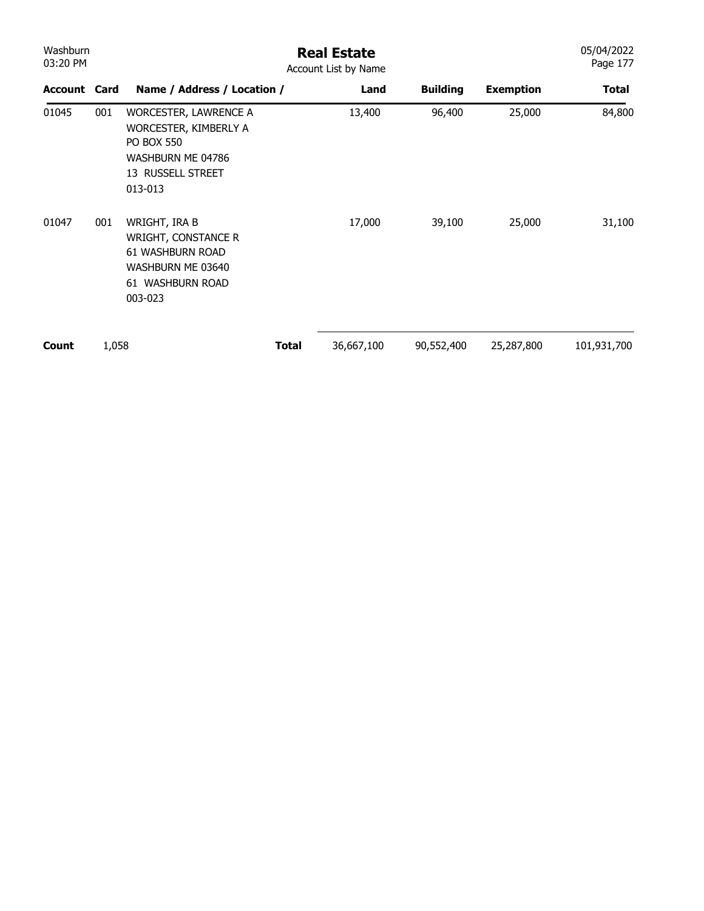# Real Estate

Account List by Name

| Account | Card | Name / Address / Location / | Land | Building | Exemption | Total |
|---|---|---|---|---|---|---|
| 01045 | 001 | WORCESTER, LAWRENCE A<br>WORCESTER, KIMBERLY A<br>PO BOX 550<br>WASHBURN ME 04786<br>13 RUSSELL STREET<br>013-013 | 13,400 | 96,400 | 25,000 | 84,800 |
| 01047 | 001 | WRIGHT, IRA B<br>WRIGHT, CONSTANCE R<br>61 WASHBURN ROAD<br>WASHBURN ME 03640<br>61 WASHBURN ROAD<br>003-023 | 17,000 | 39,100 | 25,000 | 31,100 |
| **Count** | 1,058 | **Total** | 36,667,100 | 90,552,400 | 25,287,800 | 101,931,700 |